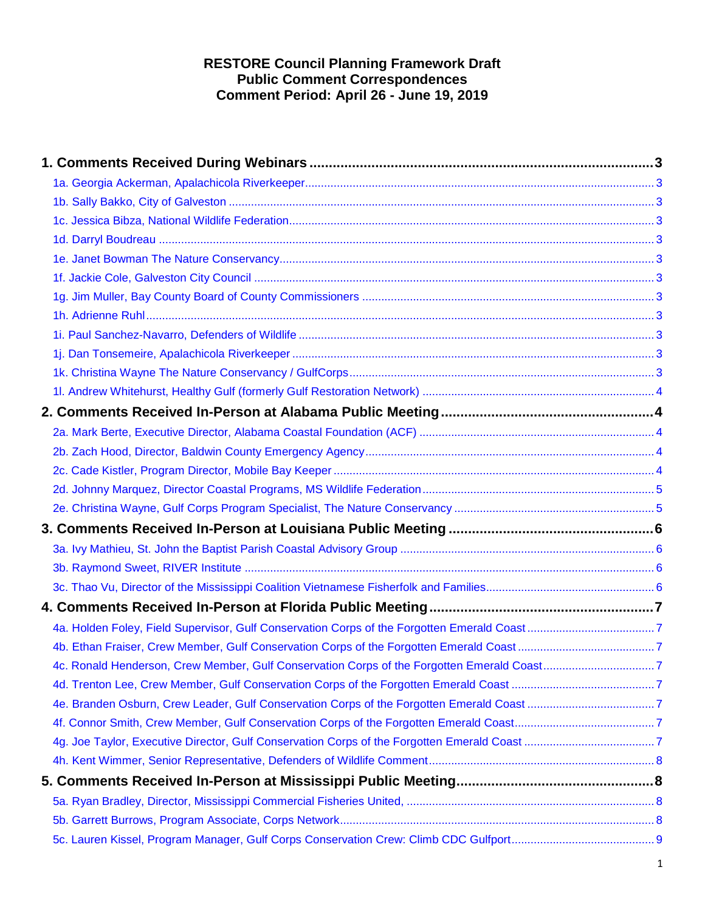# RESTORE Council Planning Framework Draft
# Public Comment Correspondences
# Comment Period: April 26 - June 19, 2019

**1. Comments Received During Webinars** ..... 3

- 1a. Georgia Ackerman, Apalachicola Riverkeeper ..... 3
- 1b. Sally Bakko, City of Galveston ..... 3
- 1c. Jessica Bibza, National Wildlife Federation ..... 3
- 1d. Darryl Boudreau ..... 3
- 1e. Janet Bowman The Nature Conservancy ..... 3
- 1f. Jackie Cole, Galveston City Council ..... 3
- 1g. Jim Muller, Bay County Board of County Commissioners ..... 3
- 1h. Adrienne Ruhl ..... 3
- 1i. Paul Sanchez-Navarro, Defenders of Wildlife ..... 3
- 1j. Dan Tonsemeire, Apalachicola Riverkeeper ..... 3
- 1k. Christina Wayne The Nature Conservancy / GulfCorps ..... 3
- 1l. Andrew Whitehurst, Healthy Gulf (formerly Gulf Restoration Network) ..... 4

**2. Comments Received In-Person at Alabama Public Meeting** ..... 4

- 2a. Mark Berte, Executive Director, Alabama Coastal Foundation (ACF) ..... 4
- 2b. Zach Hood, Director, Baldwin County Emergency Agency ..... 4
- 2c. Cade Kistler, Program Director, Mobile Bay Keeper ..... 4
- 2d. Johnny Marquez, Director Coastal Programs, MS Wildlife Federation ..... 5
- 2e. Christina Wayne, Gulf Corps Program Specialist, The Nature Conservancy ..... 5

**3. Comments Received In-Person at Louisiana Public Meeting** ..... 6

- 3a. Ivy Mathieu, St. John the Baptist Parish Coastal Advisory Group ..... 6
- 3b. Raymond Sweet, RIVER Institute ..... 6
- 3c. Thao Vu, Director of the Mississippi Coalition Vietnamese Fisherfolk and Families ..... 6

**4. Comments Received In-Person at Florida Public Meeting** ..... 7

- 4a. Holden Foley, Field Supervisor, Gulf Conservation Corps of the Forgotten Emerald Coast ..... 7
- 4b. Ethan Fraiser, Crew Member, Gulf Conservation Corps of the Forgotten Emerald Coast ..... 7
- 4c. Ronald Henderson, Crew Member, Gulf Conservation Corps of the Forgotten Emerald Coast ..... 7
- 4d. Trenton Lee, Crew Member, Gulf Conservation Corps of the Forgotten Emerald Coast ..... 7
- 4e. Branden Osburn, Crew Leader, Gulf Conservation Corps of the Forgotten Emerald Coast ..... 7
- 4f. Connor Smith, Crew Member, Gulf Conservation Corps of the Forgotten Emerald Coast ..... 7
- 4g. Joe Taylor, Executive Director, Gulf Conservation Corps of the Forgotten Emerald Coast ..... 7
- 4h. Kent Wimmer, Senior Representative, Defenders of Wildlife Comment ..... 8

**5. Comments Received In-Person at Mississippi Public Meeting** ..... 8

- 5a. Ryan Bradley, Director, Mississippi Commercial Fisheries United, ..... 8
- 5b. Garrett Burrows, Program Associate, Corps Network ..... 8
- 5c. Lauren Kissel, Program Manager, Gulf Corps Conservation Crew: Climb CDC Gulfport ..... 9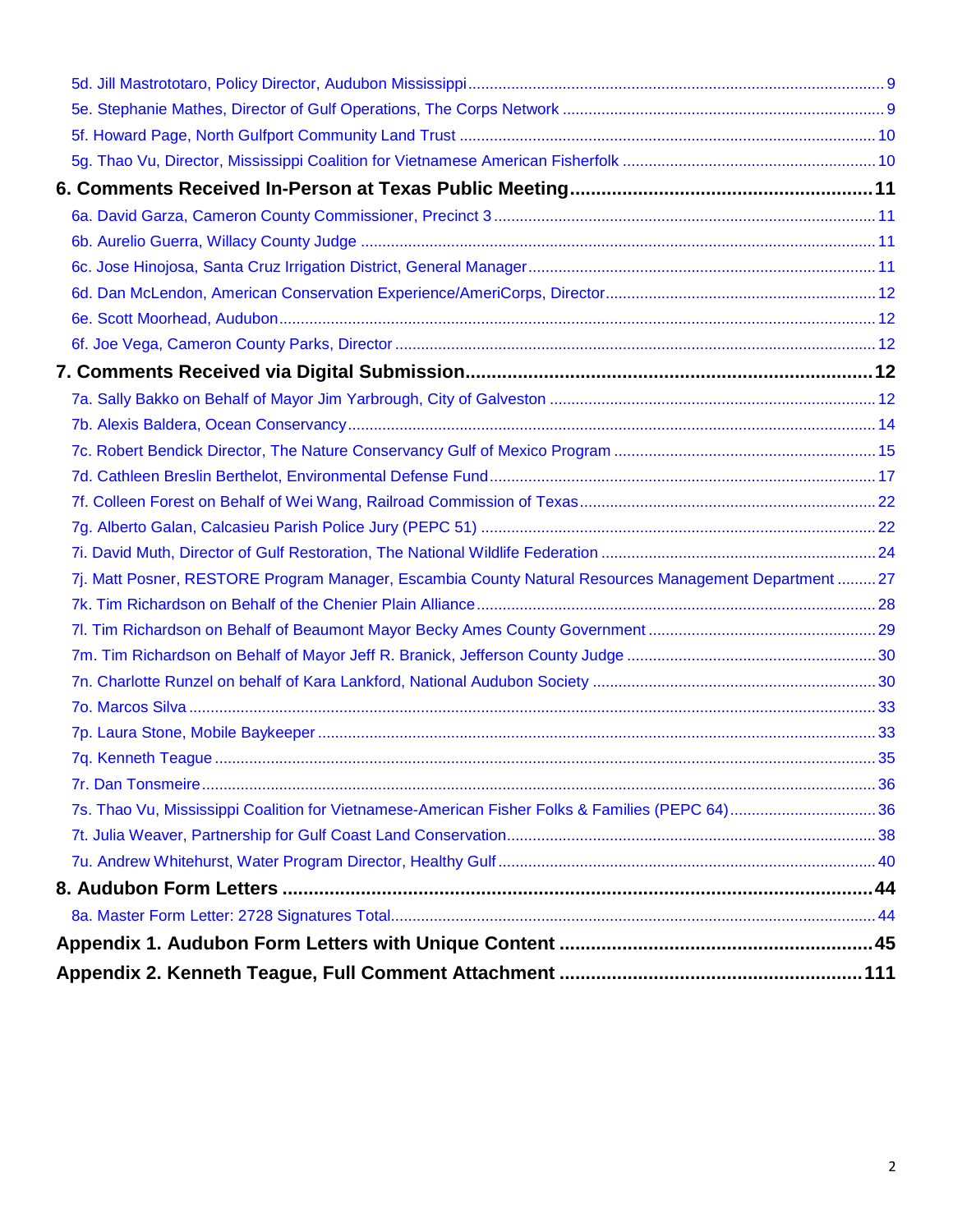5d. Jill Mastrototaro, Policy Director, Audubon Mississippi ................................................................ 9

5e. Stephanie Mathes, Director of Gulf Operations, The Corps Network ........................................................ 9

5f. Howard Page, North Gulfport Community Land Trust ................................................................ 10

5g. Thao Vu, Director, Mississippi Coalition for Vietnamese American Fisherfolk ........................................ 10

**6. Comments Received In-Person at Texas Public Meeting........................................................ 11**

6a. David Garza, Cameron County Commissioner, Precinct 3 ........................................................ 11

6b. Aurelio Guerra, Willacy County Judge ................................................................ 11

6c. Jose Hinojosa, Santa Cruz Irrigation District, General Manager ................................................ 11

6d. Dan McLendon, American Conservation Experience/AmeriCorps, Director ........................................ 12

6e. Scott Moorhead, Audubon ................................................................ 12

6f. Joe Vega, Cameron County Parks, Director ................................................................ 12

**7. Comments Received via Digital Submission................................................................ 12**

7a. Sally Bakko on Behalf of Mayor Jim Yarbrough, City of Galveston ................................................ 12

7b. Alexis Baldera, Ocean Conservancy ................................................................ 14

7c. Robert Bendick Director, The Nature Conservancy Gulf of Mexico Program ........................................ 15

7d. Cathleen Breslin Berthelot, Environmental Defense Fund ................................................................ 17

7f. Colleen Forest on Behalf of Wei Wang, Railroad Commission of Texas ........................................ 22

7g. Alberto Galan, Calcasieu Parish Police Jury (PEPC 51) ................................................................ 22

7i. David Muth, Director of Gulf Restoration, The National Wildlife Federation ........................................ 24

7j. Matt Posner, RESTORE Program Manager, Escambia County Natural Resources Management Department ......... 27

7k. Tim Richardson on Behalf of the Chenier Plain Alliance ................................................................ 28

7l. Tim Richardson on Behalf of Beaumont Mayor Becky Ames County Government ........................................ 29

7m. Tim Richardson on Behalf of Mayor Jeff R. Branick, Jefferson County Judge ........................................ 30

7n. Charlotte Runzel on behalf of Kara Lankford, National Audubon Society ........................................ 30

7o. Marcos Silva ................................................................ 33

7p. Laura Stone, Mobile Baykeeper ................................................................ 33

7q. Kenneth Teague ................................................................ 35

7r. Dan Tonsmeire ................................................................ 36

7s. Thao Vu, Mississippi Coalition for Vietnamese-American Fisher Folks & Families (PEPC 64) ........................ 36

7t. Julia Weaver, Partnership for Gulf Coast Land Conservation ................................................................ 38

7u. Andrew Whitehurst, Water Program Director, Healthy Gulf ................................................................ 40

**8. Audubon Form Letters ................................................................ 44**

8a. Master Form Letter: 2728 Signatures Total ................................................................ 44

**Appendix 1. Audubon Form Letters with Unique Content ................................................................ 45**

**Appendix 2. Kenneth Teague, Full Comment Attachment ................................................................ 111**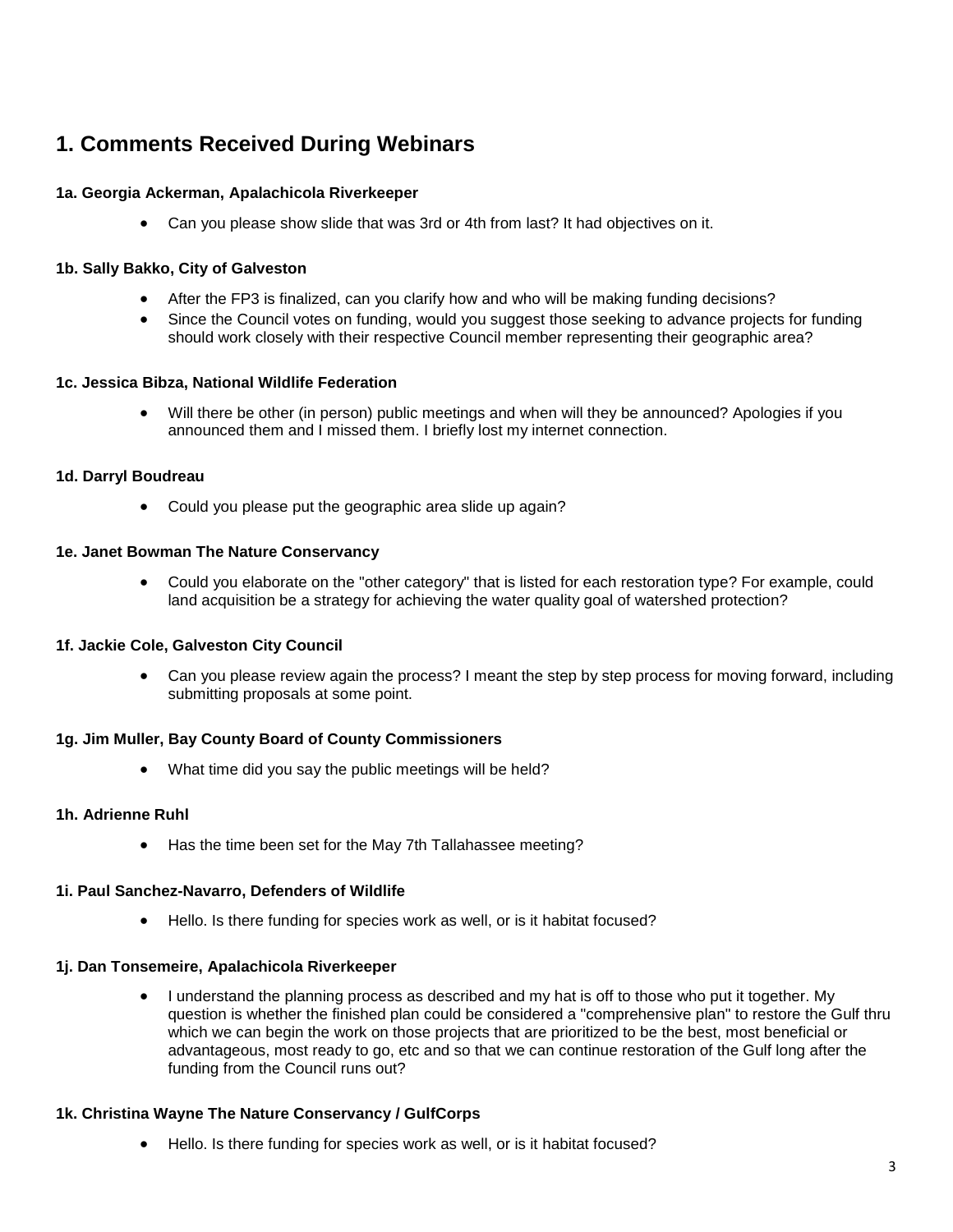# 1. Comments Received During Webinars

### 1a. Georgia Ackerman, Apalachicola Riverkeeper

- Can you please show slide that was 3rd or 4th from last? It had objectives on it.

### 1b. Sally Bakko, City of Galveston

- After the FP3 is finalized, can you clarify how and who will be making funding decisions?
- Since the Council votes on funding, would you suggest those seeking to advance projects for funding should work closely with their respective Council member representing their geographic area?

### 1c. Jessica Bibza, National Wildlife Federation

- Will there be other (in person) public meetings and when will they be announced? Apologies if you announced them and I missed them. I briefly lost my internet connection.

### 1d. Darryl Boudreau

- Could you please put the geographic area slide up again?

### 1e. Janet Bowman The Nature Conservancy

- Could you elaborate on the "other category" that is listed for each restoration type? For example, could land acquisition be a strategy for achieving the water quality goal of watershed protection?

### 1f. Jackie Cole, Galveston City Council

- Can you please review again the process? I meant the step by step process for moving forward, including submitting proposals at some point.

### 1g. Jim Muller, Bay County Board of County Commissioners

- What time did you say the public meetings will be held?

### 1h. Adrienne Ruhl

- Has the time been set for the May 7th Tallahassee meeting?

### 1i. Paul Sanchez-Navarro, Defenders of Wildlife

- Hello. Is there funding for species work as well, or is it habitat focused?

### 1j. Dan Tonsemeire, Apalachicola Riverkeeper

- I understand the planning process as described and my hat is off to those who put it together. My question is whether the finished plan could be considered a "comprehensive plan" to restore the Gulf thru which we can begin the work on those projects that are prioritized to be the best, most beneficial or advantageous, most ready to go, etc and so that we can continue restoration of the Gulf long after the funding from the Council runs out?

### 1k. Christina Wayne The Nature Conservancy / GulfCorps

- Hello. Is there funding for species work as well, or is it habitat focused?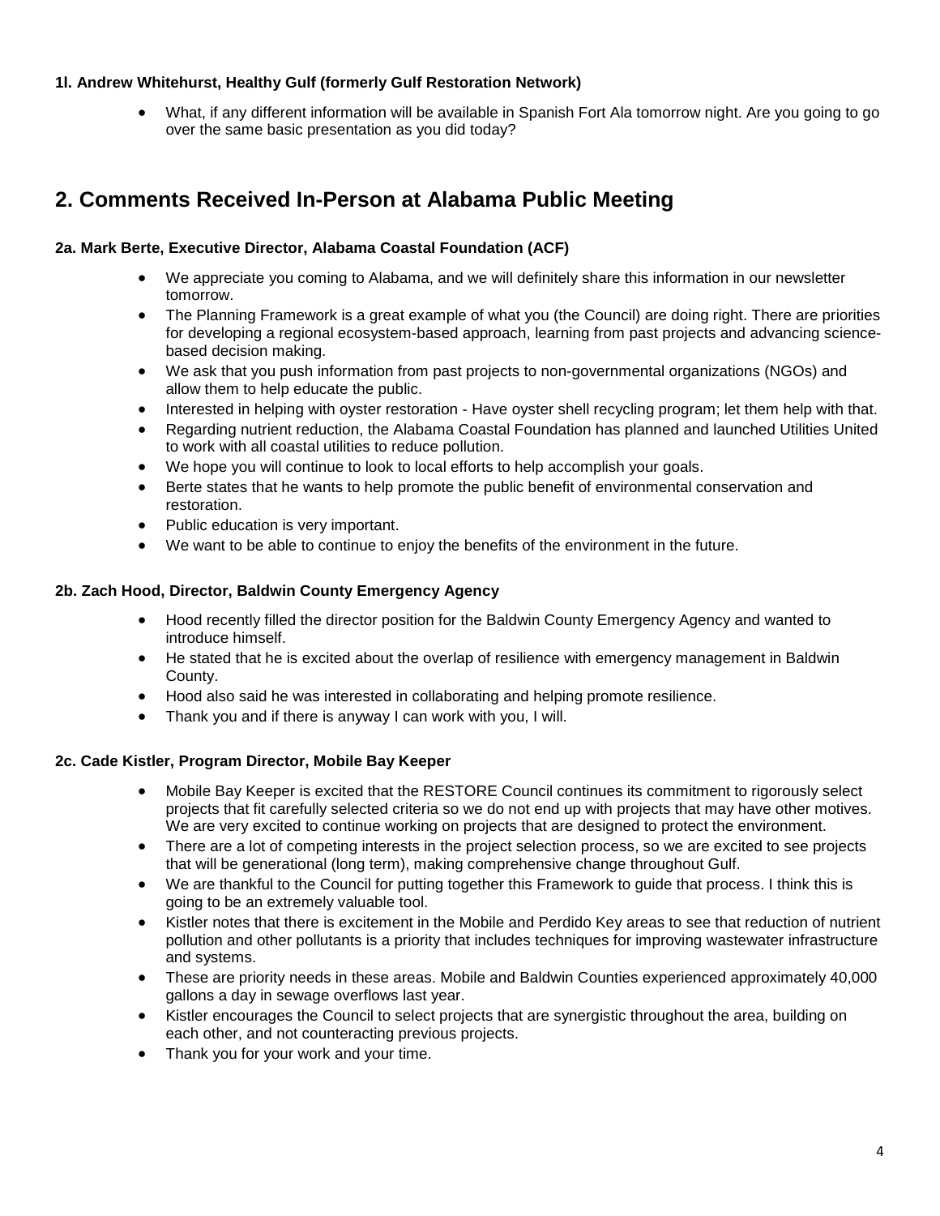**1l. Andrew Whitehurst, Healthy Gulf (formerly Gulf Restoration Network)**

- What, if any different information will be available in Spanish Fort Ala tomorrow night. Are you going to go over the same basic presentation as you did today?

## 2. Comments Received In-Person at Alabama Public Meeting

**2a. Mark Berte, Executive Director, Alabama Coastal Foundation (ACF)**

- We appreciate you coming to Alabama, and we will definitely share this information in our newsletter tomorrow.
- The Planning Framework is a great example of what you (the Council) are doing right. There are priorities for developing a regional ecosystem-based approach, learning from past projects and advancing science-based decision making.
- We ask that you push information from past projects to non-governmental organizations (NGOs) and allow them to help educate the public.
- Interested in helping with oyster restoration - Have oyster shell recycling program; let them help with that.
- Regarding nutrient reduction, the Alabama Coastal Foundation has planned and launched Utilities United to work with all coastal utilities to reduce pollution.
- We hope you will continue to look to local efforts to help accomplish your goals.
- Berte states that he wants to help promote the public benefit of environmental conservation and restoration.
- Public education is very important.
- We want to be able to continue to enjoy the benefits of the environment in the future.

**2b. Zach Hood, Director, Baldwin County Emergency Agency**

- Hood recently filled the director position for the Baldwin County Emergency Agency and wanted to introduce himself.
- He stated that he is excited about the overlap of resilience with emergency management in Baldwin County.
- Hood also said he was interested in collaborating and helping promote resilience.
- Thank you and if there is anyway I can work with you, I will.

**2c. Cade Kistler, Program Director, Mobile Bay Keeper**

- Mobile Bay Keeper is excited that the RESTORE Council continues its commitment to rigorously select projects that fit carefully selected criteria so we do not end up with projects that may have other motives. We are very excited to continue working on projects that are designed to protect the environment.
- There are a lot of competing interests in the project selection process, so we are excited to see projects that will be generational (long term), making comprehensive change throughout Gulf.
- We are thankful to the Council for putting together this Framework to guide that process. I think this is going to be an extremely valuable tool.
- Kistler notes that there is excitement in the Mobile and Perdido Key areas to see that reduction of nutrient pollution and other pollutants is a priority that includes techniques for improving wastewater infrastructure and systems.
- These are priority needs in these areas. Mobile and Baldwin Counties experienced approximately 40,000 gallons a day in sewage overflows last year.
- Kistler encourages the Council to select projects that are synergistic throughout the area, building on each other, and not counteracting previous projects.
- Thank you for your work and your time.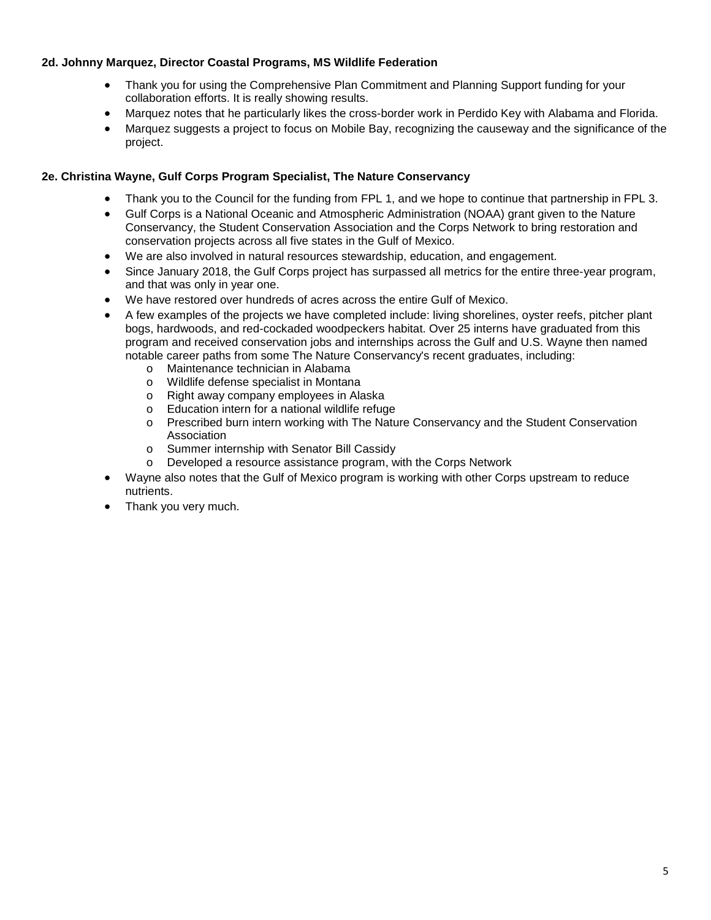**2d. Johnny Marquez, Director Coastal Programs, MS Wildlife Federation**

- Thank you for using the Comprehensive Plan Commitment and Planning Support funding for your collaboration efforts. It is really showing results.
- Marquez notes that he particularly likes the cross-border work in Perdido Key with Alabama and Florida.
- Marquez suggests a project to focus on Mobile Bay, recognizing the causeway and the significance of the project.

**2e. Christina Wayne, Gulf Corps Program Specialist, The Nature Conservancy**

- Thank you to the Council for the funding from FPL 1, and we hope to continue that partnership in FPL 3.
- Gulf Corps is a National Oceanic and Atmospheric Administration (NOAA) grant given to the Nature Conservancy, the Student Conservation Association and the Corps Network to bring restoration and conservation projects across all five states in the Gulf of Mexico.
- We are also involved in natural resources stewardship, education, and engagement.
- Since January 2018, the Gulf Corps project has surpassed all metrics for the entire three-year program, and that was only in year one.
- We have restored over hundreds of acres across the entire Gulf of Mexico.
- A few examples of the projects we have completed include: living shorelines, oyster reefs, pitcher plant bogs, hardwoods, and red-cockaded woodpeckers habitat. Over 25 interns have graduated from this program and received conservation jobs and internships across the Gulf and U.S. Wayne then named notable career paths from some The Nature Conservancy's recent graduates, including:
  - Maintenance technician in Alabama
  - Wildlife defense specialist in Montana
  - Right away company employees in Alaska
  - Education intern for a national wildlife refuge
  - Prescribed burn intern working with The Nature Conservancy and the Student Conservation Association
  - Summer internship with Senator Bill Cassidy
  - Developed a resource assistance program, with the Corps Network
- Wayne also notes that the Gulf of Mexico program is working with other Corps upstream to reduce nutrients.
- Thank you very much.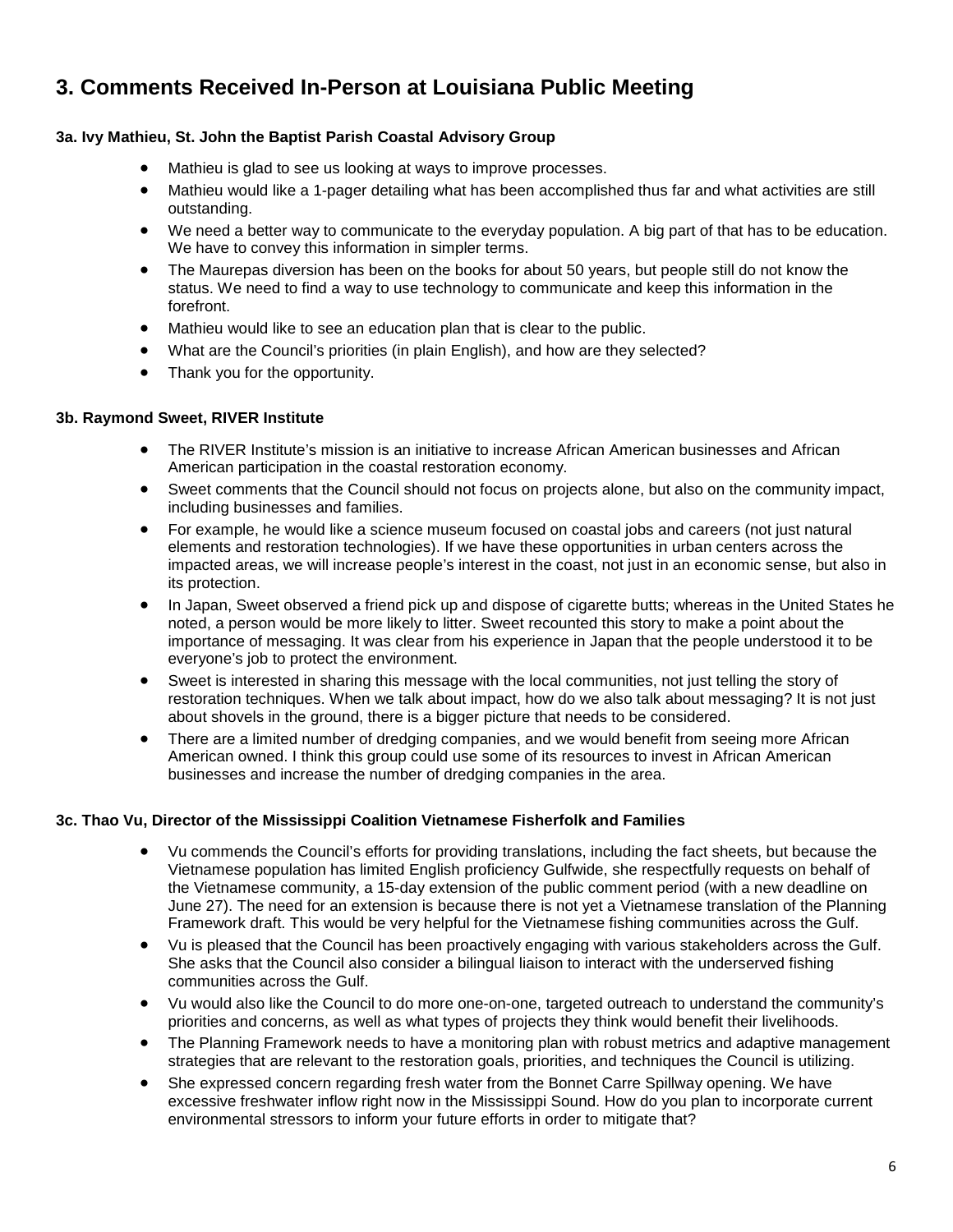# 3. Comments Received In-Person at Louisiana Public Meeting

### 3a. Ivy Mathieu, St. John the Baptist Parish Coastal Advisory Group

- Mathieu is glad to see us looking at ways to improve processes.
- Mathieu would like a 1-pager detailing what has been accomplished thus far and what activities are still outstanding.
- We need a better way to communicate to the everyday population. A big part of that has to be education. We have to convey this information in simpler terms.
- The Maurepas diversion has been on the books for about 50 years, but people still do not know the status. We need to find a way to use technology to communicate and keep this information in the forefront.
- Mathieu would like to see an education plan that is clear to the public.
- What are the Council's priorities (in plain English), and how are they selected?
- Thank you for the opportunity.

### 3b. Raymond Sweet, RIVER Institute

- The RIVER Institute's mission is an initiative to increase African American businesses and African American participation in the coastal restoration economy.
- Sweet comments that the Council should not focus on projects alone, but also on the community impact, including businesses and families.
- For example, he would like a science museum focused on coastal jobs and careers (not just natural elements and restoration technologies). If we have these opportunities in urban centers across the impacted areas, we will increase people's interest in the coast, not just in an economic sense, but also in its protection.
- In Japan, Sweet observed a friend pick up and dispose of cigarette butts; whereas in the United States he noted, a person would be more likely to litter. Sweet recounted this story to make a point about the importance of messaging. It was clear from his experience in Japan that the people understood it to be everyone's job to protect the environment.
- Sweet is interested in sharing this message with the local communities, not just telling the story of restoration techniques. When we talk about impact, how do we also talk about messaging? It is not just about shovels in the ground, there is a bigger picture that needs to be considered.
- There are a limited number of dredging companies, and we would benefit from seeing more African American owned. I think this group could use some of its resources to invest in African American businesses and increase the number of dredging companies in the area.

### 3c. Thao Vu, Director of the Mississippi Coalition Vietnamese Fisherfolk and Families

- Vu commends the Council's efforts for providing translations, including the fact sheets, but because the Vietnamese population has limited English proficiency Gulfwide, she respectfully requests on behalf of the Vietnamese community, a 15-day extension of the public comment period (with a new deadline on June 27). The need for an extension is because there is not yet a Vietnamese translation of the Planning Framework draft. This would be very helpful for the Vietnamese fishing communities across the Gulf.
- Vu is pleased that the Council has been proactively engaging with various stakeholders across the Gulf. She asks that the Council also consider a bilingual liaison to interact with the underserved fishing communities across the Gulf.
- Vu would also like the Council to do more one-on-one, targeted outreach to understand the community's priorities and concerns, as well as what types of projects they think would benefit their livelihoods.
- The Planning Framework needs to have a monitoring plan with robust metrics and adaptive management strategies that are relevant to the restoration goals, priorities, and techniques the Council is utilizing.
- She expressed concern regarding fresh water from the Bonnet Carre Spillway opening. We have excessive freshwater inflow right now in the Mississippi Sound. How do you plan to incorporate current environmental stressors to inform your future efforts in order to mitigate that?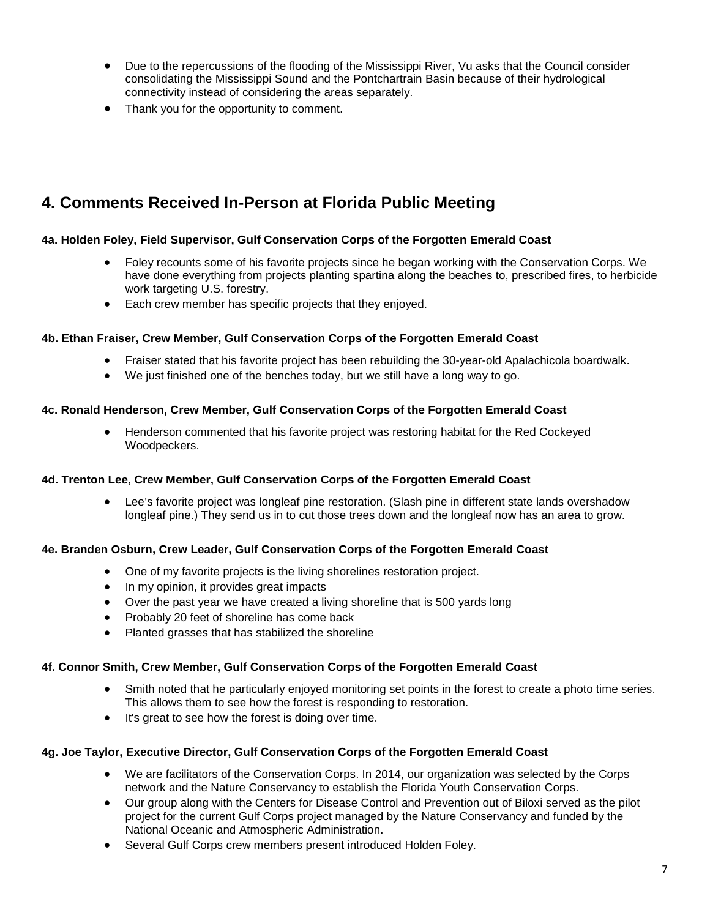- Due to the repercussions of the flooding of the Mississippi River, Vu asks that the Council consider consolidating the Mississippi Sound and the Pontchartrain Basin because of their hydrological connectivity instead of considering the areas separately.
- Thank you for the opportunity to comment.

## 4. Comments Received In-Person at Florida Public Meeting

### 4a. Holden Foley, Field Supervisor, Gulf Conservation Corps of the Forgotten Emerald Coast

- Foley recounts some of his favorite projects since he began working with the Conservation Corps. We have done everything from projects planting spartina along the beaches to, prescribed fires, to herbicide work targeting U.S. forestry.
- Each crew member has specific projects that they enjoyed.

### 4b. Ethan Fraiser, Crew Member, Gulf Conservation Corps of the Forgotten Emerald Coast

- Fraiser stated that his favorite project has been rebuilding the 30-year-old Apalachicola boardwalk.
- We just finished one of the benches today, but we still have a long way to go.

### 4c. Ronald Henderson, Crew Member, Gulf Conservation Corps of the Forgotten Emerald Coast

- Henderson commented that his favorite project was restoring habitat for the Red Cockeyed Woodpeckers.

### 4d. Trenton Lee, Crew Member, Gulf Conservation Corps of the Forgotten Emerald Coast

- Lee's favorite project was longleaf pine restoration. (Slash pine in different state lands overshadow longleaf pine.) They send us in to cut those trees down and the longleaf now has an area to grow.

### 4e. Branden Osburn, Crew Leader, Gulf Conservation Corps of the Forgotten Emerald Coast

- One of my favorite projects is the living shorelines restoration project.
- In my opinion, it provides great impacts
- Over the past year we have created a living shoreline that is 500 yards long
- Probably 20 feet of shoreline has come back
- Planted grasses that has stabilized the shoreline

### 4f. Connor Smith, Crew Member, Gulf Conservation Corps of the Forgotten Emerald Coast

- Smith noted that he particularly enjoyed monitoring set points in the forest to create a photo time series. This allows them to see how the forest is responding to restoration.
- It's great to see how the forest is doing over time.

### 4g. Joe Taylor, Executive Director, Gulf Conservation Corps of the Forgotten Emerald Coast

- We are facilitators of the Conservation Corps. In 2014, our organization was selected by the Corps network and the Nature Conservancy to establish the Florida Youth Conservation Corps.
- Our group along with the Centers for Disease Control and Prevention out of Biloxi served as the pilot project for the current Gulf Corps project managed by the Nature Conservancy and funded by the National Oceanic and Atmospheric Administration.
- Several Gulf Corps crew members present introduced Holden Foley.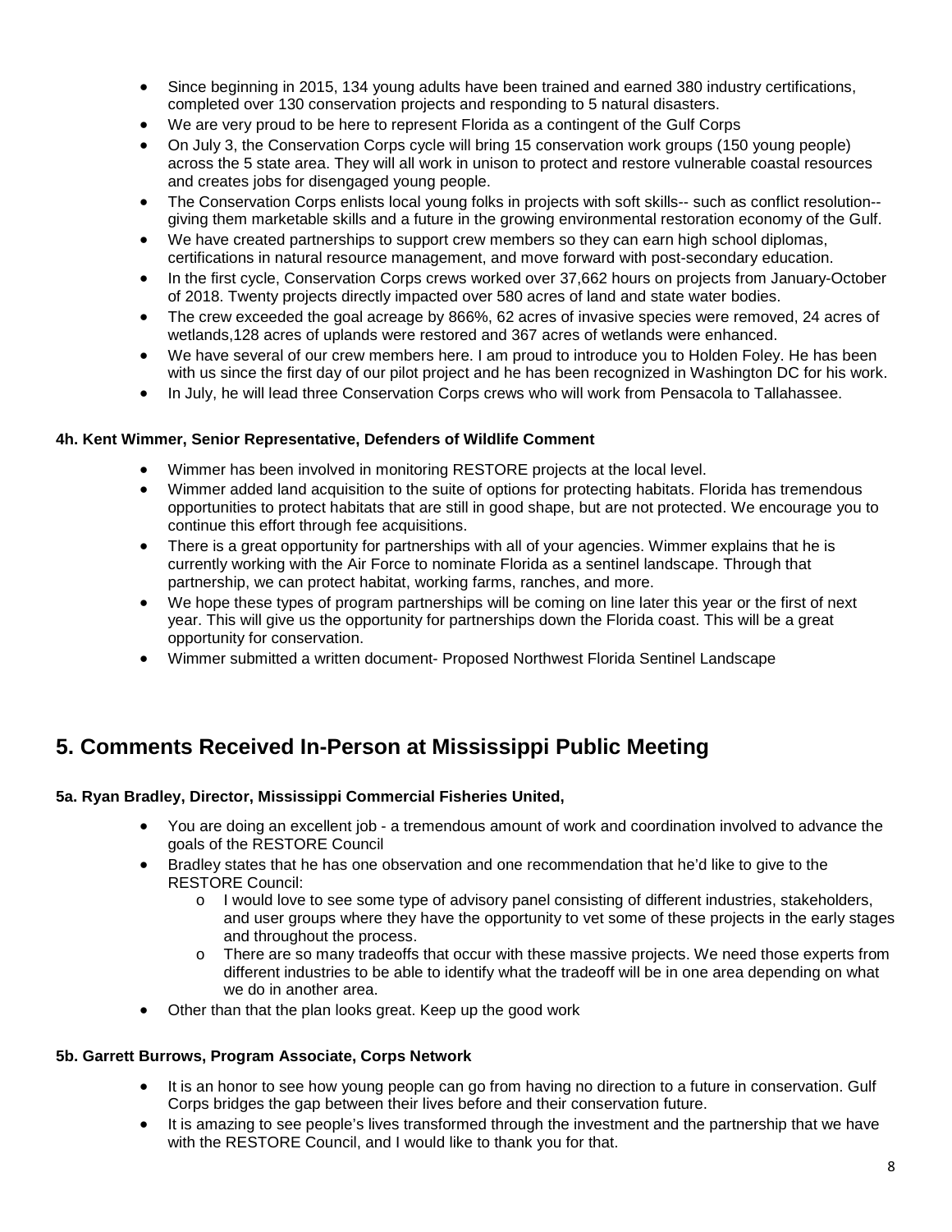- Since beginning in 2015, 134 young adults have been trained and earned 380 industry certifications, completed over 130 conservation projects and responding to 5 natural disasters.
- We are very proud to be here to represent Florida as a contingent of the Gulf Corps
- On July 3, the Conservation Corps cycle will bring 15 conservation work groups (150 young people) across the 5 state area. They will all work in unison to protect and restore vulnerable coastal resources and creates jobs for disengaged young people.
- The Conservation Corps enlists local young folks in projects with soft skills-- such as conflict resolution-- giving them marketable skills and a future in the growing environmental restoration economy of the Gulf.
- We have created partnerships to support crew members so they can earn high school diplomas, certifications in natural resource management, and move forward with post-secondary education.
- In the first cycle, Conservation Corps crews worked over 37,662 hours on projects from January-October of 2018. Twenty projects directly impacted over 580 acres of land and state water bodies.
- The crew exceeded the goal acreage by 866%, 62 acres of invasive species were removed, 24 acres of wetlands,128 acres of uplands were restored and 367 acres of wetlands were enhanced.
- We have several of our crew members here. I am proud to introduce you to Holden Foley. He has been with us since the first day of our pilot project and he has been recognized in Washington DC for his work.
- In July, he will lead three Conservation Corps crews who will work from Pensacola to Tallahassee.

#### 4h. Kent Wimmer, Senior Representative, Defenders of Wildlife Comment

- Wimmer has been involved in monitoring RESTORE projects at the local level.
- Wimmer added land acquisition to the suite of options for protecting habitats. Florida has tremendous opportunities to protect habitats that are still in good shape, but are not protected. We encourage you to continue this effort through fee acquisitions.
- There is a great opportunity for partnerships with all of your agencies. Wimmer explains that he is currently working with the Air Force to nominate Florida as a sentinel landscape. Through that partnership, we can protect habitat, working farms, ranches, and more.
- We hope these types of program partnerships will be coming on line later this year or the first of next year. This will give us the opportunity for partnerships down the Florida coast. This will be a great opportunity for conservation.
- Wimmer submitted a written document- Proposed Northwest Florida Sentinel Landscape

## 5. Comments Received In-Person at Mississippi Public Meeting

#### 5a. Ryan Bradley, Director, Mississippi Commercial Fisheries United,

- You are doing an excellent job - a tremendous amount of work and coordination involved to advance the goals of the RESTORE Council
- Bradley states that he has one observation and one recommendation that he'd like to give to the RESTORE Council:
  - I would love to see some type of advisory panel consisting of different industries, stakeholders, and user groups where they have the opportunity to vet some of these projects in the early stages and throughout the process.
  - There are so many tradeoffs that occur with these massive projects. We need those experts from different industries to be able to identify what the tradeoff will be in one area depending on what we do in another area.
- Other than that the plan looks great. Keep up the good work

#### 5b. Garrett Burrows, Program Associate, Corps Network

- It is an honor to see how young people can go from having no direction to a future in conservation. Gulf Corps bridges the gap between their lives before and their conservation future.
- It is amazing to see people's lives transformed through the investment and the partnership that we have with the RESTORE Council, and I would like to thank you for that.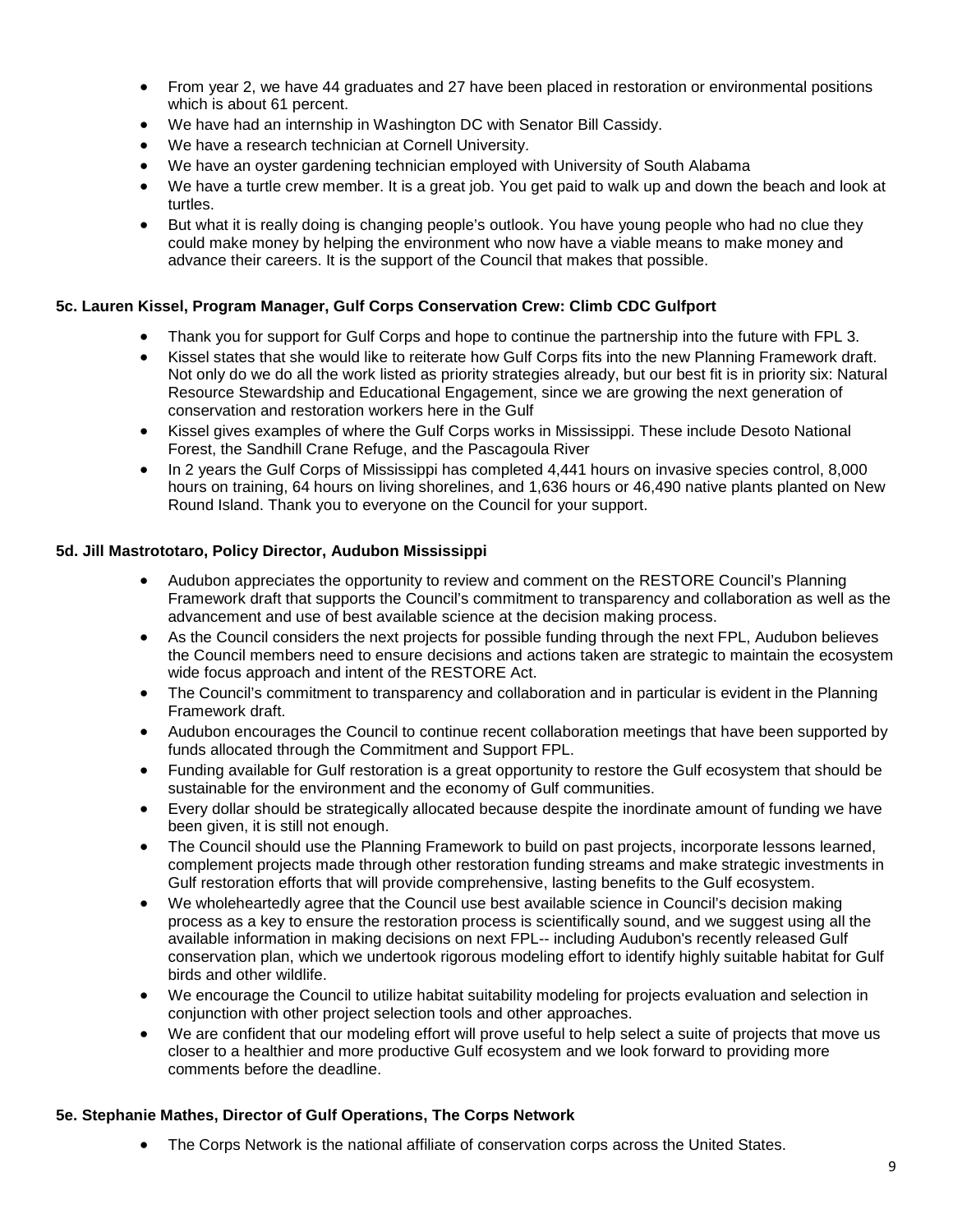- From year 2, we have 44 graduates and 27 have been placed in restoration or environmental positions which is about 61 percent.
- We have had an internship in Washington DC with Senator Bill Cassidy.
- We have a research technician at Cornell University.
- We have an oyster gardening technician employed with University of South Alabama
- We have a turtle crew member. It is a great job. You get paid to walk up and down the beach and look at turtles.
- But what it is really doing is changing people's outlook. You have young people who had no clue they could make money by helping the environment who now have a viable means to make money and advance their careers. It is the support of the Council that makes that possible.

**5c. Lauren Kissel, Program Manager, Gulf Corps Conservation Crew: Climb CDC Gulfport**

- Thank you for support for Gulf Corps and hope to continue the partnership into the future with FPL 3.
- Kissel states that she would like to reiterate how Gulf Corps fits into the new Planning Framework draft. Not only do we do all the work listed as priority strategies already, but our best fit is in priority six: Natural Resource Stewardship and Educational Engagement, since we are growing the next generation of conservation and restoration workers here in the Gulf
- Kissel gives examples of where the Gulf Corps works in Mississippi. These include Desoto National Forest, the Sandhill Crane Refuge, and the Pascagoula River
- In 2 years the Gulf Corps of Mississippi has completed 4,441 hours on invasive species control, 8,000 hours on training, 64 hours on living shorelines, and 1,636 hours or 46,490 native plants planted on New Round Island. Thank you to everyone on the Council for your support.

**5d. Jill Mastrototaro, Policy Director, Audubon Mississippi**

- Audubon appreciates the opportunity to review and comment on the RESTORE Council's Planning Framework draft that supports the Council's commitment to transparency and collaboration as well as the advancement and use of best available science at the decision making process.
- As the Council considers the next projects for possible funding through the next FPL, Audubon believes the Council members need to ensure decisions and actions taken are strategic to maintain the ecosystem wide focus approach and intent of the RESTORE Act.
- The Council's commitment to transparency and collaboration and in particular is evident in the Planning Framework draft.
- Audubon encourages the Council to continue recent collaboration meetings that have been supported by funds allocated through the Commitment and Support FPL.
- Funding available for Gulf restoration is a great opportunity to restore the Gulf ecosystem that should be sustainable for the environment and the economy of Gulf communities.
- Every dollar should be strategically allocated because despite the inordinate amount of funding we have been given, it is still not enough.
- The Council should use the Planning Framework to build on past projects, incorporate lessons learned, complement projects made through other restoration funding streams and make strategic investments in Gulf restoration efforts that will provide comprehensive, lasting benefits to the Gulf ecosystem.
- We wholeheartedly agree that the Council use best available science in Council's decision making process as a key to ensure the restoration process is scientifically sound, and we suggest using all the available information in making decisions on next FPL-- including Audubon's recently released Gulf conservation plan, which we undertook rigorous modeling effort to identify highly suitable habitat for Gulf birds and other wildlife.
- We encourage the Council to utilize habitat suitability modeling for projects evaluation and selection in conjunction with other project selection tools and other approaches.
- We are confident that our modeling effort will prove useful to help select a suite of projects that move us closer to a healthier and more productive Gulf ecosystem and we look forward to providing more comments before the deadline.

**5e. Stephanie Mathes, Director of Gulf Operations, The Corps Network**

- The Corps Network is the national affiliate of conservation corps across the United States.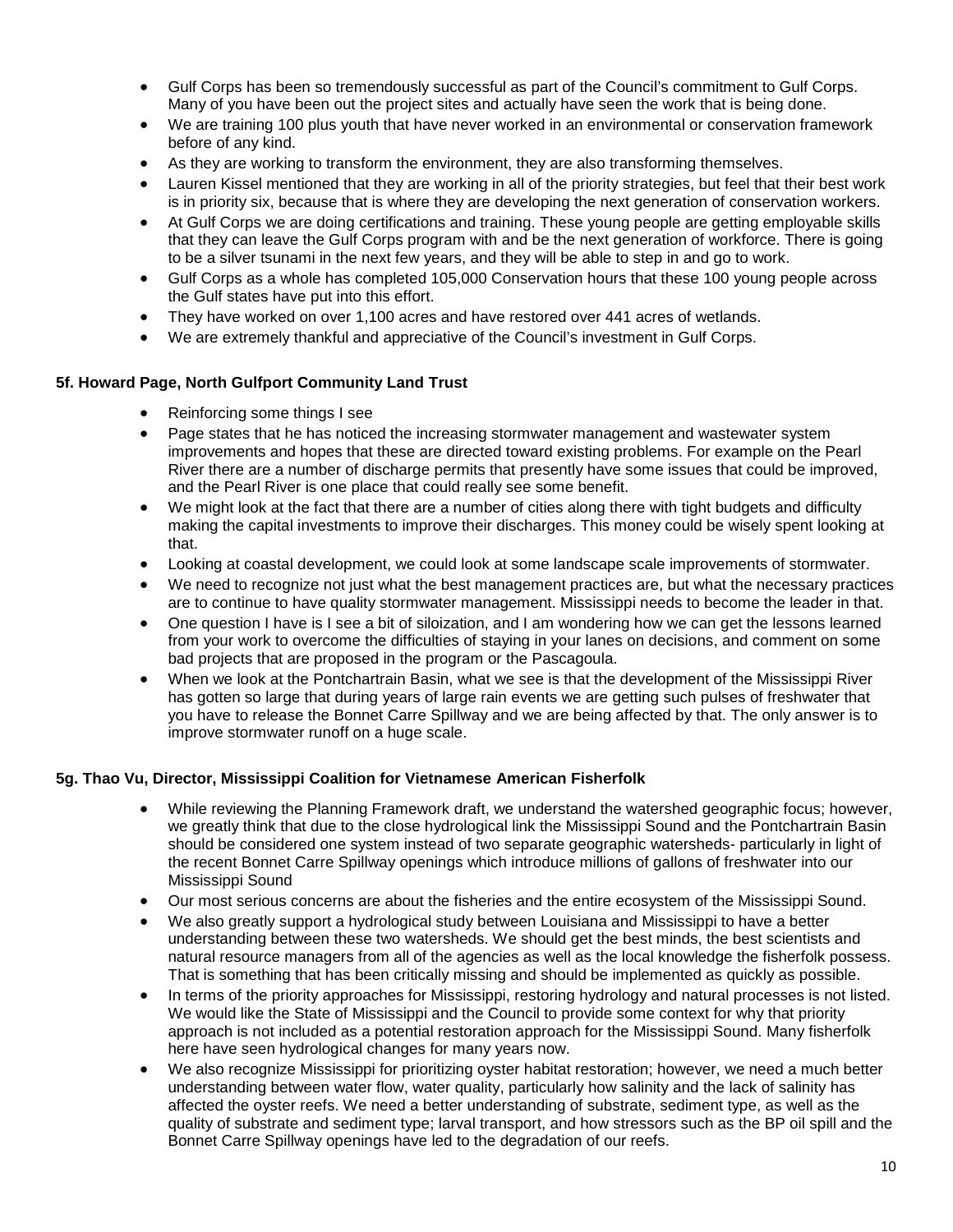- Gulf Corps has been so tremendously successful as part of the Council's commitment to Gulf Corps. Many of you have been out the project sites and actually have seen the work that is being done.
- We are training 100 plus youth that have never worked in an environmental or conservation framework before of any kind.
- As they are working to transform the environment, they are also transforming themselves.
- Lauren Kissel mentioned that they are working in all of the priority strategies, but feel that their best work is in priority six, because that is where they are developing the next generation of conservation workers.
- At Gulf Corps we are doing certifications and training. These young people are getting employable skills that they can leave the Gulf Corps program with and be the next generation of workforce. There is going to be a silver tsunami in the next few years, and they will be able to step in and go to work.
- Gulf Corps as a whole has completed 105,000 Conservation hours that these 100 young people across the Gulf states have put into this effort.
- They have worked on over 1,100 acres and have restored over 441 acres of wetlands.
- We are extremely thankful and appreciative of the Council's investment in Gulf Corps.

#### 5f. Howard Page, North Gulfport Community Land Trust

- Reinforcing some things I see
- Page states that he has noticed the increasing stormwater management and wastewater system improvements and hopes that these are directed toward existing problems. For example on the Pearl River there are a number of discharge permits that presently have some issues that could be improved, and the Pearl River is one place that could really see some benefit.
- We might look at the fact that there are a number of cities along there with tight budgets and difficulty making the capital investments to improve their discharges. This money could be wisely spent looking at that.
- Looking at coastal development, we could look at some landscape scale improvements of stormwater.
- We need to recognize not just what the best management practices are, but what the necessary practices are to continue to have quality stormwater management. Mississippi needs to become the leader in that.
- One question I have is I see a bit of siloization, and I am wondering how we can get the lessons learned from your work to overcome the difficulties of staying in your lanes on decisions, and comment on some bad projects that are proposed in the program or the Pascagoula.
- When we look at the Pontchartrain Basin, what we see is that the development of the Mississippi River has gotten so large that during years of large rain events we are getting such pulses of freshwater that you have to release the Bonnet Carre Spillway and we are being affected by that. The only answer is to improve stormwater runoff on a huge scale.

#### 5g. Thao Vu, Director, Mississippi Coalition for Vietnamese American Fisherfolk

- While reviewing the Planning Framework draft, we understand the watershed geographic focus; however, we greatly think that due to the close hydrological link the Mississippi Sound and the Pontchartrain Basin should be considered one system instead of two separate geographic watersheds- particularly in light of the recent Bonnet Carre Spillway openings which introduce millions of gallons of freshwater into our Mississippi Sound
- Our most serious concerns are about the fisheries and the entire ecosystem of the Mississippi Sound.
- We also greatly support a hydrological study between Louisiana and Mississippi to have a better understanding between these two watersheds. We should get the best minds, the best scientists and natural resource managers from all of the agencies as well as the local knowledge the fisherfolk possess. That is something that has been critically missing and should be implemented as quickly as possible.
- In terms of the priority approaches for Mississippi, restoring hydrology and natural processes is not listed. We would like the State of Mississippi and the Council to provide some context for why that priority approach is not included as a potential restoration approach for the Mississippi Sound. Many fisherfolk here have seen hydrological changes for many years now.
- We also recognize Mississippi for prioritizing oyster habitat restoration; however, we need a much better understanding between water flow, water quality, particularly how salinity and the lack of salinity has affected the oyster reefs. We need a better understanding of substrate, sediment type, as well as the quality of substrate and sediment type; larval transport, and how stressors such as the BP oil spill and the Bonnet Carre Spillway openings have led to the degradation of our reefs.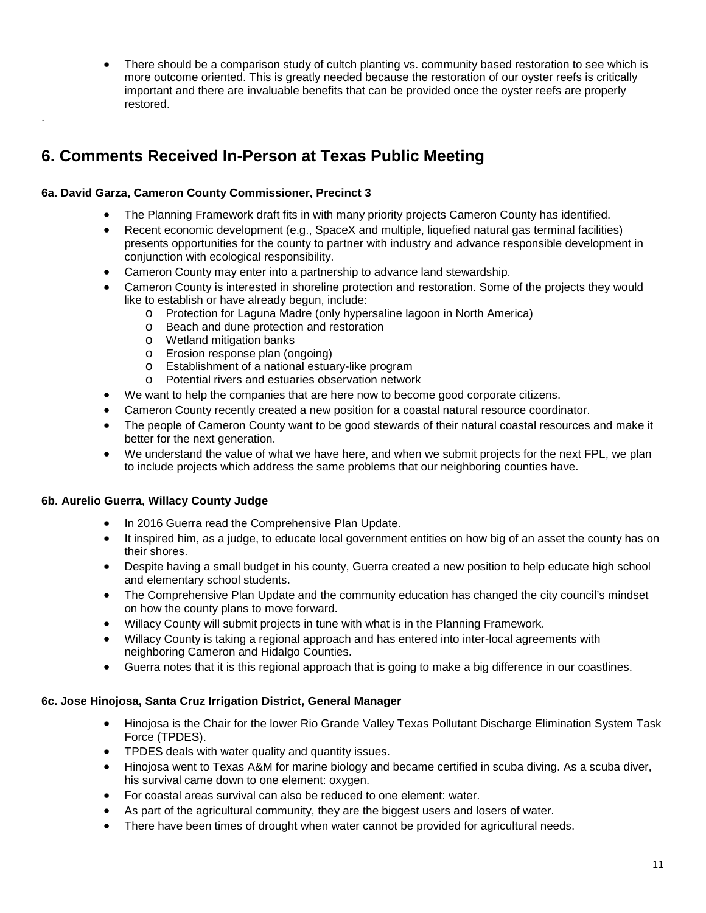- There should be a comparison study of cultch planting vs. community based restoration to see which is more outcome oriented. This is greatly needed because the restoration of our oyster reefs is critically important and there are invaluable benefits that can be provided once the oyster reefs are properly restored.

.

## 6. Comments Received In-Person at Texas Public Meeting

### 6a. David Garza, Cameron County Commissioner, Precinct 3

- The Planning Framework draft fits in with many priority projects Cameron County has identified.
- Recent economic development (e.g., SpaceX and multiple, liquefied natural gas terminal facilities) presents opportunities for the county to partner with industry and advance responsible development in conjunction with ecological responsibility.
- Cameron County may enter into a partnership to advance land stewardship.
- Cameron County is interested in shoreline protection and restoration. Some of the projects they would like to establish or have already begun, include:
  - Protection for Laguna Madre (only hypersaline lagoon in North America)
  - Beach and dune protection and restoration
  - Wetland mitigation banks
  - Erosion response plan (ongoing)
  - Establishment of a national estuary-like program
  - Potential rivers and estuaries observation network
- We want to help the companies that are here now to become good corporate citizens.
- Cameron County recently created a new position for a coastal natural resource coordinator.
- The people of Cameron County want to be good stewards of their natural coastal resources and make it better for the next generation.
- We understand the value of what we have here, and when we submit projects for the next FPL, we plan to include projects which address the same problems that our neighboring counties have.

### 6b. Aurelio Guerra, Willacy County Judge

- In 2016 Guerra read the Comprehensive Plan Update.
- It inspired him, as a judge, to educate local government entities on how big of an asset the county has on their shores.
- Despite having a small budget in his county, Guerra created a new position to help educate high school and elementary school students.
- The Comprehensive Plan Update and the community education has changed the city council's mindset on how the county plans to move forward.
- Willacy County will submit projects in tune with what is in the Planning Framework.
- Willacy County is taking a regional approach and has entered into inter-local agreements with neighboring Cameron and Hidalgo Counties.
- Guerra notes that it is this regional approach that is going to make a big difference in our coastlines.

### 6c. Jose Hinojosa, Santa Cruz Irrigation District, General Manager

- Hinojosa is the Chair for the lower Rio Grande Valley Texas Pollutant Discharge Elimination System Task Force (TPDES).
- TPDES deals with water quality and quantity issues.
- Hinojosa went to Texas A&M for marine biology and became certified in scuba diving. As a scuba diver, his survival came down to one element: oxygen.
- For coastal areas survival can also be reduced to one element: water.
- As part of the agricultural community, they are the biggest users and losers of water.
- There have been times of drought when water cannot be provided for agricultural needs.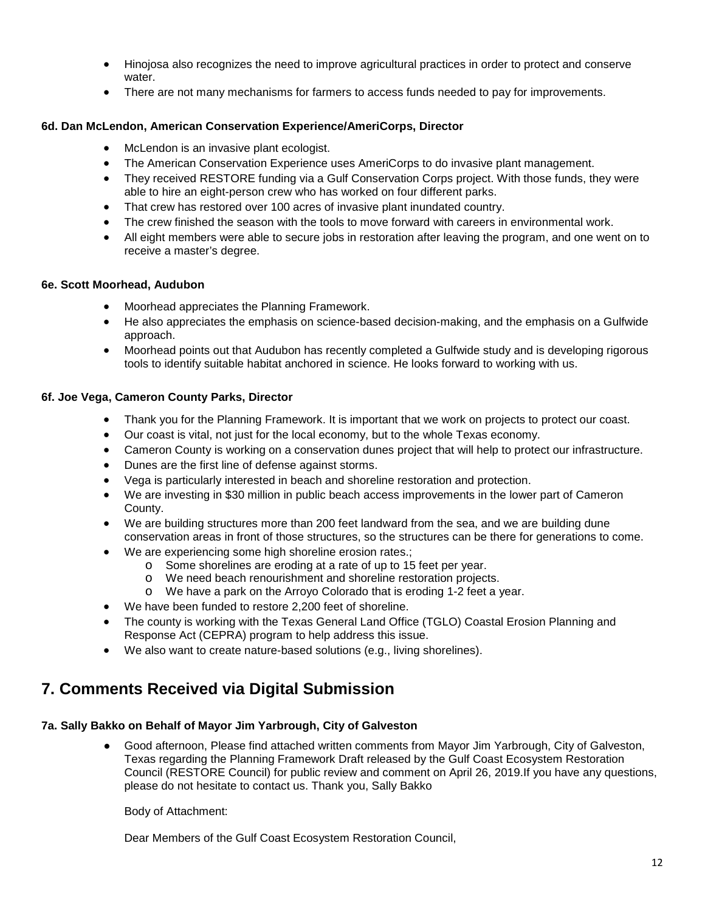- Hinojosa also recognizes the need to improve agricultural practices in order to protect and conserve water.
- There are not many mechanisms for farmers to access funds needed to pay for improvements.

#### 6d. Dan McLendon, American Conservation Experience/AmeriCorps, Director

- McLendon is an invasive plant ecologist.
- The American Conservation Experience uses AmeriCorps to do invasive plant management.
- They received RESTORE funding via a Gulf Conservation Corps project. With those funds, they were able to hire an eight-person crew who has worked on four different parks.
- That crew has restored over 100 acres of invasive plant inundated country.
- The crew finished the season with the tools to move forward with careers in environmental work.
- All eight members were able to secure jobs in restoration after leaving the program, and one went on to receive a master's degree.

#### 6e. Scott Moorhead, Audubon

- Moorhead appreciates the Planning Framework.
- He also appreciates the emphasis on science-based decision-making, and the emphasis on a Gulfwide approach.
- Moorhead points out that Audubon has recently completed a Gulfwide study and is developing rigorous tools to identify suitable habitat anchored in science. He looks forward to working with us.

#### 6f. Joe Vega, Cameron County Parks, Director

- Thank you for the Planning Framework. It is important that we work on projects to protect our coast.
- Our coast is vital, not just for the local economy, but to the whole Texas economy.
- Cameron County is working on a conservation dunes project that will help to protect our infrastructure.
- Dunes are the first line of defense against storms.
- Vega is particularly interested in beach and shoreline restoration and protection.
- We are investing in $30 million in public beach access improvements in the lower part of Cameron County.
- We are building structures more than 200 feet landward from the sea, and we are building dune conservation areas in front of those structures, so the structures can be there for generations to come.
- We are experiencing some high shoreline erosion rates.;
  - Some shorelines are eroding at a rate of up to 15 feet per year.
  - We need beach renourishment and shoreline restoration projects.
  - We have a park on the Arroyo Colorado that is eroding 1-2 feet a year.
- We have been funded to restore 2,200 feet of shoreline.
- The county is working with the Texas General Land Office (TGLO) Coastal Erosion Planning and Response Act (CEPRA) program to help address this issue.
- We also want to create nature-based solutions (e.g., living shorelines).

## 7. Comments Received via Digital Submission

#### 7a. Sally Bakko on Behalf of Mayor Jim Yarbrough, City of Galveston

- Good afternoon, Please find attached written comments from Mayor Jim Yarbrough, City of Galveston, Texas regarding the Planning Framework Draft released by the Gulf Coast Ecosystem Restoration Council (RESTORE Council) for public review and comment on April 26, 2019.If you have any questions, please do not hesitate to contact us. Thank you, Sally Bakko

  Body of Attachment:

  Dear Members of the Gulf Coast Ecosystem Restoration Council,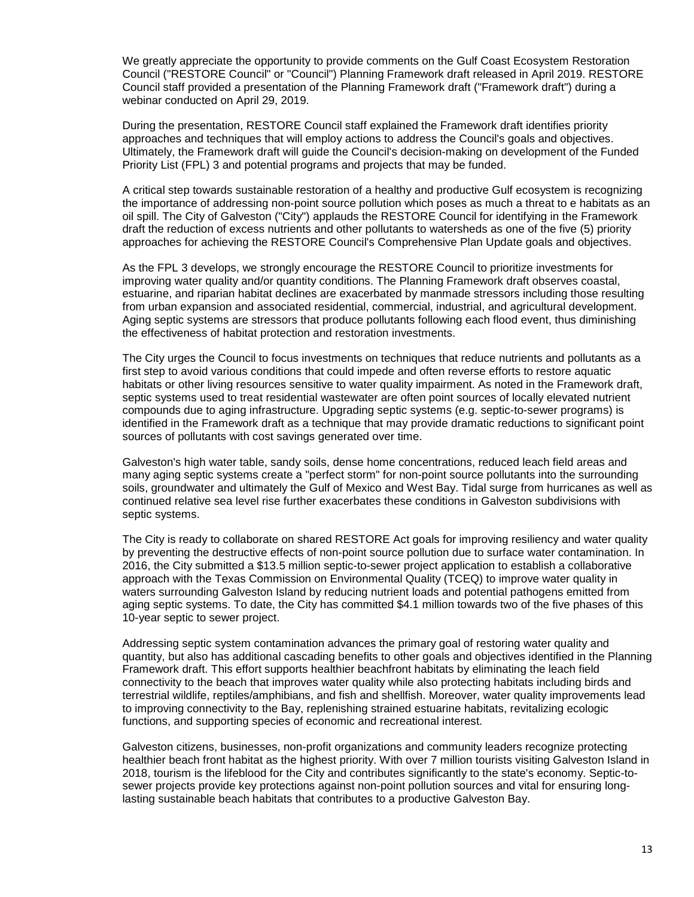We greatly appreciate the opportunity to provide comments on the Gulf Coast Ecosystem Restoration Council ("RESTORE Council" or "Council") Planning Framework draft released in April 2019. RESTORE Council staff provided a presentation of the Planning Framework draft ("Framework draft") during a webinar conducted on April 29, 2019.

During the presentation, RESTORE Council staff explained the Framework draft identifies priority approaches and techniques that will employ actions to address the Council's goals and objectives. Ultimately, the Framework draft will guide the Council's decision-making on development of the Funded Priority List (FPL) 3 and potential programs and projects that may be funded.

A critical step towards sustainable restoration of a healthy and productive Gulf ecosystem is recognizing the importance of addressing non-point source pollution which poses as much a threat to e habitats as an oil spill. The City of Galveston ("City") applauds the RESTORE Council for identifying in the Framework draft the reduction of excess nutrients and other pollutants to watersheds as one of the five (5) priority approaches for achieving the RESTORE Council's Comprehensive Plan Update goals and objectives.

As the FPL 3 develops, we strongly encourage the RESTORE Council to prioritize investments for improving water quality and/or quantity conditions. The Planning Framework draft observes coastal, estuarine, and riparian habitat declines are exacerbated by manmade stressors including those resulting from urban expansion and associated residential, commercial, industrial, and agricultural development. Aging septic systems are stressors that produce pollutants following each flood event, thus diminishing the effectiveness of habitat protection and restoration investments.

The City urges the Council to focus investments on techniques that reduce nutrients and pollutants as a first step to avoid various conditions that could impede and often reverse efforts to restore aquatic habitats or other living resources sensitive to water quality impairment. As noted in the Framework draft, septic systems used to treat residential wastewater are often point sources of locally elevated nutrient compounds due to aging infrastructure. Upgrading septic systems (e.g. septic-to-sewer programs) is identified in the Framework draft as a technique that may provide dramatic reductions to significant point sources of pollutants with cost savings generated over time.

Galveston's high water table, sandy soils, dense home concentrations, reduced leach field areas and many aging septic systems create a "perfect storm" for non-point source pollutants into the surrounding soils, groundwater and ultimately the Gulf of Mexico and West Bay. Tidal surge from hurricanes as well as continued relative sea level rise further exacerbates these conditions in Galveston subdivisions with septic systems.

The City is ready to collaborate on shared RESTORE Act goals for improving resiliency and water quality by preventing the destructive effects of non-point source pollution due to surface water contamination. In 2016, the City submitted a $13.5 million septic-to-sewer project application to establish a collaborative approach with the Texas Commission on Environmental Quality (TCEQ) to improve water quality in waters surrounding Galveston Island by reducing nutrient loads and potential pathogens emitted from aging septic systems. To date, the City has committed $4.1 million towards two of the five phases of this 10-year septic to sewer project.

Addressing septic system contamination advances the primary goal of restoring water quality and quantity, but also has additional cascading benefits to other goals and objectives identified in the Planning Framework draft. This effort supports healthier beachfront habitats by eliminating the leach field connectivity to the beach that improves water quality while also protecting habitats including birds and terrestrial wildlife, reptiles/amphibians, and fish and shellfish. Moreover, water quality improvements lead to improving connectivity to the Bay, replenishing strained estuarine habitats, revitalizing ecologic functions, and supporting species of economic and recreational interest.

Galveston citizens, businesses, non-profit organizations and community leaders recognize protecting healthier beach front habitat as the highest priority. With over 7 million tourists visiting Galveston Island in 2018, tourism is the lifeblood for the City and contributes significantly to the state's economy. Septic-to-sewer projects provide key protections against non-point pollution sources and vital for ensuring long-lasting sustainable beach habitats that contributes to a productive Galveston Bay.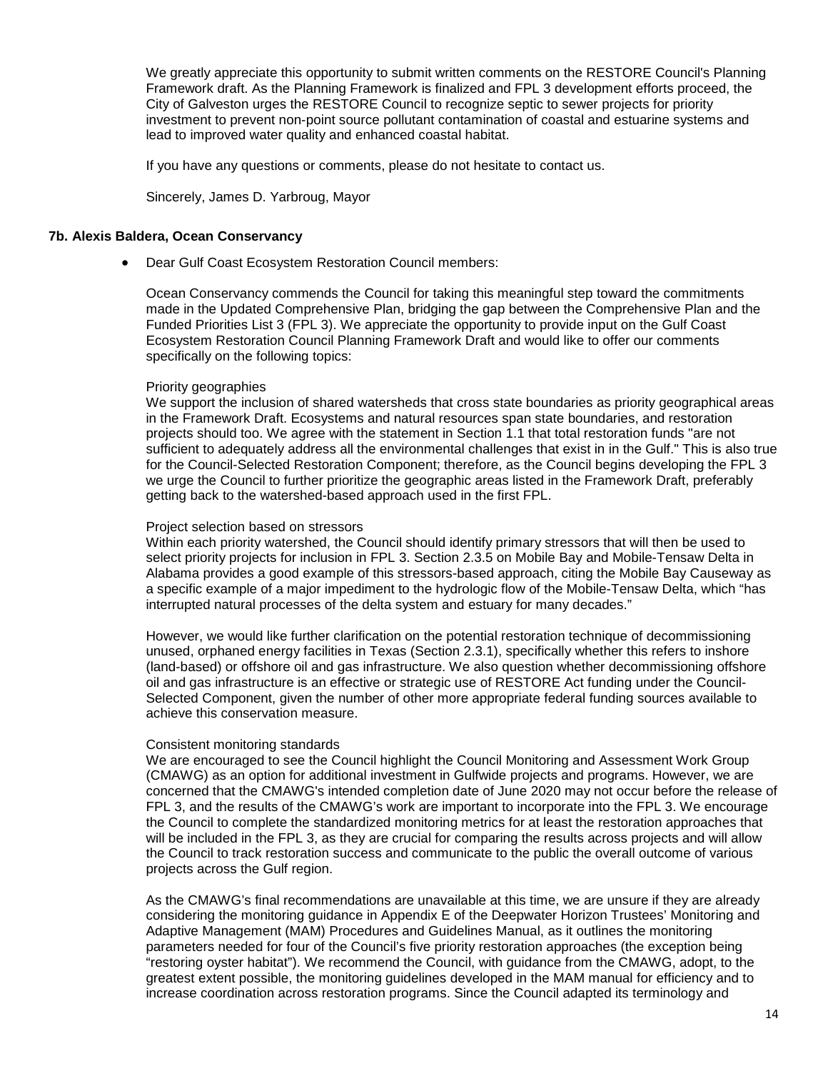We greatly appreciate this opportunity to submit written comments on the RESTORE Council's Planning Framework draft. As the Planning Framework is finalized and FPL 3 development efforts proceed, the City of Galveston urges the RESTORE Council to recognize septic to sewer projects for priority investment to prevent non-point source pollutant contamination of coastal and estuarine systems and lead to improved water quality and enhanced coastal habitat.

If you have any questions or comments, please do not hesitate to contact us.

Sincerely, James D. Yarbroug, Mayor

### 7b. Alexis Baldera, Ocean Conservancy

- Dear Gulf Coast Ecosystem Restoration Council members:

  Ocean Conservancy commends the Council for taking this meaningful step toward the commitments made in the Updated Comprehensive Plan, bridging the gap between the Comprehensive Plan and the Funded Priorities List 3 (FPL 3). We appreciate the opportunity to provide input on the Gulf Coast Ecosystem Restoration Council Planning Framework Draft and would like to offer our comments specifically on the following topics:

  Priority geographies

  We support the inclusion of shared watersheds that cross state boundaries as priority geographical areas in the Framework Draft. Ecosystems and natural resources span state boundaries, and restoration projects should too. We agree with the statement in Section 1.1 that total restoration funds "are not sufficient to adequately address all the environmental challenges that exist in in the Gulf." This is also true for the Council-Selected Restoration Component; therefore, as the Council begins developing the FPL 3 we urge the Council to further prioritize the geographic areas listed in the Framework Draft, preferably getting back to the watershed-based approach used in the first FPL.

  Project selection based on stressors

  Within each priority watershed, the Council should identify primary stressors that will then be used to select priority projects for inclusion in FPL 3. Section 2.3.5 on Mobile Bay and Mobile-Tensaw Delta in Alabama provides a good example of this stressors-based approach, citing the Mobile Bay Causeway as a specific example of a major impediment to the hydrologic flow of the Mobile-Tensaw Delta, which "has interrupted natural processes of the delta system and estuary for many decades."

  However, we would like further clarification on the potential restoration technique of decommissioning unused, orphaned energy facilities in Texas (Section 2.3.1), specifically whether this refers to inshore (land-based) or offshore oil and gas infrastructure. We also question whether decommissioning offshore oil and gas infrastructure is an effective or strategic use of RESTORE Act funding under the Council-Selected Component, given the number of other more appropriate federal funding sources available to achieve this conservation measure.

  Consistent monitoring standards

  We are encouraged to see the Council highlight the Council Monitoring and Assessment Work Group (CMAWG) as an option for additional investment in Gulfwide projects and programs. However, we are concerned that the CMAWG's intended completion date of June 2020 may not occur before the release of FPL 3, and the results of the CMAWG's work are important to incorporate into the FPL 3. We encourage the Council to complete the standardized monitoring metrics for at least the restoration approaches that will be included in the FPL 3, as they are crucial for comparing the results across projects and will allow the Council to track restoration success and communicate to the public the overall outcome of various projects across the Gulf region.

  As the CMAWG's final recommendations are unavailable at this time, we are unsure if they are already considering the monitoring guidance in Appendix E of the Deepwater Horizon Trustees' Monitoring and Adaptive Management (MAM) Procedures and Guidelines Manual, as it outlines the monitoring parameters needed for four of the Council's five priority restoration approaches (the exception being "restoring oyster habitat"). We recommend the Council, with guidance from the CMAWG, adopt, to the greatest extent possible, the monitoring guidelines developed in the MAM manual for efficiency and to increase coordination across restoration programs. Since the Council adapted its terminology and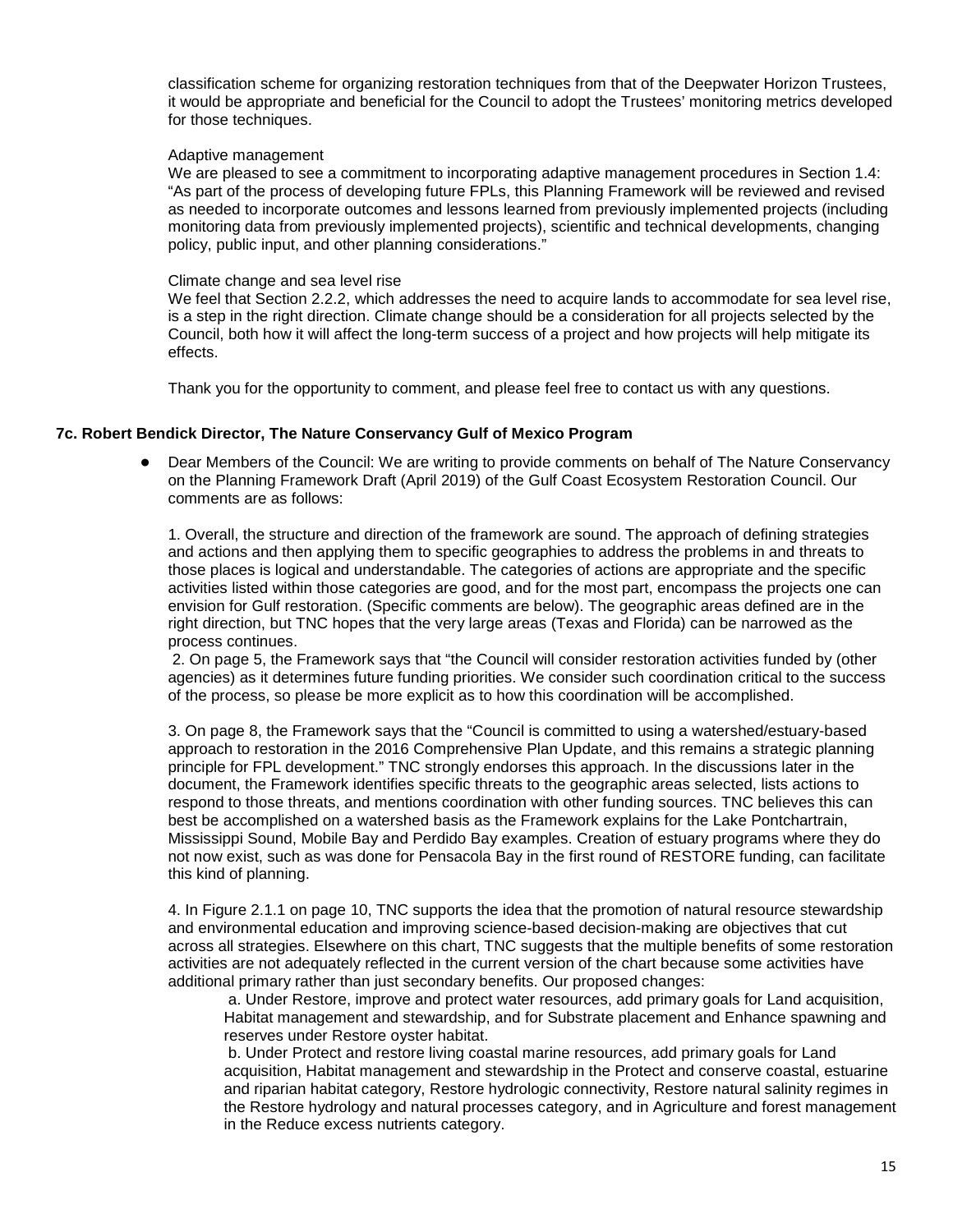classification scheme for organizing restoration techniques from that of the Deepwater Horizon Trustees, it would be appropriate and beneficial for the Council to adopt the Trustees' monitoring metrics developed for those techniques.

Adaptive management

We are pleased to see a commitment to incorporating adaptive management procedures in Section 1.4: "As part of the process of developing future FPLs, this Planning Framework will be reviewed and revised as needed to incorporate outcomes and lessons learned from previously implemented projects (including monitoring data from previously implemented projects), scientific and technical developments, changing policy, public input, and other planning considerations."

Climate change and sea level rise

We feel that Section 2.2.2, which addresses the need to acquire lands to accommodate for sea level rise, is a step in the right direction. Climate change should be a consideration for all projects selected by the Council, both how it will affect the long-term success of a project and how projects will help mitigate its effects.

Thank you for the opportunity to comment, and please feel free to contact us with any questions.

### 7c. Robert Bendick Director, The Nature Conservancy Gulf of Mexico Program

- Dear Members of the Council: We are writing to provide comments on behalf of The Nature Conservancy on the Planning Framework Draft (April 2019) of the Gulf Coast Ecosystem Restoration Council. Our comments are as follows:

  1. Overall, the structure and direction of the framework are sound. The approach of defining strategies and actions and then applying them to specific geographies to address the problems in and threats to those places is logical and understandable. The categories of actions are appropriate and the specific activities listed within those categories are good, and for the most part, encompass the projects one can envision for Gulf restoration. (Specific comments are below). The geographic areas defined are in the right direction, but TNC hopes that the very large areas (Texas and Florida) can be narrowed as the process continues.

  2. On page 5, the Framework says that "the Council will consider restoration activities funded by (other agencies) as it determines future funding priorities. We consider such coordination critical to the success of the process, so please be more explicit as to how this coordination will be accomplished.

  3. On page 8, the Framework says that the "Council is committed to using a watershed/estuary-based approach to restoration in the 2016 Comprehensive Plan Update, and this remains a strategic planning principle for FPL development." TNC strongly endorses this approach. In the discussions later in the document, the Framework identifies specific threats to the geographic areas selected, lists actions to respond to those threats, and mentions coordination with other funding sources. TNC believes this can best be accomplished on a watershed basis as the Framework explains for the Lake Pontchartrain, Mississippi Sound, Mobile Bay and Perdido Bay examples. Creation of estuary programs where they do not now exist, such as was done for Pensacola Bay in the first round of RESTORE funding, can facilitate this kind of planning.

  4. In Figure 2.1.1 on page 10, TNC supports the idea that the promotion of natural resource stewardship and environmental education and improving science-based decision-making are objectives that cut across all strategies. Elsewhere on this chart, TNC suggests that the multiple benefits of some restoration activities are not adequately reflected in the current version of the chart because some activities have additional primary rather than just secondary benefits. Our proposed changes:

     a. Under Restore, improve and protect water resources, add primary goals for Land acquisition, Habitat management and stewardship, and for Substrate placement and Enhance spawning and reserves under Restore oyster habitat.

     b. Under Protect and restore living coastal marine resources, add primary goals for Land acquisition, Habitat management and stewardship in the Protect and conserve coastal, estuarine and riparian habitat category, Restore hydrologic connectivity, Restore natural salinity regimes in the Restore hydrology and natural processes category, and in Agriculture and forest management in the Reduce excess nutrients category.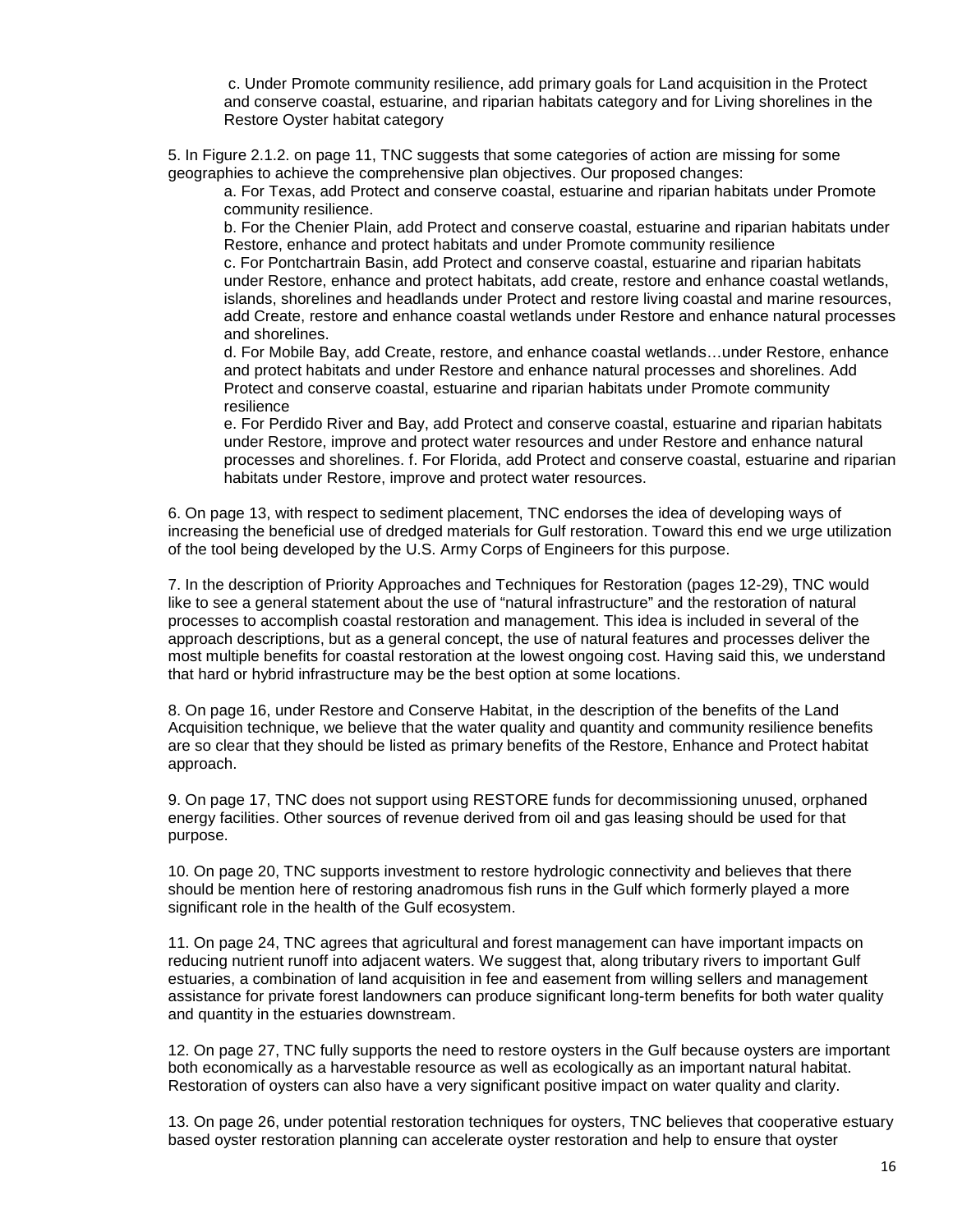c. Under Promote community resilience, add primary goals for Land acquisition in the Protect and conserve coastal, estuarine, and riparian habitats category and for Living shorelines in the Restore Oyster habitat category

5. In Figure 2.1.2. on page 11, TNC suggests that some categories of action are missing for some geographies to achieve the comprehensive plan objectives. Our proposed changes:

   a. For Texas, add Protect and conserve coastal, estuarine and riparian habitats under Promote community resilience.

   b. For the Chenier Plain, add Protect and conserve coastal, estuarine and riparian habitats under Restore, enhance and protect habitats and under Promote community resilience

   c. For Pontchartrain Basin, add Protect and conserve coastal, estuarine and riparian habitats under Restore, enhance and protect habitats, add create, restore and enhance coastal wetlands, islands, shorelines and headlands under Protect and restore living coastal and marine resources, add Create, restore and enhance coastal wetlands under Restore and enhance natural processes and shorelines.

   d. For Mobile Bay, add Create, restore, and enhance coastal wetlands…under Restore, enhance and protect habitats and under Restore and enhance natural processes and shorelines. Add Protect and conserve coastal, estuarine and riparian habitats under Promote community resilience

   e. For Perdido River and Bay, add Protect and conserve coastal, estuarine and riparian habitats under Restore, improve and protect water resources and under Restore and enhance natural processes and shorelines. f. For Florida, add Protect and conserve coastal, estuarine and riparian habitats under Restore, improve and protect water resources.

6. On page 13, with respect to sediment placement, TNC endorses the idea of developing ways of increasing the beneficial use of dredged materials for Gulf restoration. Toward this end we urge utilization of the tool being developed by the U.S. Army Corps of Engineers for this purpose.

7. In the description of Priority Approaches and Techniques for Restoration (pages 12-29), TNC would like to see a general statement about the use of "natural infrastructure" and the restoration of natural processes to accomplish coastal restoration and management. This idea is included in several of the approach descriptions, but as a general concept, the use of natural features and processes deliver the most multiple benefits for coastal restoration at the lowest ongoing cost. Having said this, we understand that hard or hybrid infrastructure may be the best option at some locations.

8. On page 16, under Restore and Conserve Habitat, in the description of the benefits of the Land Acquisition technique, we believe that the water quality and quantity and community resilience benefits are so clear that they should be listed as primary benefits of the Restore, Enhance and Protect habitat approach.

9. On page 17, TNC does not support using RESTORE funds for decommissioning unused, orphaned energy facilities. Other sources of revenue derived from oil and gas leasing should be used for that purpose.

10. On page 20, TNC supports investment to restore hydrologic connectivity and believes that there should be mention here of restoring anadromous fish runs in the Gulf which formerly played a more significant role in the health of the Gulf ecosystem.

11. On page 24, TNC agrees that agricultural and forest management can have important impacts on reducing nutrient runoff into adjacent waters. We suggest that, along tributary rivers to important Gulf estuaries, a combination of land acquisition in fee and easement from willing sellers and management assistance for private forest landowners can produce significant long-term benefits for both water quality and quantity in the estuaries downstream.

12. On page 27, TNC fully supports the need to restore oysters in the Gulf because oysters are important both economically as a harvestable resource as well as ecologically as an important natural habitat. Restoration of oysters can also have a very significant positive impact on water quality and clarity.

13. On page 26, under potential restoration techniques for oysters, TNC believes that cooperative estuary based oyster restoration planning can accelerate oyster restoration and help to ensure that oyster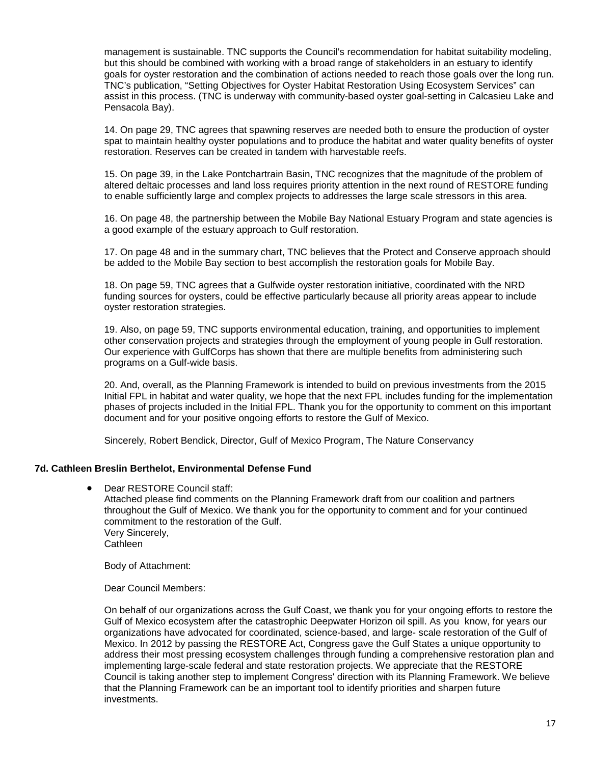management is sustainable. TNC supports the Council's recommendation for habitat suitability modeling, but this should be combined with working with a broad range of stakeholders in an estuary to identify goals for oyster restoration and the combination of actions needed to reach those goals over the long run. TNC's publication, "Setting Objectives for Oyster Habitat Restoration Using Ecosystem Services" can assist in this process. (TNC is underway with community-based oyster goal-setting in Calcasieu Lake and Pensacola Bay).

14. On page 29, TNC agrees that spawning reserves are needed both to ensure the production of oyster spat to maintain healthy oyster populations and to produce the habitat and water quality benefits of oyster restoration. Reserves can be created in tandem with harvestable reefs.

15. On page 39, in the Lake Pontchartrain Basin, TNC recognizes that the magnitude of the problem of altered deltaic processes and land loss requires priority attention in the next round of RESTORE funding to enable sufficiently large and complex projects to addresses the large scale stressors in this area.

16. On page 48, the partnership between the Mobile Bay National Estuary Program and state agencies is a good example of the estuary approach to Gulf restoration.

17. On page 48 and in the summary chart, TNC believes that the Protect and Conserve approach should be added to the Mobile Bay section to best accomplish the restoration goals for Mobile Bay.

18. On page 59, TNC agrees that a Gulfwide oyster restoration initiative, coordinated with the NRD funding sources for oysters, could be effective particularly because all priority areas appear to include oyster restoration strategies.

19. Also, on page 59, TNC supports environmental education, training, and opportunities to implement other conservation projects and strategies through the employment of young people in Gulf restoration. Our experience with GulfCorps has shown that there are multiple benefits from administering such programs on a Gulf-wide basis.

20. And, overall, as the Planning Framework is intended to build on previous investments from the 2015 Initial FPL in habitat and water quality, we hope that the next FPL includes funding for the implementation phases of projects included in the Initial FPL. Thank you for the opportunity to comment on this important document and for your positive ongoing efforts to restore the Gulf of Mexico.

Sincerely, Robert Bendick, Director, Gulf of Mexico Program, The Nature Conservancy

**7d. Cathleen Breslin Berthelot, Environmental Defense Fund**

- Dear RESTORE Council staff:
  Attached please find comments on the Planning Framework draft from our coalition and partners throughout the Gulf of Mexico. We thank you for the opportunity to comment and for your continued commitment to the restoration of the Gulf.
  Very Sincerely,
  Cathleen

  Body of Attachment:

  Dear Council Members:

  On behalf of our organizations across the Gulf Coast, we thank you for your ongoing efforts to restore the Gulf of Mexico ecosystem after the catastrophic Deepwater Horizon oil spill. As you know, for years our organizations have advocated for coordinated, science-based, and large- scale restoration of the Gulf of Mexico. In 2012 by passing the RESTORE Act, Congress gave the Gulf States a unique opportunity to address their most pressing ecosystem challenges through funding a comprehensive restoration plan and implementing large-scale federal and state restoration projects. We appreciate that the RESTORE Council is taking another step to implement Congress' direction with its Planning Framework. We believe that the Planning Framework can be an important tool to identify priorities and sharpen future investments.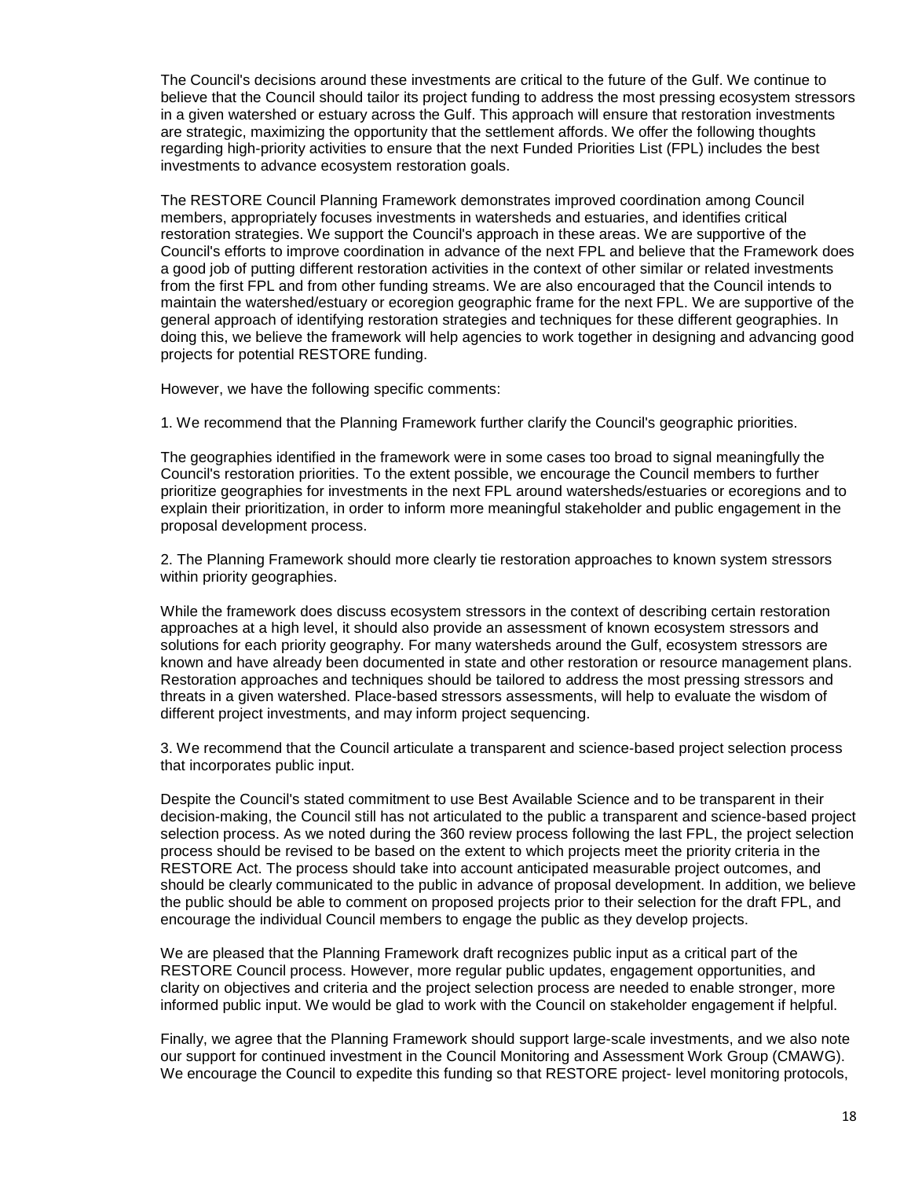The Council's decisions around these investments are critical to the future of the Gulf. We continue to believe that the Council should tailor its project funding to address the most pressing ecosystem stressors in a given watershed or estuary across the Gulf. This approach will ensure that restoration investments are strategic, maximizing the opportunity that the settlement affords. We offer the following thoughts regarding high-priority activities to ensure that the next Funded Priorities List (FPL) includes the best investments to advance ecosystem restoration goals.

The RESTORE Council Planning Framework demonstrates improved coordination among Council members, appropriately focuses investments in watersheds and estuaries, and identifies critical restoration strategies. We support the Council's approach in these areas. We are supportive of the Council's efforts to improve coordination in advance of the next FPL and believe that the Framework does a good job of putting different restoration activities in the context of other similar or related investments from the first FPL and from other funding streams. We are also encouraged that the Council intends to maintain the watershed/estuary or ecoregion geographic frame for the next FPL. We are supportive of the general approach of identifying restoration strategies and techniques for these different geographies. In doing this, we believe the framework will help agencies to work together in designing and advancing good projects for potential RESTORE funding.

However, we have the following specific comments:

1. We recommend that the Planning Framework further clarify the Council's geographic priorities.

The geographies identified in the framework were in some cases too broad to signal meaningfully the Council's restoration priorities. To the extent possible, we encourage the Council members to further prioritize geographies for investments in the next FPL around watersheds/estuaries or ecoregions and to explain their prioritization, in order to inform more meaningful stakeholder and public engagement in the proposal development process.

2. The Planning Framework should more clearly tie restoration approaches to known system stressors within priority geographies.

While the framework does discuss ecosystem stressors in the context of describing certain restoration approaches at a high level, it should also provide an assessment of known ecosystem stressors and solutions for each priority geography. For many watersheds around the Gulf, ecosystem stressors are known and have already been documented in state and other restoration or resource management plans. Restoration approaches and techniques should be tailored to address the most pressing stressors and threats in a given watershed. Place-based stressors assessments, will help to evaluate the wisdom of different project investments, and may inform project sequencing.

3. We recommend that the Council articulate a transparent and science-based project selection process that incorporates public input.

Despite the Council's stated commitment to use Best Available Science and to be transparent in their decision-making, the Council still has not articulated to the public a transparent and science-based project selection process. As we noted during the 360 review process following the last FPL, the project selection process should be revised to be based on the extent to which projects meet the priority criteria in the RESTORE Act. The process should take into account anticipated measurable project outcomes, and should be clearly communicated to the public in advance of proposal development. In addition, we believe the public should be able to comment on proposed projects prior to their selection for the draft FPL, and encourage the individual Council members to engage the public as they develop projects.

We are pleased that the Planning Framework draft recognizes public input as a critical part of the RESTORE Council process. However, more regular public updates, engagement opportunities, and clarity on objectives and criteria and the project selection process are needed to enable stronger, more informed public input. We would be glad to work with the Council on stakeholder engagement if helpful.

Finally, we agree that the Planning Framework should support large-scale investments, and we also note our support for continued investment in the Council Monitoring and Assessment Work Group (CMAWG). We encourage the Council to expedite this funding so that RESTORE project- level monitoring protocols,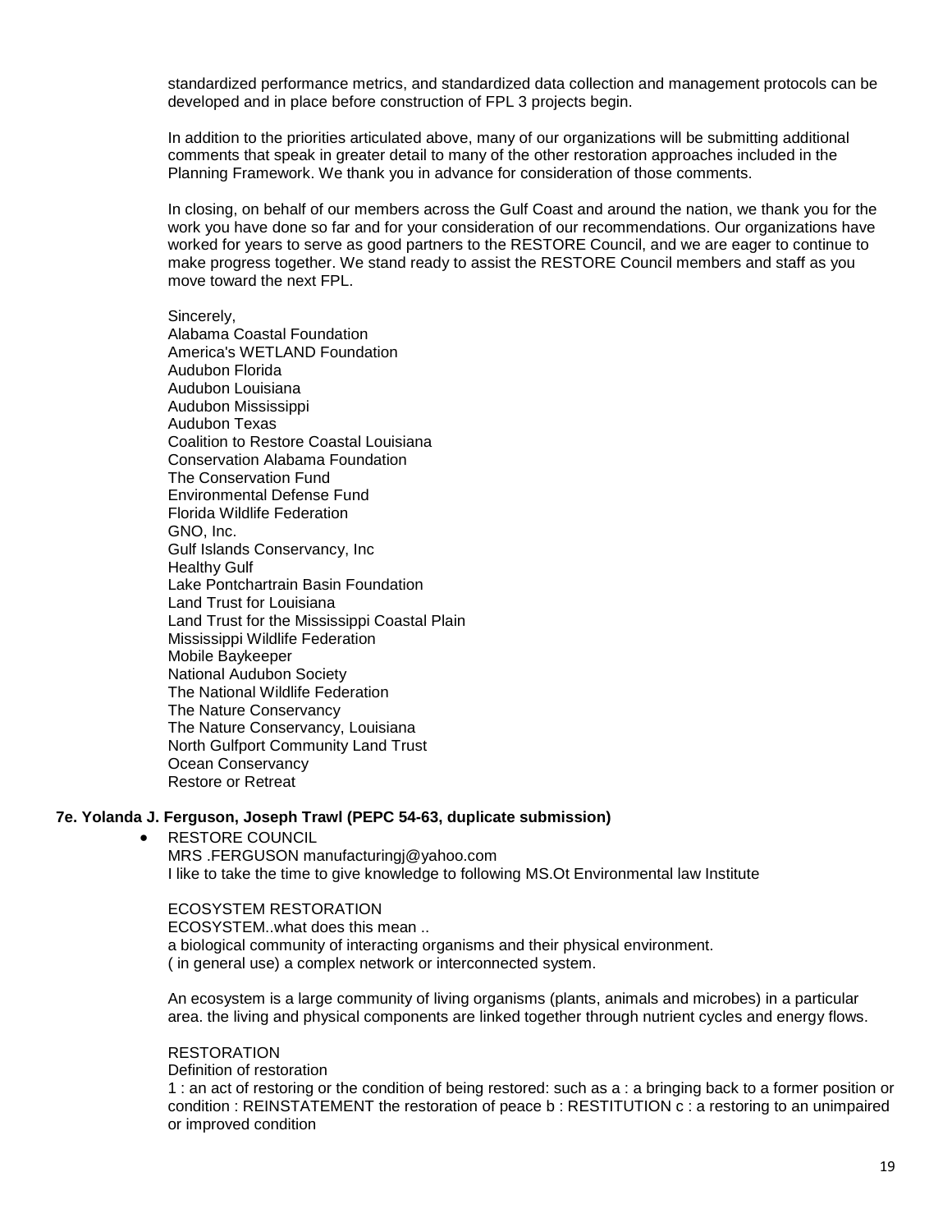standardized performance metrics, and standardized data collection and management protocols can be developed and in place before construction of FPL 3 projects begin.

In addition to the priorities articulated above, many of our organizations will be submitting additional comments that speak in greater detail to many of the other restoration approaches included in the Planning Framework. We thank you in advance for consideration of those comments.

In closing, on behalf of our members across the Gulf Coast and around the nation, we thank you for the work you have done so far and for your consideration of our recommendations. Our organizations have worked for years to serve as good partners to the RESTORE Council, and we are eager to continue to make progress together. We stand ready to assist the RESTORE Council members and staff as you move toward the next FPL.

Sincerely,
Alabama Coastal Foundation
America's WETLAND Foundation
Audubon Florida
Audubon Louisiana
Audubon Mississippi
Audubon Texas
Coalition to Restore Coastal Louisiana
Conservation Alabama Foundation
The Conservation Fund
Environmental Defense Fund
Florida Wildlife Federation
GNO, Inc.
Gulf Islands Conservancy, Inc
Healthy Gulf
Lake Pontchartrain Basin Foundation
Land Trust for Louisiana
Land Trust for the Mississippi Coastal Plain
Mississippi Wildlife Federation
Mobile Baykeeper
National Audubon Society
The National Wildlife Federation
The Nature Conservancy
The Nature Conservancy, Louisiana
North Gulfport Community Land Trust
Ocean Conservancy
Restore or Retreat

### 7e. Yolanda J. Ferguson, Joseph Trawl (PEPC 54-63, duplicate submission)

- RESTORE COUNCIL
  MRS .FERGUSON manufacturingj@yahoo.com
  I like to take the time to give knowledge to following MS.Ot Environmental law Institute

  ECOSYSTEM RESTORATION
  ECOSYSTEM..what does this mean ..
  a biological community of interacting organisms and their physical environment.
  ( in general use) a complex network or interconnected system.

  An ecosystem is a large community of living organisms (plants, animals and microbes) in a particular area. the living and physical components are linked together through nutrient cycles and energy flows.

  RESTORATION
  Definition of restoration
  1 : an act of restoring or the condition of being restored: such as a : a bringing back to a former position or condition : REINSTATEMENT the restoration of peace b : RESTITUTION c : a restoring to an unimpaired or improved condition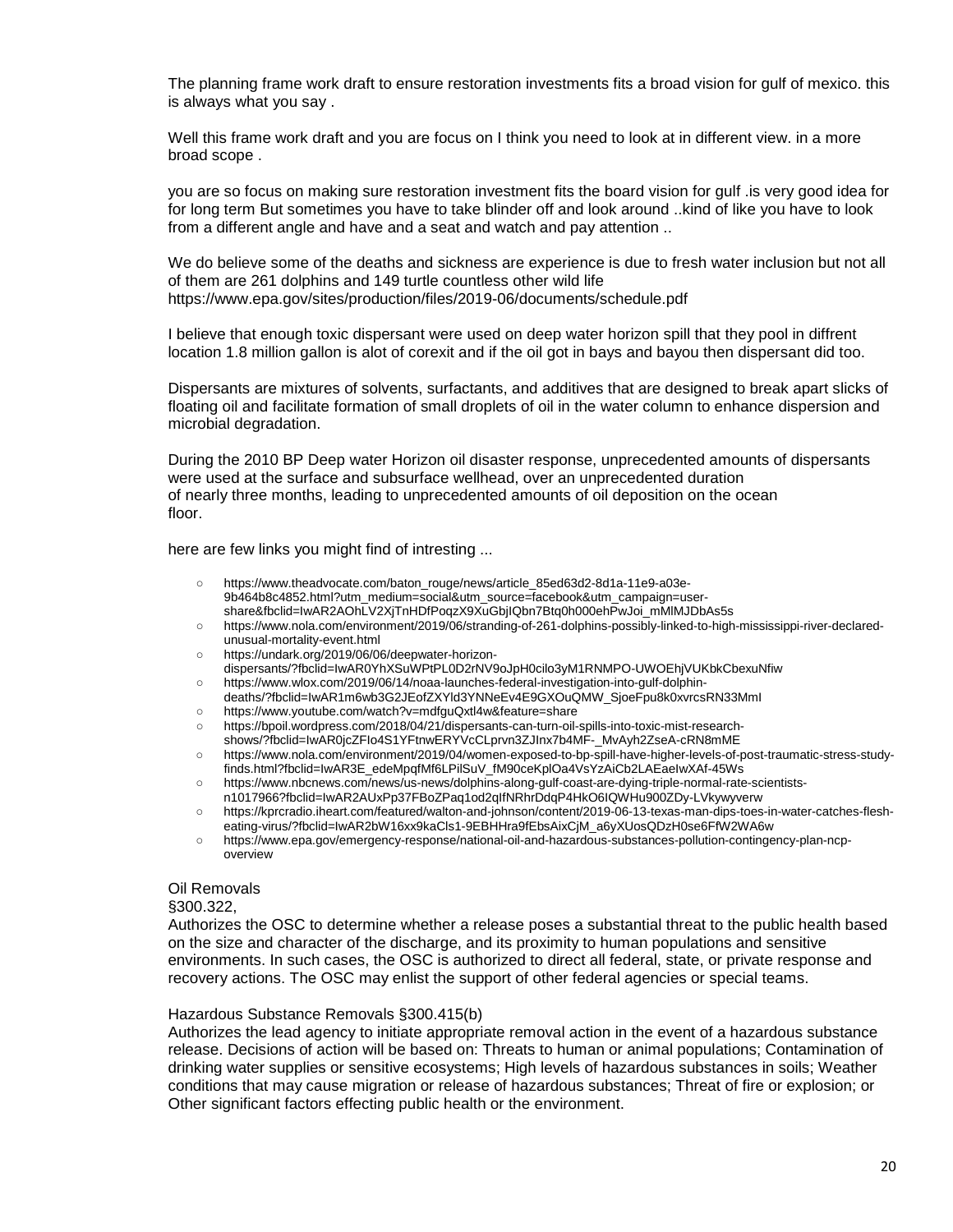The planning frame work draft to ensure restoration investments fits a broad vision for gulf of mexico. this is always what you say .

Well this frame work draft and you are focus on I think you need to look at in different view. in a more broad scope .

you are so focus on making sure restoration investment fits the board vision for gulf .is very good idea for for long term But sometimes you have to take blinder off and look around ..kind of like you have to look from a different angle and have and a seat and watch and pay attention ..

We do believe some of the deaths and sickness are experience is due to fresh water inclusion but not all of them are 261 dolphins and 149 turtle countless other wild life
https://www.epa.gov/sites/production/files/2019-06/documents/schedule.pdf

I believe that enough toxic dispersant were used on deep water horizon spill that they pool in diffrent location 1.8 million gallon is alot of corexit and if the oil got in bays and bayou then dispersant did too.

Dispersants are mixtures of solvents, surfactants, and additives that are designed to break apart slicks of floating oil and facilitate formation of small droplets of oil in the water column to enhance dispersion and microbial degradation.

During the 2010 BP Deep water Horizon oil disaster response, unprecedented amounts of dispersants were used at the surface and subsurface wellhead, over an unprecedented duration of nearly three months, leading to unprecedented amounts of oil deposition on the ocean floor.

here are few links you might find of intresting ...

- https://www.theadvocate.com/baton_rouge/news/article_85ed63d2-8d1a-11e9-a03e-9b464b8c4852.html?utm_medium=social&utm_source=facebook&utm_campaign=user-share&fbclid=IwAR2AOhLV2XjTnHDfPoqzX9XuGbjIQbn7Btq0h000ehPwJoi_mMlMJDbAs5s
- https://www.nola.com/environment/2019/06/stranding-of-261-dolphins-possibly-linked-to-high-mississippi-river-declared-unusual-mortality-event.html
- https://undark.org/2019/06/06/deepwater-horizon-dispersants/?fbclid=IwAR0YhXSuWPtPL0D2rNV9oJpH0cilo3yM1RNMPO-UWOEhjVUKbkCbexuNfiw
- https://www.wlox.com/2019/06/14/noaa-launches-federal-investigation-into-gulf-dolphin-deaths/?fbclid=IwAR1m6wb3G2JEofZXYld3YNNeEv4E9GXOuQMW_SjoeFpu8k0xvrcsRN33MmI
- https://www.youtube.com/watch?v=mdfguQxtl4w&feature=share
- https://bpoil.wordpress.com/2018/04/21/dispersants-can-turn-oil-spills-into-toxic-mist-research-shows/?fbclid=IwAR0jcZFIo4S1YFtnwERYVcCLprvn3ZJInx7b4MF-_MvAyh2ZseA-cRN8mME
- https://www.nola.com/environment/2019/04/women-exposed-to-bp-spill-have-higher-levels-of-post-traumatic-stress-study-finds.html?fbclid=IwAR3E_edeMpqfMf6LPilSuV_fM90ceKplOa4VsYzAiCb2LAEaeIwXAf-45Ws
- https://www.nbcnews.com/news/us-news/dolphins-along-gulf-coast-are-dying-triple-normal-rate-scientists-n1017966?fbclid=IwAR2AUxPp37FBoZPaq1od2qIfNRhrDdqP4HkO6IQWHu900ZDy-LVkywyverw
- https://kprcradio.iheart.com/featured/walton-and-johnson/content/2019-06-13-texas-man-dips-toes-in-water-catches-flesh-eating-virus/?fbclid=IwAR2bW16xx9kaCls1-9EBHHra9fEbsAixCjM_a6yXUosQDzH0se6FfW2WA6w
- https://www.epa.gov/emergency-response/national-oil-and-hazardous-substances-pollution-contingency-plan-ncp-overview

Oil Removals
§300.322,
Authorizes the OSC to determine whether a release poses a substantial threat to the public health based on the size and character of the discharge, and its proximity to human populations and sensitive environments. In such cases, the OSC is authorized to direct all federal, state, or private response and recovery actions. The OSC may enlist the support of other federal agencies or special teams.

Hazardous Substance Removals §300.415(b)
Authorizes the lead agency to initiate appropriate removal action in the event of a hazardous substance release. Decisions of action will be based on: Threats to human or animal populations; Contamination of drinking water supplies or sensitive ecosystems; High levels of hazardous substances in soils; Weather conditions that may cause migration or release of hazardous substances; Threat of fire or explosion; or Other significant factors effecting public health or the environment.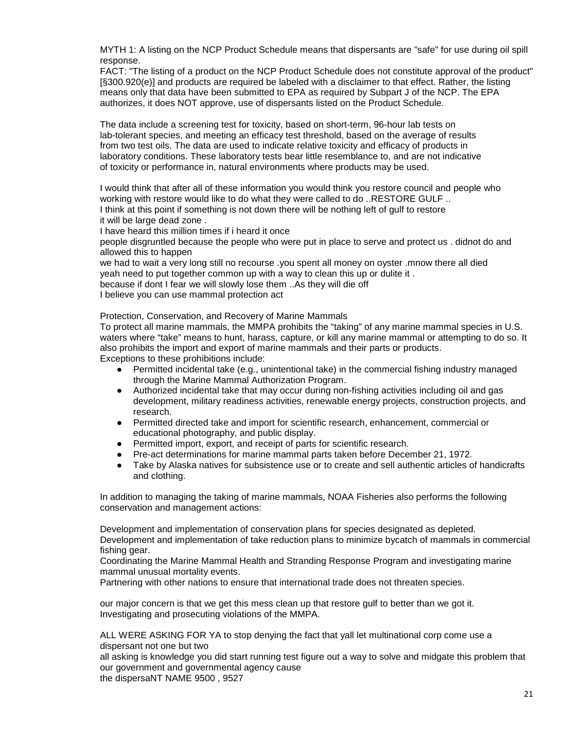MYTH 1: A listing on the NCP Product Schedule means that dispersants are "safe" for use during oil spill response.
FACT: "The listing of a product on the NCP Product Schedule does not constitute approval of the product" [§300.920(e)] and products are required be labeled with a disclaimer to that effect. Rather, the listing means only that data have been submitted to EPA as required by Subpart J of the NCP. The EPA authorizes, it does NOT approve, use of dispersants listed on the Product Schedule.

The data include a screening test for toxicity, based on short-term, 96-hour lab tests on lab-tolerant species, and meeting an efficacy test threshold, based on the average of results from two test oils. The data are used to indicate relative toxicity and efficacy of products in laboratory conditions. These laboratory tests bear little resemblance to, and are not indicative of toxicity or performance in, natural environments where products may be used.

I would think that after all of these information you would think you restore council and people who working with restore would like to do what they were called to do ..RESTORE GULF ..
I think at this point if something is not down there will be nothing left of gulf to restore
it will be large dead zone .
I have heard this million times if i heard it once
people disgruntled because the people who were put in place to serve and protect us . didnot do and allowed this to happen
we had to wait a very long still no recourse .you spent all money on oyster .mnow there all died
yeah need to put together common up with a way to clean this up or dulite it .
because if dont I fear we will slowly lose them ..As they will die off
I believe you can use mammal protection act

Protection, Conservation, and Recovery of Marine Mammals
To protect all marine mammals, the MMPA prohibits the "taking" of any marine mammal species in U.S. waters where "take" means to hunt, harass, capture, or kill any marine mammal or attempting to do so. It also prohibits the import and export of marine mammals and their parts or products.
Exceptions to these prohibitions include:

- Permitted incidental take (e.g., unintentional take) in the commercial fishing industry managed through the Marine Mammal Authorization Program.
- Authorized incidental take that may occur during non-fishing activities including oil and gas development, military readiness activities, renewable energy projects, construction projects, and research.
- Permitted directed take and import for scientific research, enhancement, commercial or educational photography, and public display.
- Permitted import, export, and receipt of parts for scientific research.
- Pre-act determinations for marine mammal parts taken before December 21, 1972.
- Take by Alaska natives for subsistence use or to create and sell authentic articles of handicrafts and clothing.

In addition to managing the taking of marine mammals, NOAA Fisheries also performs the following conservation and management actions:

Development and implementation of conservation plans for species designated as depleted.
Development and implementation of take reduction plans to minimize bycatch of mammals in commercial fishing gear.
Coordinating the Marine Mammal Health and Stranding Response Program and investigating marine mammal unusual mortality events.
Partnering with other nations to ensure that international trade does not threaten species.

our major concern is that we get this mess clean up that restore gulf to better than we got it.
Investigating and prosecuting violations of the MMPA.

ALL WERE ASKING FOR YA to stop denying the fact that yall let multinational corp come use a dispersant not one but two
all asking is knowledge you did start running test figure out a way to solve and midgate this problem that our government and governmental agency cause
the dispersaNT NAME 9500 , 9527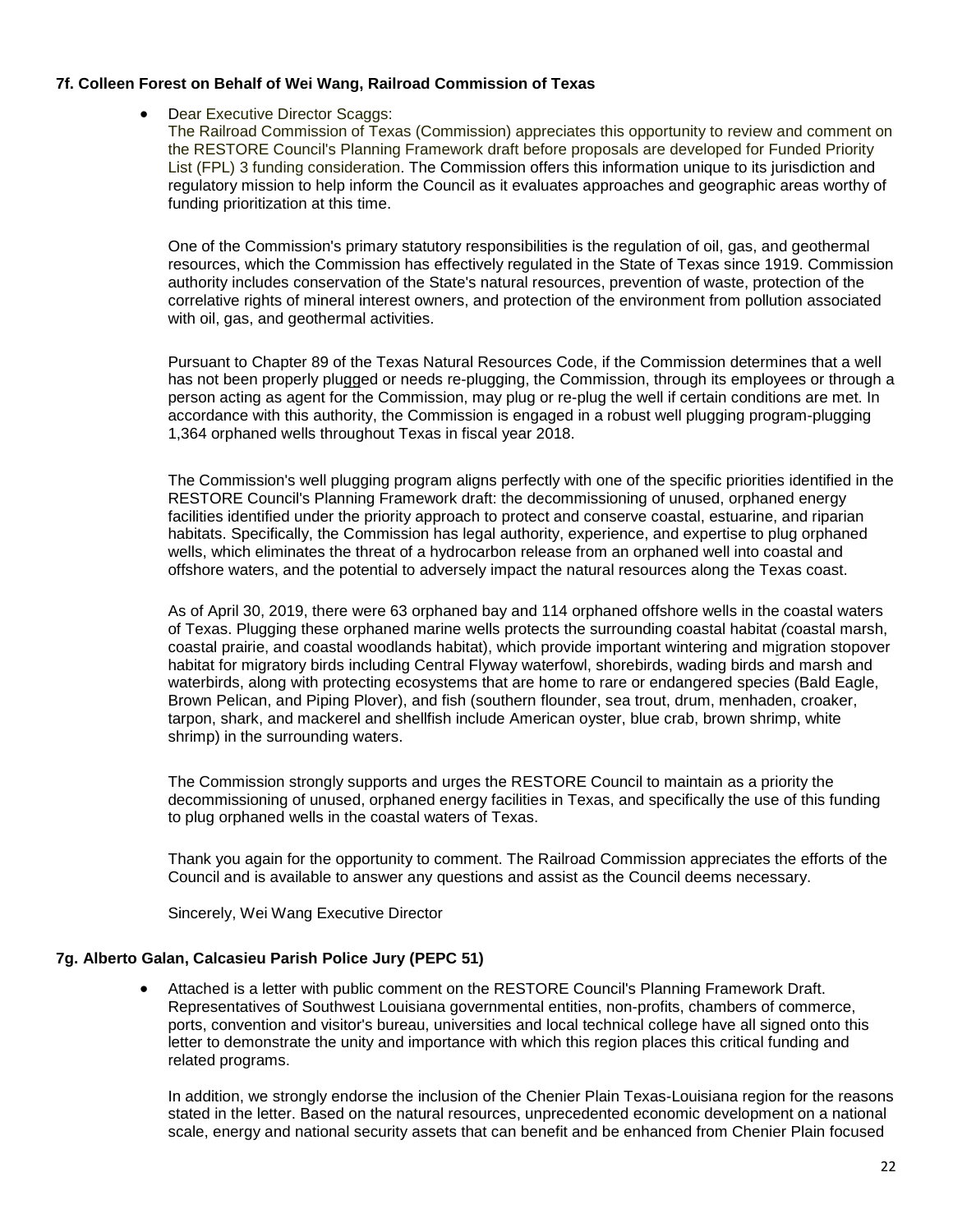#### 7f. Colleen Forest on Behalf of Wei Wang, Railroad Commission of Texas

- Dear Executive Director Scaggs:
  The Railroad Commission of Texas (Commission) appreciates this opportunity to review and comment on the RESTORE Council's Planning Framework draft before proposals are developed for Funded Priority List (FPL) 3 funding consideration. The Commission offers this information unique to its jurisdiction and regulatory mission to help inform the Council as it evaluates approaches and geographic areas worthy of funding prioritization at this time.

  One of the Commission's primary statutory responsibilities is the regulation of oil, gas, and geothermal resources, which the Commission has effectively regulated in the State of Texas since 1919. Commission authority includes conservation of the State's natural resources, prevention of waste, protection of the correlative rights of mineral interest owners, and protection of the environment from pollution associated with oil, gas, and geothermal activities.

  Pursuant to Chapter 89 of the Texas Natural Resources Code, if the Commission determines that a well has not been properly plugged or needs re-plugging, the Commission, through its employees or through a person acting as agent for the Commission, may plug or re-plug the well if certain conditions are met. In accordance with this authority, the Commission is engaged in a robust well plugging program-plugging 1,364 orphaned wells throughout Texas in fiscal year 2018.

  The Commission's well plugging program aligns perfectly with one of the specific priorities identified in the RESTORE Council's Planning Framework draft: the decommissioning of unused, orphaned energy facilities identified under the priority approach to protect and conserve coastal, estuarine, and riparian habitats. Specifically, the Commission has legal authority, experience, and expertise to plug orphaned wells, which eliminates the threat of a hydrocarbon release from an orphaned well into coastal and offshore waters, and the potential to adversely impact the natural resources along the Texas coast.

  As of April 30, 2019, there were 63 orphaned bay and 114 orphaned offshore wells in the coastal waters of Texas. Plugging these orphaned marine wells protects the surrounding coastal habitat (coastal marsh, coastal prairie, and coastal woodlands habitat), which provide important wintering and migration stopover habitat for migratory birds including Central Flyway waterfowl, shorebirds, wading birds and marsh and waterbirds, along with protecting ecosystems that are home to rare or endangered species (Bald Eagle, Brown Pelican, and Piping Plover), and fish (southern flounder, sea trout, drum, menhaden, croaker, tarpon, shark, and mackerel and shellfish include American oyster, blue crab, brown shrimp, white shrimp) in the surrounding waters.

  The Commission strongly supports and urges the RESTORE Council to maintain as a priority the decommissioning of unused, orphaned energy facilities in Texas, and specifically the use of this funding to plug orphaned wells in the coastal waters of Texas.

  Thank you again for the opportunity to comment. The Railroad Commission appreciates the efforts of the Council and is available to answer any questions and assist as the Council deems necessary.

  Sincerely, Wei Wang Executive Director

#### 7g. Alberto Galan, Calcasieu Parish Police Jury (PEPC 51)

- Attached is a letter with public comment on the RESTORE Council's Planning Framework Draft. Representatives of Southwest Louisiana governmental entities, non-profits, chambers of commerce, ports, convention and visitor's bureau, universities and local technical college have all signed onto this letter to demonstrate the unity and importance with which this region places this critical funding and related programs.

  In addition, we strongly endorse the inclusion of the Chenier Plain Texas-Louisiana region for the reasons stated in the letter. Based on the natural resources, unprecedented economic development on a national scale, energy and national security assets that can benefit and be enhanced from Chenier Plain focused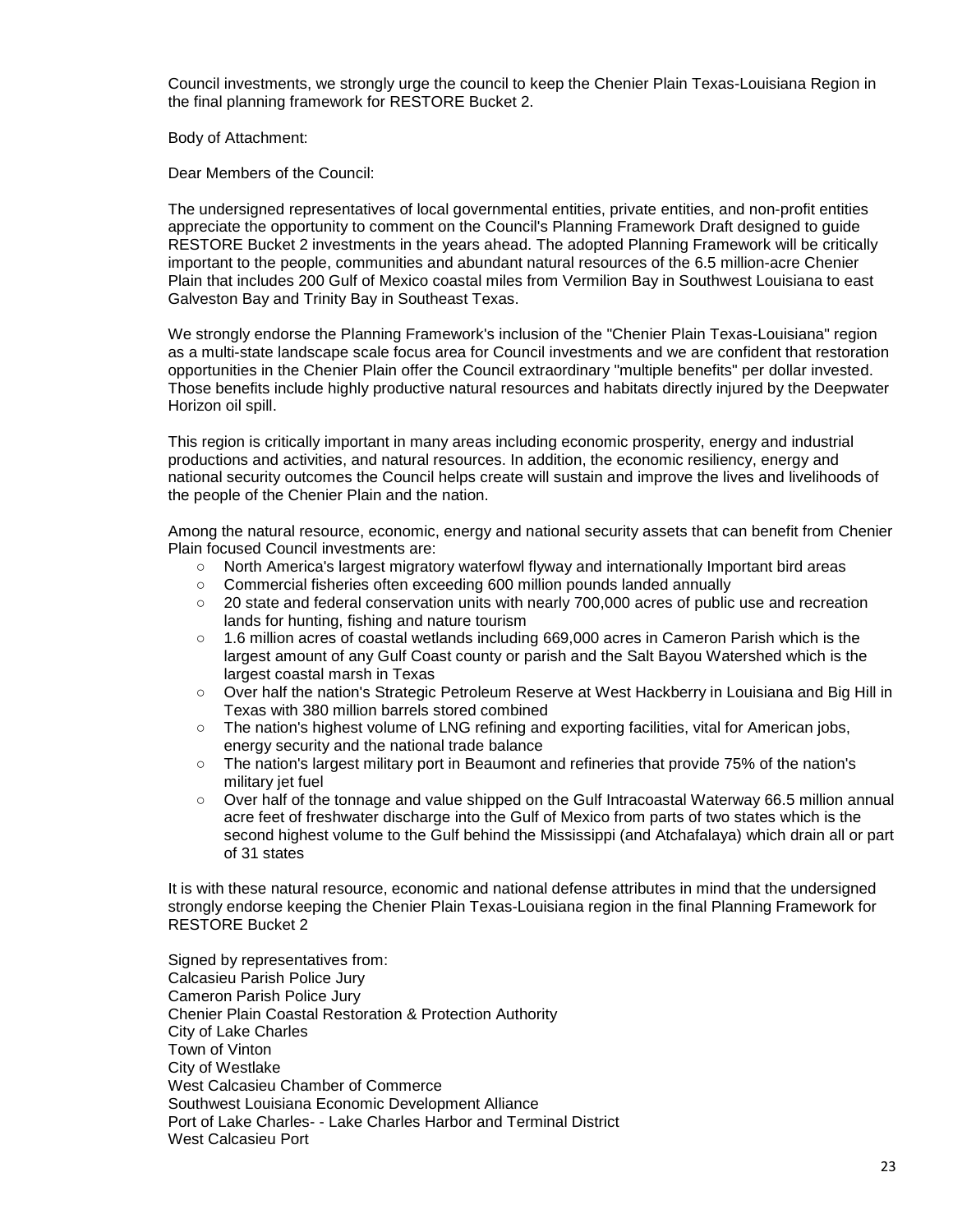Council investments, we strongly urge the council to keep the Chenier Plain Texas-Louisiana Region in the final planning framework for RESTORE Bucket 2.

Body of Attachment:

Dear Members of the Council:

The undersigned representatives of local governmental entities, private entities, and non-profit entities appreciate the opportunity to comment on the Council's Planning Framework Draft designed to guide RESTORE Bucket 2 investments in the years ahead. The adopted Planning Framework will be critically important to the people, communities and abundant natural resources of the 6.5 million-acre Chenier Plain that includes 200 Gulf of Mexico coastal miles from Vermilion Bay in Southwest Louisiana to east Galveston Bay and Trinity Bay in Southeast Texas.

We strongly endorse the Planning Framework's inclusion of the "Chenier Plain Texas-Louisiana" region as a multi-state landscape scale focus area for Council investments and we are confident that restoration opportunities in the Chenier Plain offer the Council extraordinary "multiple benefits" per dollar invested. Those benefits include highly productive natural resources and habitats directly injured by the Deepwater Horizon oil spill.

This region is critically important in many areas including economic prosperity, energy and industrial productions and activities, and natural resources. In addition, the economic resiliency, energy and national security outcomes the Council helps create will sustain and improve the lives and livelihoods of the people of the Chenier Plain and the nation.

Among the natural resource, economic, energy and national security assets that can benefit from Chenier Plain focused Council investments are:

- North America's largest migratory waterfowl flyway and internationally Important bird areas
- Commercial fisheries often exceeding 600 million pounds landed annually
- 20 state and federal conservation units with nearly 700,000 acres of public use and recreation lands for hunting, fishing and nature tourism
- 1.6 million acres of coastal wetlands including 669,000 acres in Cameron Parish which is the largest amount of any Gulf Coast county or parish and the Salt Bayou Watershed which is the largest coastal marsh in Texas
- Over half the nation's Strategic Petroleum Reserve at West Hackberry in Louisiana and Big Hill in Texas with 380 million barrels stored combined
- The nation's highest volume of LNG refining and exporting facilities, vital for American jobs, energy security and the national trade balance
- The nation's largest military port in Beaumont and refineries that provide 75% of the nation's military jet fuel
- Over half of the tonnage and value shipped on the Gulf Intracoastal Waterway 66.5 million annual acre feet of freshwater discharge into the Gulf of Mexico from parts of two states which is the second highest volume to the Gulf behind the Mississippi (and Atchafalaya) which drain all or part of 31 states

It is with these natural resource, economic and national defense attributes in mind that the undersigned strongly endorse keeping the Chenier Plain Texas-Louisiana region in the final Planning Framework for RESTORE Bucket 2

Signed by representatives from:
Calcasieu Parish Police Jury
Cameron Parish Police Jury
Chenier Plain Coastal Restoration & Protection Authority
City of Lake Charles
Town of Vinton
City of Westlake
West Calcasieu Chamber of Commerce
Southwest Louisiana Economic Development Alliance
Port of Lake Charles- - Lake Charles Harbor and Terminal District
West Calcasieu Port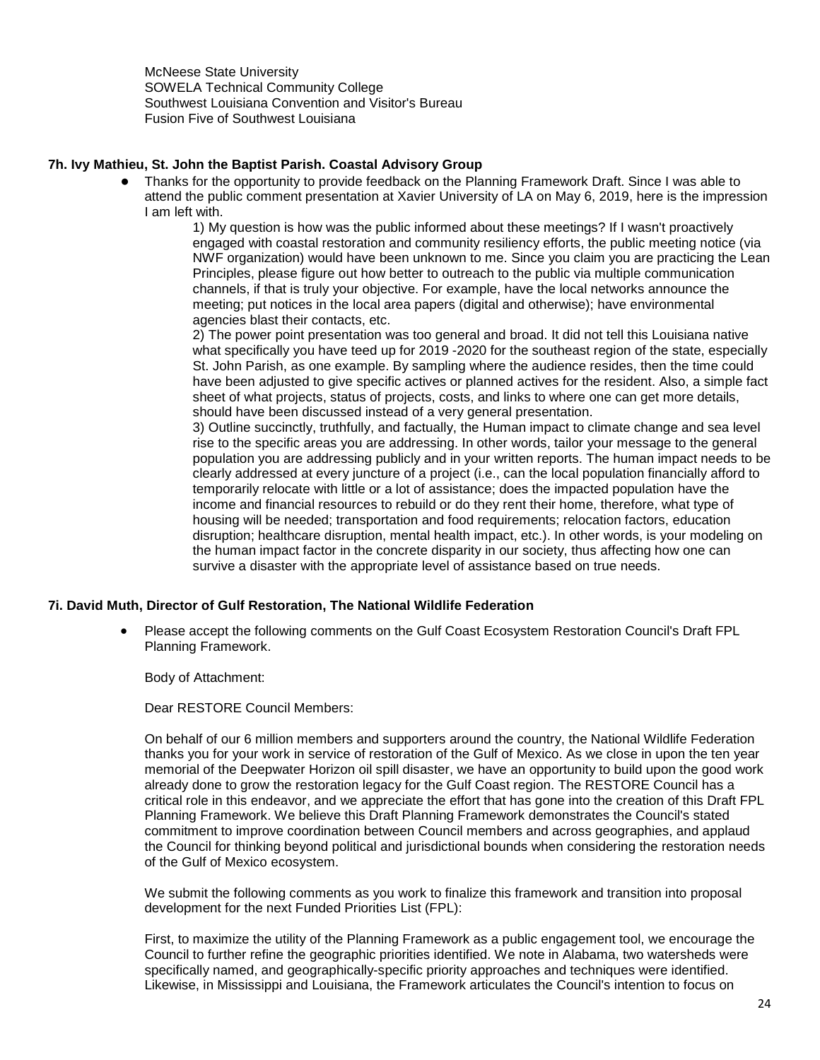McNeese State University
SOWELA Technical Community College
Southwest Louisiana Convention and Visitor's Bureau
Fusion Five of Southwest Louisiana

#### 7h. Ivy Mathieu, St. John the Baptist Parish. Coastal Advisory Group

- Thanks for the opportunity to provide feedback on the Planning Framework Draft. Since I was able to attend the public comment presentation at Xavier University of LA on May 6, 2019, here is the impression I am left with.

  1) My question is how was the public informed about these meetings? If I wasn't proactively engaged with coastal restoration and community resiliency efforts, the public meeting notice (via NWF organization) would have been unknown to me. Since you claim you are practicing the Lean Principles, please figure out how better to outreach to the public via multiple communication channels, if that is truly your objective. For example, have the local networks announce the meeting; put notices in the local area papers (digital and otherwise); have environmental agencies blast their contacts, etc.

  2) The power point presentation was too general and broad. It did not tell this Louisiana native what specifically you have teed up for 2019 -2020 for the southeast region of the state, especially St. John Parish, as one example. By sampling where the audience resides, then the time could have been adjusted to give specific actives or planned actives for the resident. Also, a simple fact sheet of what projects, status of projects, costs, and links to where one can get more details, should have been discussed instead of a very general presentation.

  3) Outline succinctly, truthfully, and factually, the Human impact to climate change and sea level rise to the specific areas you are addressing. In other words, tailor your message to the general population you are addressing publicly and in your written reports. The human impact needs to be clearly addressed at every juncture of a project (i.e., can the local population financially afford to temporarily relocate with little or a lot of assistance; does the impacted population have the income and financial resources to rebuild or do they rent their home, therefore, what type of housing will be needed; transportation and food requirements; relocation factors, education disruption; healthcare disruption, mental health impact, etc.). In other words, is your modeling on the human impact factor in the concrete disparity in our society, thus affecting how one can survive a disaster with the appropriate level of assistance based on true needs.

#### 7i. David Muth, Director of Gulf Restoration, The National Wildlife Federation

- Please accept the following comments on the Gulf Coast Ecosystem Restoration Council's Draft FPL Planning Framework.

  Body of Attachment:

  Dear RESTORE Council Members:

  On behalf of our 6 million members and supporters around the country, the National Wildlife Federation thanks you for your work in service of restoration of the Gulf of Mexico. As we close in upon the ten year memorial of the Deepwater Horizon oil spill disaster, we have an opportunity to build upon the good work already done to grow the restoration legacy for the Gulf Coast region. The RESTORE Council has a critical role in this endeavor, and we appreciate the effort that has gone into the creation of this Draft FPL Planning Framework. We believe this Draft Planning Framework demonstrates the Council's stated commitment to improve coordination between Council members and across geographies, and applaud the Council for thinking beyond political and jurisdictional bounds when considering the restoration needs of the Gulf of Mexico ecosystem.

  We submit the following comments as you work to finalize this framework and transition into proposal development for the next Funded Priorities List (FPL):

  First, to maximize the utility of the Planning Framework as a public engagement tool, we encourage the Council to further refine the geographic priorities identified. We note in Alabama, two watersheds were specifically named, and geographically-specific priority approaches and techniques were identified. Likewise, in Mississippi and Louisiana, the Framework articulates the Council's intention to focus on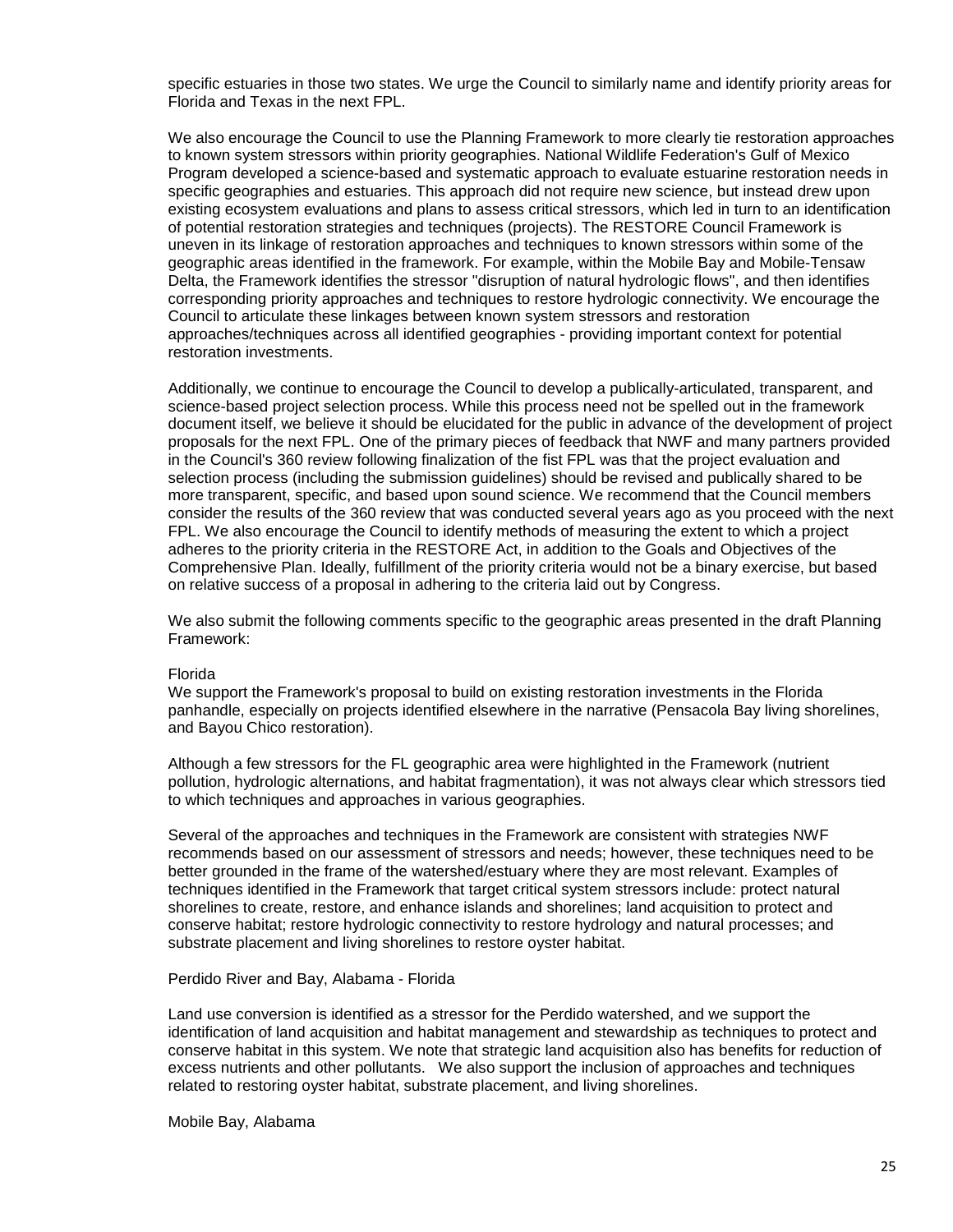specific estuaries in those two states. We urge the Council to similarly name and identify priority areas for Florida and Texas in the next FPL.

We also encourage the Council to use the Planning Framework to more clearly tie restoration approaches to known system stressors within priority geographies. National Wildlife Federation's Gulf of Mexico Program developed a science-based and systematic approach to evaluate estuarine restoration needs in specific geographies and estuaries. This approach did not require new science, but instead drew upon existing ecosystem evaluations and plans to assess critical stressors, which led in turn to an identification of potential restoration strategies and techniques (projects). The RESTORE Council Framework is uneven in its linkage of restoration approaches and techniques to known stressors within some of the geographic areas identified in the framework. For example, within the Mobile Bay and Mobile-Tensaw Delta, the Framework identifies the stressor "disruption of natural hydrologic flows", and then identifies corresponding priority approaches and techniques to restore hydrologic connectivity. We encourage the Council to articulate these linkages between known system stressors and restoration approaches/techniques across all identified geographies - providing important context for potential restoration investments.

Additionally, we continue to encourage the Council to develop a publically-articulated, transparent, and science-based project selection process. While this process need not be spelled out in the framework document itself, we believe it should be elucidated for the public in advance of the development of project proposals for the next FPL. One of the primary pieces of feedback that NWF and many partners provided in the Council's 360 review following finalization of the fist FPL was that the project evaluation and selection process (including the submission guidelines) should be revised and publically shared to be more transparent, specific, and based upon sound science. We recommend that the Council members consider the results of the 360 review that was conducted several years ago as you proceed with the next FPL. We also encourage the Council to identify methods of measuring the extent to which a project adheres to the priority criteria in the RESTORE Act, in addition to the Goals and Objectives of the Comprehensive Plan. Ideally, fulfillment of the priority criteria would not be a binary exercise, but based on relative success of a proposal in adhering to the criteria laid out by Congress.

We also submit the following comments specific to the geographic areas presented in the draft Planning Framework:

Florida

We support the Framework's proposal to build on existing restoration investments in the Florida panhandle, especially on projects identified elsewhere in the narrative (Pensacola Bay living shorelines, and Bayou Chico restoration).

Although a few stressors for the FL geographic area were highlighted in the Framework (nutrient pollution, hydrologic alternations, and habitat fragmentation), it was not always clear which stressors tied to which techniques and approaches in various geographies.

Several of the approaches and techniques in the Framework are consistent with strategies NWF recommends based on our assessment of stressors and needs; however, these techniques need to be better grounded in the frame of the watershed/estuary where they are most relevant. Examples of techniques identified in the Framework that target critical system stressors include: protect natural shorelines to create, restore, and enhance islands and shorelines; land acquisition to protect and conserve habitat; restore hydrologic connectivity to restore hydrology and natural processes; and substrate placement and living shorelines to restore oyster habitat.

Perdido River and Bay, Alabama - Florida

Land use conversion is identified as a stressor for the Perdido watershed, and we support the identification of land acquisition and habitat management and stewardship as techniques to protect and conserve habitat in this system. We note that strategic land acquisition also has benefits for reduction of excess nutrients and other pollutants. We also support the inclusion of approaches and techniques related to restoring oyster habitat, substrate placement, and living shorelines.

Mobile Bay, Alabama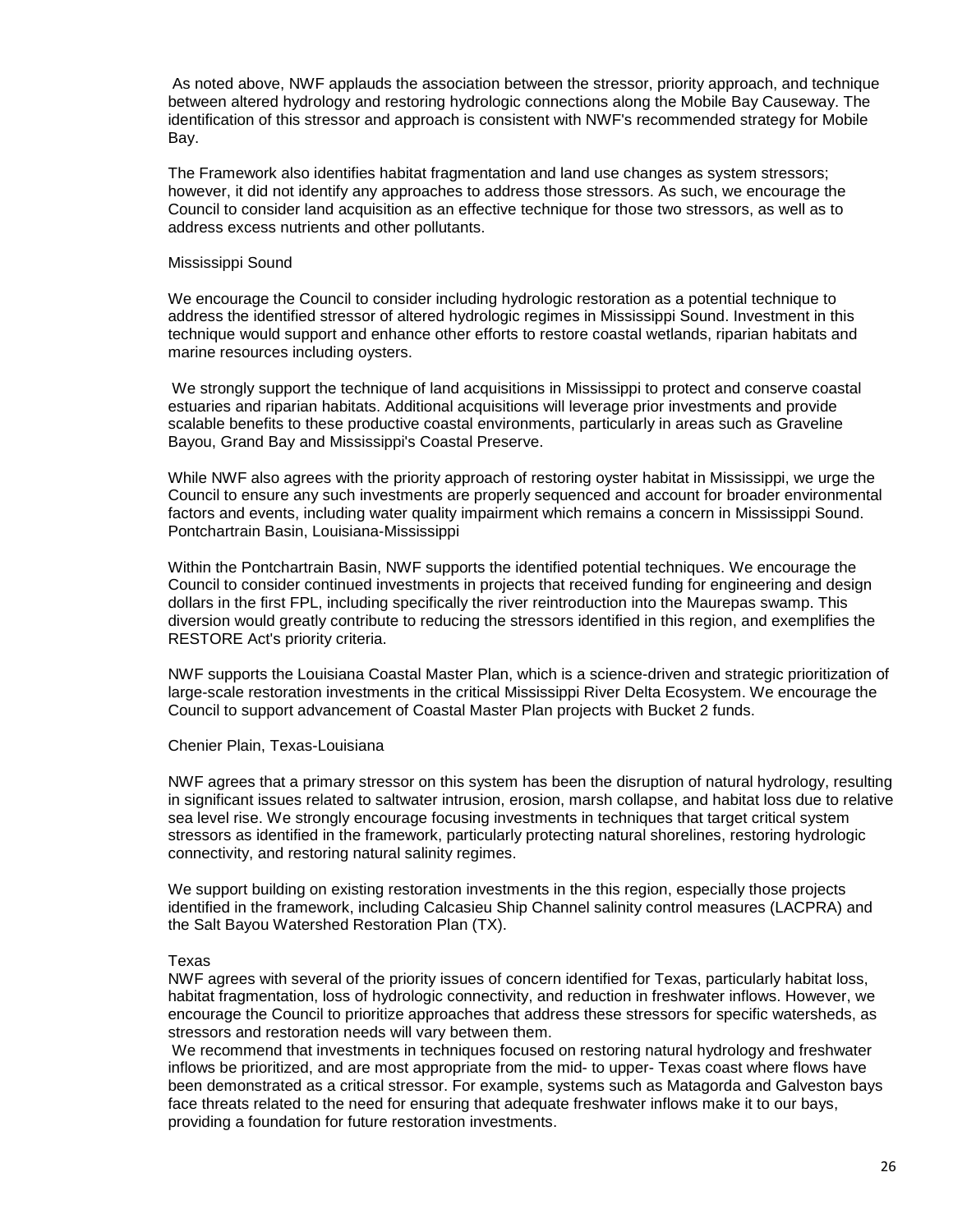As noted above, NWF applauds the association between the stressor, priority approach, and technique between altered hydrology and restoring hydrologic connections along the Mobile Bay Causeway. The identification of this stressor and approach is consistent with NWF's recommended strategy for Mobile Bay.

The Framework also identifies habitat fragmentation and land use changes as system stressors; however, it did not identify any approaches to address those stressors. As such, we encourage the Council to consider land acquisition as an effective technique for those two stressors, as well as to address excess nutrients and other pollutants.

Mississippi Sound

We encourage the Council to consider including hydrologic restoration as a potential technique to address the identified stressor of altered hydrologic regimes in Mississippi Sound. Investment in this technique would support and enhance other efforts to restore coastal wetlands, riparian habitats and marine resources including oysters.

We strongly support the technique of land acquisitions in Mississippi to protect and conserve coastal estuaries and riparian habitats. Additional acquisitions will leverage prior investments and provide scalable benefits to these productive coastal environments, particularly in areas such as Graveline Bayou, Grand Bay and Mississippi's Coastal Preserve.

While NWF also agrees with the priority approach of restoring oyster habitat in Mississippi, we urge the Council to ensure any such investments are properly sequenced and account for broader environmental factors and events, including water quality impairment which remains a concern in Mississippi Sound.

Pontchartrain Basin, Louisiana-Mississippi

Within the Pontchartrain Basin, NWF supports the identified potential techniques. We encourage the Council to consider continued investments in projects that received funding for engineering and design dollars in the first FPL, including specifically the river reintroduction into the Maurepas swamp. This diversion would greatly contribute to reducing the stressors identified in this region, and exemplifies the RESTORE Act's priority criteria.

NWF supports the Louisiana Coastal Master Plan, which is a science-driven and strategic prioritization of large-scale restoration investments in the critical Mississippi River Delta Ecosystem. We encourage the Council to support advancement of Coastal Master Plan projects with Bucket 2 funds.

Chenier Plain, Texas-Louisiana

NWF agrees that a primary stressor on this system has been the disruption of natural hydrology, resulting in significant issues related to saltwater intrusion, erosion, marsh collapse, and habitat loss due to relative sea level rise. We strongly encourage focusing investments in techniques that target critical system stressors as identified in the framework, particularly protecting natural shorelines, restoring hydrologic connectivity, and restoring natural salinity regimes.

We support building on existing restoration investments in the this region, especially those projects identified in the framework, including Calcasieu Ship Channel salinity control measures (LACPRA) and the Salt Bayou Watershed Restoration Plan (TX).

Texas

NWF agrees with several of the priority issues of concern identified for Texas, particularly habitat loss, habitat fragmentation, loss of hydrologic connectivity, and reduction in freshwater inflows. However, we encourage the Council to prioritize approaches that address these stressors for specific watersheds, as stressors and restoration needs will vary between them.

We recommend that investments in techniques focused on restoring natural hydrology and freshwater inflows be prioritized, and are most appropriate from the mid- to upper- Texas coast where flows have been demonstrated as a critical stressor. For example, systems such as Matagorda and Galveston bays face threats related to the need for ensuring that adequate freshwater inflows make it to our bays, providing a foundation for future restoration investments.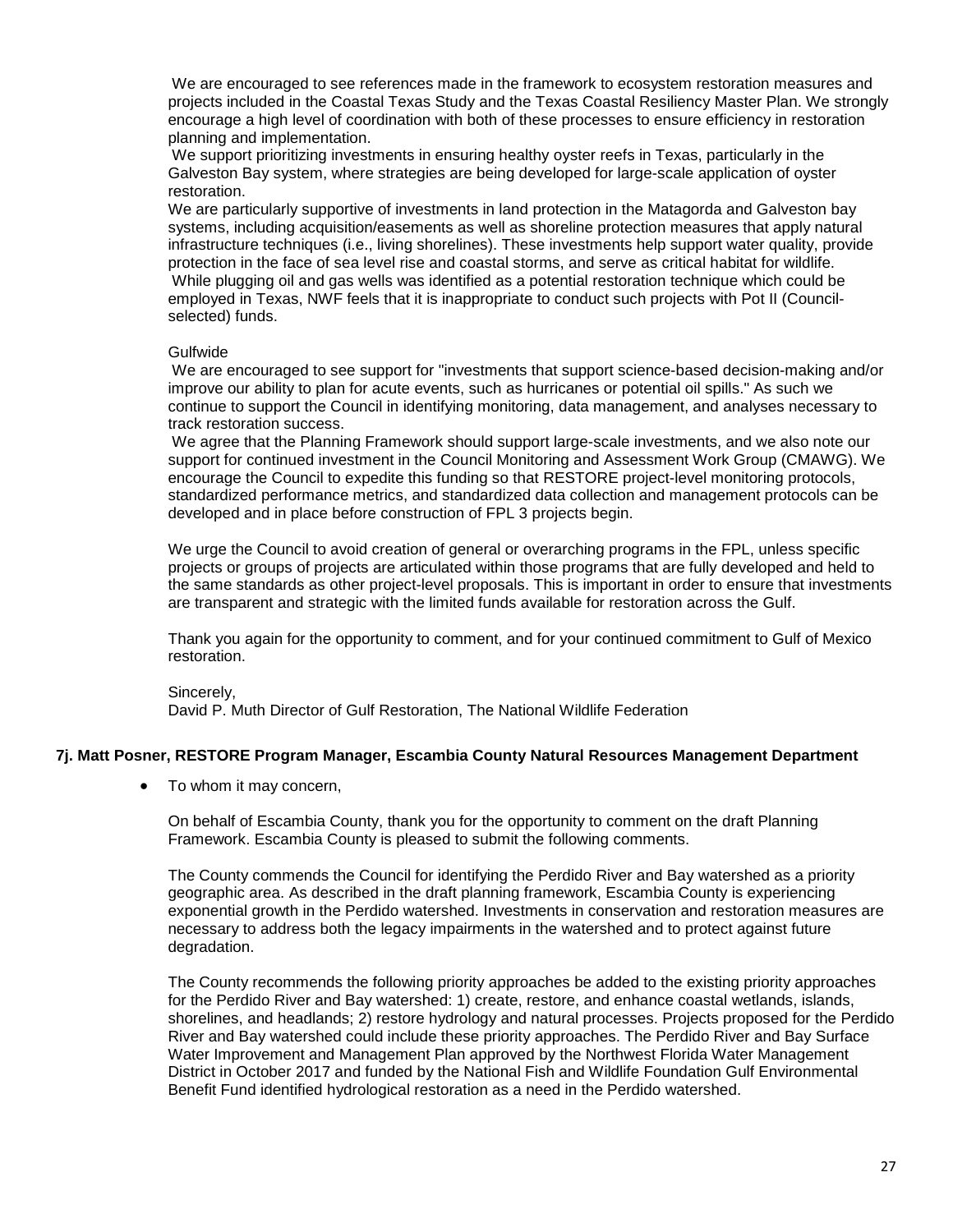We are encouraged to see references made in the framework to ecosystem restoration measures and projects included in the Coastal Texas Study and the Texas Coastal Resiliency Master Plan. We strongly encourage a high level of coordination with both of these processes to ensure efficiency in restoration planning and implementation.

We support prioritizing investments in ensuring healthy oyster reefs in Texas, particularly in the Galveston Bay system, where strategies are being developed for large-scale application of oyster restoration.

We are particularly supportive of investments in land protection in the Matagorda and Galveston bay systems, including acquisition/easements as well as shoreline protection measures that apply natural infrastructure techniques (i.e., living shorelines). These investments help support water quality, provide protection in the face of sea level rise and coastal storms, and serve as critical habitat for wildlife.

While plugging oil and gas wells was identified as a potential restoration technique which could be employed in Texas, NWF feels that it is inappropriate to conduct such projects with Pot II (Council-selected) funds.

Gulfwide

We are encouraged to see support for "investments that support science-based decision-making and/or improve our ability to plan for acute events, such as hurricanes or potential oil spills." As such we continue to support the Council in identifying monitoring, data management, and analyses necessary to track restoration success.

We agree that the Planning Framework should support large-scale investments, and we also note our support for continued investment in the Council Monitoring and Assessment Work Group (CMAWG). We encourage the Council to expedite this funding so that RESTORE project-level monitoring protocols, standardized performance metrics, and standardized data collection and management protocols can be developed and in place before construction of FPL 3 projects begin.

We urge the Council to avoid creation of general or overarching programs in the FPL, unless specific projects or groups of projects are articulated within those programs that are fully developed and held to the same standards as other project-level proposals. This is important in order to ensure that investments are transparent and strategic with the limited funds available for restoration across the Gulf.

Thank you again for the opportunity to comment, and for your continued commitment to Gulf of Mexico restoration.

Sincerely,
David P. Muth Director of Gulf Restoration, The National Wildlife Federation

### 7j. Matt Posner, RESTORE Program Manager, Escambia County Natural Resources Management Department

- To whom it may concern,

  On behalf of Escambia County, thank you for the opportunity to comment on the draft Planning Framework. Escambia County is pleased to submit the following comments.

  The County commends the Council for identifying the Perdido River and Bay watershed as a priority geographic area. As described in the draft planning framework, Escambia County is experiencing exponential growth in the Perdido watershed. Investments in conservation and restoration measures are necessary to address both the legacy impairments in the watershed and to protect against future degradation.

  The County recommends the following priority approaches be added to the existing priority approaches for the Perdido River and Bay watershed: 1) create, restore, and enhance coastal wetlands, islands, shorelines, and headlands; 2) restore hydrology and natural processes. Projects proposed for the Perdido River and Bay watershed could include these priority approaches. The Perdido River and Bay Surface Water Improvement and Management Plan approved by the Northwest Florida Water Management District in October 2017 and funded by the National Fish and Wildlife Foundation Gulf Environmental Benefit Fund identified hydrological restoration as a need in the Perdido watershed.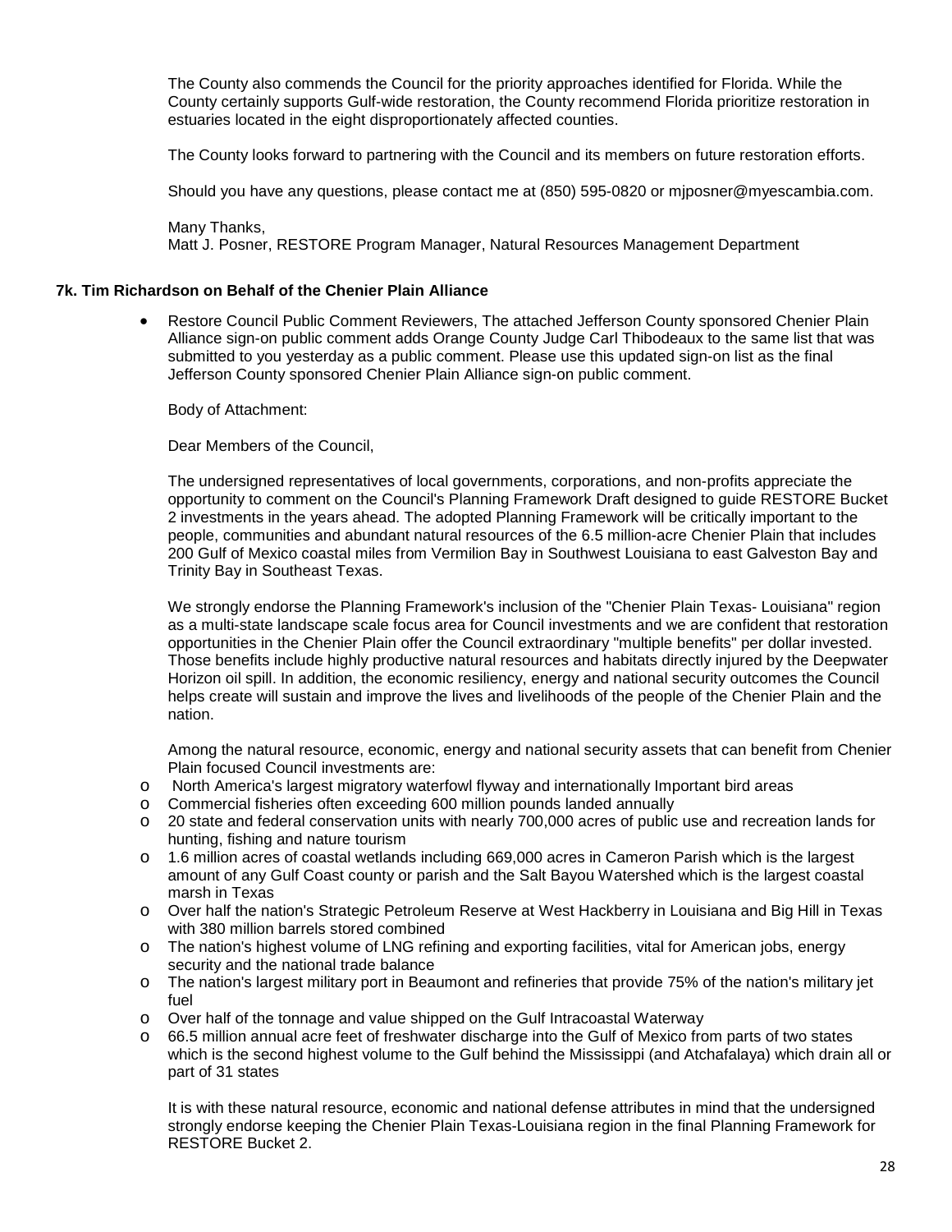The County also commends the Council for the priority approaches identified for Florida. While the County certainly supports Gulf-wide restoration, the County recommend Florida prioritize restoration in estuaries located in the eight disproportionately affected counties.

The County looks forward to partnering with the Council and its members on future restoration efforts.

Should you have any questions, please contact me at (850) 595-0820 or mjposner@myescambia.com.

Many Thanks,
Matt J. Posner, RESTORE Program Manager, Natural Resources Management Department

**7k. Tim Richardson on Behalf of the Chenier Plain Alliance**

- Restore Council Public Comment Reviewers, The attached Jefferson County sponsored Chenier Plain Alliance sign-on public comment adds Orange County Judge Carl Thibodeaux to the same list that was submitted to you yesterday as a public comment. Please use this updated sign-on list as the final Jefferson County sponsored Chenier Plain Alliance sign-on public comment.

  Body of Attachment:

  Dear Members of the Council,

  The undersigned representatives of local governments, corporations, and non-profits appreciate the opportunity to comment on the Council's Planning Framework Draft designed to guide RESTORE Bucket 2 investments in the years ahead. The adopted Planning Framework will be critically important to the people, communities and abundant natural resources of the 6.5 million-acre Chenier Plain that includes 200 Gulf of Mexico coastal miles from Vermilion Bay in Southwest Louisiana to east Galveston Bay and Trinity Bay in Southeast Texas.

  We strongly endorse the Planning Framework's inclusion of the "Chenier Plain Texas- Louisiana" region as a multi-state landscape scale focus area for Council investments and we are confident that restoration opportunities in the Chenier Plain offer the Council extraordinary "multiple benefits" per dollar invested. Those benefits include highly productive natural resources and habitats directly injured by the Deepwater Horizon oil spill. In addition, the economic resiliency, energy and national security outcomes the Council helps create will sustain and improve the lives and livelihoods of the people of the Chenier Plain and the nation.

  Among the natural resource, economic, energy and national security assets that can benefit from Chenier Plain focused Council investments are:

  - North America's largest migratory waterfowl flyway and internationally Important bird areas
  - Commercial fisheries often exceeding 600 million pounds landed annually
  - 20 state and federal conservation units with nearly 700,000 acres of public use and recreation lands for hunting, fishing and nature tourism
  - 1.6 million acres of coastal wetlands including 669,000 acres in Cameron Parish which is the largest amount of any Gulf Coast county or parish and the Salt Bayou Watershed which is the largest coastal marsh in Texas
  - Over half the nation's Strategic Petroleum Reserve at West Hackberry in Louisiana and Big Hill in Texas with 380 million barrels stored combined
  - The nation's highest volume of LNG refining and exporting facilities, vital for American jobs, energy security and the national trade balance
  - The nation's largest military port in Beaumont and refineries that provide 75% of the nation's military jet fuel
  - Over half of the tonnage and value shipped on the Gulf Intracoastal Waterway
  - 66.5 million annual acre feet of freshwater discharge into the Gulf of Mexico from parts of two states which is the second highest volume to the Gulf behind the Mississippi (and Atchafalaya) which drain all or part of 31 states

  It is with these natural resource, economic and national defense attributes in mind that the undersigned strongly endorse keeping the Chenier Plain Texas-Louisiana region in the final Planning Framework for RESTORE Bucket 2.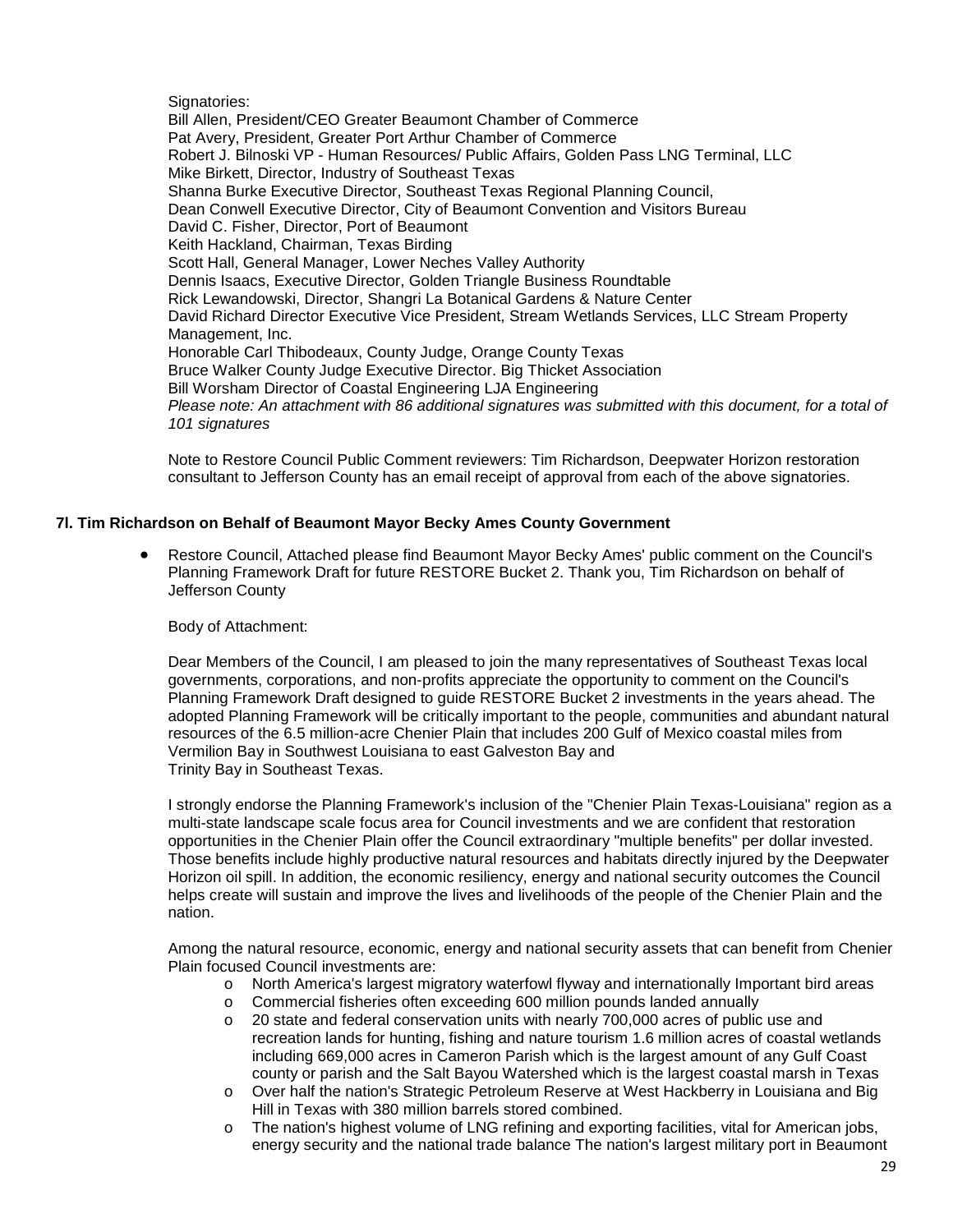Signatories:
Bill Allen, President/CEO Greater Beaumont Chamber of Commerce
Pat Avery, President, Greater Port Arthur Chamber of Commerce
Robert J. Bilnoski VP - Human Resources/ Public Affairs, Golden Pass LNG Terminal, LLC
Mike Birkett, Director, Industry of Southeast Texas
Shanna Burke Executive Director, Southeast Texas Regional Planning Council,
Dean Conwell Executive Director, City of Beaumont Convention and Visitors Bureau
David C. Fisher, Director, Port of Beaumont
Keith Hackland, Chairman, Texas Birding
Scott Hall, General Manager, Lower Neches Valley Authority
Dennis Isaacs, Executive Director, Golden Triangle Business Roundtable
Rick Lewandowski, Director, Shangri La Botanical Gardens & Nature Center
David Richard Director Executive Vice President, Stream Wetlands Services, LLC Stream Property Management, Inc.
Honorable Carl Thibodeaux, County Judge, Orange County Texas
Bruce Walker County Judge Executive Director. Big Thicket Association
Bill Worsham Director of Coastal Engineering LJA Engineering
*Please note: An attachment with 86 additional signatures was submitted with this document, for a total of 101 signatures*

Note to Restore Council Public Comment reviewers: Tim Richardson, Deepwater Horizon restoration consultant to Jefferson County has an email receipt of approval from each of the above signatories.

### 7l. Tim Richardson on Behalf of Beaumont Mayor Becky Ames County Government

- Restore Council, Attached please find Beaumont Mayor Becky Ames' public comment on the Council's Planning Framework Draft for future RESTORE Bucket 2. Thank you, Tim Richardson on behalf of Jefferson County

  Body of Attachment:

  Dear Members of the Council, I am pleased to join the many representatives of Southeast Texas local governments, corporations, and non-profits appreciate the opportunity to comment on the Council's Planning Framework Draft designed to guide RESTORE Bucket 2 investments in the years ahead. The adopted Planning Framework will be critically important to the people, communities and abundant natural resources of the 6.5 million-acre Chenier Plain that includes 200 Gulf of Mexico coastal miles from Vermilion Bay in Southwest Louisiana to east Galveston Bay and Trinity Bay in Southeast Texas.

  I strongly endorse the Planning Framework's inclusion of the "Chenier Plain Texas-Louisiana" region as a multi-state landscape scale focus area for Council investments and we are confident that restoration opportunities in the Chenier Plain offer the Council extraordinary "multiple benefits" per dollar invested. Those benefits include highly productive natural resources and habitats directly injured by the Deepwater Horizon oil spill. In addition, the economic resiliency, energy and national security outcomes the Council helps create will sustain and improve the lives and livelihoods of the people of the Chenier Plain and the nation.

  Among the natural resource, economic, energy and national security assets that can benefit from Chenier Plain focused Council investments are:

  - North America's largest migratory waterfowl flyway and internationally Important bird areas
  - Commercial fisheries often exceeding 600 million pounds landed annually
  - 20 state and federal conservation units with nearly 700,000 acres of public use and recreation lands for hunting, fishing and nature tourism 1.6 million acres of coastal wetlands including 669,000 acres in Cameron Parish which is the largest amount of any Gulf Coast county or parish and the Salt Bayou Watershed which is the largest coastal marsh in Texas
  - Over half the nation's Strategic Petroleum Reserve at West Hackberry in Louisiana and Big Hill in Texas with 380 million barrels stored combined.
  - The nation's highest volume of LNG refining and exporting facilities, vital for American jobs, energy security and the national trade balance The nation's largest military port in Beaumont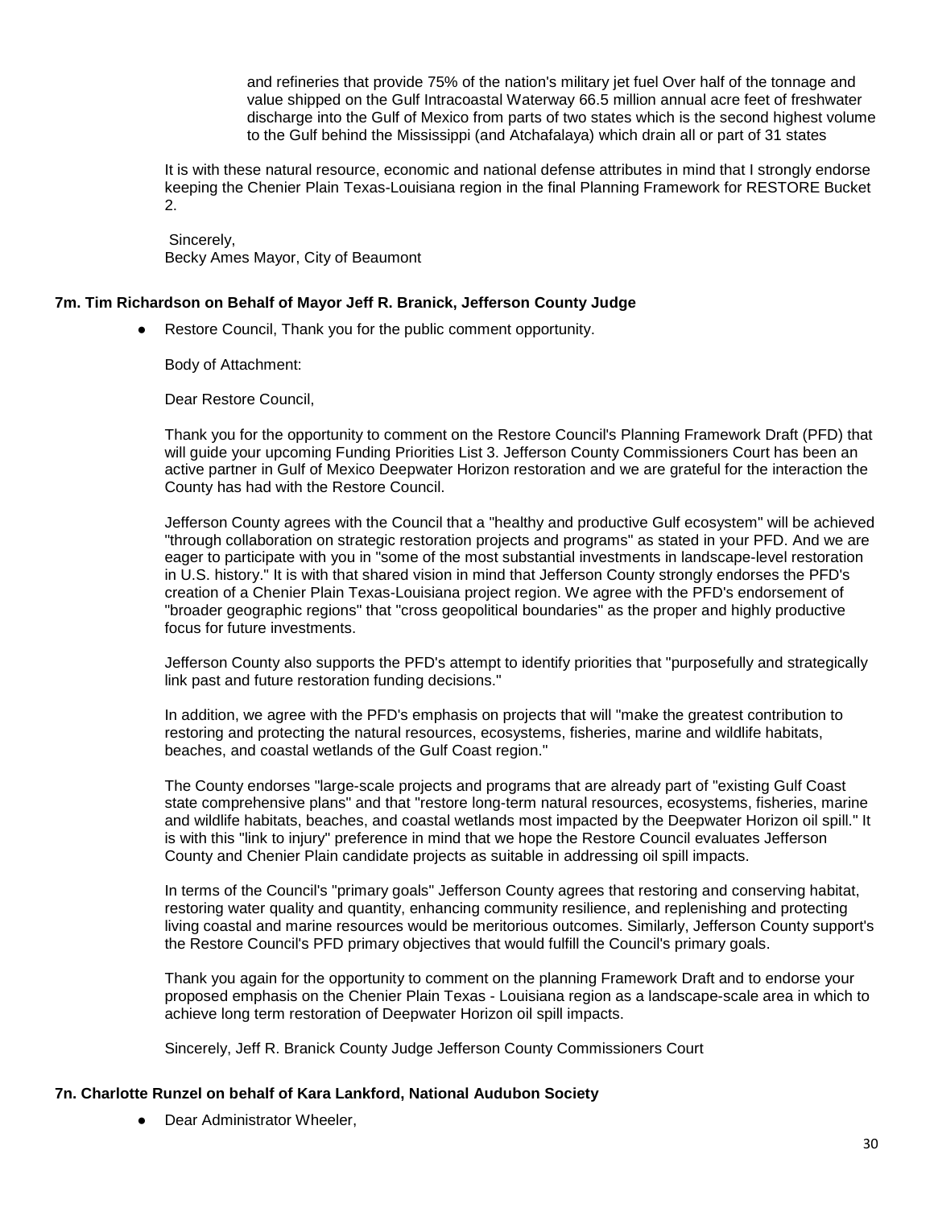and refineries that provide 75% of the nation's military jet fuel Over half of the tonnage and value shipped on the Gulf Intracoastal Waterway 66.5 million annual acre feet of freshwater discharge into the Gulf of Mexico from parts of two states which is the second highest volume to the Gulf behind the Mississippi (and Atchafalaya) which drain all or part of 31 states

It is with these natural resource, economic and national defense attributes in mind that I strongly endorse keeping the Chenier Plain Texas-Louisiana region in the final Planning Framework for RESTORE Bucket 2.

Sincerely,
Becky Ames Mayor, City of Beaumont

### 7m. Tim Richardson on Behalf of Mayor Jeff R. Branick, Jefferson County Judge

- Restore Council, Thank you for the public comment opportunity.

  Body of Attachment:

  Dear Restore Council,

  Thank you for the opportunity to comment on the Restore Council's Planning Framework Draft (PFD) that will guide your upcoming Funding Priorities List 3. Jefferson County Commissioners Court has been an active partner in Gulf of Mexico Deepwater Horizon restoration and we are grateful for the interaction the County has had with the Restore Council.

  Jefferson County agrees with the Council that a "healthy and productive Gulf ecosystem" will be achieved "through collaboration on strategic restoration projects and programs" as stated in your PFD. And we are eager to participate with you in "some of the most substantial investments in landscape-level restoration in U.S. history." It is with that shared vision in mind that Jefferson County strongly endorses the PFD's creation of a Chenier Plain Texas-Louisiana project region. We agree with the PFD's endorsement of "broader geographic regions" that "cross geopolitical boundaries" as the proper and highly productive focus for future investments.

  Jefferson County also supports the PFD's attempt to identify priorities that "purposefully and strategically link past and future restoration funding decisions."

  In addition, we agree with the PFD's emphasis on projects that will "make the greatest contribution to restoring and protecting the natural resources, ecosystems, fisheries, marine and wildlife habitats, beaches, and coastal wetlands of the Gulf Coast region."

  The County endorses "large-scale projects and programs that are already part of "existing Gulf Coast state comprehensive plans" and that "restore long-term natural resources, ecosystems, fisheries, marine and wildlife habitats, beaches, and coastal wetlands most impacted by the Deepwater Horizon oil spill." It is with this "link to injury" preference in mind that we hope the Restore Council evaluates Jefferson County and Chenier Plain candidate projects as suitable in addressing oil spill impacts.

  In terms of the Council's "primary goals" Jefferson County agrees that restoring and conserving habitat, restoring water quality and quantity, enhancing community resilience, and replenishing and protecting living coastal and marine resources would be meritorious outcomes. Similarly, Jefferson County support's the Restore Council's PFD primary objectives that would fulfill the Council's primary goals.

  Thank you again for the opportunity to comment on the planning Framework Draft and to endorse your proposed emphasis on the Chenier Plain Texas - Louisiana region as a landscape-scale area in which to achieve long term restoration of Deepwater Horizon oil spill impacts.

  Sincerely, Jeff R. Branick County Judge Jefferson County Commissioners Court

### 7n. Charlotte Runzel on behalf of Kara Lankford, National Audubon Society

- Dear Administrator Wheeler,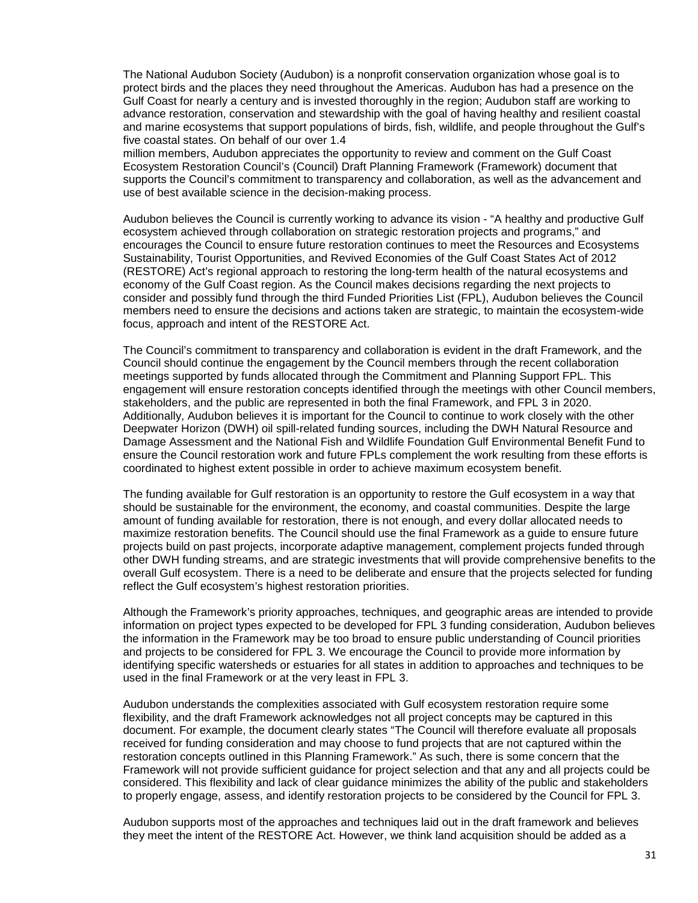The National Audubon Society (Audubon) is a nonprofit conservation organization whose goal is to protect birds and the places they need throughout the Americas. Audubon has had a presence on the Gulf Coast for nearly a century and is invested thoroughly in the region; Audubon staff are working to advance restoration, conservation and stewardship with the goal of having healthy and resilient coastal and marine ecosystems that support populations of birds, fish, wildlife, and people throughout the Gulf's five coastal states. On behalf of our over 1.4 million members, Audubon appreciates the opportunity to review and comment on the Gulf Coast Ecosystem Restoration Council's (Council) Draft Planning Framework (Framework) document that supports the Council's commitment to transparency and collaboration, as well as the advancement and use of best available science in the decision-making process.

Audubon believes the Council is currently working to advance its vision - "A healthy and productive Gulf ecosystem achieved through collaboration on strategic restoration projects and programs," and encourages the Council to ensure future restoration continues to meet the Resources and Ecosystems Sustainability, Tourist Opportunities, and Revived Economies of the Gulf Coast States Act of 2012 (RESTORE) Act's regional approach to restoring the long-term health of the natural ecosystems and economy of the Gulf Coast region. As the Council makes decisions regarding the next projects to consider and possibly fund through the third Funded Priorities List (FPL), Audubon believes the Council members need to ensure the decisions and actions taken are strategic, to maintain the ecosystem-wide focus, approach and intent of the RESTORE Act.

The Council's commitment to transparency and collaboration is evident in the draft Framework, and the Council should continue the engagement by the Council members through the recent collaboration meetings supported by funds allocated through the Commitment and Planning Support FPL. This engagement will ensure restoration concepts identified through the meetings with other Council members, stakeholders, and the public are represented in both the final Framework, and FPL 3 in 2020. Additionally, Audubon believes it is important for the Council to continue to work closely with the other Deepwater Horizon (DWH) oil spill-related funding sources, including the DWH Natural Resource and Damage Assessment and the National Fish and Wildlife Foundation Gulf Environmental Benefit Fund to ensure the Council restoration work and future FPLs complement the work resulting from these efforts is coordinated to highest extent possible in order to achieve maximum ecosystem benefit.

The funding available for Gulf restoration is an opportunity to restore the Gulf ecosystem in a way that should be sustainable for the environment, the economy, and coastal communities. Despite the large amount of funding available for restoration, there is not enough, and every dollar allocated needs to maximize restoration benefits. The Council should use the final Framework as a guide to ensure future projects build on past projects, incorporate adaptive management, complement projects funded through other DWH funding streams, and are strategic investments that will provide comprehensive benefits to the overall Gulf ecosystem. There is a need to be deliberate and ensure that the projects selected for funding reflect the Gulf ecosystem's highest restoration priorities.

Although the Framework's priority approaches, techniques, and geographic areas are intended to provide information on project types expected to be developed for FPL 3 funding consideration, Audubon believes the information in the Framework may be too broad to ensure public understanding of Council priorities and projects to be considered for FPL 3. We encourage the Council to provide more information by identifying specific watersheds or estuaries for all states in addition to approaches and techniques to be used in the final Framework or at the very least in FPL 3.

Audubon understands the complexities associated with Gulf ecosystem restoration require some flexibility, and the draft Framework acknowledges not all project concepts may be captured in this document. For example, the document clearly states "The Council will therefore evaluate all proposals received for funding consideration and may choose to fund projects that are not captured within the restoration concepts outlined in this Planning Framework." As such, there is some concern that the Framework will not provide sufficient guidance for project selection and that any and all projects could be considered. This flexibility and lack of clear guidance minimizes the ability of the public and stakeholders to properly engage, assess, and identify restoration projects to be considered by the Council for FPL 3.

Audubon supports most of the approaches and techniques laid out in the draft framework and believes they meet the intent of the RESTORE Act. However, we think land acquisition should be added as a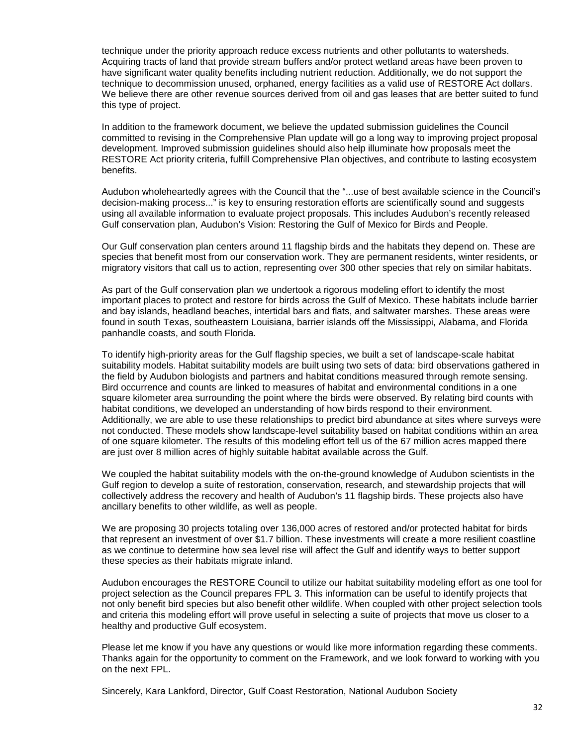technique under the priority approach reduce excess nutrients and other pollutants to watersheds. Acquiring tracts of land that provide stream buffers and/or protect wetland areas have been proven to have significant water quality benefits including nutrient reduction. Additionally, we do not support the technique to decommission unused, orphaned, energy facilities as a valid use of RESTORE Act dollars. We believe there are other revenue sources derived from oil and gas leases that are better suited to fund this type of project.

In addition to the framework document, we believe the updated submission guidelines the Council committed to revising in the Comprehensive Plan update will go a long way to improving project proposal development. Improved submission guidelines should also help illuminate how proposals meet the RESTORE Act priority criteria, fulfill Comprehensive Plan objectives, and contribute to lasting ecosystem benefits.

Audubon wholeheartedly agrees with the Council that the "...use of best available science in the Council's decision-making process..." is key to ensuring restoration efforts are scientifically sound and suggests using all available information to evaluate project proposals. This includes Audubon's recently released Gulf conservation plan, Audubon's Vision: Restoring the Gulf of Mexico for Birds and People.

Our Gulf conservation plan centers around 11 flagship birds and the habitats they depend on. These are species that benefit most from our conservation work. They are permanent residents, winter residents, or migratory visitors that call us to action, representing over 300 other species that rely on similar habitats.

As part of the Gulf conservation plan we undertook a rigorous modeling effort to identify the most important places to protect and restore for birds across the Gulf of Mexico. These habitats include barrier and bay islands, headland beaches, intertidal bars and flats, and saltwater marshes. These areas were found in south Texas, southeastern Louisiana, barrier islands off the Mississippi, Alabama, and Florida panhandle coasts, and south Florida.

To identify high-priority areas for the Gulf flagship species, we built a set of landscape-scale habitat suitability models. Habitat suitability models are built using two sets of data: bird observations gathered in the field by Audubon biologists and partners and habitat conditions measured through remote sensing. Bird occurrence and counts are linked to measures of habitat and environmental conditions in a one square kilometer area surrounding the point where the birds were observed. By relating bird counts with habitat conditions, we developed an understanding of how birds respond to their environment. Additionally, we are able to use these relationships to predict bird abundance at sites where surveys were not conducted. These models show landscape-level suitability based on habitat conditions within an area of one square kilometer. The results of this modeling effort tell us of the 67 million acres mapped there are just over 8 million acres of highly suitable habitat available across the Gulf.

We coupled the habitat suitability models with the on-the-ground knowledge of Audubon scientists in the Gulf region to develop a suite of restoration, conservation, research, and stewardship projects that will collectively address the recovery and health of Audubon's 11 flagship birds. These projects also have ancillary benefits to other wildlife, as well as people.

We are proposing 30 projects totaling over 136,000 acres of restored and/or protected habitat for birds that represent an investment of over $1.7 billion. These investments will create a more resilient coastline as we continue to determine how sea level rise will affect the Gulf and identify ways to better support these species as their habitats migrate inland.

Audubon encourages the RESTORE Council to utilize our habitat suitability modeling effort as one tool for project selection as the Council prepares FPL 3. This information can be useful to identify projects that not only benefit bird species but also benefit other wildlife. When coupled with other project selection tools and criteria this modeling effort will prove useful in selecting a suite of projects that move us closer to a healthy and productive Gulf ecosystem.

Please let me know if you have any questions or would like more information regarding these comments. Thanks again for the opportunity to comment on the Framework, and we look forward to working with you on the next FPL.

Sincerely, Kara Lankford, Director, Gulf Coast Restoration, National Audubon Society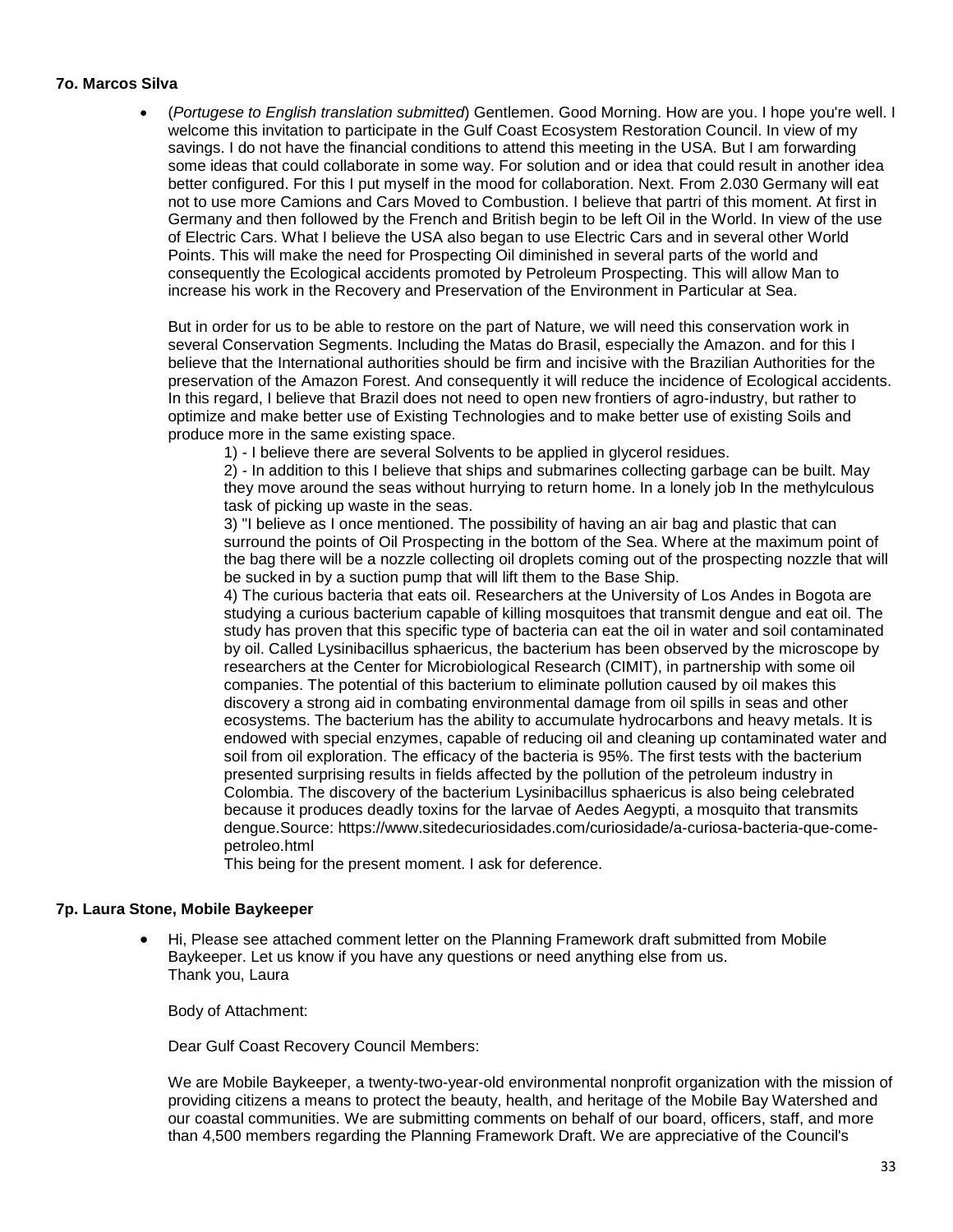**7o. Marcos Silva**

- (*Portugese to English translation submitted*) Gentlemen. Good Morning. How are you. I hope you're well. I welcome this invitation to participate in the Gulf Coast Ecosystem Restoration Council. In view of my savings. I do not have the financial conditions to attend this meeting in the USA. But I am forwarding some ideas that could collaborate in some way. For solution and or idea that could result in another idea better configured. For this I put myself in the mood for collaboration. Next. From 2.030 Germany will eat not to use more Camions and Cars Moved to Combustion. I believe that partri of this moment. At first in Germany and then followed by the French and British begin to be left Oil in the World. In view of the use of Electric Cars. What I believe the USA also began to use Electric Cars and in several other World Points. This will make the need for Prospecting Oil diminished in several parts of the world and consequently the Ecological accidents promoted by Petroleum Prospecting. This will allow Man to increase his work in the Recovery and Preservation of the Environment in Particular at Sea.

  But in order for us to be able to restore on the part of Nature, we will need this conservation work in several Conservation Segments. Including the Matas do Brasil, especially the Amazon. and for this I believe that the International authorities should be firm and incisive with the Brazilian Authorities for the preservation of the Amazon Forest. And consequently it will reduce the incidence of Ecological accidents. In this regard, I believe that Brazil does not need to open new frontiers of agro-industry, but rather to optimize and make better use of Existing Technologies and to make better use of existing Soils and produce more in the same existing space.

  1) - I believe there are several Solvents to be applied in glycerol residues.

  2) - In addition to this I believe that ships and submarines collecting garbage can be built. May they move around the seas without hurrying to return home. In a lonely job In the methylculous task of picking up waste in the seas.

  3) "I believe as I once mentioned. The possibility of having an air bag and plastic that can surround the points of Oil Prospecting in the bottom of the Sea. Where at the maximum point of the bag there will be a nozzle collecting oil droplets coming out of the prospecting nozzle that will be sucked in by a suction pump that will lift them to the Base Ship.

  4) The curious bacteria that eats oil. Researchers at the University of Los Andes in Bogota are studying a curious bacterium capable of killing mosquitoes that transmit dengue and eat oil. The study has proven that this specific type of bacteria can eat the oil in water and soil contaminated by oil. Called Lysinibacillus sphaericus, the bacterium has been observed by the microscope by researchers at the Center for Microbiological Research (CIMIT), in partnership with some oil companies. The potential of this bacterium to eliminate pollution caused by oil makes this discovery a strong aid in combating environmental damage from oil spills in seas and other ecosystems. The bacterium has the ability to accumulate hydrocarbons and heavy metals. It is endowed with special enzymes, capable of reducing oil and cleaning up contaminated water and soil from oil exploration. The efficacy of the bacteria is 95%. The first tests with the bacterium presented surprising results in fields affected by the pollution of the petroleum industry in Colombia. The discovery of the bacterium Lysinibacillus sphaericus is also being celebrated because it produces deadly toxins for the larvae of Aedes Aegypti, a mosquito that transmits dengue.Source: https://www.sitedecuriosidades.com/curiosidade/a-curiosa-bacteria-que-come-petroleo.html

  This being for the present moment. I ask for deference.

**7p. Laura Stone, Mobile Baykeeper**

- Hi, Please see attached comment letter on the Planning Framework draft submitted from Mobile Baykeeper. Let us know if you have any questions or need anything else from us.
  Thank you, Laura

  Body of Attachment:

  Dear Gulf Coast Recovery Council Members:

  We are Mobile Baykeeper, a twenty-two-year-old environmental nonprofit organization with the mission of providing citizens a means to protect the beauty, health, and heritage of the Mobile Bay Watershed and our coastal communities. We are submitting comments on behalf of our board, officers, staff, and more than 4,500 members regarding the Planning Framework Draft. We are appreciative of the Council's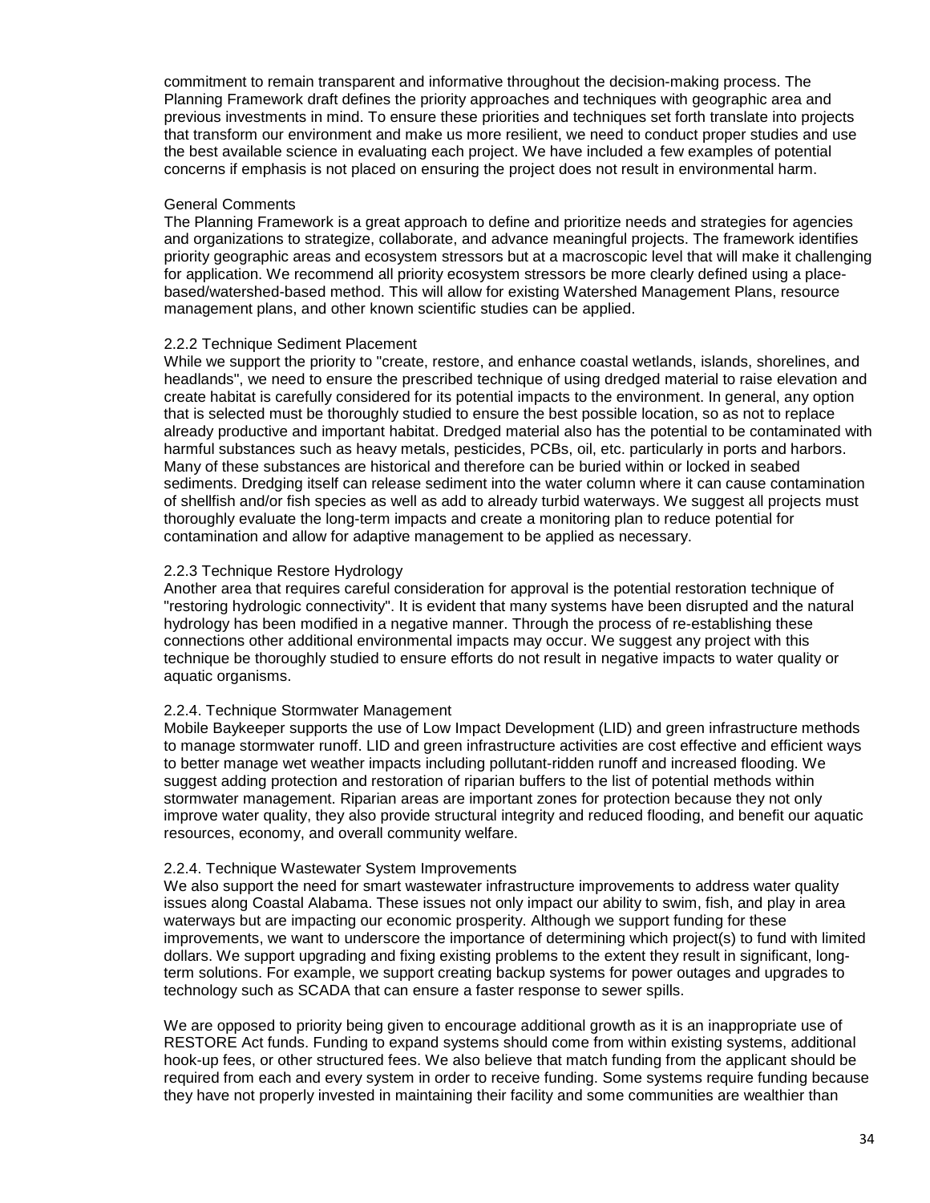commitment to remain transparent and informative throughout the decision-making process. The Planning Framework draft defines the priority approaches and techniques with geographic area and previous investments in mind. To ensure these priorities and techniques set forth translate into projects that transform our environment and make us more resilient, we need to conduct proper studies and use the best available science in evaluating each project. We have included a few examples of potential concerns if emphasis is not placed on ensuring the project does not result in environmental harm.

General Comments

The Planning Framework is a great approach to define and prioritize needs and strategies for agencies and organizations to strategize, collaborate, and advance meaningful projects. The framework identifies priority geographic areas and ecosystem stressors but at a macroscopic level that will make it challenging for application. We recommend all priority ecosystem stressors be more clearly defined using a place-based/watershed-based method. This will allow for existing Watershed Management Plans, resource management plans, and other known scientific studies can be applied.

2.2.2 Technique Sediment Placement

While we support the priority to "create, restore, and enhance coastal wetlands, islands, shorelines, and headlands", we need to ensure the prescribed technique of using dredged material to raise elevation and create habitat is carefully considered for its potential impacts to the environment. In general, any option that is selected must be thoroughly studied to ensure the best possible location, so as not to replace already productive and important habitat. Dredged material also has the potential to be contaminated with harmful substances such as heavy metals, pesticides, PCBs, oil, etc. particularly in ports and harbors. Many of these substances are historical and therefore can be buried within or locked in seabed sediments. Dredging itself can release sediment into the water column where it can cause contamination of shellfish and/or fish species as well as add to already turbid waterways. We suggest all projects must thoroughly evaluate the long-term impacts and create a monitoring plan to reduce potential for contamination and allow for adaptive management to be applied as necessary.

2.2.3 Technique Restore Hydrology

Another area that requires careful consideration for approval is the potential restoration technique of "restoring hydrologic connectivity". It is evident that many systems have been disrupted and the natural hydrology has been modified in a negative manner. Through the process of re-establishing these connections other additional environmental impacts may occur. We suggest any project with this technique be thoroughly studied to ensure efforts do not result in negative impacts to water quality or aquatic organisms.

2.2.4. Technique Stormwater Management

Mobile Baykeeper supports the use of Low Impact Development (LID) and green infrastructure methods to manage stormwater runoff. LID and green infrastructure activities are cost effective and efficient ways to better manage wet weather impacts including pollutant-ridden runoff and increased flooding. We suggest adding protection and restoration of riparian buffers to the list of potential methods within stormwater management. Riparian areas are important zones for protection because they not only improve water quality, they also provide structural integrity and reduced flooding, and benefit our aquatic resources, economy, and overall community welfare.

2.2.4. Technique Wastewater System Improvements

We also support the need for smart wastewater infrastructure improvements to address water quality issues along Coastal Alabama. These issues not only impact our ability to swim, fish, and play in area waterways but are impacting our economic prosperity. Although we support funding for these improvements, we want to underscore the importance of determining which project(s) to fund with limited dollars. We support upgrading and fixing existing problems to the extent they result in significant, long-term solutions. For example, we support creating backup systems for power outages and upgrades to technology such as SCADA that can ensure a faster response to sewer spills.

We are opposed to priority being given to encourage additional growth as it is an inappropriate use of RESTORE Act funds. Funding to expand systems should come from within existing systems, additional hook-up fees, or other structured fees. We also believe that match funding from the applicant should be required from each and every system in order to receive funding. Some systems require funding because they have not properly invested in maintaining their facility and some communities are wealthier than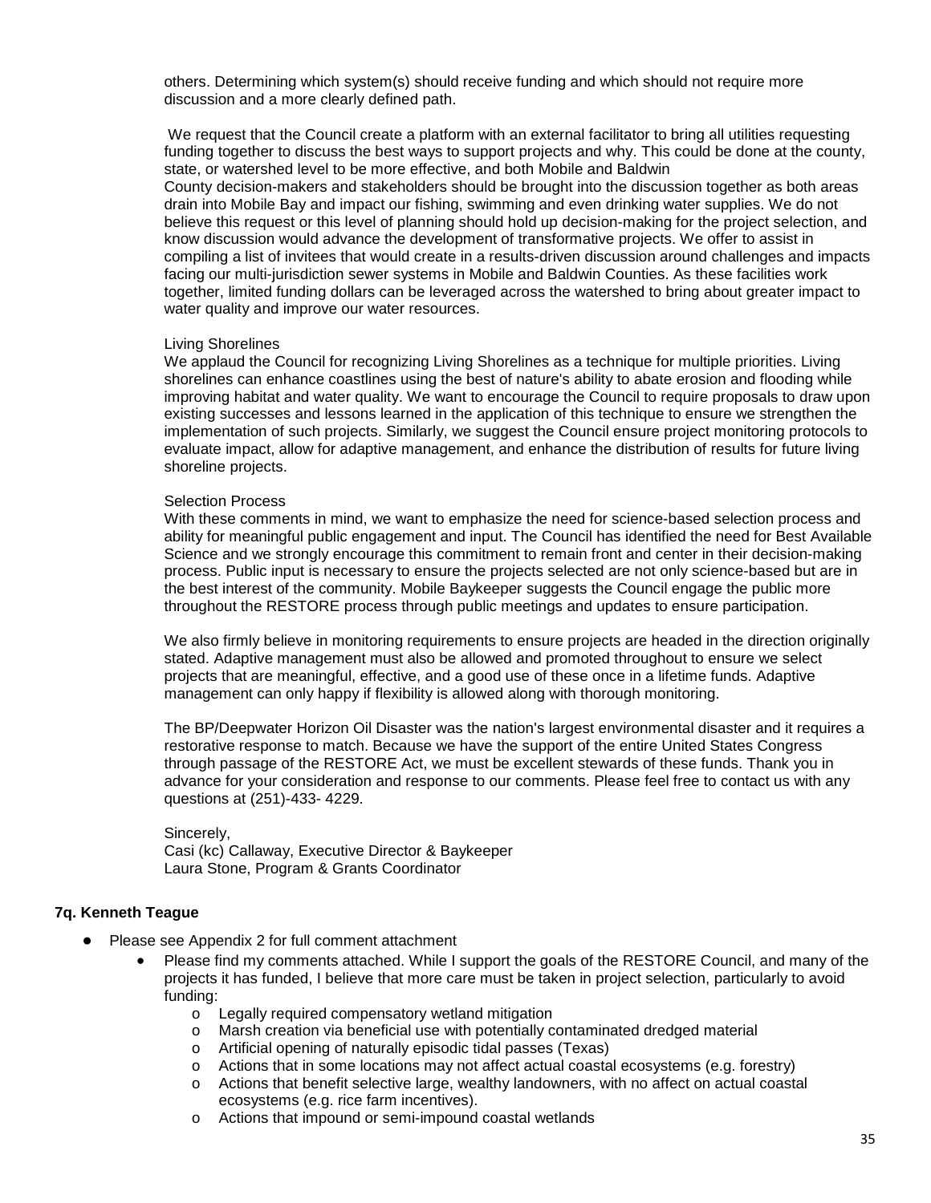others. Determining which system(s) should receive funding and which should not require more discussion and a more clearly defined path.

We request that the Council create a platform with an external facilitator to bring all utilities requesting funding together to discuss the best ways to support projects and why. This could be done at the county, state, or watershed level to be more effective, and both Mobile and Baldwin County decision-makers and stakeholders should be brought into the discussion together as both areas drain into Mobile Bay and impact our fishing, swimming and even drinking water supplies. We do not believe this request or this level of planning should hold up decision-making for the project selection, and know discussion would advance the development of transformative projects. We offer to assist in compiling a list of invitees that would create in a results-driven discussion around challenges and impacts facing our multi-jurisdiction sewer systems in Mobile and Baldwin Counties. As these facilities work together, limited funding dollars can be leveraged across the watershed to bring about greater impact to water quality and improve our water resources.

Living Shorelines
We applaud the Council for recognizing Living Shorelines as a technique for multiple priorities. Living shorelines can enhance coastlines using the best of nature's ability to abate erosion and flooding while improving habitat and water quality. We want to encourage the Council to require proposals to draw upon existing successes and lessons learned in the application of this technique to ensure we strengthen the implementation of such projects. Similarly, we suggest the Council ensure project monitoring protocols to evaluate impact, allow for adaptive management, and enhance the distribution of results for future living shoreline projects.

Selection Process
With these comments in mind, we want to emphasize the need for science-based selection process and ability for meaningful public engagement and input. The Council has identified the need for Best Available Science and we strongly encourage this commitment to remain front and center in their decision-making process. Public input is necessary to ensure the projects selected are not only science-based but are in the best interest of the community. Mobile Baykeeper suggests the Council engage the public more throughout the RESTORE process through public meetings and updates to ensure participation.

We also firmly believe in monitoring requirements to ensure projects are headed in the direction originally stated. Adaptive management must also be allowed and promoted throughout to ensure we select projects that are meaningful, effective, and a good use of these once in a lifetime funds. Adaptive management can only happy if flexibility is allowed along with thorough monitoring.

The BP/Deepwater Horizon Oil Disaster was the nation's largest environmental disaster and it requires a restorative response to match. Because we have the support of the entire United States Congress through passage of the RESTORE Act, we must be excellent stewards of these funds. Thank you in advance for your consideration and response to our comments. Please feel free to contact us with any questions at (251)-433- 4229.

Sincerely,
Casi (kc) Callaway, Executive Director & Baykeeper
Laura Stone, Program & Grants Coordinator

### 7q. Kenneth Teague

- Please see Appendix 2 for full comment attachment
  - Please find my comments attached. While I support the goals of the RESTORE Council, and many of the projects it has funded, I believe that more care must be taken in project selection, particularly to avoid funding:
    - Legally required compensatory wetland mitigation
    - Marsh creation via beneficial use with potentially contaminated dredged material
    - Artificial opening of naturally episodic tidal passes (Texas)
    - Actions that in some locations may not affect actual coastal ecosystems (e.g. forestry)
    - Actions that benefit selective large, wealthy landowners, with no affect on actual coastal ecosystems (e.g. rice farm incentives).
    - Actions that impound or semi-impound coastal wetlands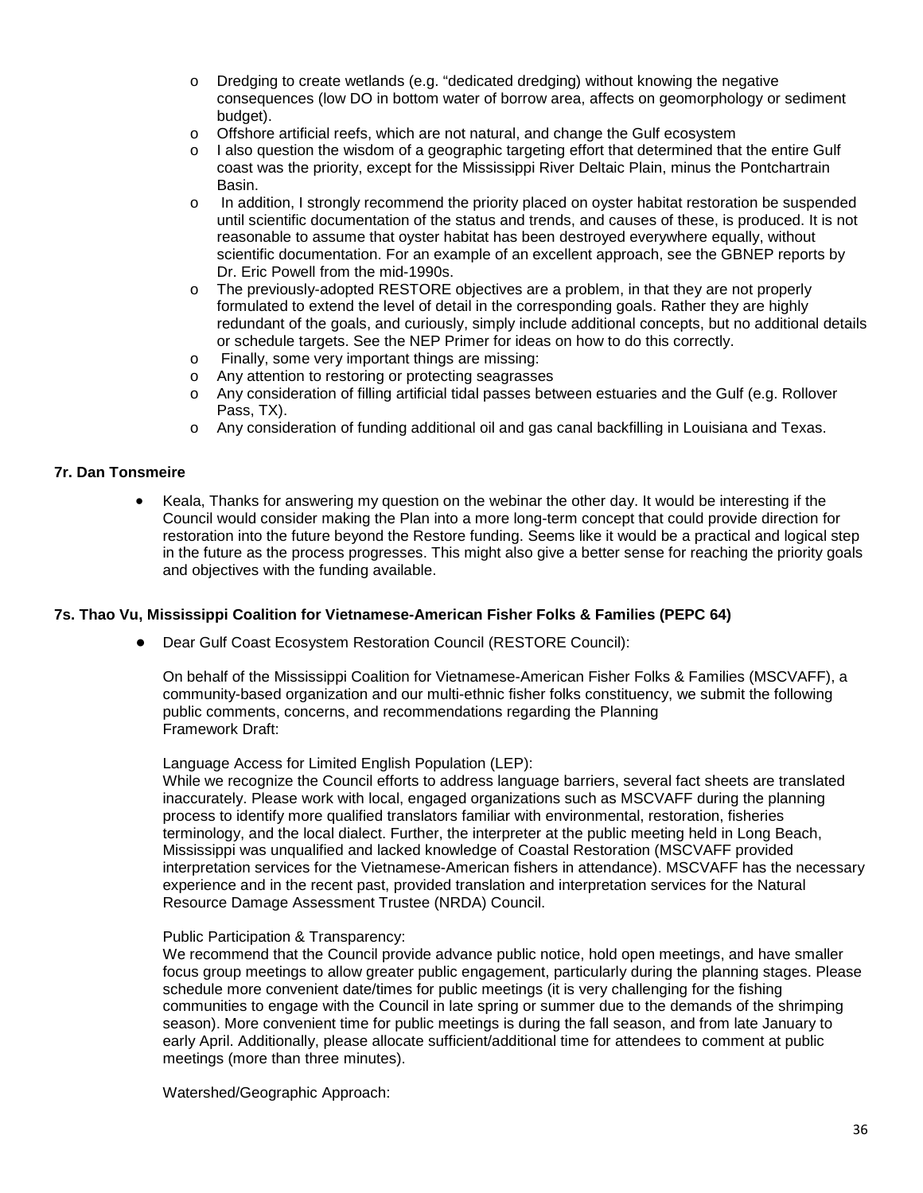- Dredging to create wetlands (e.g. "dedicated dredging) without knowing the negative consequences (low DO in bottom water of borrow area, affects on geomorphology or sediment budget).
- Offshore artificial reefs, which are not natural, and change the Gulf ecosystem
- I also question the wisdom of a geographic targeting effort that determined that the entire Gulf coast was the priority, except for the Mississippi River Deltaic Plain, minus the Pontchartrain Basin.
- In addition, I strongly recommend the priority placed on oyster habitat restoration be suspended until scientific documentation of the status and trends, and causes of these, is produced. It is not reasonable to assume that oyster habitat has been destroyed everywhere equally, without scientific documentation. For an example of an excellent approach, see the GBNEP reports by Dr. Eric Powell from the mid-1990s.
- The previously-adopted RESTORE objectives are a problem, in that they are not properly formulated to extend the level of detail in the corresponding goals. Rather they are highly redundant of the goals, and curiously, simply include additional concepts, but no additional details or schedule targets. See the NEP Primer for ideas on how to do this correctly.
- Finally, some very important things are missing:
- Any attention to restoring or protecting seagrasses
- Any consideration of filling artificial tidal passes between estuaries and the Gulf (e.g. Rollover Pass, TX).
- Any consideration of funding additional oil and gas canal backfilling in Louisiana and Texas.

**7r. Dan Tonsmeire**

- Keala, Thanks for answering my question on the webinar the other day. It would be interesting if the Council would consider making the Plan into a more long-term concept that could provide direction for restoration into the future beyond the Restore funding. Seems like it would be a practical and logical step in the future as the process progresses. This might also give a better sense for reaching the priority goals and objectives with the funding available.

**7s. Thao Vu, Mississippi Coalition for Vietnamese-American Fisher Folks & Families (PEPC 64)**

- Dear Gulf Coast Ecosystem Restoration Council (RESTORE Council):

  On behalf of the Mississippi Coalition for Vietnamese-American Fisher Folks & Families (MSCVAFF), a community-based organization and our multi-ethnic fisher folks constituency, we submit the following public comments, concerns, and recommendations regarding the Planning Framework Draft:

  Language Access for Limited English Population (LEP):
  While we recognize the Council efforts to address language barriers, several fact sheets are translated inaccurately. Please work with local, engaged organizations such as MSCVAFF during the planning process to identify more qualified translators familiar with environmental, restoration, fisheries terminology, and the local dialect. Further, the interpreter at the public meeting held in Long Beach, Mississippi was unqualified and lacked knowledge of Coastal Restoration (MSCVAFF provided interpretation services for the Vietnamese-American fishers in attendance). MSCVAFF has the necessary experience and in the recent past, provided translation and interpretation services for the Natural Resource Damage Assessment Trustee (NRDA) Council.

  Public Participation & Transparency:
  We recommend that the Council provide advance public notice, hold open meetings, and have smaller focus group meetings to allow greater public engagement, particularly during the planning stages. Please schedule more convenient date/times for public meetings (it is very challenging for the fishing communities to engage with the Council in late spring or summer due to the demands of the shrimping season). More convenient time for public meetings is during the fall season, and from late January to early April. Additionally, please allocate sufficient/additional time for attendees to comment at public meetings (more than three minutes).

  Watershed/Geographic Approach: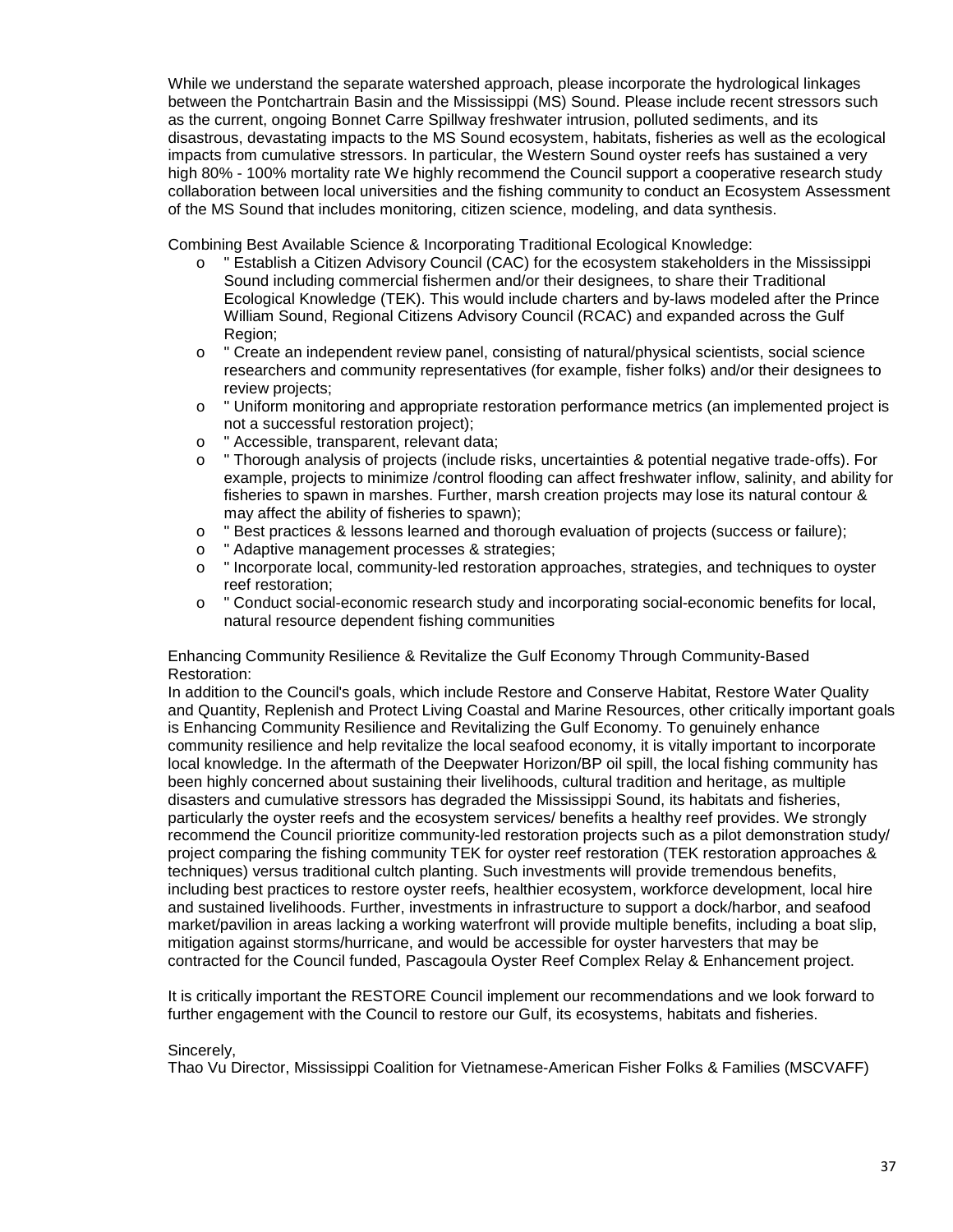While we understand the separate watershed approach, please incorporate the hydrological linkages between the Pontchartrain Basin and the Mississippi (MS) Sound. Please include recent stressors such as the current, ongoing Bonnet Carre Spillway freshwater intrusion, polluted sediments, and its disastrous, devastating impacts to the MS Sound ecosystem, habitats, fisheries as well as the ecological impacts from cumulative stressors. In particular, the Western Sound oyster reefs has sustained a very high 80% - 100% mortality rate We highly recommend the Council support a cooperative research study collaboration between local universities and the fishing community to conduct an Ecosystem Assessment of the MS Sound that includes monitoring, citizen science, modeling, and data synthesis.

Combining Best Available Science & Incorporating Traditional Ecological Knowledge:

- " Establish a Citizen Advisory Council (CAC) for the ecosystem stakeholders in the Mississippi Sound including commercial fishermen and/or their designees, to share their Traditional Ecological Knowledge (TEK). This would include charters and by-laws modeled after the Prince William Sound, Regional Citizens Advisory Council (RCAC) and expanded across the Gulf Region;
- " Create an independent review panel, consisting of natural/physical scientists, social science researchers and community representatives (for example, fisher folks) and/or their designees to review projects;
- " Uniform monitoring and appropriate restoration performance metrics (an implemented project is not a successful restoration project);
- " Accessible, transparent, relevant data;
- " Thorough analysis of projects (include risks, uncertainties & potential negative trade-offs). For example, projects to minimize /control flooding can affect freshwater inflow, salinity, and ability for fisheries to spawn in marshes. Further, marsh creation projects may lose its natural contour & may affect the ability of fisheries to spawn);
- " Best practices & lessons learned and thorough evaluation of projects (success or failure);
- " Adaptive management processes & strategies;
- " Incorporate local, community-led restoration approaches, strategies, and techniques to oyster reef restoration;
- " Conduct social-economic research study and incorporating social-economic benefits for local, natural resource dependent fishing communities

Enhancing Community Resilience & Revitalize the Gulf Economy Through Community-Based Restoration:

In addition to the Council's goals, which include Restore and Conserve Habitat, Restore Water Quality and Quantity, Replenish and Protect Living Coastal and Marine Resources, other critically important goals is Enhancing Community Resilience and Revitalizing the Gulf Economy. To genuinely enhance community resilience and help revitalize the local seafood economy, it is vitally important to incorporate local knowledge. In the aftermath of the Deepwater Horizon/BP oil spill, the local fishing community has been highly concerned about sustaining their livelihoods, cultural tradition and heritage, as multiple disasters and cumulative stressors has degraded the Mississippi Sound, its habitats and fisheries, particularly the oyster reefs and the ecosystem services/ benefits a healthy reef provides. We strongly recommend the Council prioritize community-led restoration projects such as a pilot demonstration study/ project comparing the fishing community TEK for oyster reef restoration (TEK restoration approaches & techniques) versus traditional cultch planting. Such investments will provide tremendous benefits, including best practices to restore oyster reefs, healthier ecosystem, workforce development, local hire and sustained livelihoods. Further, investments in infrastructure to support a dock/harbor, and seafood market/pavilion in areas lacking a working waterfront will provide multiple benefits, including a boat slip, mitigation against storms/hurricane, and would be accessible for oyster harvesters that may be contracted for the Council funded, Pascagoula Oyster Reef Complex Relay & Enhancement project.

It is critically important the RESTORE Council implement our recommendations and we look forward to further engagement with the Council to restore our Gulf, its ecosystems, habitats and fisheries.

Sincerely,
Thao Vu Director, Mississippi Coalition for Vietnamese-American Fisher Folks & Families (MSCVAFF)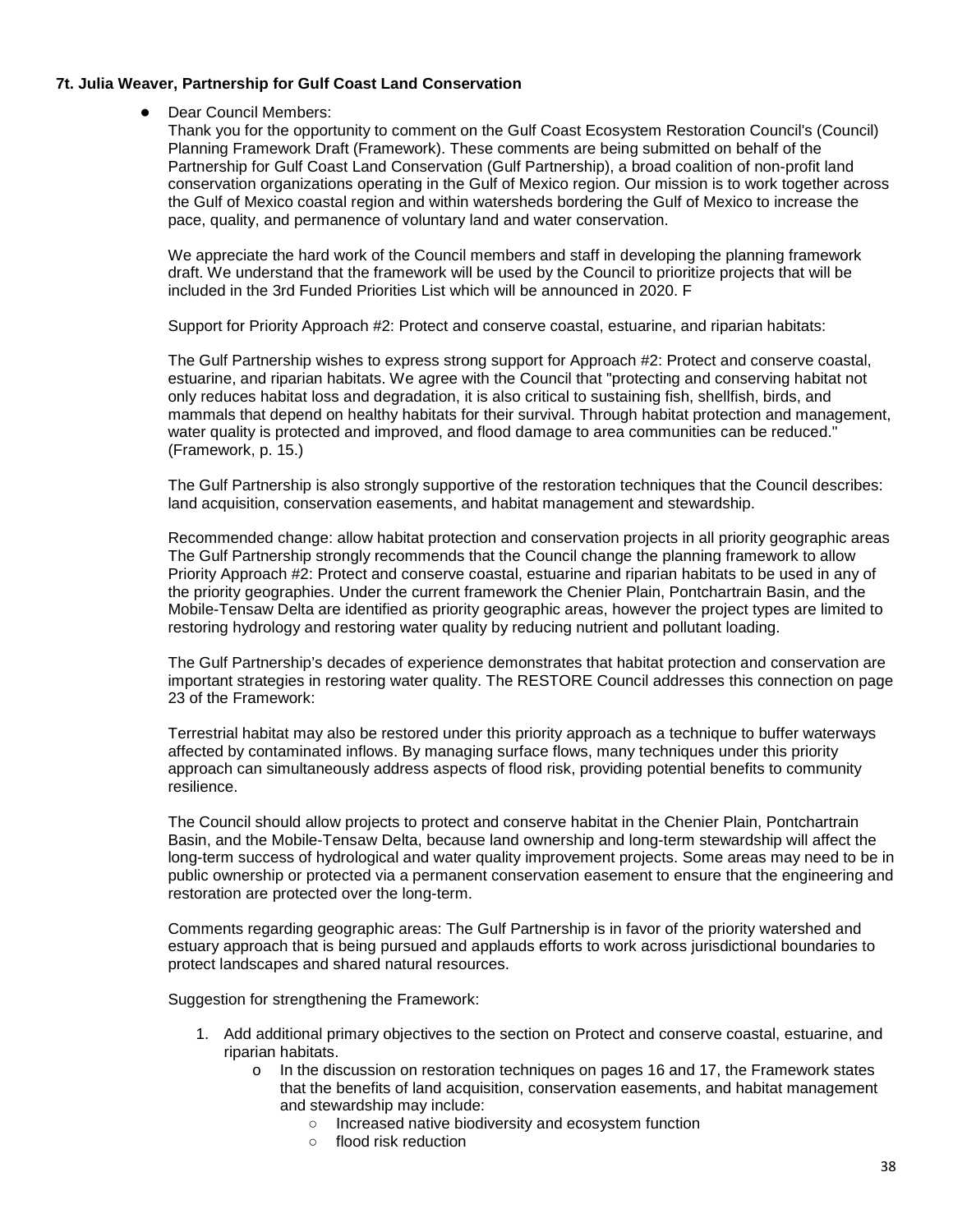**7t. Julia Weaver, Partnership for Gulf Coast Land Conservation**

- Dear Council Members:

  Thank you for the opportunity to comment on the Gulf Coast Ecosystem Restoration Council's (Council) Planning Framework Draft (Framework). These comments are being submitted on behalf of the Partnership for Gulf Coast Land Conservation (Gulf Partnership), a broad coalition of non-profit land conservation organizations operating in the Gulf of Mexico region. Our mission is to work together across the Gulf of Mexico coastal region and within watersheds bordering the Gulf of Mexico to increase the pace, quality, and permanence of voluntary land and water conservation.

  We appreciate the hard work of the Council members and staff in developing the planning framework draft. We understand that the framework will be used by the Council to prioritize projects that will be included in the 3rd Funded Priorities List which will be announced in 2020. F

  Support for Priority Approach #2: Protect and conserve coastal, estuarine, and riparian habitats:

  The Gulf Partnership wishes to express strong support for Approach #2: Protect and conserve coastal, estuarine, and riparian habitats. We agree with the Council that "protecting and conserving habitat not only reduces habitat loss and degradation, it is also critical to sustaining fish, shellfish, birds, and mammals that depend on healthy habitats for their survival. Through habitat protection and management, water quality is protected and improved, and flood damage to area communities can be reduced." (Framework, p. 15.)

  The Gulf Partnership is also strongly supportive of the restoration techniques that the Council describes: land acquisition, conservation easements, and habitat management and stewardship.

  Recommended change: allow habitat protection and conservation projects in all priority geographic areas The Gulf Partnership strongly recommends that the Council change the planning framework to allow Priority Approach #2: Protect and conserve coastal, estuarine and riparian habitats to be used in any of the priority geographies. Under the current framework the Chenier Plain, Pontchartrain Basin, and the Mobile-Tensaw Delta are identified as priority geographic areas, however the project types are limited to restoring hydrology and restoring water quality by reducing nutrient and pollutant loading.

  The Gulf Partnership's decades of experience demonstrates that habitat protection and conservation are important strategies in restoring water quality. The RESTORE Council addresses this connection on page 23 of the Framework:

  Terrestrial habitat may also be restored under this priority approach as a technique to buffer waterways affected by contaminated inflows. By managing surface flows, many techniques under this priority approach can simultaneously address aspects of flood risk, providing potential benefits to community resilience.

  The Council should allow projects to protect and conserve habitat in the Chenier Plain, Pontchartrain Basin, and the Mobile-Tensaw Delta, because land ownership and long-term stewardship will affect the long-term success of hydrological and water quality improvement projects. Some areas may need to be in public ownership or protected via a permanent conservation easement to ensure that the engineering and restoration are protected over the long-term.

  Comments regarding geographic areas: The Gulf Partnership is in favor of the priority watershed and estuary approach that is being pursued and applauds efforts to work across jurisdictional boundaries to protect landscapes and shared natural resources.

  Suggestion for strengthening the Framework:

  1. Add additional primary objectives to the section on Protect and conserve coastal, estuarine, and riparian habitats.
     - In the discussion on restoration techniques on pages 16 and 17, the Framework states that the benefits of land acquisition, conservation easements, and habitat management and stewardship may include:
       - Increased native biodiversity and ecosystem function
       - flood risk reduction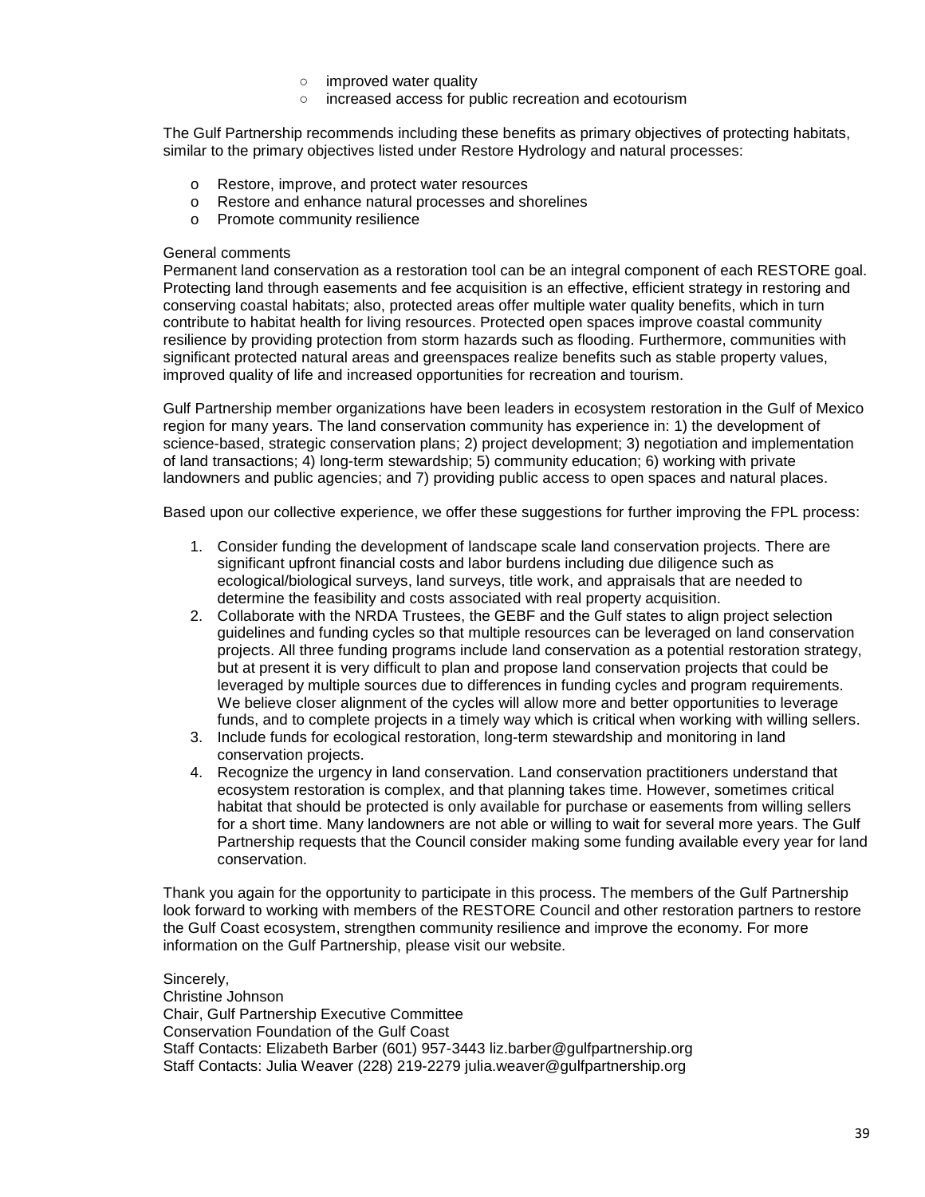- improved water quality
- increased access for public recreation and ecotourism

The Gulf Partnership recommends including these benefits as primary objectives of protecting habitats, similar to the primary objectives listed under Restore Hydrology and natural processes:

- Restore, improve, and protect water resources
- Restore and enhance natural processes and shorelines
- Promote community resilience

General comments

Permanent land conservation as a restoration tool can be an integral component of each RESTORE goal. Protecting land through easements and fee acquisition is an effective, efficient strategy in restoring and conserving coastal habitats; also, protected areas offer multiple water quality benefits, which in turn contribute to habitat health for living resources. Protected open spaces improve coastal community resilience by providing protection from storm hazards such as flooding. Furthermore, communities with significant protected natural areas and greenspaces realize benefits such as stable property values, improved quality of life and increased opportunities for recreation and tourism.

Gulf Partnership member organizations have been leaders in ecosystem restoration in the Gulf of Mexico region for many years. The land conservation community has experience in: 1) the development of science-based, strategic conservation plans; 2) project development; 3) negotiation and implementation of land transactions; 4) long-term stewardship; 5) community education; 6) working with private landowners and public agencies; and 7) providing public access to open spaces and natural places.

Based upon our collective experience, we offer these suggestions for further improving the FPL process:

1. Consider funding the development of landscape scale land conservation projects. There are significant upfront financial costs and labor burdens including due diligence such as ecological/biological surveys, land surveys, title work, and appraisals that are needed to determine the feasibility and costs associated with real property acquisition.
2. Collaborate with the NRDA Trustees, the GEBF and the Gulf states to align project selection guidelines and funding cycles so that multiple resources can be leveraged on land conservation projects. All three funding programs include land conservation as a potential restoration strategy, but at present it is very difficult to plan and propose land conservation projects that could be leveraged by multiple sources due to differences in funding cycles and program requirements. We believe closer alignment of the cycles will allow more and better opportunities to leverage funds, and to complete projects in a timely way which is critical when working with willing sellers.
3. Include funds for ecological restoration, long-term stewardship and monitoring in land conservation projects.
4. Recognize the urgency in land conservation. Land conservation practitioners understand that ecosystem restoration is complex, and that planning takes time. However, sometimes critical habitat that should be protected is only available for purchase or easements from willing sellers for a short time. Many landowners are not able or willing to wait for several more years. The Gulf Partnership requests that the Council consider making some funding available every year for land conservation.

Thank you again for the opportunity to participate in this process. The members of the Gulf Partnership look forward to working with members of the RESTORE Council and other restoration partners to restore the Gulf Coast ecosystem, strengthen community resilience and improve the economy. For more information on the Gulf Partnership, please visit our website.

Sincerely,
Christine Johnson
Chair, Gulf Partnership Executive Committee
Conservation Foundation of the Gulf Coast
Staff Contacts: Elizabeth Barber (601) 957-3443 liz.barber@gulfpartnership.org
Staff Contacts: Julia Weaver (228) 219-2279 julia.weaver@gulfpartnership.org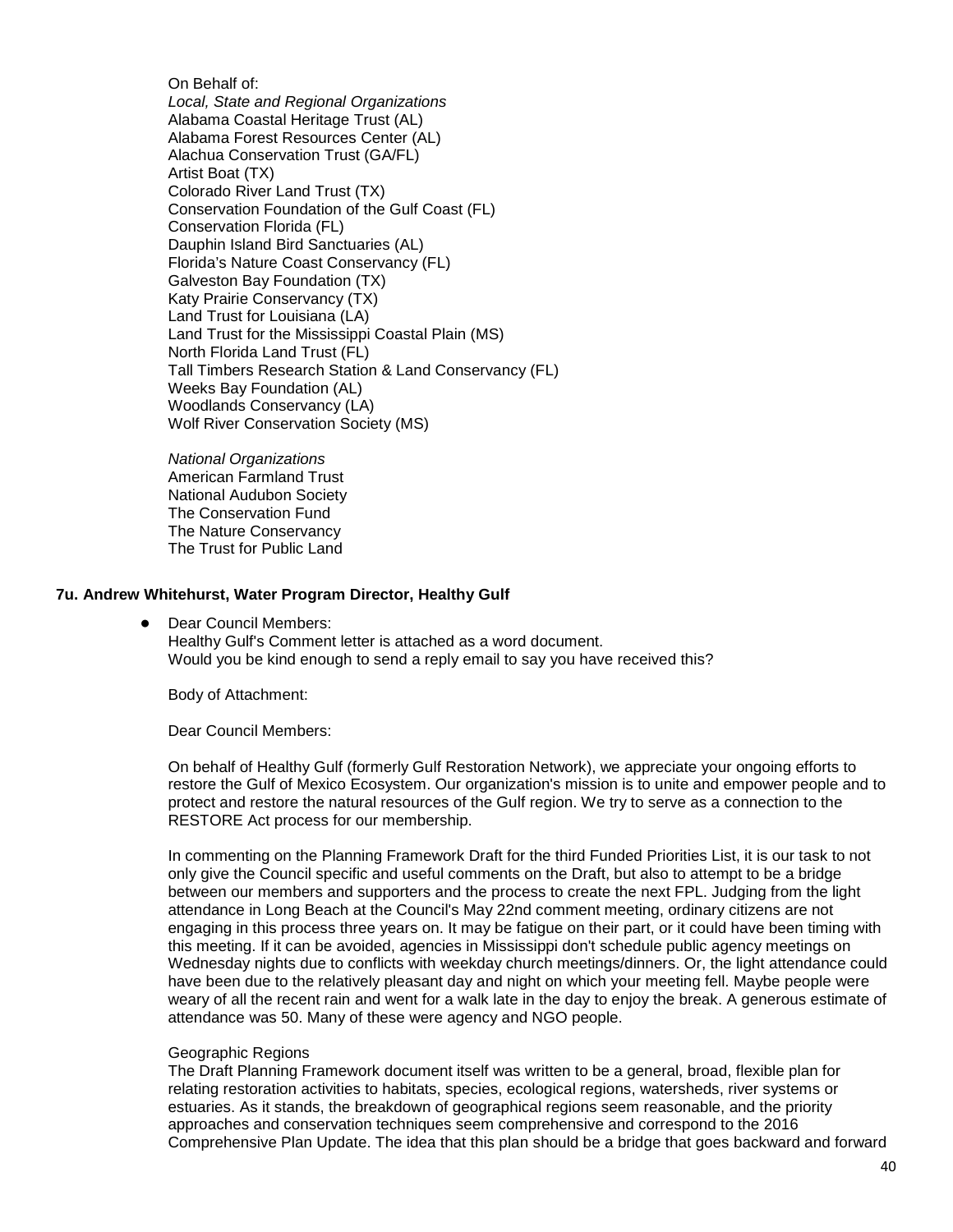On Behalf of:
*Local, State and Regional Organizations*
Alabama Coastal Heritage Trust (AL)
Alabama Forest Resources Center (AL)
Alachua Conservation Trust (GA/FL)
Artist Boat (TX)
Colorado River Land Trust (TX)
Conservation Foundation of the Gulf Coast (FL)
Conservation Florida (FL)
Dauphin Island Bird Sanctuaries (AL)
Florida's Nature Coast Conservancy (FL)
Galveston Bay Foundation (TX)
Katy Prairie Conservancy (TX)
Land Trust for Louisiana (LA)
Land Trust for the Mississippi Coastal Plain (MS)
North Florida Land Trust (FL)
Tall Timbers Research Station & Land Conservancy (FL)
Weeks Bay Foundation (AL)
Woodlands Conservancy (LA)
Wolf River Conservation Society (MS)

*National Organizations*
American Farmland Trust
National Audubon Society
The Conservation Fund
The Nature Conservancy
The Trust for Public Land

**7u. Andrew Whitehurst, Water Program Director, Healthy Gulf**

- Dear Council Members:
  Healthy Gulf's Comment letter is attached as a word document.
  Would you be kind enough to send a reply email to say you have received this?

  Body of Attachment:

  Dear Council Members:

  On behalf of Healthy Gulf (formerly Gulf Restoration Network), we appreciate your ongoing efforts to restore the Gulf of Mexico Ecosystem. Our organization's mission is to unite and empower people and to protect and restore the natural resources of the Gulf region. We try to serve as a connection to the RESTORE Act process for our membership.

  In commenting on the Planning Framework Draft for the third Funded Priorities List, it is our task to not only give the Council specific and useful comments on the Draft, but also to attempt to be a bridge between our members and supporters and the process to create the next FPL. Judging from the light attendance in Long Beach at the Council's May 22nd comment meeting, ordinary citizens are not engaging in this process three years on. It may be fatigue on their part, or it could have been timing with this meeting. If it can be avoided, agencies in Mississippi don't schedule public agency meetings on Wednesday nights due to conflicts with weekday church meetings/dinners. Or, the light attendance could have been due to the relatively pleasant day and night on which your meeting fell. Maybe people were weary of all the recent rain and went for a walk late in the day to enjoy the break. A generous estimate of attendance was 50. Many of these were agency and NGO people.

  Geographic Regions
  The Draft Planning Framework document itself was written to be a general, broad, flexible plan for relating restoration activities to habitats, species, ecological regions, watersheds, river systems or estuaries. As it stands, the breakdown of geographical regions seem reasonable, and the priority approaches and conservation techniques seem comprehensive and correspond to the 2016 Comprehensive Plan Update. The idea that this plan should be a bridge that goes backward and forward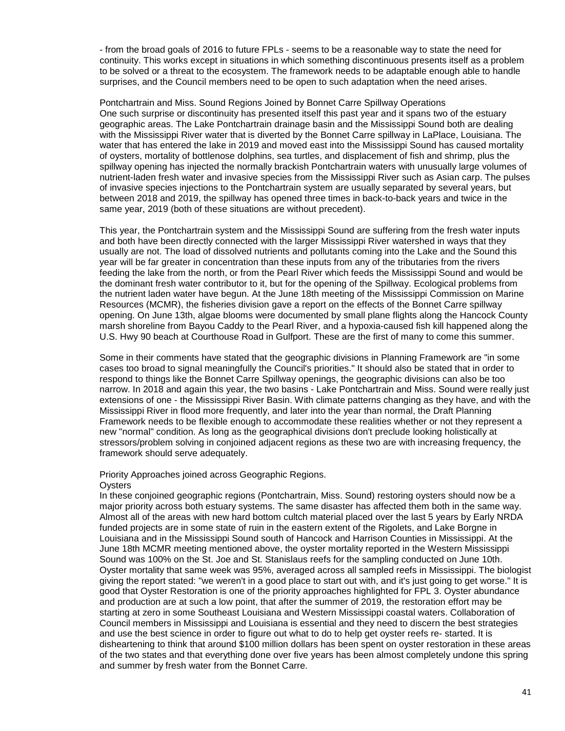- from the broad goals of 2016 to future FPLs - seems to be a reasonable way to state the need for continuity. This works except in situations in which something discontinuous presents itself as a problem to be solved or a threat to the ecosystem. The framework needs to be adaptable enough able to handle surprises, and the Council members need to be open to such adaptation when the need arises.

Pontchartrain and Miss. Sound Regions Joined by Bonnet Carre Spillway Operations
One such surprise or discontinuity has presented itself this past year and it spans two of the estuary geographic areas. The Lake Pontchartrain drainage basin and the Mississippi Sound both are dealing with the Mississippi River water that is diverted by the Bonnet Carre spillway in LaPlace, Louisiana. The water that has entered the lake in 2019 and moved east into the Mississippi Sound has caused mortality of oysters, mortality of bottlenose dolphins, sea turtles, and displacement of fish and shrimp, plus the spillway opening has injected the normally brackish Pontchartrain waters with unusually large volumes of nutrient-laden fresh water and invasive species from the Mississippi River such as Asian carp. The pulses of invasive species injections to the Pontchartrain system are usually separated by several years, but between 2018 and 2019, the spillway has opened three times in back-to-back years and twice in the same year, 2019 (both of these situations are without precedent).

This year, the Pontchartrain system and the Mississippi Sound are suffering from the fresh water inputs and both have been directly connected with the larger Mississippi River watershed in ways that they usually are not. The load of dissolved nutrients and pollutants coming into the Lake and the Sound this year will be far greater in concentration than these inputs from any of the tributaries from the rivers feeding the lake from the north, or from the Pearl River which feeds the Mississippi Sound and would be the dominant fresh water contributor to it, but for the opening of the Spillway. Ecological problems from the nutrient laden water have begun. At the June 18th meeting of the Mississippi Commission on Marine Resources (MCMR), the fisheries division gave a report on the effects of the Bonnet Carre spillway opening. On June 13th, algae blooms were documented by small plane flights along the Hancock County marsh shoreline from Bayou Caddy to the Pearl River, and a hypoxia-caused fish kill happened along the U.S. Hwy 90 beach at Courthouse Road in Gulfport. These are the first of many to come this summer.

Some in their comments have stated that the geographic divisions in Planning Framework are "in some cases too broad to signal meaningfully the Council's priorities." It should also be stated that in order to respond to things like the Bonnet Carre Spillway openings, the geographic divisions can also be too narrow. In 2018 and again this year, the two basins - Lake Pontchartrain and Miss. Sound were really just extensions of one - the Mississippi River Basin. With climate patterns changing as they have, and with the Mississippi River in flood more frequently, and later into the year than normal, the Draft Planning Framework needs to be flexible enough to accommodate these realities whether or not they represent a new "normal" condition. As long as the geographical divisions don't preclude looking holistically at stressors/problem solving in conjoined adjacent regions as these two are with increasing frequency, the framework should serve adequately.

Priority Approaches joined across Geographic Regions.
Oysters
In these conjoined geographic regions (Pontchartrain, Miss. Sound) restoring oysters should now be a major priority across both estuary systems. The same disaster has affected them both in the same way. Almost all of the areas with new hard bottom cultch material placed over the last 5 years by Early NRDA funded projects are in some state of ruin in the eastern extent of the Rigolets, and Lake Borgne in Louisiana and in the Mississippi Sound south of Hancock and Harrison Counties in Mississippi. At the June 18th MCMR meeting mentioned above, the oyster mortality reported in the Western Mississippi Sound was 100% on the St. Joe and St. Stanislaus reefs for the sampling conducted on June 10th. Oyster mortality that same week was 95%, averaged across all sampled reefs in Mississippi. The biologist giving the report stated: "we weren't in a good place to start out with, and it's just going to get worse." It is good that Oyster Restoration is one of the priority approaches highlighted for FPL 3. Oyster abundance and production are at such a low point, that after the summer of 2019, the restoration effort may be starting at zero in some Southeast Louisiana and Western Mississippi coastal waters. Collaboration of Council members in Mississippi and Louisiana is essential and they need to discern the best strategies and use the best science in order to figure out what to do to help get oyster reefs re- started. It is disheartening to think that around $100 million dollars has been spent on oyster restoration in these areas of the two states and that everything done over five years has been almost completely undone this spring and summer by fresh water from the Bonnet Carre.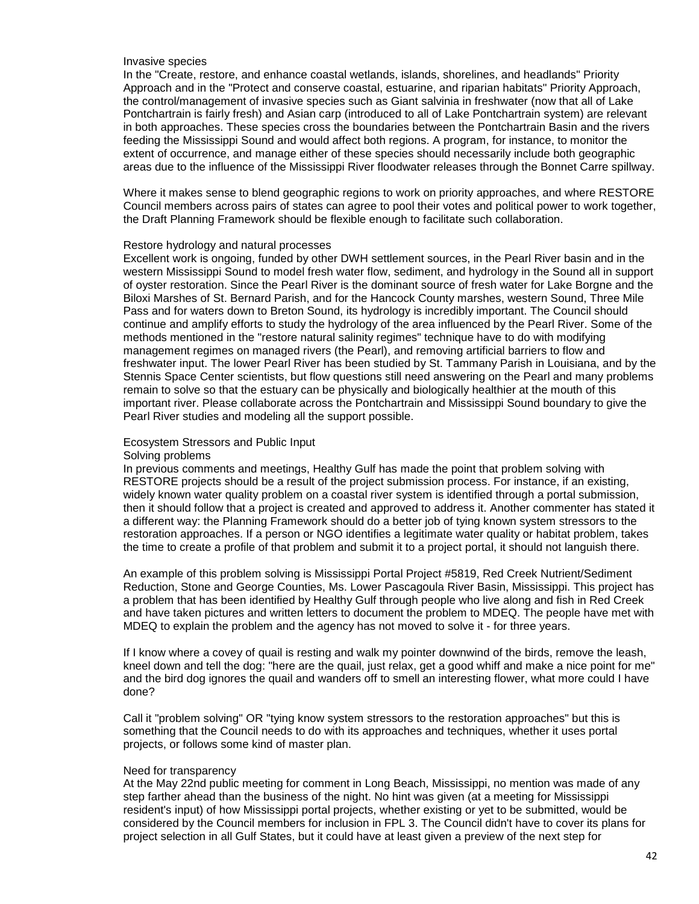Invasive species

In the "Create, restore, and enhance coastal wetlands, islands, shorelines, and headlands" Priority Approach and in the "Protect and conserve coastal, estuarine, and riparian habitats" Priority Approach, the control/management of invasive species such as Giant salvinia in freshwater (now that all of Lake Pontchartrain is fairly fresh) and Asian carp (introduced to all of Lake Pontchartrain system) are relevant in both approaches. These species cross the boundaries between the Pontchartrain Basin and the rivers feeding the Mississippi Sound and would affect both regions. A program, for instance, to monitor the extent of occurrence, and manage either of these species should necessarily include both geographic areas due to the influence of the Mississippi River floodwater releases through the Bonnet Carre spillway.

Where it makes sense to blend geographic regions to work on priority approaches, and where RESTORE Council members across pairs of states can agree to pool their votes and political power to work together, the Draft Planning Framework should be flexible enough to facilitate such collaboration.

Restore hydrology and natural processes

Excellent work is ongoing, funded by other DWH settlement sources, in the Pearl River basin and in the western Mississippi Sound to model fresh water flow, sediment, and hydrology in the Sound all in support of oyster restoration. Since the Pearl River is the dominant source of fresh water for Lake Borgne and the Biloxi Marshes of St. Bernard Parish, and for the Hancock County marshes, western Sound, Three Mile Pass and for waters down to Breton Sound, its hydrology is incredibly important. The Council should continue and amplify efforts to study the hydrology of the area influenced by the Pearl River. Some of the methods mentioned in the "restore natural salinity regimes" technique have to do with modifying management regimes on managed rivers (the Pearl), and removing artificial barriers to flow and freshwater input. The lower Pearl River has been studied by St. Tammany Parish in Louisiana, and by the Stennis Space Center scientists, but flow questions still need answering on the Pearl and many problems remain to solve so that the estuary can be physically and biologically healthier at the mouth of this important river. Please collaborate across the Pontchartrain and Mississippi Sound boundary to give the Pearl River studies and modeling all the support possible.

Ecosystem Stressors and Public Input

Solving problems

In previous comments and meetings, Healthy Gulf has made the point that problem solving with RESTORE projects should be a result of the project submission process. For instance, if an existing, widely known water quality problem on a coastal river system is identified through a portal submission, then it should follow that a project is created and approved to address it. Another commenter has stated it a different way: the Planning Framework should do a better job of tying known system stressors to the restoration approaches. If a person or NGO identifies a legitimate water quality or habitat problem, takes the time to create a profile of that problem and submit it to a project portal, it should not languish there.

An example of this problem solving is Mississippi Portal Project #5819, Red Creek Nutrient/Sediment Reduction, Stone and George Counties, Ms. Lower Pascagoula River Basin, Mississippi. This project has a problem that has been identified by Healthy Gulf through people who live along and fish in Red Creek and have taken pictures and written letters to document the problem to MDEQ. The people have met with MDEQ to explain the problem and the agency has not moved to solve it - for three years.

If I know where a covey of quail is resting and walk my pointer downwind of the birds, remove the leash, kneel down and tell the dog: "here are the quail, just relax, get a good whiff and make a nice point for me" and the bird dog ignores the quail and wanders off to smell an interesting flower, what more could I have done?

Call it "problem solving" OR "tying know system stressors to the restoration approaches" but this is something that the Council needs to do with its approaches and techniques, whether it uses portal projects, or follows some kind of master plan.

Need for transparency

At the May 22nd public meeting for comment in Long Beach, Mississippi, no mention was made of any step farther ahead than the business of the night. No hint was given (at a meeting for Mississippi resident's input) of how Mississippi portal projects, whether existing or yet to be submitted, would be considered by the Council members for inclusion in FPL 3. The Council didn't have to cover its plans for project selection in all Gulf States, but it could have at least given a preview of the next step for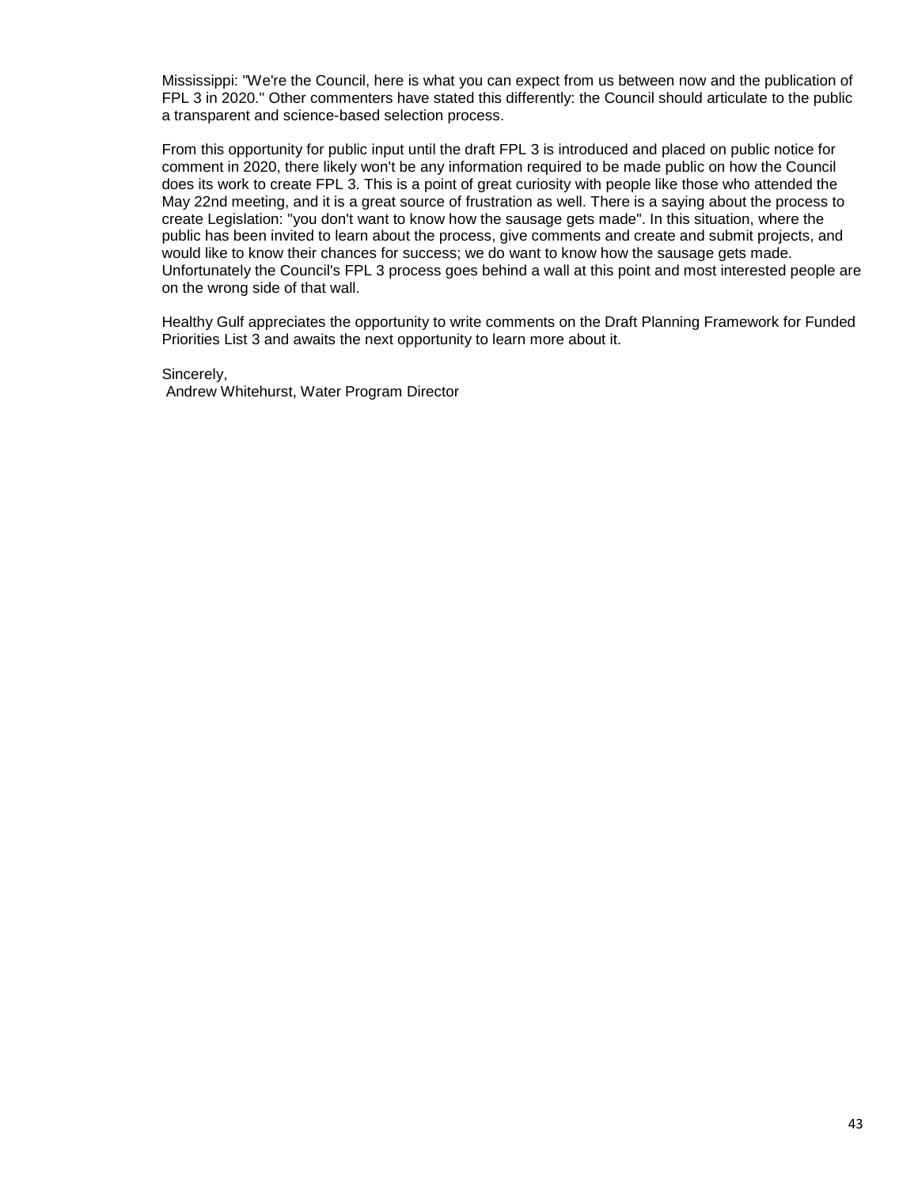Mississippi: "We're the Council, here is what you can expect from us between now and the publication of FPL 3 in 2020." Other commenters have stated this differently: the Council should articulate to the public a transparent and science-based selection process.

From this opportunity for public input until the draft FPL 3 is introduced and placed on public notice for comment in 2020, there likely won't be any information required to be made public on how the Council does its work to create FPL 3. This is a point of great curiosity with people like those who attended the May 22nd meeting, and it is a great source of frustration as well. There is a saying about the process to create Legislation: "you don't want to know how the sausage gets made". In this situation, where the public has been invited to learn about the process, give comments and create and submit projects, and would like to know their chances for success; we do want to know how the sausage gets made. Unfortunately the Council's FPL 3 process goes behind a wall at this point and most interested people are on the wrong side of that wall.

Healthy Gulf appreciates the opportunity to write comments on the Draft Planning Framework for Funded Priorities List 3 and awaits the next opportunity to learn more about it.

Sincerely,
Andrew Whitehurst, Water Program Director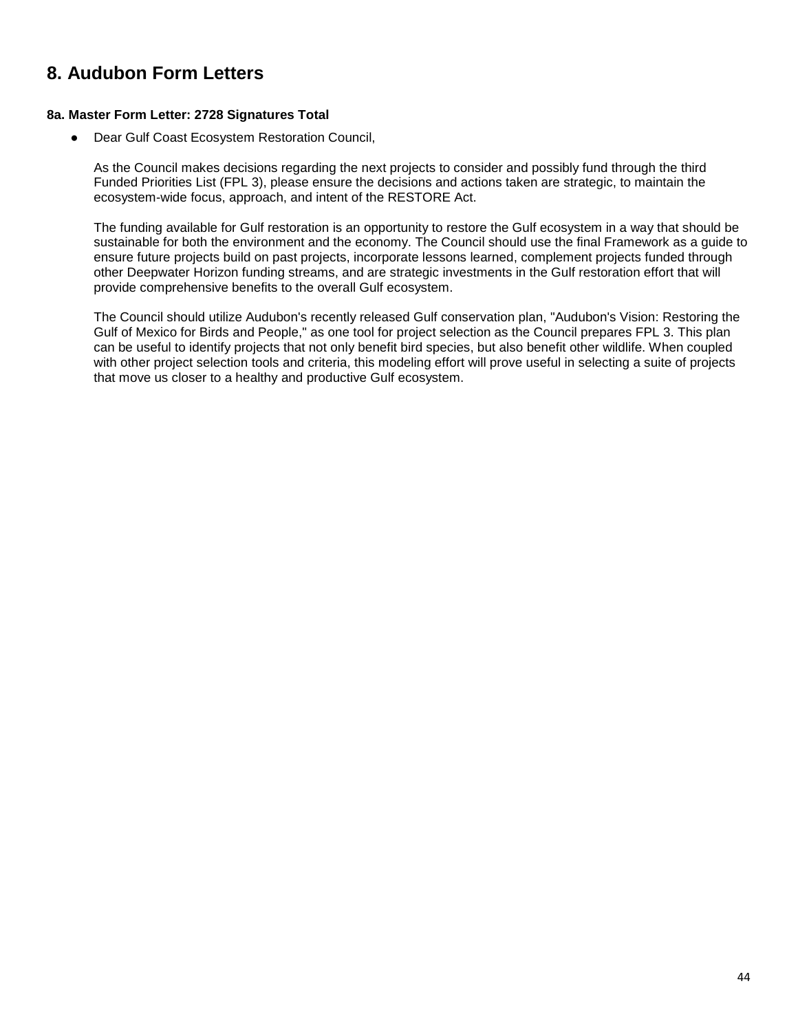## 8. Audubon Form Letters

#### 8a. Master Form Letter: 2728 Signatures Total

- Dear Gulf Coast Ecosystem Restoration Council,

  As the Council makes decisions regarding the next projects to consider and possibly fund through the third Funded Priorities List (FPL 3), please ensure the decisions and actions taken are strategic, to maintain the ecosystem-wide focus, approach, and intent of the RESTORE Act.

  The funding available for Gulf restoration is an opportunity to restore the Gulf ecosystem in a way that should be sustainable for both the environment and the economy. The Council should use the final Framework as a guide to ensure future projects build on past projects, incorporate lessons learned, complement projects funded through other Deepwater Horizon funding streams, and are strategic investments in the Gulf restoration effort that will provide comprehensive benefits to the overall Gulf ecosystem.

  The Council should utilize Audubon's recently released Gulf conservation plan, "Audubon's Vision: Restoring the Gulf of Mexico for Birds and People," as one tool for project selection as the Council prepares FPL 3. This plan can be useful to identify projects that not only benefit bird species, but also benefit other wildlife. When coupled with other project selection tools and criteria, this modeling effort will prove useful in selecting a suite of projects that move us closer to a healthy and productive Gulf ecosystem.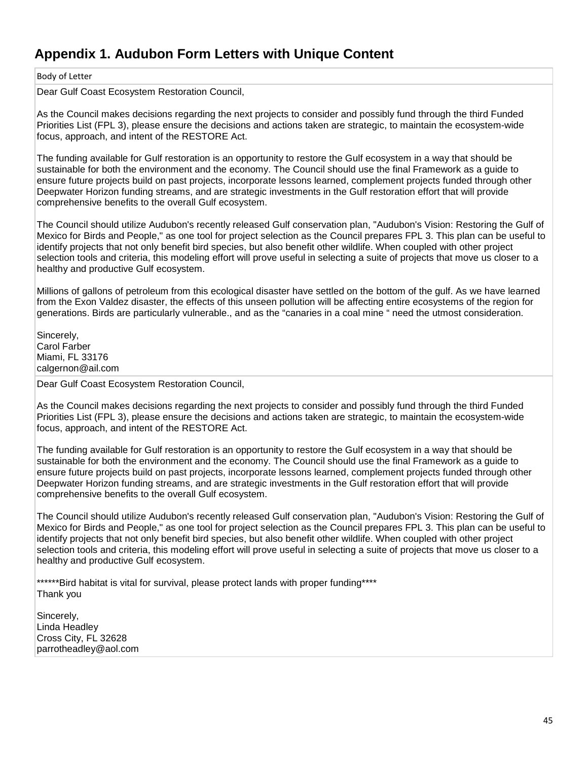## Appendix 1. Audubon Form Letters with Unique Content

| Body of Letter |
| --- |
| Dear Gulf Coast Ecosystem Restoration Council,<br><br>As the Council makes decisions regarding the next projects to consider and possibly fund through the third Funded Priorities List (FPL 3), please ensure the decisions and actions taken are strategic, to maintain the ecosystem-wide focus, approach, and intent of the RESTORE Act.<br><br>The funding available for Gulf restoration is an opportunity to restore the Gulf ecosystem in a way that should be sustainable for both the environment and the economy. The Council should use the final Framework as a guide to ensure future projects build on past projects, incorporate lessons learned, complement projects funded through other Deepwater Horizon funding streams, and are strategic investments in the Gulf restoration effort that will provide comprehensive benefits to the overall Gulf ecosystem.<br><br>The Council should utilize Audubon's recently released Gulf conservation plan, "Audubon's Vision: Restoring the Gulf of Mexico for Birds and People," as one tool for project selection as the Council prepares FPL 3. This plan can be useful to identify projects that not only benefit bird species, but also benefit other wildlife. When coupled with other project selection tools and criteria, this modeling effort will prove useful in selecting a suite of projects that move us closer to a healthy and productive Gulf ecosystem.<br><br>Millions of gallons of petroleum from this ecological disaster have settled on the bottom of the gulf. As we have learned from the Exon Valdez disaster, the effects of this unseen pollution will be affecting entire ecosystems of the region for generations. Birds are particularly vulnerable., and as the “canaries in a coal mine “ need the utmost consideration.<br><br>Sincerely,<br>Carol Farber<br>Miami, FL 33176<br>calgernon@ail.com |
| Dear Gulf Coast Ecosystem Restoration Council,<br><br>As the Council makes decisions regarding the next projects to consider and possibly fund through the third Funded Priorities List (FPL 3), please ensure the decisions and actions taken are strategic, to maintain the ecosystem-wide focus, approach, and intent of the RESTORE Act.<br><br>The funding available for Gulf restoration is an opportunity to restore the Gulf ecosystem in a way that should be sustainable for both the environment and the economy. The Council should use the final Framework as a guide to ensure future projects build on past projects, incorporate lessons learned, complement projects funded through other Deepwater Horizon funding streams, and are strategic investments in the Gulf restoration effort that will provide comprehensive benefits to the overall Gulf ecosystem.<br><br>The Council should utilize Audubon's recently released Gulf conservation plan, "Audubon's Vision: Restoring the Gulf of Mexico for Birds and People," as one tool for project selection as the Council prepares FPL 3. This plan can be useful to identify projects that not only benefit bird species, but also benefit other wildlife. When coupled with other project selection tools and criteria, this modeling effort will prove useful in selecting a suite of projects that move us closer to a healthy and productive Gulf ecosystem.<br><br>******Bird habitat is vital for survival, please protect lands with proper funding****<br>Thank you<br><br>Sincerely,<br>Linda Headley<br>Cross City, FL 32628<br>parrotheadley@aol.com |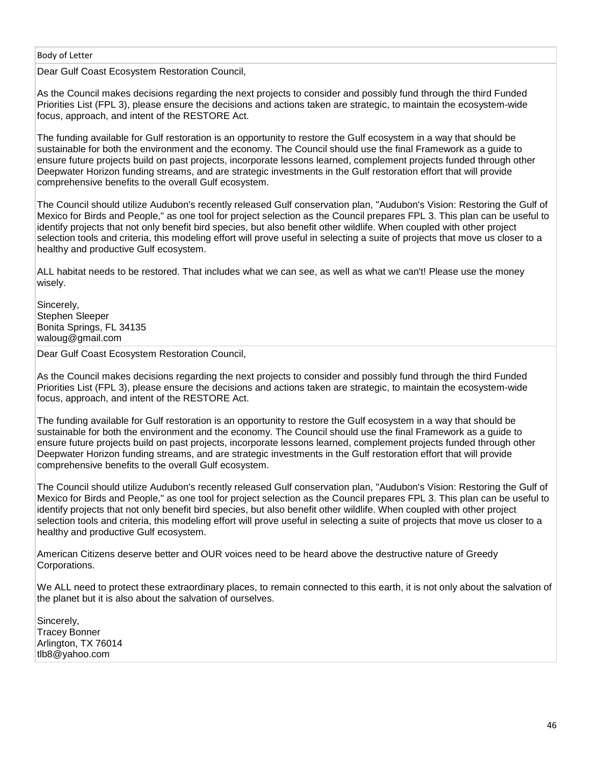| Body of Letter |
| --- |
| Dear Gulf Coast Ecosystem Restoration Council,<br><br>As the Council makes decisions regarding the next projects to consider and possibly fund through the third Funded Priorities List (FPL 3), please ensure the decisions and actions taken are strategic, to maintain the ecosystem-wide focus, approach, and intent of the RESTORE Act.<br><br>The funding available for Gulf restoration is an opportunity to restore the Gulf ecosystem in a way that should be sustainable for both the environment and the economy. The Council should use the final Framework as a guide to ensure future projects build on past projects, incorporate lessons learned, complement projects funded through other Deepwater Horizon funding streams, and are strategic investments in the Gulf restoration effort that will provide comprehensive benefits to the overall Gulf ecosystem.<br><br>The Council should utilize Audubon's recently released Gulf conservation plan, "Audubon's Vision: Restoring the Gulf of Mexico for Birds and People," as one tool for project selection as the Council prepares FPL 3. This plan can be useful to identify projects that not only benefit bird species, but also benefit other wildlife. When coupled with other project selection tools and criteria, this modeling effort will prove useful in selecting a suite of projects that move us closer to a healthy and productive Gulf ecosystem.<br><br>ALL habitat needs to be restored. That includes what we can see, as well as what we can't! Please use the money wisely.<br><br>Sincerely,<br>Stephen Sleeper<br>Bonita Springs, FL 34135<br>waloug@gmail.com |
| Dear Gulf Coast Ecosystem Restoration Council,<br><br>As the Council makes decisions regarding the next projects to consider and possibly fund through the third Funded Priorities List (FPL 3), please ensure the decisions and actions taken are strategic, to maintain the ecosystem-wide focus, approach, and intent of the RESTORE Act.<br><br>The funding available for Gulf restoration is an opportunity to restore the Gulf ecosystem in a way that should be sustainable for both the environment and the economy. The Council should use the final Framework as a guide to ensure future projects build on past projects, incorporate lessons learned, complement projects funded through other Deepwater Horizon funding streams, and are strategic investments in the Gulf restoration effort that will provide comprehensive benefits to the overall Gulf ecosystem.<br><br>The Council should utilize Audubon's recently released Gulf conservation plan, "Audubon's Vision: Restoring the Gulf of Mexico for Birds and People," as one tool for project selection as the Council prepares FPL 3. This plan can be useful to identify projects that not only benefit bird species, but also benefit other wildlife. When coupled with other project selection tools and criteria, this modeling effort will prove useful in selecting a suite of projects that move us closer to a healthy and productive Gulf ecosystem.<br><br>American Citizens deserve better and OUR voices need to be heard above the destructive nature of Greedy Corporations.<br><br>We ALL need to protect these extraordinary places, to remain connected to this earth, it is not only about the salvation of the planet but it is also about the salvation of ourselves.<br><br>Sincerely,<br>Tracey Bonner<br>Arlington, TX 76014<br>tlb8@yahoo.com |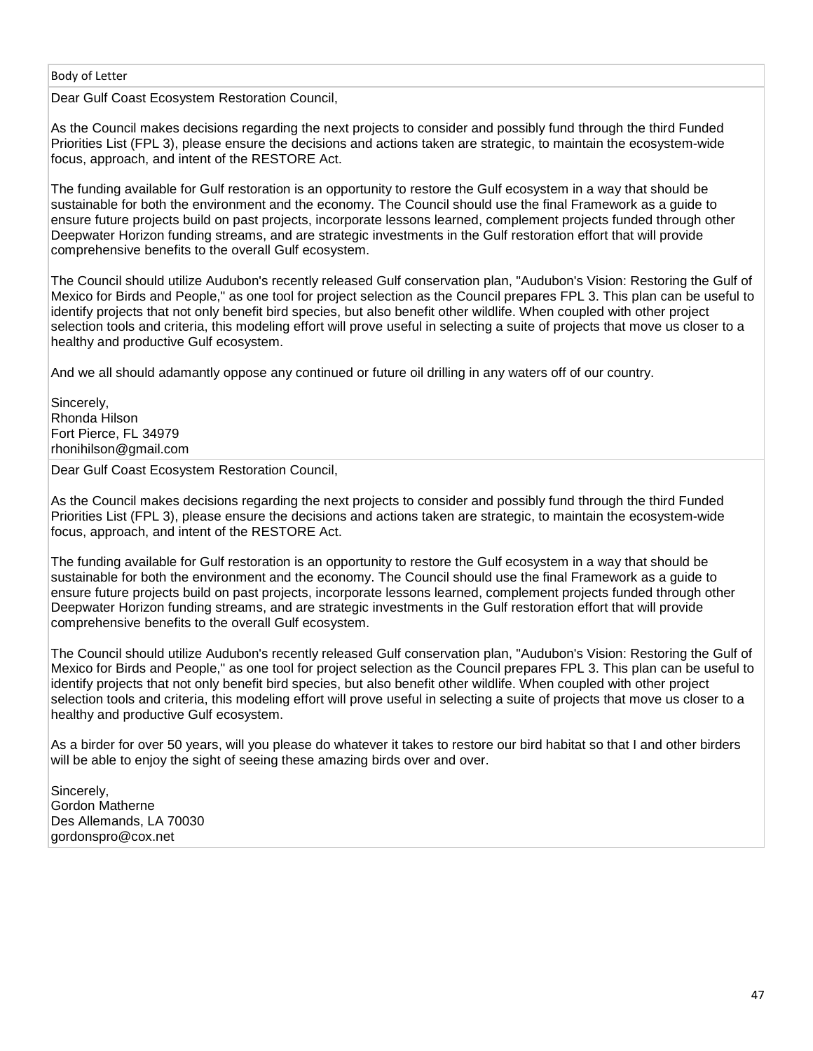| Body of Letter |
| --- |
| Dear Gulf Coast Ecosystem Restoration Council,<br><br>As the Council makes decisions regarding the next projects to consider and possibly fund through the third Funded Priorities List (FPL 3), please ensure the decisions and actions taken are strategic, to maintain the ecosystem-wide focus, approach, and intent of the RESTORE Act.<br><br>The funding available for Gulf restoration is an opportunity to restore the Gulf ecosystem in a way that should be sustainable for both the environment and the economy. The Council should use the final Framework as a guide to ensure future projects build on past projects, incorporate lessons learned, complement projects funded through other Deepwater Horizon funding streams, and are strategic investments in the Gulf restoration effort that will provide comprehensive benefits to the overall Gulf ecosystem.<br><br>The Council should utilize Audubon's recently released Gulf conservation plan, "Audubon's Vision: Restoring the Gulf of Mexico for Birds and People," as one tool for project selection as the Council prepares FPL 3. This plan can be useful to identify projects that not only benefit bird species, but also benefit other wildlife. When coupled with other project selection tools and criteria, this modeling effort will prove useful in selecting a suite of projects that move us closer to a healthy and productive Gulf ecosystem.<br><br>And we all should adamantly oppose any continued or future oil drilling in any waters off of our country.<br><br>Sincerely,<br>Rhonda Hilson<br>Fort Pierce, FL 34979<br>rhonihilson@gmail.com |
| Dear Gulf Coast Ecosystem Restoration Council,<br><br>As the Council makes decisions regarding the next projects to consider and possibly fund through the third Funded Priorities List (FPL 3), please ensure the decisions and actions taken are strategic, to maintain the ecosystem-wide focus, approach, and intent of the RESTORE Act.<br><br>The funding available for Gulf restoration is an opportunity to restore the Gulf ecosystem in a way that should be sustainable for both the environment and the economy. The Council should use the final Framework as a guide to ensure future projects build on past projects, incorporate lessons learned, complement projects funded through other Deepwater Horizon funding streams, and are strategic investments in the Gulf restoration effort that will provide comprehensive benefits to the overall Gulf ecosystem.<br><br>The Council should utilize Audubon's recently released Gulf conservation plan, "Audubon's Vision: Restoring the Gulf of Mexico for Birds and People," as one tool for project selection as the Council prepares FPL 3. This plan can be useful to identify projects that not only benefit bird species, but also benefit other wildlife. When coupled with other project selection tools and criteria, this modeling effort will prove useful in selecting a suite of projects that move us closer to a healthy and productive Gulf ecosystem.<br><br>As a birder for over 50 years, will you please do whatever it takes to restore our bird habitat so that I and other birders will be able to enjoy the sight of seeing these amazing birds over and over.<br><br>Sincerely,<br>Gordon Matherne<br>Des Allemands, LA 70030<br>gordonspro@cox.net |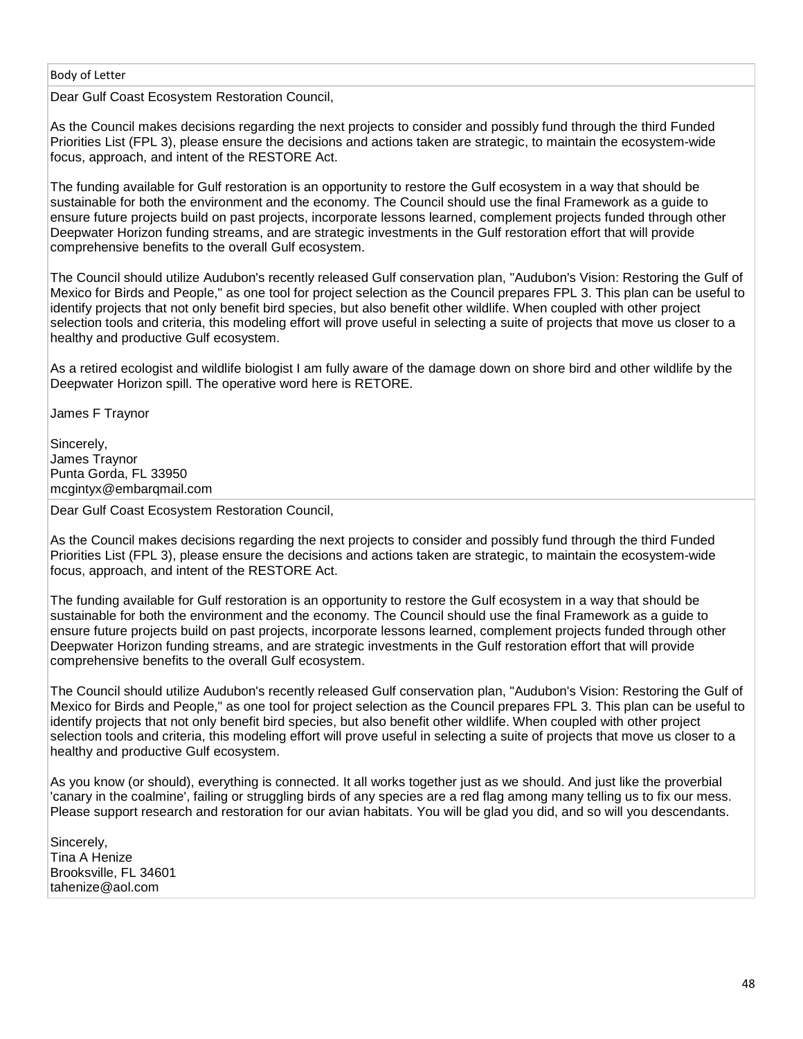Body of Letter

Dear Gulf Coast Ecosystem Restoration Council,

As the Council makes decisions regarding the next projects to consider and possibly fund through the third Funded Priorities List (FPL 3), please ensure the decisions and actions taken are strategic, to maintain the ecosystem-wide focus, approach, and intent of the RESTORE Act.

The funding available for Gulf restoration is an opportunity to restore the Gulf ecosystem in a way that should be sustainable for both the environment and the economy. The Council should use the final Framework as a guide to ensure future projects build on past projects, incorporate lessons learned, complement projects funded through other Deepwater Horizon funding streams, and are strategic investments in the Gulf restoration effort that will provide comprehensive benefits to the overall Gulf ecosystem.

The Council should utilize Audubon's recently released Gulf conservation plan, "Audubon's Vision: Restoring the Gulf of Mexico for Birds and People," as one tool for project selection as the Council prepares FPL 3. This plan can be useful to identify projects that not only benefit bird species, but also benefit other wildlife. When coupled with other project selection tools and criteria, this modeling effort will prove useful in selecting a suite of projects that move us closer to a healthy and productive Gulf ecosystem.

As a retired ecologist and wildlife biologist I am fully aware of the damage down on shore bird and other wildlife by the Deepwater Horizon spill. The operative word here is RETORE.

James F Traynor

Sincerely,
James Traynor
Punta Gorda, FL 33950
mcgintyx@embarqmail.com

---

Dear Gulf Coast Ecosystem Restoration Council,

As the Council makes decisions regarding the next projects to consider and possibly fund through the third Funded Priorities List (FPL 3), please ensure the decisions and actions taken are strategic, to maintain the ecosystem-wide focus, approach, and intent of the RESTORE Act.

The funding available for Gulf restoration is an opportunity to restore the Gulf ecosystem in a way that should be sustainable for both the environment and the economy. The Council should use the final Framework as a guide to ensure future projects build on past projects, incorporate lessons learned, complement projects funded through other Deepwater Horizon funding streams, and are strategic investments in the Gulf restoration effort that will provide comprehensive benefits to the overall Gulf ecosystem.

The Council should utilize Audubon's recently released Gulf conservation plan, "Audubon's Vision: Restoring the Gulf of Mexico for Birds and People," as one tool for project selection as the Council prepares FPL 3. This plan can be useful to identify projects that not only benefit bird species, but also benefit other wildlife. When coupled with other project selection tools and criteria, this modeling effort will prove useful in selecting a suite of projects that move us closer to a healthy and productive Gulf ecosystem.

As you know (or should), everything is connected. It all works together just as we should. And just like the proverbial 'canary in the coalmine', failing or struggling birds of any species are a red flag among many telling us to fix our mess. Please support research and restoration for our avian habitats. You will be glad you did, and so will you descendants.

Sincerely,
Tina A Henize
Brooksville, FL 34601
tahenize@aol.com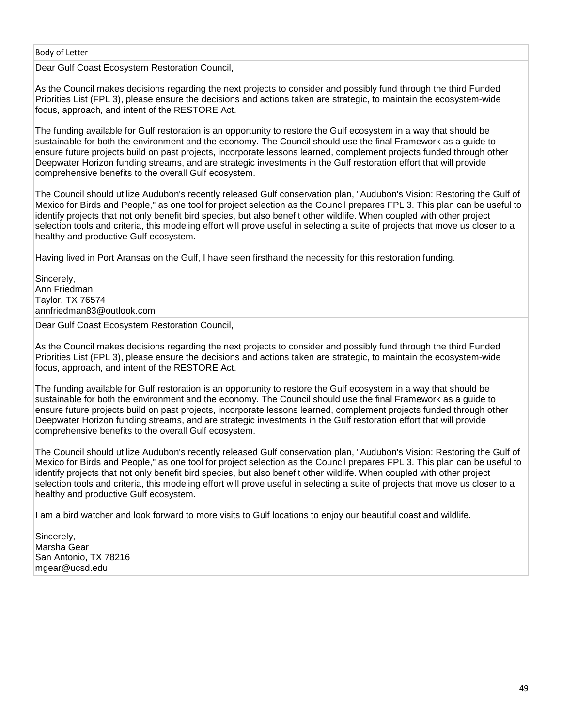| Body of Letter |
| --- |
| Dear Gulf Coast Ecosystem Restoration Council,<br><br>As the Council makes decisions regarding the next projects to consider and possibly fund through the third Funded Priorities List (FPL 3), please ensure the decisions and actions taken are strategic, to maintain the ecosystem-wide focus, approach, and intent of the RESTORE Act.<br><br>The funding available for Gulf restoration is an opportunity to restore the Gulf ecosystem in a way that should be sustainable for both the environment and the economy. The Council should use the final Framework as a guide to ensure future projects build on past projects, incorporate lessons learned, complement projects funded through other Deepwater Horizon funding streams, and are strategic investments in the Gulf restoration effort that will provide comprehensive benefits to the overall Gulf ecosystem.<br><br>The Council should utilize Audubon's recently released Gulf conservation plan, "Audubon's Vision: Restoring the Gulf of Mexico for Birds and People," as one tool for project selection as the Council prepares FPL 3. This plan can be useful to identify projects that not only benefit bird species, but also benefit other wildlife. When coupled with other project selection tools and criteria, this modeling effort will prove useful in selecting a suite of projects that move us closer to a healthy and productive Gulf ecosystem.<br><br>Having lived in Port Aransas on the Gulf, I have seen firsthand the necessity for this restoration funding.<br><br>Sincerely,<br>Ann Friedman<br>Taylor, TX 76574<br>annfriedman83@outlook.com |
| Dear Gulf Coast Ecosystem Restoration Council,<br><br>As the Council makes decisions regarding the next projects to consider and possibly fund through the third Funded Priorities List (FPL 3), please ensure the decisions and actions taken are strategic, to maintain the ecosystem-wide focus, approach, and intent of the RESTORE Act.<br><br>The funding available for Gulf restoration is an opportunity to restore the Gulf ecosystem in a way that should be sustainable for both the environment and the economy. The Council should use the final Framework as a guide to ensure future projects build on past projects, incorporate lessons learned, complement projects funded through other Deepwater Horizon funding streams, and are strategic investments in the Gulf restoration effort that will provide comprehensive benefits to the overall Gulf ecosystem.<br><br>The Council should utilize Audubon's recently released Gulf conservation plan, "Audubon's Vision: Restoring the Gulf of Mexico for Birds and People," as one tool for project selection as the Council prepares FPL 3. This plan can be useful to identify projects that not only benefit bird species, but also benefit other wildlife. When coupled with other project selection tools and criteria, this modeling effort will prove useful in selecting a suite of projects that move us closer to a healthy and productive Gulf ecosystem.<br><br>I am a bird watcher and look forward to more visits to Gulf locations to enjoy our beautiful coast and wildlife.<br><br>Sincerely,<br>Marsha Gear<br>San Antonio, TX 78216<br>mgear@ucsd.edu |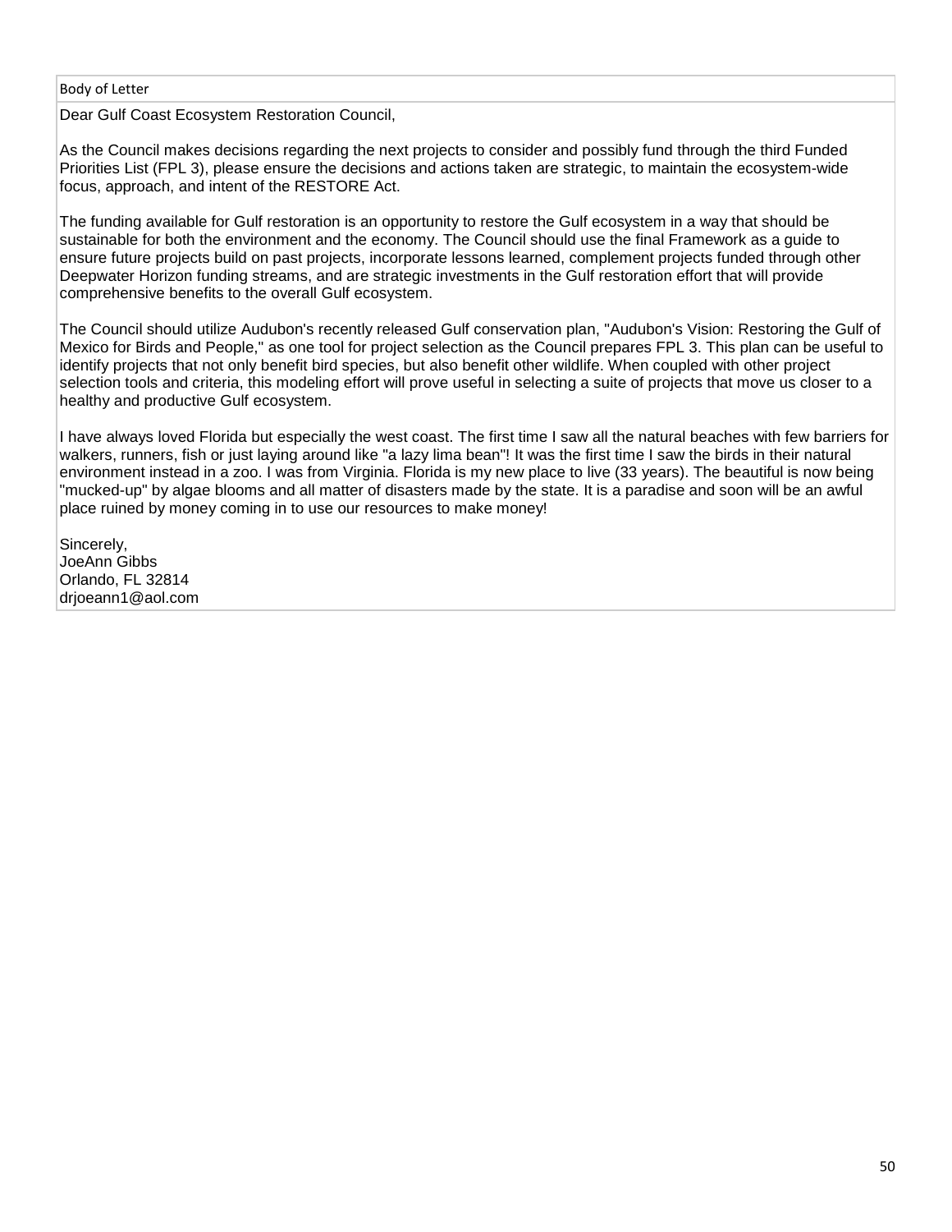Body of Letter

Dear Gulf Coast Ecosystem Restoration Council,

As the Council makes decisions regarding the next projects to consider and possibly fund through the third Funded Priorities List (FPL 3), please ensure the decisions and actions taken are strategic, to maintain the ecosystem-wide focus, approach, and intent of the RESTORE Act.

The funding available for Gulf restoration is an opportunity to restore the Gulf ecosystem in a way that should be sustainable for both the environment and the economy. The Council should use the final Framework as a guide to ensure future projects build on past projects, incorporate lessons learned, complement projects funded through other Deepwater Horizon funding streams, and are strategic investments in the Gulf restoration effort that will provide comprehensive benefits to the overall Gulf ecosystem.

The Council should utilize Audubon's recently released Gulf conservation plan, "Audubon's Vision: Restoring the Gulf of Mexico for Birds and People," as one tool for project selection as the Council prepares FPL 3. This plan can be useful to identify projects that not only benefit bird species, but also benefit other wildlife. When coupled with other project selection tools and criteria, this modeling effort will prove useful in selecting a suite of projects that move us closer to a healthy and productive Gulf ecosystem.

I have always loved Florida but especially the west coast. The first time I saw all the natural beaches with few barriers for walkers, runners, fish or just laying around like "a lazy lima bean"! It was the first time I saw the birds in their natural environment instead in a zoo. I was from Virginia. Florida is my new place to live (33 years). The beautiful is now being "mucked-up" by algae blooms and all matter of disasters made by the state. It is a paradise and soon will be an awful place ruined by money coming in to use our resources to make money!

Sincerely,
JoeAnn Gibbs
Orlando, FL 32814
drjoeann1@aol.com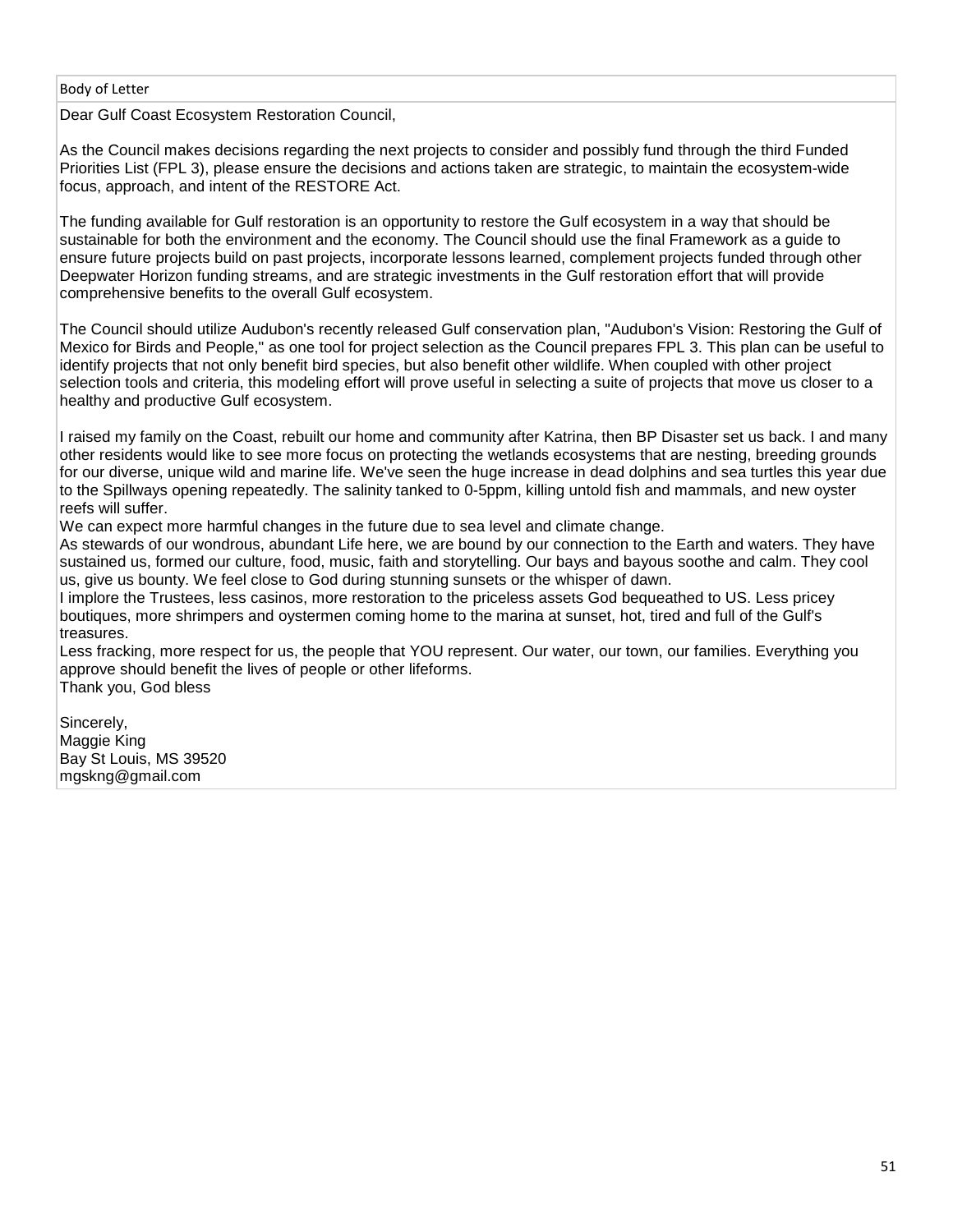Body of Letter

Dear Gulf Coast Ecosystem Restoration Council,

As the Council makes decisions regarding the next projects to consider and possibly fund through the third Funded Priorities List (FPL 3), please ensure the decisions and actions taken are strategic, to maintain the ecosystem-wide focus, approach, and intent of the RESTORE Act.

The funding available for Gulf restoration is an opportunity to restore the Gulf ecosystem in a way that should be sustainable for both the environment and the economy. The Council should use the final Framework as a guide to ensure future projects build on past projects, incorporate lessons learned, complement projects funded through other Deepwater Horizon funding streams, and are strategic investments in the Gulf restoration effort that will provide comprehensive benefits to the overall Gulf ecosystem.

The Council should utilize Audubon's recently released Gulf conservation plan, "Audubon's Vision: Restoring the Gulf of Mexico for Birds and People," as one tool for project selection as the Council prepares FPL 3. This plan can be useful to identify projects that not only benefit bird species, but also benefit other wildlife. When coupled with other project selection tools and criteria, this modeling effort will prove useful in selecting a suite of projects that move us closer to a healthy and productive Gulf ecosystem.

I raised my family on the Coast, rebuilt our home and community after Katrina, then BP Disaster set us back. I and many other residents would like to see more focus on protecting the wetlands ecosystems that are nesting, breeding grounds for our diverse, unique wild and marine life. We've seen the huge increase in dead dolphins and sea turtles this year due to the Spillways opening repeatedly. The salinity tanked to 0-5ppm, killing untold fish and mammals, and new oyster reefs will suffer.
We can expect more harmful changes in the future due to sea level and climate change.
As stewards of our wondrous, abundant Life here, we are bound by our connection to the Earth and waters. They have sustained us, formed our culture, food, music, faith and storytelling. Our bays and bayous soothe and calm. They cool us, give us bounty. We feel close to God during stunning sunsets or the whisper of dawn.
I implore the Trustees, less casinos, more restoration to the priceless assets God bequeathed to US. Less pricey boutiques, more shrimpers and oystermen coming home to the marina at sunset, hot, tired and full of the Gulf's treasures.
Less fracking, more respect for us, the people that YOU represent. Our water, our town, our families. Everything you approve should benefit the lives of people or other lifeforms.
Thank you, God bless

Sincerely,
Maggie King
Bay St Louis, MS 39520
mgskng@gmail.com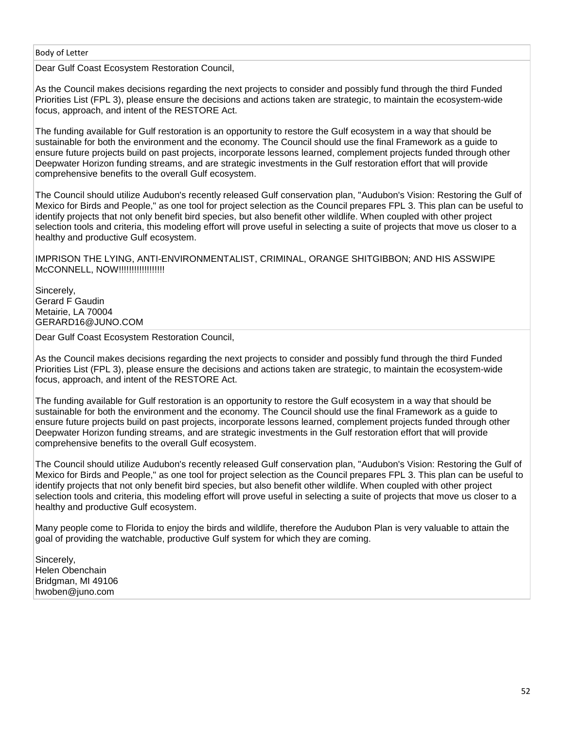| Body of Letter |
| --- |
| Dear Gulf Coast Ecosystem Restoration Council,<br><br>As the Council makes decisions regarding the next projects to consider and possibly fund through the third Funded Priorities List (FPL 3), please ensure the decisions and actions taken are strategic, to maintain the ecosystem-wide focus, approach, and intent of the RESTORE Act.<br><br>The funding available for Gulf restoration is an opportunity to restore the Gulf ecosystem in a way that should be sustainable for both the environment and the economy. The Council should use the final Framework as a guide to ensure future projects build on past projects, incorporate lessons learned, complement projects funded through other Deepwater Horizon funding streams, and are strategic investments in the Gulf restoration effort that will provide comprehensive benefits to the overall Gulf ecosystem.<br><br>The Council should utilize Audubon's recently released Gulf conservation plan, "Audubon's Vision: Restoring the Gulf of Mexico for Birds and People," as one tool for project selection as the Council prepares FPL 3. This plan can be useful to identify projects that not only benefit bird species, but also benefit other wildlife. When coupled with other project selection tools and criteria, this modeling effort will prove useful in selecting a suite of projects that move us closer to a healthy and productive Gulf ecosystem.<br><br>IMPRISON THE LYING, ANTI-ENVIRONMENTALIST, CRIMINAL, ORANGE SHITGIBBON; AND HIS ASSWIPE McCONNELL, NOW!!!!!!!!!!!!!!!!!<br><br>Sincerely,<br>Gerard F Gaudin<br>Metairie, LA 70004<br>GERARD16@JUNO.COM |
| Dear Gulf Coast Ecosystem Restoration Council,<br><br>As the Council makes decisions regarding the next projects to consider and possibly fund through the third Funded Priorities List (FPL 3), please ensure the decisions and actions taken are strategic, to maintain the ecosystem-wide focus, approach, and intent of the RESTORE Act.<br><br>The funding available for Gulf restoration is an opportunity to restore the Gulf ecosystem in a way that should be sustainable for both the environment and the economy. The Council should use the final Framework as a guide to ensure future projects build on past projects, incorporate lessons learned, complement projects funded through other Deepwater Horizon funding streams, and are strategic investments in the Gulf restoration effort that will provide comprehensive benefits to the overall Gulf ecosystem.<br><br>The Council should utilize Audubon's recently released Gulf conservation plan, "Audubon's Vision: Restoring the Gulf of Mexico for Birds and People," as one tool for project selection as the Council prepares FPL 3. This plan can be useful to identify projects that not only benefit bird species, but also benefit other wildlife. When coupled with other project selection tools and criteria, this modeling effort will prove useful in selecting a suite of projects that move us closer to a healthy and productive Gulf ecosystem.<br><br>Many people come to Florida to enjoy the birds and wildlife, therefore the Audubon Plan is very valuable to attain the goal of providing the watchable, productive Gulf system for which they are coming.<br><br>Sincerely,<br>Helen Obenchain<br>Bridgman, MI 49106<br>hwoben@juno.com |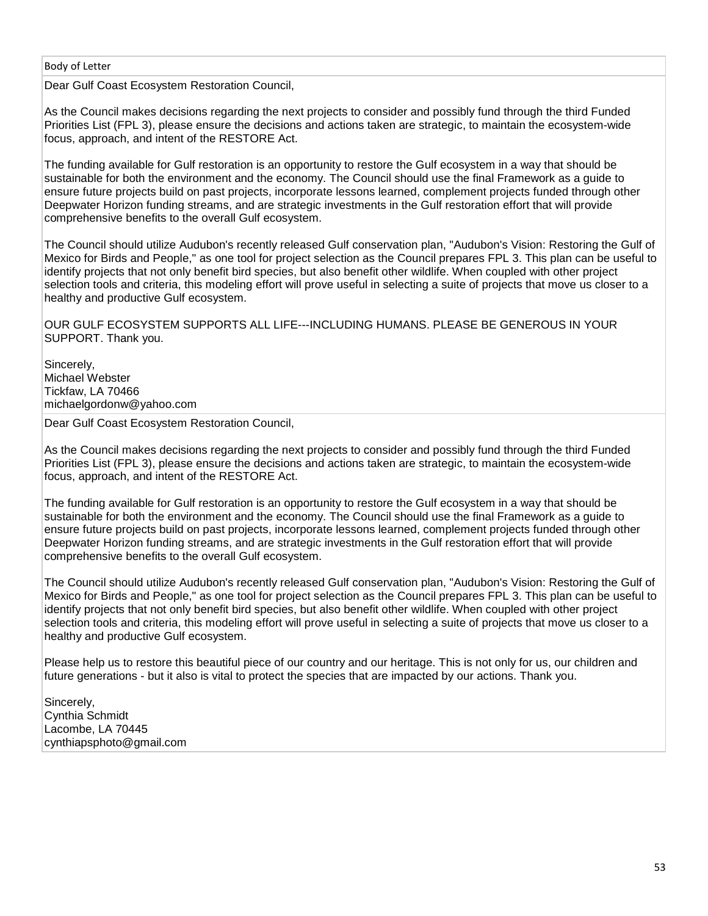| Body of Letter |
| --- |
| Dear Gulf Coast Ecosystem Restoration Council,<br><br>As the Council makes decisions regarding the next projects to consider and possibly fund through the third Funded Priorities List (FPL 3), please ensure the decisions and actions taken are strategic, to maintain the ecosystem-wide focus, approach, and intent of the RESTORE Act.<br><br>The funding available for Gulf restoration is an opportunity to restore the Gulf ecosystem in a way that should be sustainable for both the environment and the economy. The Council should use the final Framework as a guide to ensure future projects build on past projects, incorporate lessons learned, complement projects funded through other Deepwater Horizon funding streams, and are strategic investments in the Gulf restoration effort that will provide comprehensive benefits to the overall Gulf ecosystem.<br><br>The Council should utilize Audubon's recently released Gulf conservation plan, "Audubon's Vision: Restoring the Gulf of Mexico for Birds and People," as one tool for project selection as the Council prepares FPL 3. This plan can be useful to identify projects that not only benefit bird species, but also benefit other wildlife. When coupled with other project selection tools and criteria, this modeling effort will prove useful in selecting a suite of projects that move us closer to a healthy and productive Gulf ecosystem.<br><br>OUR GULF ECOSYSTEM SUPPORTS ALL LIFE---INCLUDING HUMANS. PLEASE BE GENEROUS IN YOUR SUPPORT. Thank you.<br><br>Sincerely,<br>Michael Webster<br>Tickfaw, LA 70466<br>michaelgordonw@yahoo.com |
| Dear Gulf Coast Ecosystem Restoration Council,<br><br>As the Council makes decisions regarding the next projects to consider and possibly fund through the third Funded Priorities List (FPL 3), please ensure the decisions and actions taken are strategic, to maintain the ecosystem-wide focus, approach, and intent of the RESTORE Act.<br><br>The funding available for Gulf restoration is an opportunity to restore the Gulf ecosystem in a way that should be sustainable for both the environment and the economy. The Council should use the final Framework as a guide to ensure future projects build on past projects, incorporate lessons learned, complement projects funded through other Deepwater Horizon funding streams, and are strategic investments in the Gulf restoration effort that will provide comprehensive benefits to the overall Gulf ecosystem.<br><br>The Council should utilize Audubon's recently released Gulf conservation plan, "Audubon's Vision: Restoring the Gulf of Mexico for Birds and People," as one tool for project selection as the Council prepares FPL 3. This plan can be useful to identify projects that not only benefit bird species, but also benefit other wildlife. When coupled with other project selection tools and criteria, this modeling effort will prove useful in selecting a suite of projects that move us closer to a healthy and productive Gulf ecosystem.<br><br>Please help us to restore this beautiful piece of our country and our heritage. This is not only for us, our children and future generations - but it also is vital to protect the species that are impacted by our actions. Thank you.<br><br>Sincerely,<br>Cynthia Schmidt<br>Lacombe, LA 70445<br>cynthiapsphoto@gmail.com |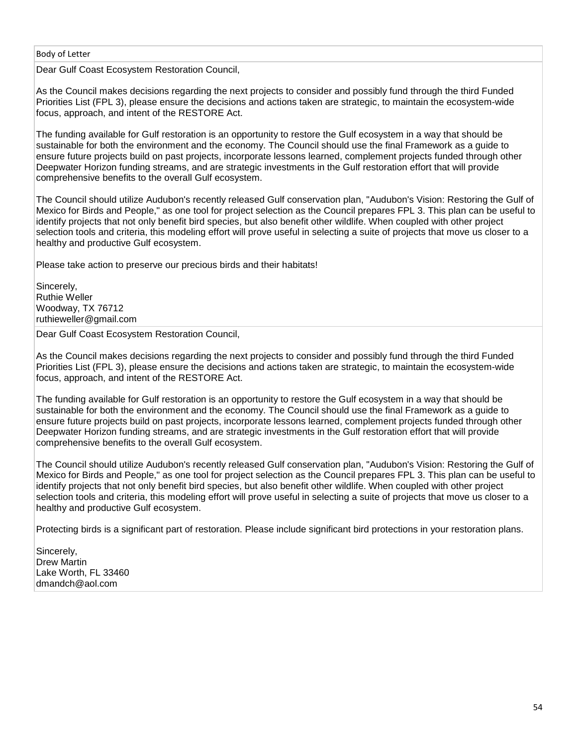| Body of Letter |
| --- |
| Dear Gulf Coast Ecosystem Restoration Council,<br><br>As the Council makes decisions regarding the next projects to consider and possibly fund through the third Funded Priorities List (FPL 3), please ensure the decisions and actions taken are strategic, to maintain the ecosystem-wide focus, approach, and intent of the RESTORE Act.<br><br>The funding available for Gulf restoration is an opportunity to restore the Gulf ecosystem in a way that should be sustainable for both the environment and the economy. The Council should use the final Framework as a guide to ensure future projects build on past projects, incorporate lessons learned, complement projects funded through other Deepwater Horizon funding streams, and are strategic investments in the Gulf restoration effort that will provide comprehensive benefits to the overall Gulf ecosystem.<br><br>The Council should utilize Audubon's recently released Gulf conservation plan, "Audubon's Vision: Restoring the Gulf of Mexico for Birds and People," as one tool for project selection as the Council prepares FPL 3. This plan can be useful to identify projects that not only benefit bird species, but also benefit other wildlife. When coupled with other project selection tools and criteria, this modeling effort will prove useful in selecting a suite of projects that move us closer to a healthy and productive Gulf ecosystem.<br><br>Please take action to preserve our precious birds and their habitats!<br><br>Sincerely,<br>Ruthie Weller<br>Woodway, TX 76712<br>ruthieweller@gmail.com |
| Dear Gulf Coast Ecosystem Restoration Council,<br><br>As the Council makes decisions regarding the next projects to consider and possibly fund through the third Funded Priorities List (FPL 3), please ensure the decisions and actions taken are strategic, to maintain the ecosystem-wide focus, approach, and intent of the RESTORE Act.<br><br>The funding available for Gulf restoration is an opportunity to restore the Gulf ecosystem in a way that should be sustainable for both the environment and the economy. The Council should use the final Framework as a guide to ensure future projects build on past projects, incorporate lessons learned, complement projects funded through other Deepwater Horizon funding streams, and are strategic investments in the Gulf restoration effort that will provide comprehensive benefits to the overall Gulf ecosystem.<br><br>The Council should utilize Audubon's recently released Gulf conservation plan, "Audubon's Vision: Restoring the Gulf of Mexico for Birds and People," as one tool for project selection as the Council prepares FPL 3. This plan can be useful to identify projects that not only benefit bird species, but also benefit other wildlife. When coupled with other project selection tools and criteria, this modeling effort will prove useful in selecting a suite of projects that move us closer to a healthy and productive Gulf ecosystem.<br><br>Protecting birds is a significant part of restoration. Please include significant bird protections in your restoration plans.<br><br>Sincerely,<br>Drew Martin<br>Lake Worth, FL 33460<br>dmandch@aol.com |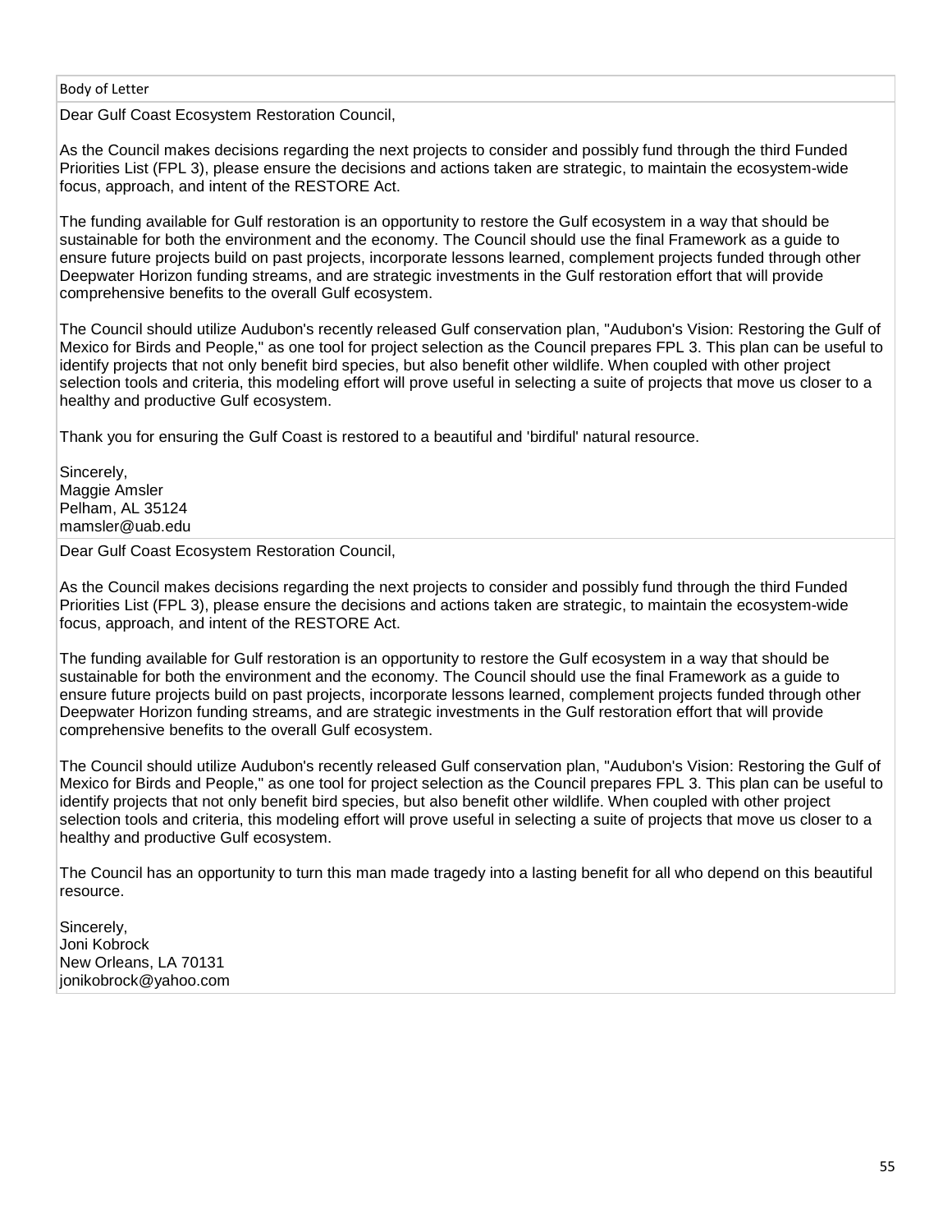Body of Letter

Dear Gulf Coast Ecosystem Restoration Council,

As the Council makes decisions regarding the next projects to consider and possibly fund through the third Funded Priorities List (FPL 3), please ensure the decisions and actions taken are strategic, to maintain the ecosystem-wide focus, approach, and intent of the RESTORE Act.

The funding available for Gulf restoration is an opportunity to restore the Gulf ecosystem in a way that should be sustainable for both the environment and the economy. The Council should use the final Framework as a guide to ensure future projects build on past projects, incorporate lessons learned, complement projects funded through other Deepwater Horizon funding streams, and are strategic investments in the Gulf restoration effort that will provide comprehensive benefits to the overall Gulf ecosystem.

The Council should utilize Audubon's recently released Gulf conservation plan, "Audubon's Vision: Restoring the Gulf of Mexico for Birds and People," as one tool for project selection as the Council prepares FPL 3. This plan can be useful to identify projects that not only benefit bird species, but also benefit other wildlife. When coupled with other project selection tools and criteria, this modeling effort will prove useful in selecting a suite of projects that move us closer to a healthy and productive Gulf ecosystem.

Thank you for ensuring the Gulf Coast is restored to a beautiful and 'birdiful' natural resource.

Sincerely,
Maggie Amsler
Pelham, AL 35124
mamsler@uab.edu

---

Dear Gulf Coast Ecosystem Restoration Council,

As the Council makes decisions regarding the next projects to consider and possibly fund through the third Funded Priorities List (FPL 3), please ensure the decisions and actions taken are strategic, to maintain the ecosystem-wide focus, approach, and intent of the RESTORE Act.

The funding available for Gulf restoration is an opportunity to restore the Gulf ecosystem in a way that should be sustainable for both the environment and the economy. The Council should use the final Framework as a guide to ensure future projects build on past projects, incorporate lessons learned, complement projects funded through other Deepwater Horizon funding streams, and are strategic investments in the Gulf restoration effort that will provide comprehensive benefits to the overall Gulf ecosystem.

The Council should utilize Audubon's recently released Gulf conservation plan, "Audubon's Vision: Restoring the Gulf of Mexico for Birds and People," as one tool for project selection as the Council prepares FPL 3. This plan can be useful to identify projects that not only benefit bird species, but also benefit other wildlife. When coupled with other project selection tools and criteria, this modeling effort will prove useful in selecting a suite of projects that move us closer to a healthy and productive Gulf ecosystem.

The Council has an opportunity to turn this man made tragedy into a lasting benefit for all who depend on this beautiful resource.

Sincerely,
Joni Kobrock
New Orleans, LA 70131
jonikobrock@yahoo.com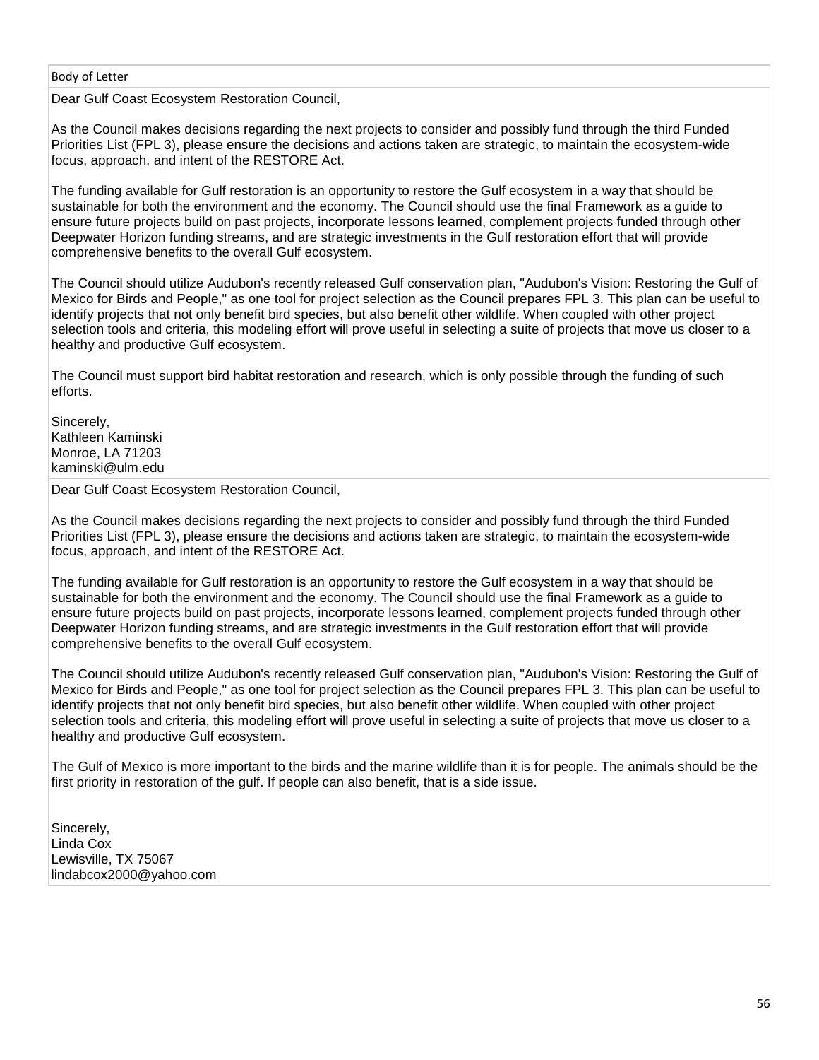| Body of Letter |
| --- |
| Dear Gulf Coast Ecosystem Restoration Council,<br><br>As the Council makes decisions regarding the next projects to consider and possibly fund through the third Funded Priorities List (FPL 3), please ensure the decisions and actions taken are strategic, to maintain the ecosystem-wide focus, approach, and intent of the RESTORE Act.<br><br>The funding available for Gulf restoration is an opportunity to restore the Gulf ecosystem in a way that should be sustainable for both the environment and the economy. The Council should use the final Framework as a guide to ensure future projects build on past projects, incorporate lessons learned, complement projects funded through other Deepwater Horizon funding streams, and are strategic investments in the Gulf restoration effort that will provide comprehensive benefits to the overall Gulf ecosystem.<br><br>The Council should utilize Audubon's recently released Gulf conservation plan, "Audubon's Vision: Restoring the Gulf of Mexico for Birds and People," as one tool for project selection as the Council prepares FPL 3. This plan can be useful to identify projects that not only benefit bird species, but also benefit other wildlife. When coupled with other project selection tools and criteria, this modeling effort will prove useful in selecting a suite of projects that move us closer to a healthy and productive Gulf ecosystem.<br><br>The Council must support bird habitat restoration and research, which is only possible through the funding of such efforts.<br><br>Sincerely,<br>Kathleen Kaminski<br>Monroe, LA 71203<br>kaminski@ulm.edu |
| Dear Gulf Coast Ecosystem Restoration Council,<br><br>As the Council makes decisions regarding the next projects to consider and possibly fund through the third Funded Priorities List (FPL 3), please ensure the decisions and actions taken are strategic, to maintain the ecosystem-wide focus, approach, and intent of the RESTORE Act.<br><br>The funding available for Gulf restoration is an opportunity to restore the Gulf ecosystem in a way that should be sustainable for both the environment and the economy. The Council should use the final Framework as a guide to ensure future projects build on past projects, incorporate lessons learned, complement projects funded through other Deepwater Horizon funding streams, and are strategic investments in the Gulf restoration effort that will provide comprehensive benefits to the overall Gulf ecosystem.<br><br>The Council should utilize Audubon's recently released Gulf conservation plan, "Audubon's Vision: Restoring the Gulf of Mexico for Birds and People," as one tool for project selection as the Council prepares FPL 3. This plan can be useful to identify projects that not only benefit bird species, but also benefit other wildlife. When coupled with other project selection tools and criteria, this modeling effort will prove useful in selecting a suite of projects that move us closer to a healthy and productive Gulf ecosystem.<br><br>The Gulf of Mexico is more important to the birds and the marine wildlife than it is for people. The animals should be the first priority in restoration of the gulf. If people can also benefit, that is a side issue.<br><br>Sincerely,<br>Linda Cox<br>Lewisville, TX 75067<br>lindabcox2000@yahoo.com |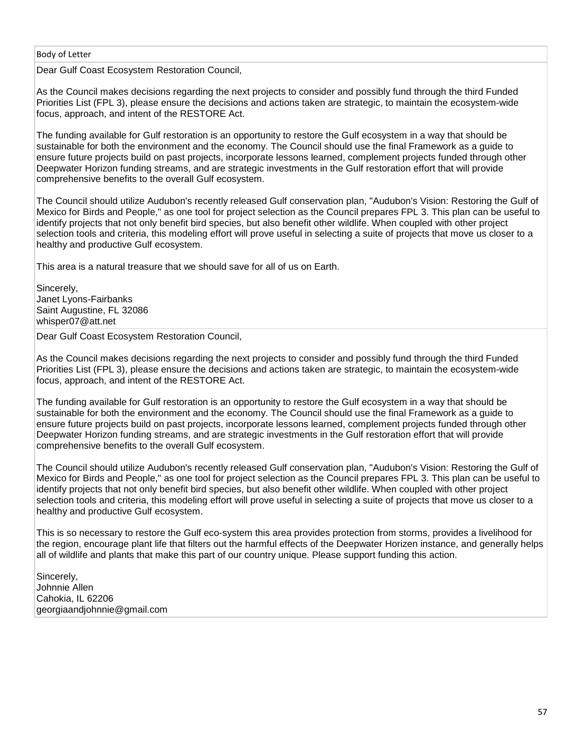| Body of Letter |
| --- |
| Dear Gulf Coast Ecosystem Restoration Council,<br><br>As the Council makes decisions regarding the next projects to consider and possibly fund through the third Funded Priorities List (FPL 3), please ensure the decisions and actions taken are strategic, to maintain the ecosystem-wide focus, approach, and intent of the RESTORE Act.<br><br>The funding available for Gulf restoration is an opportunity to restore the Gulf ecosystem in a way that should be sustainable for both the environment and the economy. The Council should use the final Framework as a guide to ensure future projects build on past projects, incorporate lessons learned, complement projects funded through other Deepwater Horizon funding streams, and are strategic investments in the Gulf restoration effort that will provide comprehensive benefits to the overall Gulf ecosystem.<br><br>The Council should utilize Audubon's recently released Gulf conservation plan, "Audubon's Vision: Restoring the Gulf of Mexico for Birds and People," as one tool for project selection as the Council prepares FPL 3. This plan can be useful to identify projects that not only benefit bird species, but also benefit other wildlife. When coupled with other project selection tools and criteria, this modeling effort will prove useful in selecting a suite of projects that move us closer to a healthy and productive Gulf ecosystem.<br><br>This area is a natural treasure that we should save for all of us on Earth.<br><br>Sincerely,<br>Janet Lyons-Fairbanks<br>Saint Augustine, FL 32086<br>whisper07@att.net |
| Dear Gulf Coast Ecosystem Restoration Council,<br><br>As the Council makes decisions regarding the next projects to consider and possibly fund through the third Funded Priorities List (FPL 3), please ensure the decisions and actions taken are strategic, to maintain the ecosystem-wide focus, approach, and intent of the RESTORE Act.<br><br>The funding available for Gulf restoration is an opportunity to restore the Gulf ecosystem in a way that should be sustainable for both the environment and the economy. The Council should use the final Framework as a guide to ensure future projects build on past projects, incorporate lessons learned, complement projects funded through other Deepwater Horizon funding streams, and are strategic investments in the Gulf restoration effort that will provide comprehensive benefits to the overall Gulf ecosystem.<br><br>The Council should utilize Audubon's recently released Gulf conservation plan, "Audubon's Vision: Restoring the Gulf of Mexico for Birds and People," as one tool for project selection as the Council prepares FPL 3. This plan can be useful to identify projects that not only benefit bird species, but also benefit other wildlife. When coupled with other project selection tools and criteria, this modeling effort will prove useful in selecting a suite of projects that move us closer to a healthy and productive Gulf ecosystem.<br><br>This is so necessary to restore the Gulf eco-system this area provides protection from storms, provides a livelihood for the region, encourage plant life that filters out the harmful effects of the Deepwater Horizen instance, and generally helps all of wildlife and plants that make this part of our country unique. Please support funding this action.<br><br>Sincerely,<br>Johnnie Allen<br>Cahokia, IL 62206<br>georgiaandjohnnie@gmail.com |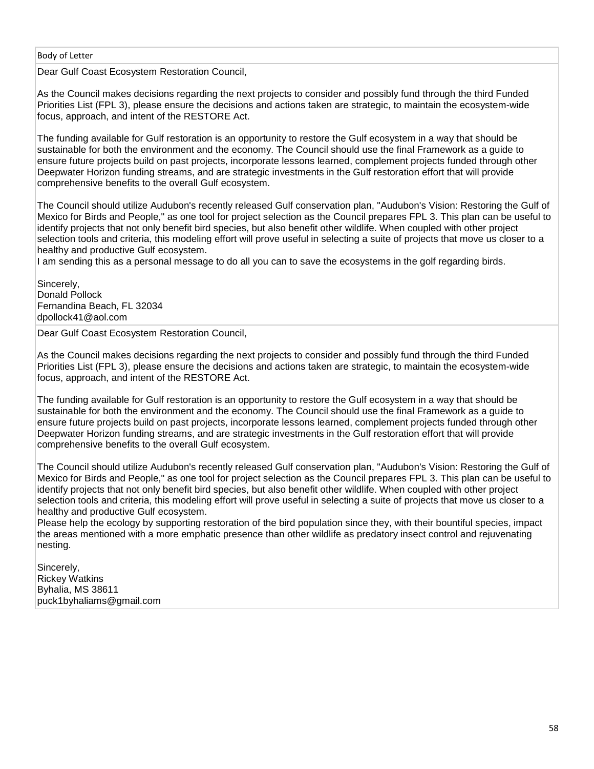| Body of Letter |
| --- |
| Dear Gulf Coast Ecosystem Restoration Council,<br><br>As the Council makes decisions regarding the next projects to consider and possibly fund through the third Funded Priorities List (FPL 3), please ensure the decisions and actions taken are strategic, to maintain the ecosystem-wide focus, approach, and intent of the RESTORE Act.<br><br>The funding available for Gulf restoration is an opportunity to restore the Gulf ecosystem in a way that should be sustainable for both the environment and the economy. The Council should use the final Framework as a guide to ensure future projects build on past projects, incorporate lessons learned, complement projects funded through other Deepwater Horizon funding streams, and are strategic investments in the Gulf restoration effort that will provide comprehensive benefits to the overall Gulf ecosystem.<br><br>The Council should utilize Audubon's recently released Gulf conservation plan, "Audubon's Vision: Restoring the Gulf of Mexico for Birds and People," as one tool for project selection as the Council prepares FPL 3. This plan can be useful to identify projects that not only benefit bird species, but also benefit other wildlife. When coupled with other project selection tools and criteria, this modeling effort will prove useful in selecting a suite of projects that move us closer to a healthy and productive Gulf ecosystem.<br>I am sending this as a personal message to do all you can to save the ecosystems in the golf regarding birds.<br><br>Sincerely,<br>Donald Pollock<br>Fernandina Beach, FL 32034<br>dpollock41@aol.com |
| Dear Gulf Coast Ecosystem Restoration Council,<br><br>As the Council makes decisions regarding the next projects to consider and possibly fund through the third Funded Priorities List (FPL 3), please ensure the decisions and actions taken are strategic, to maintain the ecosystem-wide focus, approach, and intent of the RESTORE Act.<br><br>The funding available for Gulf restoration is an opportunity to restore the Gulf ecosystem in a way that should be sustainable for both the environment and the economy. The Council should use the final Framework as a guide to ensure future projects build on past projects, incorporate lessons learned, complement projects funded through other Deepwater Horizon funding streams, and are strategic investments in the Gulf restoration effort that will provide comprehensive benefits to the overall Gulf ecosystem.<br><br>The Council should utilize Audubon's recently released Gulf conservation plan, "Audubon's Vision: Restoring the Gulf of Mexico for Birds and People," as one tool for project selection as the Council prepares FPL 3. This plan can be useful to identify projects that not only benefit bird species, but also benefit other wildlife. When coupled with other project selection tools and criteria, this modeling effort will prove useful in selecting a suite of projects that move us closer to a healthy and productive Gulf ecosystem.<br>Please help the ecology by supporting restoration of the bird population since they, with their bountiful species, impact the areas mentioned with a more emphatic presence than other wildlife as predatory insect control and rejuvenating nesting.<br><br>Sincerely,<br>Rickey Watkins<br>Byhalia, MS 38611<br>puck1byhaliams@gmail.com |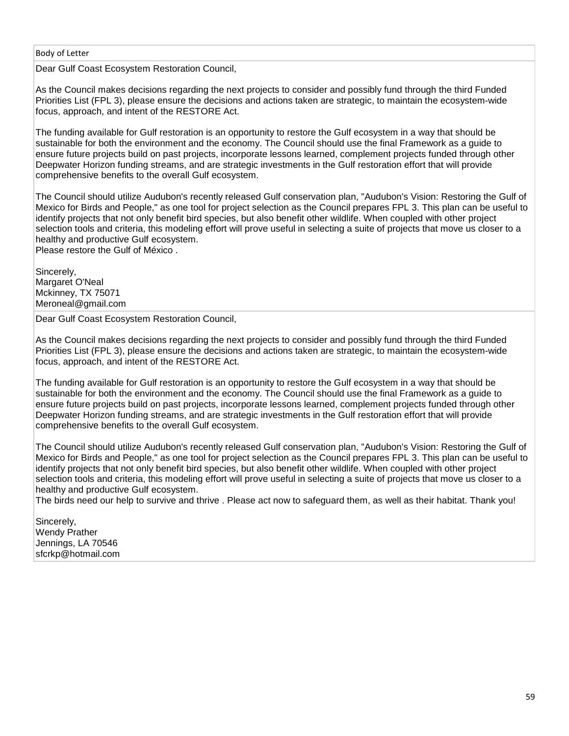| Body of Letter |
| --- |
| Dear Gulf Coast Ecosystem Restoration Council,<br><br>As the Council makes decisions regarding the next projects to consider and possibly fund through the third Funded Priorities List (FPL 3), please ensure the decisions and actions taken are strategic, to maintain the ecosystem-wide focus, approach, and intent of the RESTORE Act.<br><br>The funding available for Gulf restoration is an opportunity to restore the Gulf ecosystem in a way that should be sustainable for both the environment and the economy. The Council should use the final Framework as a guide to ensure future projects build on past projects, incorporate lessons learned, complement projects funded through other Deepwater Horizon funding streams, and are strategic investments in the Gulf restoration effort that will provide comprehensive benefits to the overall Gulf ecosystem.<br><br>The Council should utilize Audubon's recently released Gulf conservation plan, "Audubon's Vision: Restoring the Gulf of Mexico for Birds and People," as one tool for project selection as the Council prepares FPL 3. This plan can be useful to identify projects that not only benefit bird species, but also benefit other wildlife. When coupled with other project selection tools and criteria, this modeling effort will prove useful in selecting a suite of projects that move us closer to a healthy and productive Gulf ecosystem.<br>Please restore the Gulf of México .<br><br>Sincerely,<br>Margaret O'Neal<br>Mckinney, TX 75071<br>Meroneal@gmail.com |
| Dear Gulf Coast Ecosystem Restoration Council,<br><br>As the Council makes decisions regarding the next projects to consider and possibly fund through the third Funded Priorities List (FPL 3), please ensure the decisions and actions taken are strategic, to maintain the ecosystem-wide focus, approach, and intent of the RESTORE Act.<br><br>The funding available for Gulf restoration is an opportunity to restore the Gulf ecosystem in a way that should be sustainable for both the environment and the economy. The Council should use the final Framework as a guide to ensure future projects build on past projects, incorporate lessons learned, complement projects funded through other Deepwater Horizon funding streams, and are strategic investments in the Gulf restoration effort that will provide comprehensive benefits to the overall Gulf ecosystem.<br><br>The Council should utilize Audubon's recently released Gulf conservation plan, "Audubon's Vision: Restoring the Gulf of Mexico for Birds and People," as one tool for project selection as the Council prepares FPL 3. This plan can be useful to identify projects that not only benefit bird species, but also benefit other wildlife. When coupled with other project selection tools and criteria, this modeling effort will prove useful in selecting a suite of projects that move us closer to a healthy and productive Gulf ecosystem.<br>The birds need our help to survive and thrive . Please act now to safeguard them, as well as their habitat. Thank you!<br><br>Sincerely,<br>Wendy Prather<br>Jennings, LA 70546<br>sfcrkp@hotmail.com |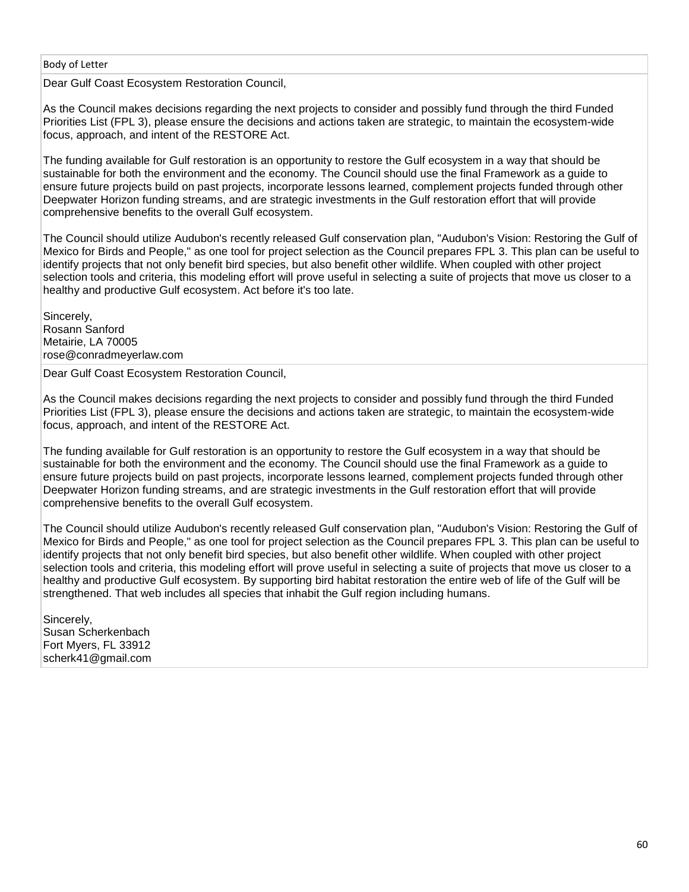| Body of Letter |
| --- |
| Dear Gulf Coast Ecosystem Restoration Council,<br><br>As the Council makes decisions regarding the next projects to consider and possibly fund through the third Funded Priorities List (FPL 3), please ensure the decisions and actions taken are strategic, to maintain the ecosystem-wide focus, approach, and intent of the RESTORE Act.<br><br>The funding available for Gulf restoration is an opportunity to restore the Gulf ecosystem in a way that should be sustainable for both the environment and the economy. The Council should use the final Framework as a guide to ensure future projects build on past projects, incorporate lessons learned, complement projects funded through other Deepwater Horizon funding streams, and are strategic investments in the Gulf restoration effort that will provide comprehensive benefits to the overall Gulf ecosystem.<br><br>The Council should utilize Audubon's recently released Gulf conservation plan, "Audubon's Vision: Restoring the Gulf of Mexico for Birds and People," as one tool for project selection as the Council prepares FPL 3. This plan can be useful to identify projects that not only benefit bird species, but also benefit other wildlife. When coupled with other project selection tools and criteria, this modeling effort will prove useful in selecting a suite of projects that move us closer to a healthy and productive Gulf ecosystem. Act before it's too late.<br><br>Sincerely,<br>Rosann Sanford<br>Metairie, LA 70005<br>rose@conradmeyerlaw.com |
| Dear Gulf Coast Ecosystem Restoration Council,<br><br>As the Council makes decisions regarding the next projects to consider and possibly fund through the third Funded Priorities List (FPL 3), please ensure the decisions and actions taken are strategic, to maintain the ecosystem-wide focus, approach, and intent of the RESTORE Act.<br><br>The funding available for Gulf restoration is an opportunity to restore the Gulf ecosystem in a way that should be sustainable for both the environment and the economy. The Council should use the final Framework as a guide to ensure future projects build on past projects, incorporate lessons learned, complement projects funded through other Deepwater Horizon funding streams, and are strategic investments in the Gulf restoration effort that will provide comprehensive benefits to the overall Gulf ecosystem.<br><br>The Council should utilize Audubon's recently released Gulf conservation plan, "Audubon's Vision: Restoring the Gulf of Mexico for Birds and People," as one tool for project selection as the Council prepares FPL 3. This plan can be useful to identify projects that not only benefit bird species, but also benefit other wildlife. When coupled with other project selection tools and criteria, this modeling effort will prove useful in selecting a suite of projects that move us closer to a healthy and productive Gulf ecosystem. By supporting bird habitat restoration the entire web of life of the Gulf will be strengthened. That web includes all species that inhabit the Gulf region including humans.<br><br>Sincerely,<br>Susan Scherkenbach<br>Fort Myers, FL 33912<br>scherk41@gmail.com |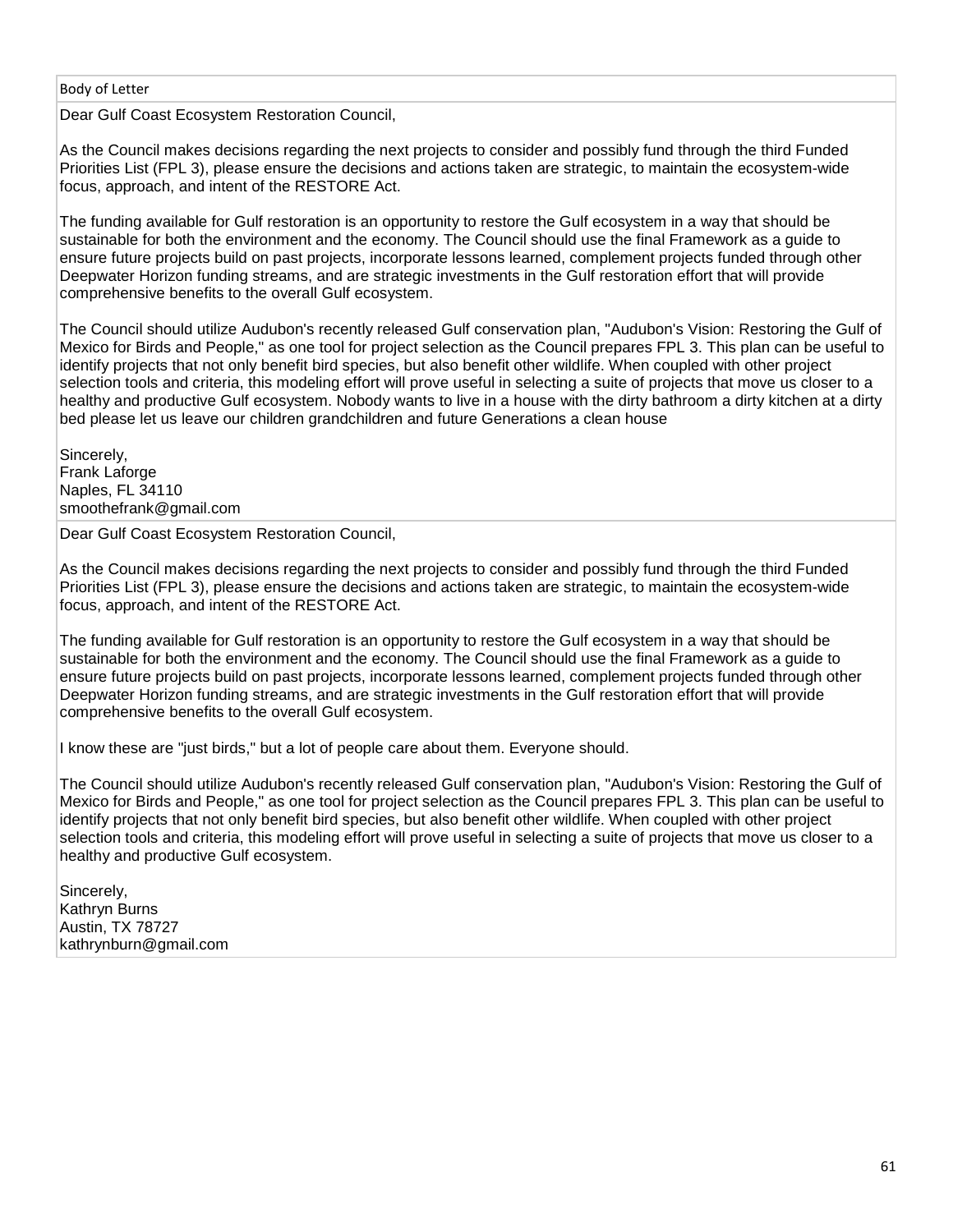| Body of Letter |
| --- |
| Dear Gulf Coast Ecosystem Restoration Council,<br><br>As the Council makes decisions regarding the next projects to consider and possibly fund through the third Funded Priorities List (FPL 3), please ensure the decisions and actions taken are strategic, to maintain the ecosystem-wide focus, approach, and intent of the RESTORE Act.<br><br>The funding available for Gulf restoration is an opportunity to restore the Gulf ecosystem in a way that should be sustainable for both the environment and the economy. The Council should use the final Framework as a guide to ensure future projects build on past projects, incorporate lessons learned, complement projects funded through other Deepwater Horizon funding streams, and are strategic investments in the Gulf restoration effort that will provide comprehensive benefits to the overall Gulf ecosystem.<br><br>The Council should utilize Audubon's recently released Gulf conservation plan, "Audubon's Vision: Restoring the Gulf of Mexico for Birds and People," as one tool for project selection as the Council prepares FPL 3. This plan can be useful to identify projects that not only benefit bird species, but also benefit other wildlife. When coupled with other project selection tools and criteria, this modeling effort will prove useful in selecting a suite of projects that move us closer to a healthy and productive Gulf ecosystem. Nobody wants to live in a house with the dirty bathroom a dirty kitchen at a dirty bed please let us leave our children grandchildren and future Generations a clean house<br><br>Sincerely,<br>Frank Laforge<br>Naples, FL 34110<br>smoothefrank@gmail.com |
| Dear Gulf Coast Ecosystem Restoration Council,<br><br>As the Council makes decisions regarding the next projects to consider and possibly fund through the third Funded Priorities List (FPL 3), please ensure the decisions and actions taken are strategic, to maintain the ecosystem-wide focus, approach, and intent of the RESTORE Act.<br><br>The funding available for Gulf restoration is an opportunity to restore the Gulf ecosystem in a way that should be sustainable for both the environment and the economy. The Council should use the final Framework as a guide to ensure future projects build on past projects, incorporate lessons learned, complement projects funded through other Deepwater Horizon funding streams, and are strategic investments in the Gulf restoration effort that will provide comprehensive benefits to the overall Gulf ecosystem.<br><br>I know these are "just birds," but a lot of people care about them. Everyone should.<br><br>The Council should utilize Audubon's recently released Gulf conservation plan, "Audubon's Vision: Restoring the Gulf of Mexico for Birds and People," as one tool for project selection as the Council prepares FPL 3. This plan can be useful to identify projects that not only benefit bird species, but also benefit other wildlife. When coupled with other project selection tools and criteria, this modeling effort will prove useful in selecting a suite of projects that move us closer to a healthy and productive Gulf ecosystem.<br><br>Sincerely,<br>Kathryn Burns<br>Austin, TX 78727<br>kathrynburn@gmail.com |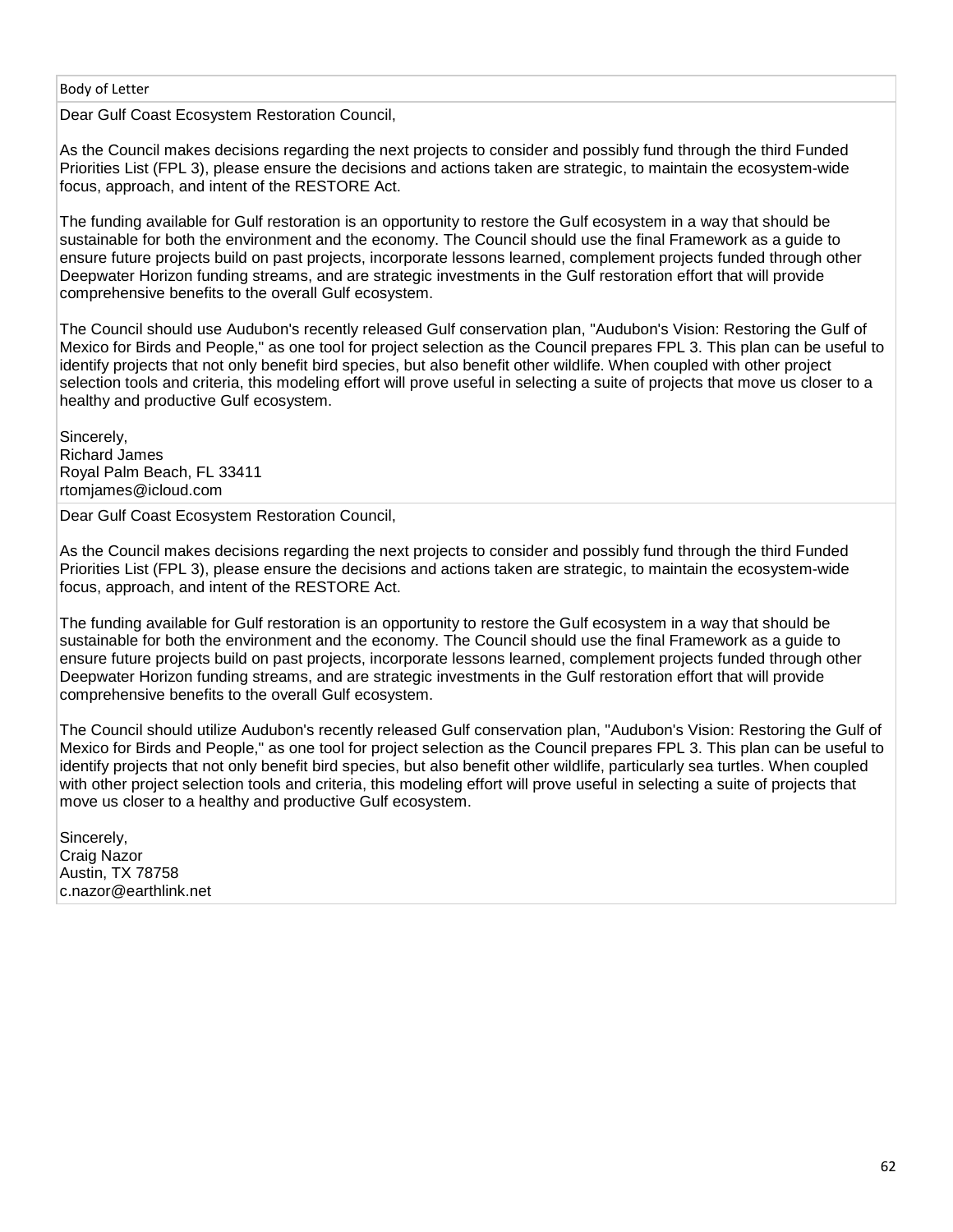| Body of Letter |
| --- |
| Dear Gulf Coast Ecosystem Restoration Council,<br><br>As the Council makes decisions regarding the next projects to consider and possibly fund through the third Funded Priorities List (FPL 3), please ensure the decisions and actions taken are strategic, to maintain the ecosystem-wide focus, approach, and intent of the RESTORE Act.<br><br>The funding available for Gulf restoration is an opportunity to restore the Gulf ecosystem in a way that should be sustainable for both the environment and the economy. The Council should use the final Framework as a guide to ensure future projects build on past projects, incorporate lessons learned, complement projects funded through other Deepwater Horizon funding streams, and are strategic investments in the Gulf restoration effort that will provide comprehensive benefits to the overall Gulf ecosystem.<br><br>The Council should use Audubon's recently released Gulf conservation plan, "Audubon's Vision: Restoring the Gulf of Mexico for Birds and People," as one tool for project selection as the Council prepares FPL 3. This plan can be useful to identify projects that not only benefit bird species, but also benefit other wildlife. When coupled with other project selection tools and criteria, this modeling effort will prove useful in selecting a suite of projects that move us closer to a healthy and productive Gulf ecosystem.<br><br>Sincerely,<br>Richard James<br>Royal Palm Beach, FL 33411<br>rtomjames@icloud.com |
| Dear Gulf Coast Ecosystem Restoration Council,<br><br>As the Council makes decisions regarding the next projects to consider and possibly fund through the third Funded Priorities List (FPL 3), please ensure the decisions and actions taken are strategic, to maintain the ecosystem-wide focus, approach, and intent of the RESTORE Act.<br><br>The funding available for Gulf restoration is an opportunity to restore the Gulf ecosystem in a way that should be sustainable for both the environment and the economy. The Council should use the final Framework as a guide to ensure future projects build on past projects, incorporate lessons learned, complement projects funded through other Deepwater Horizon funding streams, and are strategic investments in the Gulf restoration effort that will provide comprehensive benefits to the overall Gulf ecosystem.<br><br>The Council should utilize Audubon's recently released Gulf conservation plan, "Audubon's Vision: Restoring the Gulf of Mexico for Birds and People," as one tool for project selection as the Council prepares FPL 3. This plan can be useful to identify projects that not only benefit bird species, but also benefit other wildlife, particularly sea turtles. When coupled with other project selection tools and criteria, this modeling effort will prove useful in selecting a suite of projects that move us closer to a healthy and productive Gulf ecosystem.<br><br>Sincerely,<br>Craig Nazor<br>Austin, TX 78758<br>c.nazor@earthlink.net |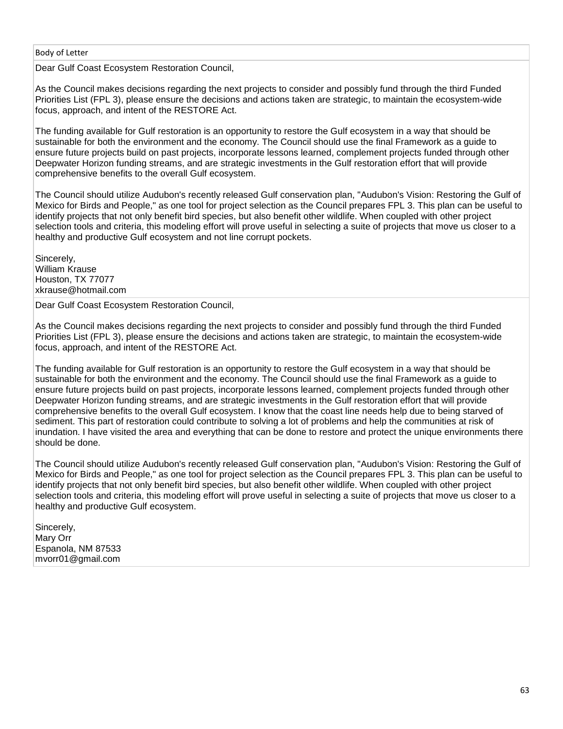| Body of Letter |
| --- |
| Dear Gulf Coast Ecosystem Restoration Council,<br><br>As the Council makes decisions regarding the next projects to consider and possibly fund through the third Funded Priorities List (FPL 3), please ensure the decisions and actions taken are strategic, to maintain the ecosystem-wide focus, approach, and intent of the RESTORE Act.<br><br>The funding available for Gulf restoration is an opportunity to restore the Gulf ecosystem in a way that should be sustainable for both the environment and the economy. The Council should use the final Framework as a guide to ensure future projects build on past projects, incorporate lessons learned, complement projects funded through other Deepwater Horizon funding streams, and are strategic investments in the Gulf restoration effort that will provide comprehensive benefits to the overall Gulf ecosystem.<br><br>The Council should utilize Audubon's recently released Gulf conservation plan, "Audubon's Vision: Restoring the Gulf of Mexico for Birds and People," as one tool for project selection as the Council prepares FPL 3. This plan can be useful to identify projects that not only benefit bird species, but also benefit other wildlife. When coupled with other project selection tools and criteria, this modeling effort will prove useful in selecting a suite of projects that move us closer to a healthy and productive Gulf ecosystem and not line corrupt pockets.<br><br>Sincerely,<br>William Krause<br>Houston, TX 77077<br>xkrause@hotmail.com |
| Dear Gulf Coast Ecosystem Restoration Council,<br><br>As the Council makes decisions regarding the next projects to consider and possibly fund through the third Funded Priorities List (FPL 3), please ensure the decisions and actions taken are strategic, to maintain the ecosystem-wide focus, approach, and intent of the RESTORE Act.<br><br>The funding available for Gulf restoration is an opportunity to restore the Gulf ecosystem in a way that should be sustainable for both the environment and the economy. The Council should use the final Framework as a guide to ensure future projects build on past projects, incorporate lessons learned, complement projects funded through other Deepwater Horizon funding streams, and are strategic investments in the Gulf restoration effort that will provide comprehensive benefits to the overall Gulf ecosystem. I know that the coast line needs help due to being starved of sediment. This part of restoration could contribute to solving a lot of problems and help the communities at risk of inundation. I have visited the area and everything that can be done to restore and protect the unique environments there should be done.<br><br>The Council should utilize Audubon's recently released Gulf conservation plan, "Audubon's Vision: Restoring the Gulf of Mexico for Birds and People," as one tool for project selection as the Council prepares FPL 3. This plan can be useful to identify projects that not only benefit bird species, but also benefit other wildlife. When coupled with other project selection tools and criteria, this modeling effort will prove useful in selecting a suite of projects that move us closer to a healthy and productive Gulf ecosystem.<br><br>Sincerely,<br>Mary Orr<br>Espanola, NM 87533<br>mvorr01@gmail.com |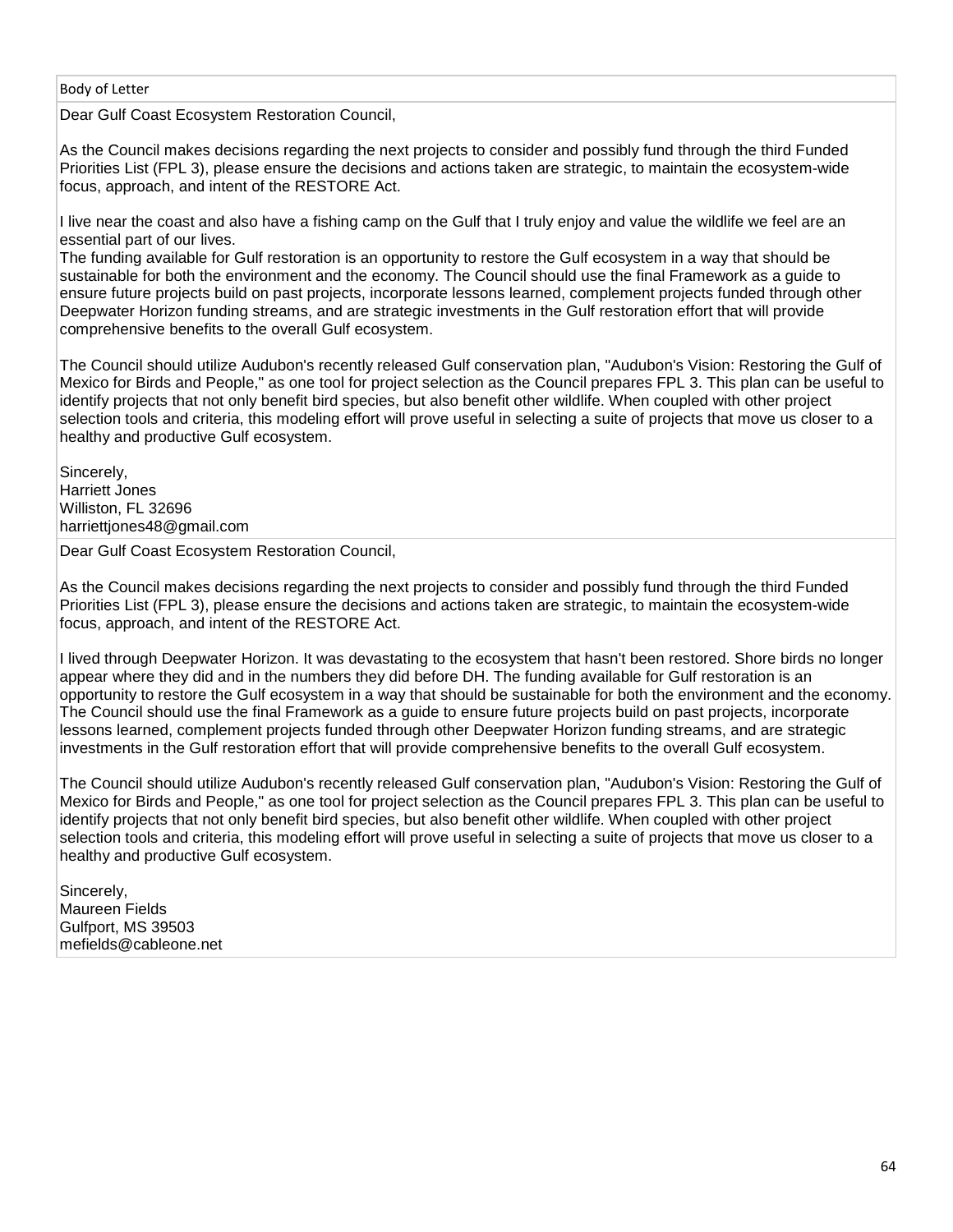| Body of Letter |
| --- |
| Dear Gulf Coast Ecosystem Restoration Council,<br><br>As the Council makes decisions regarding the next projects to consider and possibly fund through the third Funded Priorities List (FPL 3), please ensure the decisions and actions taken are strategic, to maintain the ecosystem-wide focus, approach, and intent of the RESTORE Act.<br><br>I live near the coast and also have a fishing camp on the Gulf that I truly enjoy and value the wildlife we feel are an essential part of our lives.<br>The funding available for Gulf restoration is an opportunity to restore the Gulf ecosystem in a way that should be sustainable for both the environment and the economy. The Council should use the final Framework as a guide to ensure future projects build on past projects, incorporate lessons learned, complement projects funded through other Deepwater Horizon funding streams, and are strategic investments in the Gulf restoration effort that will provide comprehensive benefits to the overall Gulf ecosystem.<br><br>The Council should utilize Audubon's recently released Gulf conservation plan, "Audubon's Vision: Restoring the Gulf of Mexico for Birds and People," as one tool for project selection as the Council prepares FPL 3. This plan can be useful to identify projects that not only benefit bird species, but also benefit other wildlife. When coupled with other project selection tools and criteria, this modeling effort will prove useful in selecting a suite of projects that move us closer to a healthy and productive Gulf ecosystem.<br><br>Sincerely,<br>Harriett Jones<br>Williston, FL 32696<br>harriettjones48@gmail.com |
| Dear Gulf Coast Ecosystem Restoration Council,<br><br>As the Council makes decisions regarding the next projects to consider and possibly fund through the third Funded Priorities List (FPL 3), please ensure the decisions and actions taken are strategic, to maintain the ecosystem-wide focus, approach, and intent of the RESTORE Act.<br><br>I lived through Deepwater Horizon. It was devastating to the ecosystem that hasn't been restored. Shore birds no longer appear where they did and in the numbers they did before DH. The funding available for Gulf restoration is an opportunity to restore the Gulf ecosystem in a way that should be sustainable for both the environment and the economy. The Council should use the final Framework as a guide to ensure future projects build on past projects, incorporate lessons learned, complement projects funded through other Deepwater Horizon funding streams, and are strategic investments in the Gulf restoration effort that will provide comprehensive benefits to the overall Gulf ecosystem.<br><br>The Council should utilize Audubon's recently released Gulf conservation plan, "Audubon's Vision: Restoring the Gulf of Mexico for Birds and People," as one tool for project selection as the Council prepares FPL 3. This plan can be useful to identify projects that not only benefit bird species, but also benefit other wildlife. When coupled with other project selection tools and criteria, this modeling effort will prove useful in selecting a suite of projects that move us closer to a healthy and productive Gulf ecosystem.<br><br>Sincerely,<br>Maureen Fields<br>Gulfport, MS 39503<br>mefields@cableone.net |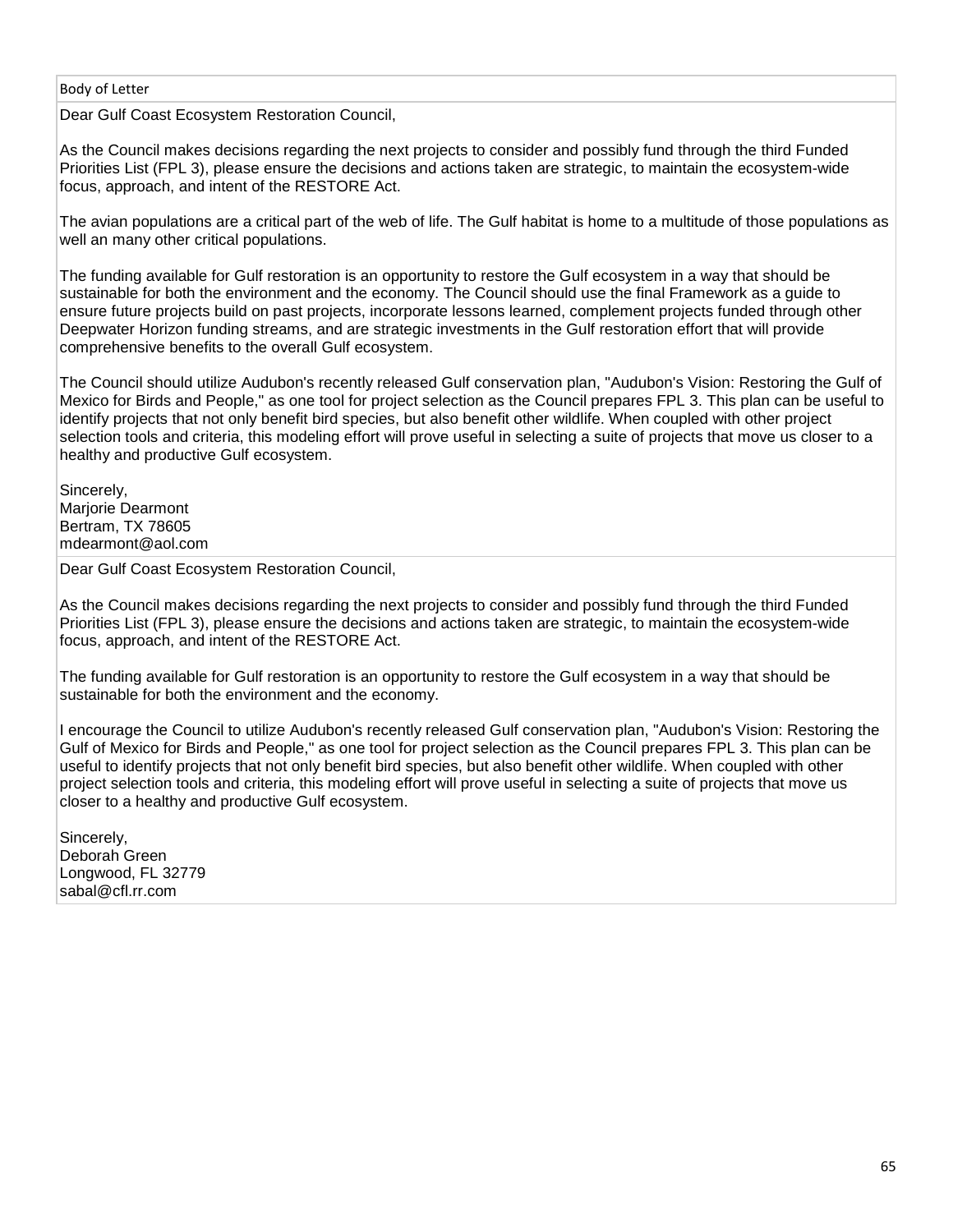| Body of Letter |
| --- |
| Dear Gulf Coast Ecosystem Restoration Council,<br><br>As the Council makes decisions regarding the next projects to consider and possibly fund through the third Funded Priorities List (FPL 3), please ensure the decisions and actions taken are strategic, to maintain the ecosystem-wide focus, approach, and intent of the RESTORE Act.<br><br>The avian populations are a critical part of the web of life. The Gulf habitat is home to a multitude of those populations as well an many other critical populations.<br><br>The funding available for Gulf restoration is an opportunity to restore the Gulf ecosystem in a way that should be sustainable for both the environment and the economy. The Council should use the final Framework as a guide to ensure future projects build on past projects, incorporate lessons learned, complement projects funded through other Deepwater Horizon funding streams, and are strategic investments in the Gulf restoration effort that will provide comprehensive benefits to the overall Gulf ecosystem.<br><br>The Council should utilize Audubon's recently released Gulf conservation plan, "Audubon's Vision: Restoring the Gulf of Mexico for Birds and People," as one tool for project selection as the Council prepares FPL 3. This plan can be useful to identify projects that not only benefit bird species, but also benefit other wildlife. When coupled with other project selection tools and criteria, this modeling effort will prove useful in selecting a suite of projects that move us closer to a healthy and productive Gulf ecosystem.<br><br>Sincerely,<br>Marjorie Dearmont<br>Bertram, TX 78605<br>mdearmont@aol.com |
| Dear Gulf Coast Ecosystem Restoration Council,<br><br>As the Council makes decisions regarding the next projects to consider and possibly fund through the third Funded Priorities List (FPL 3), please ensure the decisions and actions taken are strategic, to maintain the ecosystem-wide focus, approach, and intent of the RESTORE Act.<br><br>The funding available for Gulf restoration is an opportunity to restore the Gulf ecosystem in a way that should be sustainable for both the environment and the economy.<br><br>I encourage the Council to utilize Audubon's recently released Gulf conservation plan, "Audubon's Vision: Restoring the Gulf of Mexico for Birds and People," as one tool for project selection as the Council prepares FPL 3. This plan can be useful to identify projects that not only benefit bird species, but also benefit other wildlife. When coupled with other project selection tools and criteria, this modeling effort will prove useful in selecting a suite of projects that move us closer to a healthy and productive Gulf ecosystem.<br><br>Sincerely,<br>Deborah Green<br>Longwood, FL 32779<br>sabal@cfl.rr.com |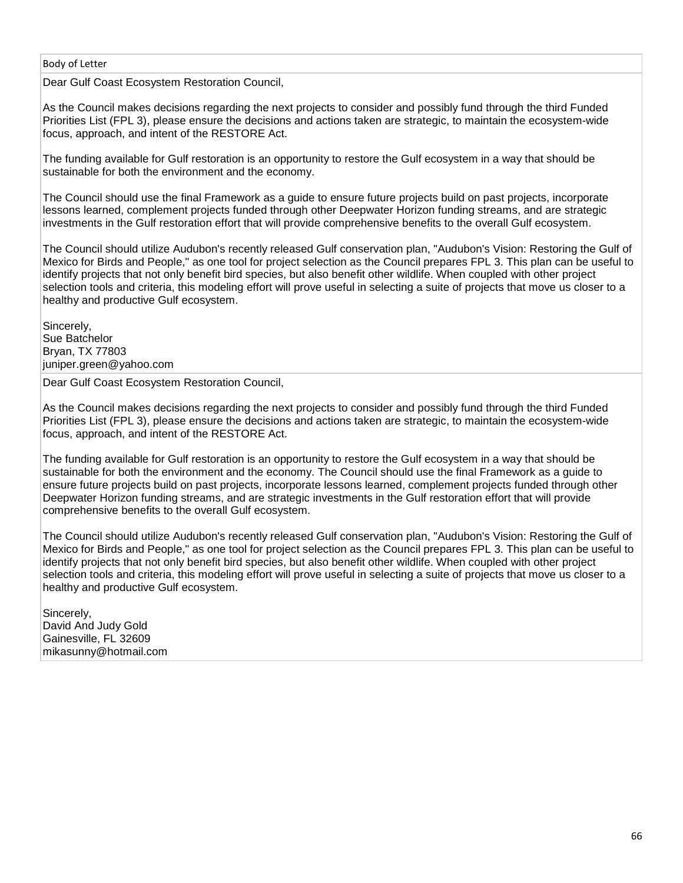| Body of Letter |
| --- |
| Dear Gulf Coast Ecosystem Restoration Council,<br><br>As the Council makes decisions regarding the next projects to consider and possibly fund through the third Funded Priorities List (FPL 3), please ensure the decisions and actions taken are strategic, to maintain the ecosystem-wide focus, approach, and intent of the RESTORE Act.<br><br>The funding available for Gulf restoration is an opportunity to restore the Gulf ecosystem in a way that should be sustainable for both the environment and the economy.<br><br>The Council should use the final Framework as a guide to ensure future projects build on past projects, incorporate lessons learned, complement projects funded through other Deepwater Horizon funding streams, and are strategic investments in the Gulf restoration effort that will provide comprehensive benefits to the overall Gulf ecosystem.<br><br>The Council should utilize Audubon's recently released Gulf conservation plan, "Audubon's Vision: Restoring the Gulf of Mexico for Birds and People," as one tool for project selection as the Council prepares FPL 3. This plan can be useful to identify projects that not only benefit bird species, but also benefit other wildlife. When coupled with other project selection tools and criteria, this modeling effort will prove useful in selecting a suite of projects that move us closer to a healthy and productive Gulf ecosystem.<br><br>Sincerely,<br>Sue Batchelor<br>Bryan, TX 77803<br>juniper.green@yahoo.com |
| Dear Gulf Coast Ecosystem Restoration Council,<br><br>As the Council makes decisions regarding the next projects to consider and possibly fund through the third Funded Priorities List (FPL 3), please ensure the decisions and actions taken are strategic, to maintain the ecosystem-wide focus, approach, and intent of the RESTORE Act.<br><br>The funding available for Gulf restoration is an opportunity to restore the Gulf ecosystem in a way that should be sustainable for both the environment and the economy. The Council should use the final Framework as a guide to ensure future projects build on past projects, incorporate lessons learned, complement projects funded through other Deepwater Horizon funding streams, and are strategic investments in the Gulf restoration effort that will provide comprehensive benefits to the overall Gulf ecosystem.<br><br>The Council should utilize Audubon's recently released Gulf conservation plan, "Audubon's Vision: Restoring the Gulf of Mexico for Birds and People," as one tool for project selection as the Council prepares FPL 3. This plan can be useful to identify projects that not only benefit bird species, but also benefit other wildlife. When coupled with other project selection tools and criteria, this modeling effort will prove useful in selecting a suite of projects that move us closer to a healthy and productive Gulf ecosystem.<br><br>Sincerely,<br>David And Judy Gold<br>Gainesville, FL 32609<br>mikasunny@hotmail.com |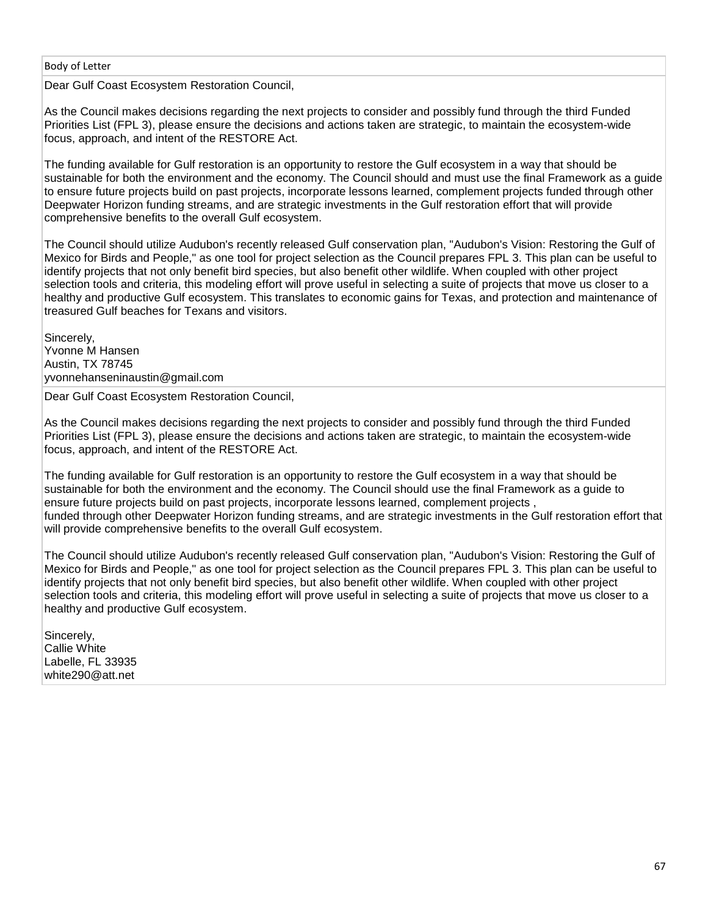| Body of Letter |
| --- |
| Dear Gulf Coast Ecosystem Restoration Council,<br><br>As the Council makes decisions regarding the next projects to consider and possibly fund through the third Funded Priorities List (FPL 3), please ensure the decisions and actions taken are strategic, to maintain the ecosystem-wide focus, approach, and intent of the RESTORE Act.<br><br>The funding available for Gulf restoration is an opportunity to restore the Gulf ecosystem in a way that should be sustainable for both the environment and the economy. The Council should and must use the final Framework as a guide to ensure future projects build on past projects, incorporate lessons learned, complement projects funded through other Deepwater Horizon funding streams, and are strategic investments in the Gulf restoration effort that will provide comprehensive benefits to the overall Gulf ecosystem.<br><br>The Council should utilize Audubon's recently released Gulf conservation plan, "Audubon's Vision: Restoring the Gulf of Mexico for Birds and People," as one tool for project selection as the Council prepares FPL 3. This plan can be useful to identify projects that not only benefit bird species, but also benefit other wildlife. When coupled with other project selection tools and criteria, this modeling effort will prove useful in selecting a suite of projects that move us closer to a healthy and productive Gulf ecosystem. This translates to economic gains for Texas, and protection and maintenance of treasured Gulf beaches for Texans and visitors.<br><br>Sincerely,<br>Yvonne M Hansen<br>Austin, TX 78745<br>yvonnehanseninaustin@gmail.com |
| Dear Gulf Coast Ecosystem Restoration Council,<br><br>As the Council makes decisions regarding the next projects to consider and possibly fund through the third Funded Priorities List (FPL 3), please ensure the decisions and actions taken are strategic, to maintain the ecosystem-wide focus, approach, and intent of the RESTORE Act.<br><br>The funding available for Gulf restoration is an opportunity to restore the Gulf ecosystem in a way that should be sustainable for both the environment and the economy. The Council should use the final Framework as a guide to ensure future projects build on past projects, incorporate lessons learned, complement projects ,<br>funded through other Deepwater Horizon funding streams, and are strategic investments in the Gulf restoration effort that will provide comprehensive benefits to the overall Gulf ecosystem.<br><br>The Council should utilize Audubon's recently released Gulf conservation plan, "Audubon's Vision: Restoring the Gulf of Mexico for Birds and People," as one tool for project selection as the Council prepares FPL 3. This plan can be useful to identify projects that not only benefit bird species, but also benefit other wildlife. When coupled with other project selection tools and criteria, this modeling effort will prove useful in selecting a suite of projects that move us closer to a healthy and productive Gulf ecosystem.<br><br>Sincerely,<br>Callie White<br>Labelle, FL 33935<br>white290@att.net |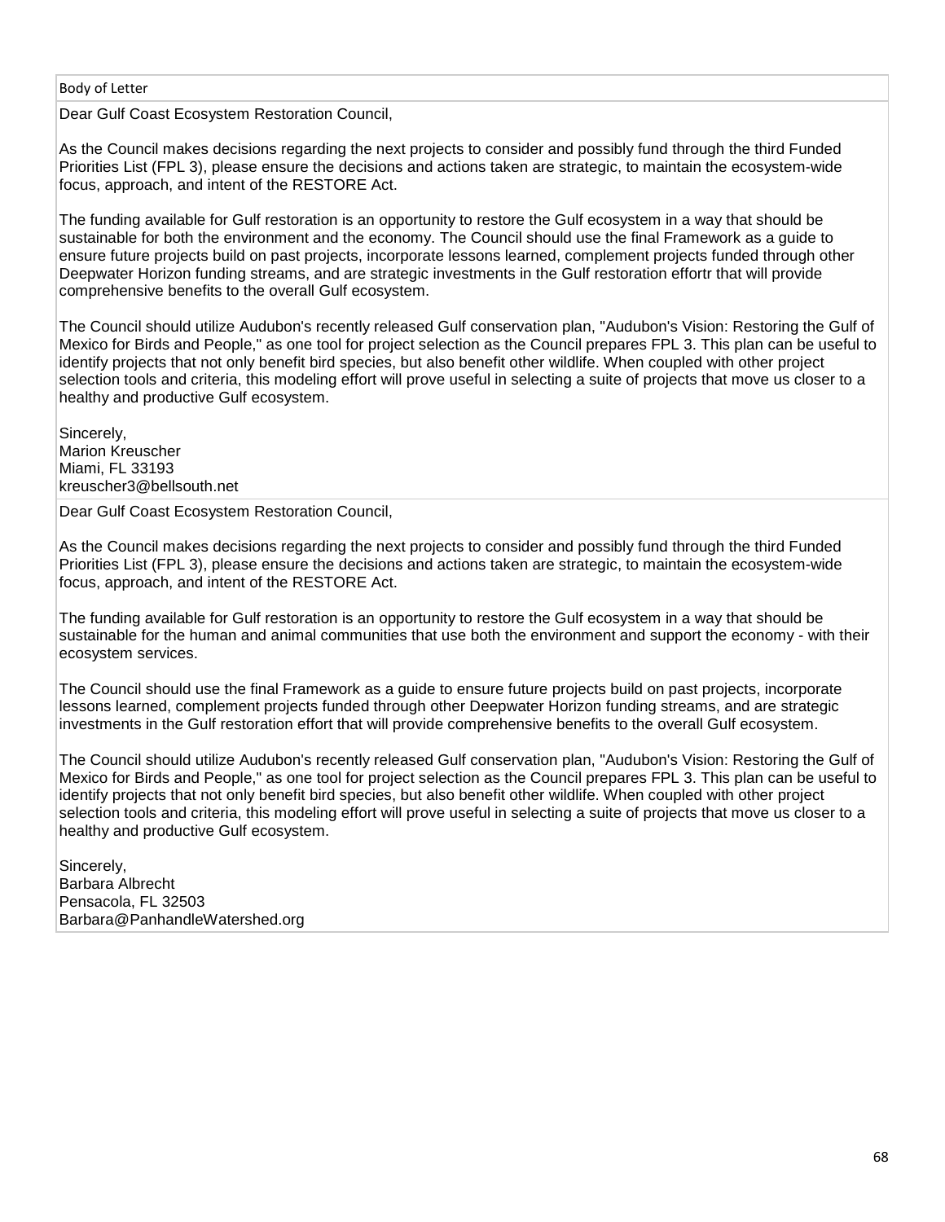| Body of Letter |
| --- |
| Dear Gulf Coast Ecosystem Restoration Council,<br><br>As the Council makes decisions regarding the next projects to consider and possibly fund through the third Funded Priorities List (FPL 3), please ensure the decisions and actions taken are strategic, to maintain the ecosystem-wide focus, approach, and intent of the RESTORE Act.<br><br>The funding available for Gulf restoration is an opportunity to restore the Gulf ecosystem in a way that should be sustainable for both the environment and the economy. The Council should use the final Framework as a guide to ensure future projects build on past projects, incorporate lessons learned, complement projects funded through other Deepwater Horizon funding streams, and are strategic investments in the Gulf restoration effortr that will provide comprehensive benefits to the overall Gulf ecosystem.<br><br>The Council should utilize Audubon's recently released Gulf conservation plan, "Audubon's Vision: Restoring the Gulf of Mexico for Birds and People," as one tool for project selection as the Council prepares FPL 3. This plan can be useful to identify projects that not only benefit bird species, but also benefit other wildlife. When coupled with other project selection tools and criteria, this modeling effort will prove useful in selecting a suite of projects that move us closer to a healthy and productive Gulf ecosystem.<br><br>Sincerely,<br>Marion Kreuscher<br>Miami, FL 33193<br>kreuscher3@bellsouth.net |
| Dear Gulf Coast Ecosystem Restoration Council,<br><br>As the Council makes decisions regarding the next projects to consider and possibly fund through the third Funded Priorities List (FPL 3), please ensure the decisions and actions taken are strategic, to maintain the ecosystem-wide focus, approach, and intent of the RESTORE Act.<br><br>The funding available for Gulf restoration is an opportunity to restore the Gulf ecosystem in a way that should be sustainable for the human and animal communities that use both the environment and support the economy - with their ecosystem services.<br><br>The Council should use the final Framework as a guide to ensure future projects build on past projects, incorporate lessons learned, complement projects funded through other Deepwater Horizon funding streams, and are strategic investments in the Gulf restoration effort that will provide comprehensive benefits to the overall Gulf ecosystem.<br><br>The Council should utilize Audubon's recently released Gulf conservation plan, "Audubon's Vision: Restoring the Gulf of Mexico for Birds and People," as one tool for project selection as the Council prepares FPL 3. This plan can be useful to identify projects that not only benefit bird species, but also benefit other wildlife. When coupled with other project selection tools and criteria, this modeling effort will prove useful in selecting a suite of projects that move us closer to a healthy and productive Gulf ecosystem.<br><br>Sincerely,<br>Barbara Albrecht<br>Pensacola, FL 32503<br>Barbara@PanhandleWatershed.org |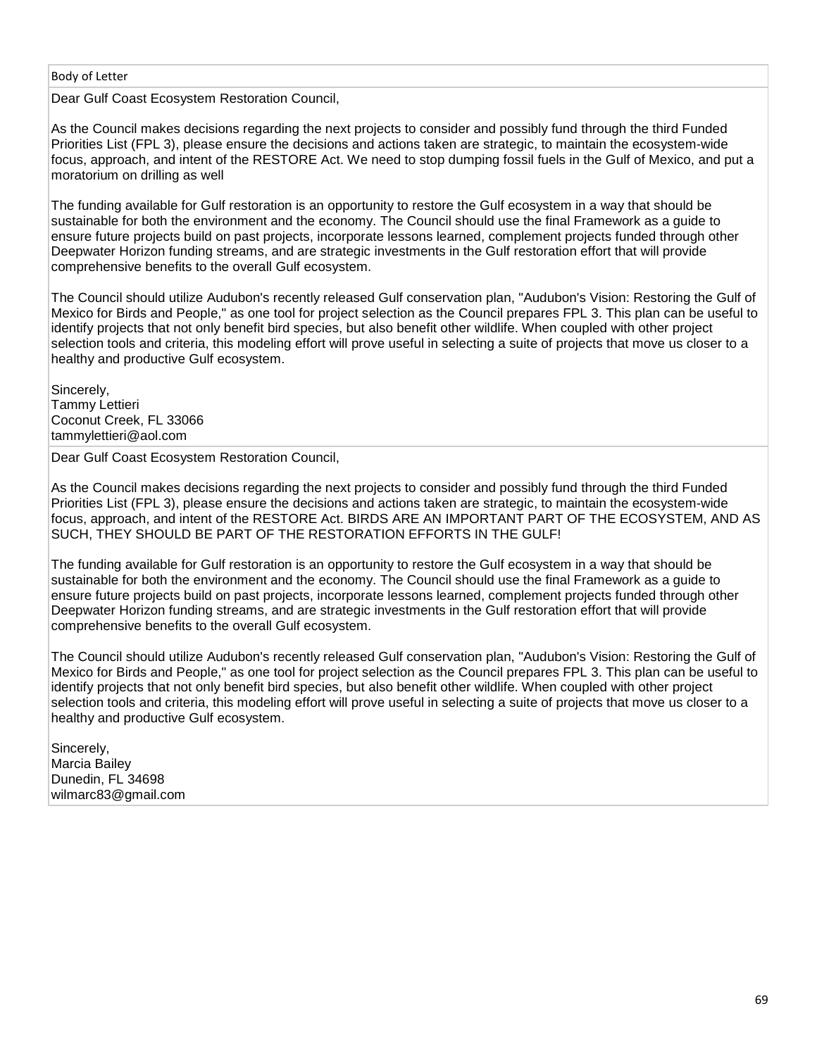| Body of Letter |
| --- |
| Dear Gulf Coast Ecosystem Restoration Council,<br><br>As the Council makes decisions regarding the next projects to consider and possibly fund through the third Funded Priorities List (FPL 3), please ensure the decisions and actions taken are strategic, to maintain the ecosystem-wide focus, approach, and intent of the RESTORE Act. We need to stop dumping fossil fuels in the Gulf of Mexico, and put a moratorium on drilling as well<br><br>The funding available for Gulf restoration is an opportunity to restore the Gulf ecosystem in a way that should be sustainable for both the environment and the economy. The Council should use the final Framework as a guide to ensure future projects build on past projects, incorporate lessons learned, complement projects funded through other Deepwater Horizon funding streams, and are strategic investments in the Gulf restoration effort that will provide comprehensive benefits to the overall Gulf ecosystem.<br><br>The Council should utilize Audubon's recently released Gulf conservation plan, "Audubon's Vision: Restoring the Gulf of Mexico for Birds and People," as one tool for project selection as the Council prepares FPL 3. This plan can be useful to identify projects that not only benefit bird species, but also benefit other wildlife. When coupled with other project selection tools and criteria, this modeling effort will prove useful in selecting a suite of projects that move us closer to a healthy and productive Gulf ecosystem.<br><br>Sincerely,<br>Tammy Lettieri<br>Coconut Creek, FL 33066<br>tammylettieri@aol.com |
| Dear Gulf Coast Ecosystem Restoration Council,<br><br>As the Council makes decisions regarding the next projects to consider and possibly fund through the third Funded Priorities List (FPL 3), please ensure the decisions and actions taken are strategic, to maintain the ecosystem-wide focus, approach, and intent of the RESTORE Act. BIRDS ARE AN IMPORTANT PART OF THE ECOSYSTEM, AND AS SUCH, THEY SHOULD BE PART OF THE RESTORATION EFFORTS IN THE GULF!<br><br>The funding available for Gulf restoration is an opportunity to restore the Gulf ecosystem in a way that should be sustainable for both the environment and the economy. The Council should use the final Framework as a guide to ensure future projects build on past projects, incorporate lessons learned, complement projects funded through other Deepwater Horizon funding streams, and are strategic investments in the Gulf restoration effort that will provide comprehensive benefits to the overall Gulf ecosystem.<br><br>The Council should utilize Audubon's recently released Gulf conservation plan, "Audubon's Vision: Restoring the Gulf of Mexico for Birds and People," as one tool for project selection as the Council prepares FPL 3. This plan can be useful to identify projects that not only benefit bird species, but also benefit other wildlife. When coupled with other project selection tools and criteria, this modeling effort will prove useful in selecting a suite of projects that move us closer to a healthy and productive Gulf ecosystem.<br><br>Sincerely,<br>Marcia Bailey<br>Dunedin, FL 34698<br>wilmarc83@gmail.com |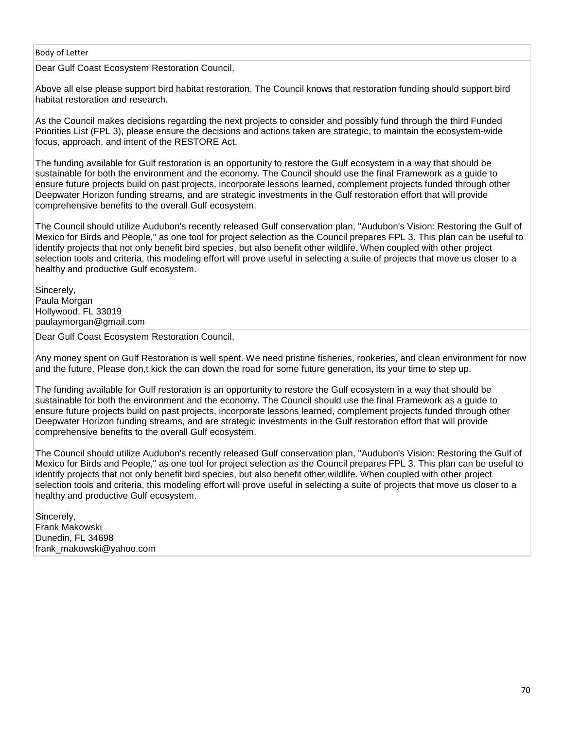| Body of Letter |
|---|
| Dear Gulf Coast Ecosystem Restoration Council,<br><br>Above all else please support bird habitat restoration. The Council knows that restoration funding should support bird habitat restoration and research.<br><br>As the Council makes decisions regarding the next projects to consider and possibly fund through the third Funded Priorities List (FPL 3), please ensure the decisions and actions taken are strategic, to maintain the ecosystem-wide focus, approach, and intent of the RESTORE Act.<br><br>The funding available for Gulf restoration is an opportunity to restore the Gulf ecosystem in a way that should be sustainable for both the environment and the economy. The Council should use the final Framework as a guide to ensure future projects build on past projects, incorporate lessons learned, complement projects funded through other Deepwater Horizon funding streams, and are strategic investments in the Gulf restoration effort that will provide comprehensive benefits to the overall Gulf ecosystem.<br><br>The Council should utilize Audubon's recently released Gulf conservation plan, "Audubon's Vision: Restoring the Gulf of Mexico for Birds and People," as one tool for project selection as the Council prepares FPL 3. This plan can be useful to identify projects that not only benefit bird species, but also benefit other wildlife. When coupled with other project selection tools and criteria, this modeling effort will prove useful in selecting a suite of projects that move us closer to a healthy and productive Gulf ecosystem.<br><br>Sincerely,<br>Paula Morgan<br>Hollywood, FL 33019<br>paulaymorgan@gmail.com |
| Dear Gulf Coast Ecosystem Restoration Council,<br><br>Any money spent on Gulf Restoration is well spent. We need pristine fisheries, rookeries, and clean environment for now and the future. Please don,t kick the can down the road for some future generation, its your time to step up.<br><br>The funding available for Gulf restoration is an opportunity to restore the Gulf ecosystem in a way that should be sustainable for both the environment and the economy. The Council should use the final Framework as a guide to ensure future projects build on past projects, incorporate lessons learned, complement projects funded through other Deepwater Horizon funding streams, and are strategic investments in the Gulf restoration effort that will provide comprehensive benefits to the overall Gulf ecosystem.<br><br>The Council should utilize Audubon's recently released Gulf conservation plan, "Audubon's Vision: Restoring the Gulf of Mexico for Birds and People," as one tool for project selection as the Council prepares FPL 3. This plan can be useful to identify projects that not only benefit bird species, but also benefit other wildlife. When coupled with other project selection tools and criteria, this modeling effort will prove useful in selecting a suite of projects that move us closer to a healthy and productive Gulf ecosystem.<br><br>Sincerely,<br>Frank Makowski<br>Dunedin, FL 34698<br>frank_makowski@yahoo.com |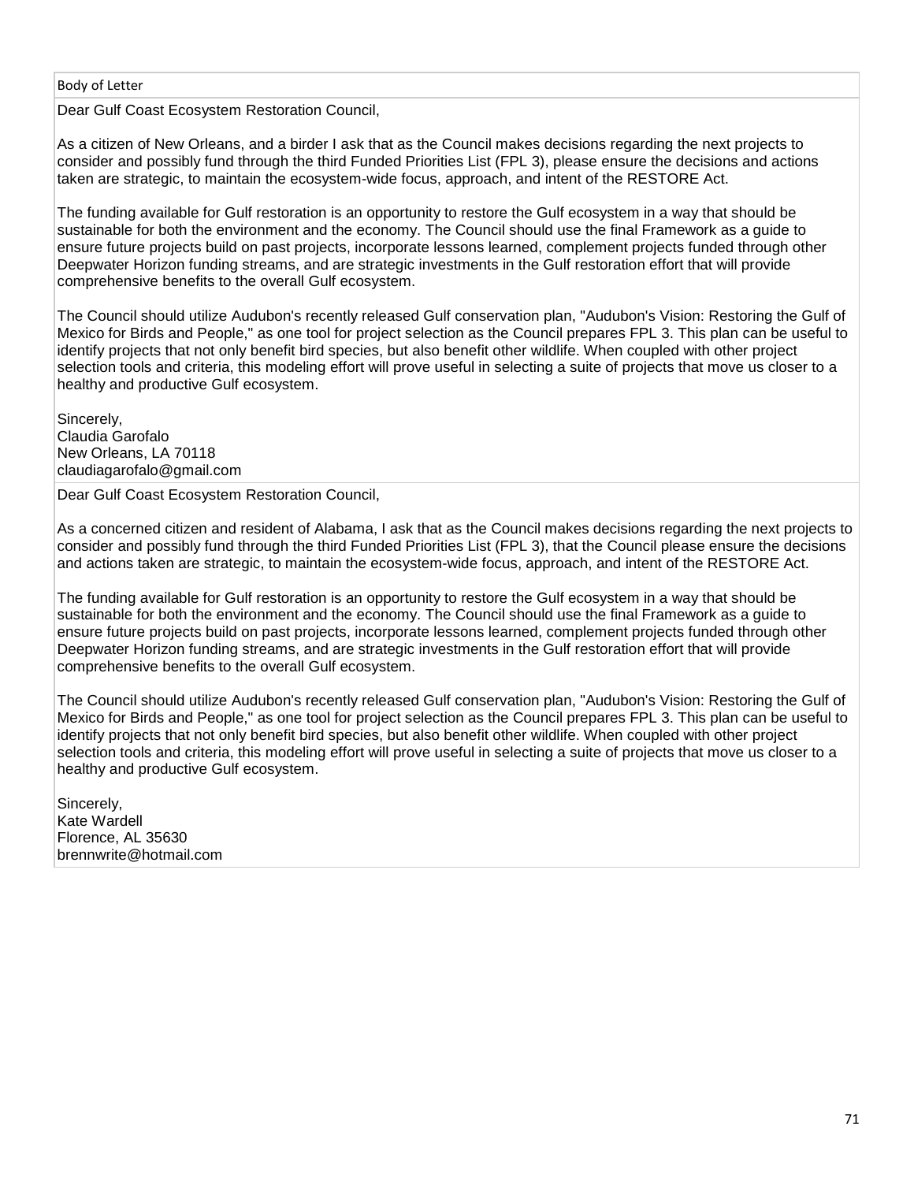| Body of Letter |
| --- |
| Dear Gulf Coast Ecosystem Restoration Council,<br><br>As a citizen of New Orleans, and a birder I ask that as the Council makes decisions regarding the next projects to consider and possibly fund through the third Funded Priorities List (FPL 3), please ensure the decisions and actions taken are strategic, to maintain the ecosystem-wide focus, approach, and intent of the RESTORE Act.<br><br>The funding available for Gulf restoration is an opportunity to restore the Gulf ecosystem in a way that should be sustainable for both the environment and the economy. The Council should use the final Framework as a guide to ensure future projects build on past projects, incorporate lessons learned, complement projects funded through other Deepwater Horizon funding streams, and are strategic investments in the Gulf restoration effort that will provide comprehensive benefits to the overall Gulf ecosystem.<br><br>The Council should utilize Audubon's recently released Gulf conservation plan, "Audubon's Vision: Restoring the Gulf of Mexico for Birds and People," as one tool for project selection as the Council prepares FPL 3. This plan can be useful to identify projects that not only benefit bird species, but also benefit other wildlife. When coupled with other project selection tools and criteria, this modeling effort will prove useful in selecting a suite of projects that move us closer to a healthy and productive Gulf ecosystem.<br><br>Sincerely,<br>Claudia Garofalo<br>New Orleans, LA 70118<br>claudiagarofalo@gmail.com |
| Dear Gulf Coast Ecosystem Restoration Council,<br><br>As a concerned citizen and resident of Alabama, I ask that as the Council makes decisions regarding the next projects to consider and possibly fund through the third Funded Priorities List (FPL 3), that the Council please ensure the decisions and actions taken are strategic, to maintain the ecosystem-wide focus, approach, and intent of the RESTORE Act.<br><br>The funding available for Gulf restoration is an opportunity to restore the Gulf ecosystem in a way that should be sustainable for both the environment and the economy. The Council should use the final Framework as a guide to ensure future projects build on past projects, incorporate lessons learned, complement projects funded through other Deepwater Horizon funding streams, and are strategic investments in the Gulf restoration effort that will provide comprehensive benefits to the overall Gulf ecosystem.<br><br>The Council should utilize Audubon's recently released Gulf conservation plan, "Audubon's Vision: Restoring the Gulf of Mexico for Birds and People," as one tool for project selection as the Council prepares FPL 3. This plan can be useful to identify projects that not only benefit bird species, but also benefit other wildlife. When coupled with other project selection tools and criteria, this modeling effort will prove useful in selecting a suite of projects that move us closer to a healthy and productive Gulf ecosystem.<br><br>Sincerely,<br>Kate Wardell<br>Florence, AL 35630<br>brennwrite@hotmail.com |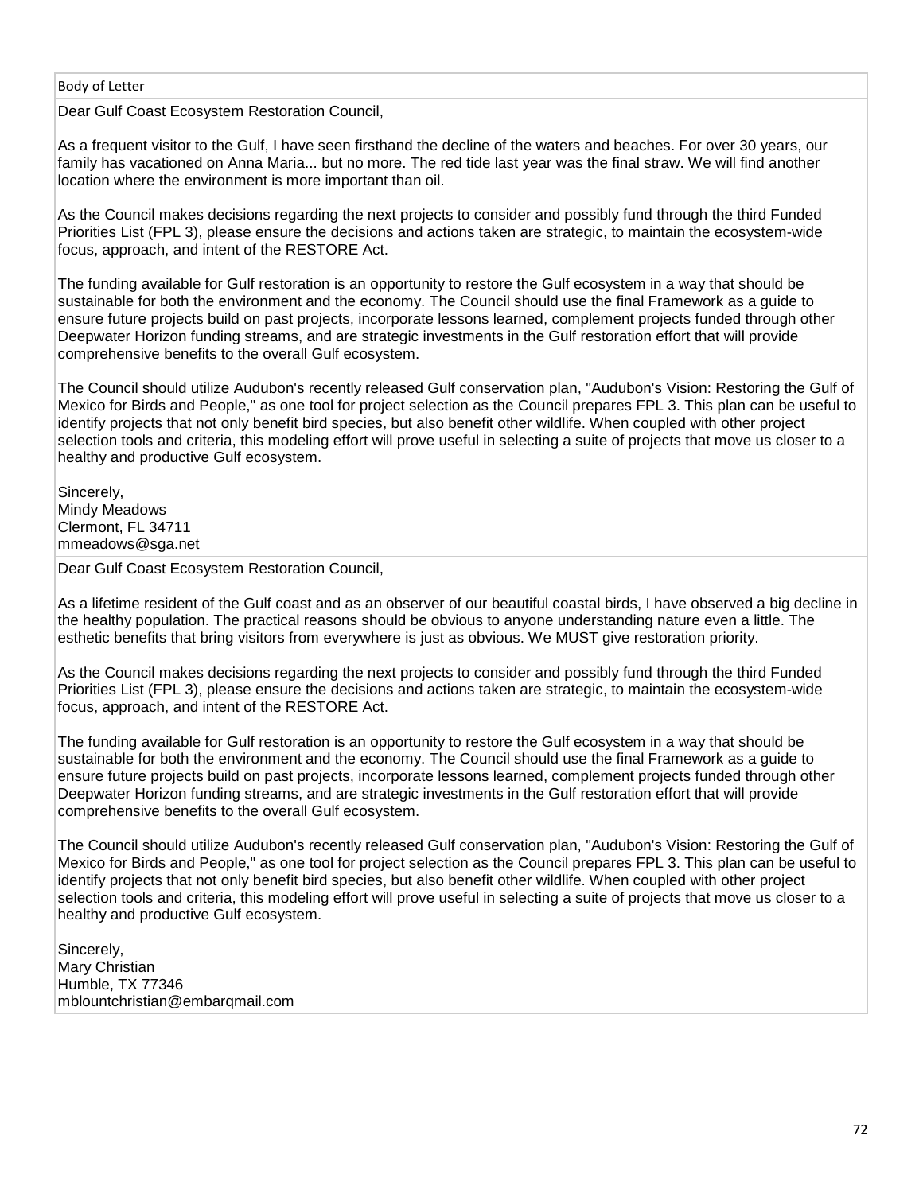| Body of Letter |
| --- |
| Dear Gulf Coast Ecosystem Restoration Council,<br><br>As a frequent visitor to the Gulf, I have seen firsthand the decline of the waters and beaches. For over 30 years, our family has vacationed on Anna Maria... but no more. The red tide last year was the final straw. We will find another location where the environment is more important than oil.<br><br>As the Council makes decisions regarding the next projects to consider and possibly fund through the third Funded Priorities List (FPL 3), please ensure the decisions and actions taken are strategic, to maintain the ecosystem-wide focus, approach, and intent of the RESTORE Act.<br><br>The funding available for Gulf restoration is an opportunity to restore the Gulf ecosystem in a way that should be sustainable for both the environment and the economy. The Council should use the final Framework as a guide to ensure future projects build on past projects, incorporate lessons learned, complement projects funded through other Deepwater Horizon funding streams, and are strategic investments in the Gulf restoration effort that will provide comprehensive benefits to the overall Gulf ecosystem.<br><br>The Council should utilize Audubon's recently released Gulf conservation plan, "Audubon's Vision: Restoring the Gulf of Mexico for Birds and People," as one tool for project selection as the Council prepares FPL 3. This plan can be useful to identify projects that not only benefit bird species, but also benefit other wildlife. When coupled with other project selection tools and criteria, this modeling effort will prove useful in selecting a suite of projects that move us closer to a healthy and productive Gulf ecosystem.<br><br>Sincerely,<br>Mindy Meadows<br>Clermont, FL 34711<br>mmeadows@sga.net |
| Dear Gulf Coast Ecosystem Restoration Council,<br><br>As a lifetime resident of the Gulf coast and as an observer of our beautiful coastal birds, I have observed a big decline in the healthy population. The practical reasons should be obvious to anyone understanding nature even a little. The esthetic benefits that bring visitors from everywhere is just as obvious. We MUST give restoration priority.<br><br>As the Council makes decisions regarding the next projects to consider and possibly fund through the third Funded Priorities List (FPL 3), please ensure the decisions and actions taken are strategic, to maintain the ecosystem-wide focus, approach, and intent of the RESTORE Act.<br><br>The funding available for Gulf restoration is an opportunity to restore the Gulf ecosystem in a way that should be sustainable for both the environment and the economy. The Council should use the final Framework as a guide to ensure future projects build on past projects, incorporate lessons learned, complement projects funded through other Deepwater Horizon funding streams, and are strategic investments in the Gulf restoration effort that will provide comprehensive benefits to the overall Gulf ecosystem.<br><br>The Council should utilize Audubon's recently released Gulf conservation plan, "Audubon's Vision: Restoring the Gulf of Mexico for Birds and People," as one tool for project selection as the Council prepares FPL 3. This plan can be useful to identify projects that not only benefit bird species, but also benefit other wildlife. When coupled with other project selection tools and criteria, this modeling effort will prove useful in selecting a suite of projects that move us closer to a healthy and productive Gulf ecosystem.<br><br>Sincerely,<br>Mary Christian<br>Humble, TX 77346<br>mblountchristian@embarqmail.com |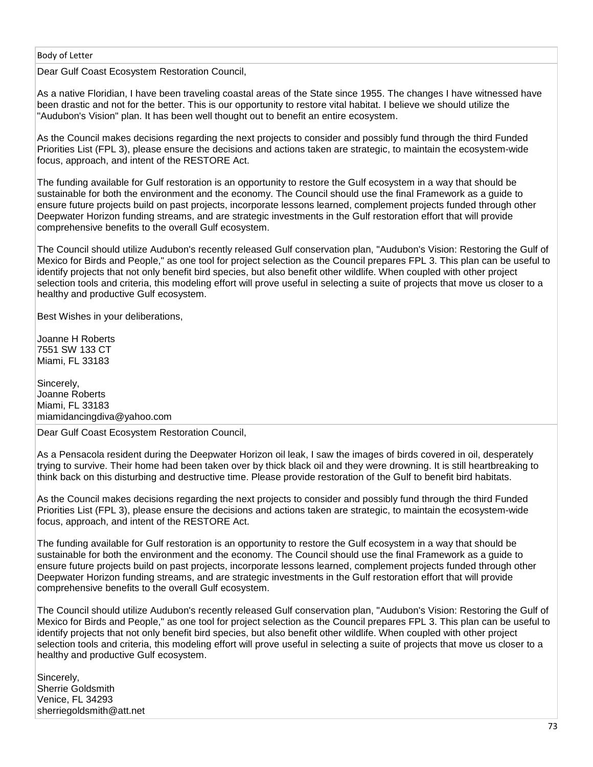| Body of Letter |
| --- |
| Dear Gulf Coast Ecosystem Restoration Council,<br><br>As a native Floridian, I have been traveling coastal areas of the State since 1955. The changes I have witnessed have been drastic and not for the better. This is our opportunity to restore vital habitat. I believe we should utilize the "Audubon's Vision" plan. It has been well thought out to benefit an entire ecosystem.<br><br>As the Council makes decisions regarding the next projects to consider and possibly fund through the third Funded Priorities List (FPL 3), please ensure the decisions and actions taken are strategic, to maintain the ecosystem-wide focus, approach, and intent of the RESTORE Act.<br><br>The funding available for Gulf restoration is an opportunity to restore the Gulf ecosystem in a way that should be sustainable for both the environment and the economy. The Council should use the final Framework as a guide to ensure future projects build on past projects, incorporate lessons learned, complement projects funded through other Deepwater Horizon funding streams, and are strategic investments in the Gulf restoration effort that will provide comprehensive benefits to the overall Gulf ecosystem.<br><br>The Council should utilize Audubon's recently released Gulf conservation plan, "Audubon's Vision: Restoring the Gulf of Mexico for Birds and People," as one tool for project selection as the Council prepares FPL 3. This plan can be useful to identify projects that not only benefit bird species, but also benefit other wildlife. When coupled with other project selection tools and criteria, this modeling effort will prove useful in selecting a suite of projects that move us closer to a healthy and productive Gulf ecosystem.<br><br>Best Wishes in your deliberations,<br><br>Joanne H Roberts<br>7551 SW 133 CT<br>Miami, FL 33183<br><br>Sincerely,<br>Joanne Roberts<br>Miami, FL 33183<br>miamidancingdiva@yahoo.com |
| Dear Gulf Coast Ecosystem Restoration Council,<br><br>As a Pensacola resident during the Deepwater Horizon oil leak, I saw the images of birds covered in oil, desperately trying to survive. Their home had been taken over by thick black oil and they were drowning. It is still heartbreaking to think back on this disturbing and destructive time. Please provide restoration of the Gulf to benefit bird habitats.<br><br>As the Council makes decisions regarding the next projects to consider and possibly fund through the third Funded Priorities List (FPL 3), please ensure the decisions and actions taken are strategic, to maintain the ecosystem-wide focus, approach, and intent of the RESTORE Act.<br><br>The funding available for Gulf restoration is an opportunity to restore the Gulf ecosystem in a way that should be sustainable for both the environment and the economy. The Council should use the final Framework as a guide to ensure future projects build on past projects, incorporate lessons learned, complement projects funded through other Deepwater Horizon funding streams, and are strategic investments in the Gulf restoration effort that will provide comprehensive benefits to the overall Gulf ecosystem.<br><br>The Council should utilize Audubon's recently released Gulf conservation plan, "Audubon's Vision: Restoring the Gulf of Mexico for Birds and People," as one tool for project selection as the Council prepares FPL 3. This plan can be useful to identify projects that not only benefit bird species, but also benefit other wildlife. When coupled with other project selection tools and criteria, this modeling effort will prove useful in selecting a suite of projects that move us closer to a healthy and productive Gulf ecosystem.<br><br>Sincerely,<br>Sherrie Goldsmith<br>Venice, FL 34293<br>sherriegoldsmith@att.net |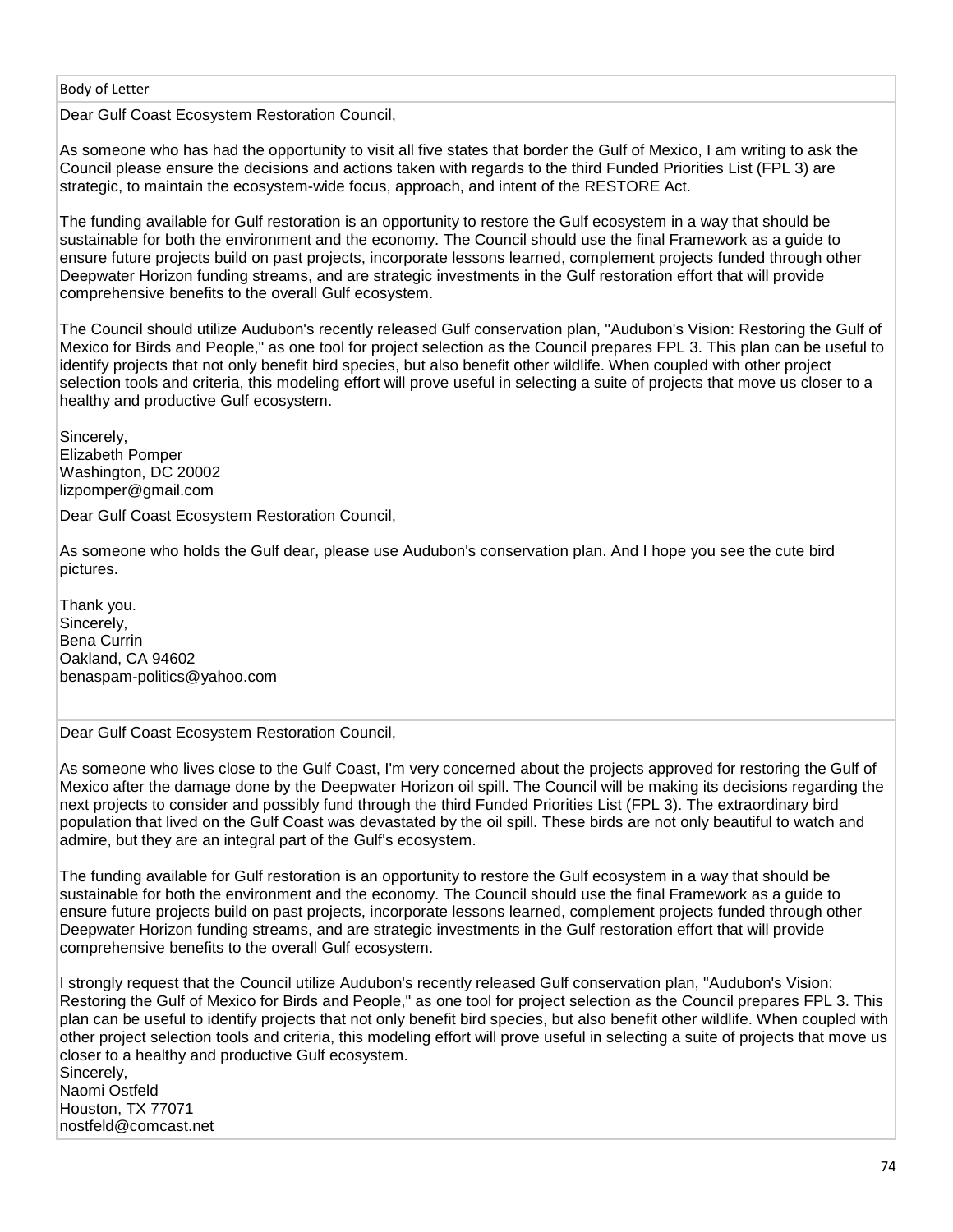| Body of Letter |
| --- |
| Dear Gulf Coast Ecosystem Restoration Council,<br><br>As someone who has had the opportunity to visit all five states that border the Gulf of Mexico, I am writing to ask the Council please ensure the decisions and actions taken with regards to the third Funded Priorities List (FPL 3) are strategic, to maintain the ecosystem-wide focus, approach, and intent of the RESTORE Act.<br><br>The funding available for Gulf restoration is an opportunity to restore the Gulf ecosystem in a way that should be sustainable for both the environment and the economy. The Council should use the final Framework as a guide to ensure future projects build on past projects, incorporate lessons learned, complement projects funded through other Deepwater Horizon funding streams, and are strategic investments in the Gulf restoration effort that will provide comprehensive benefits to the overall Gulf ecosystem.<br><br>The Council should utilize Audubon's recently released Gulf conservation plan, "Audubon's Vision: Restoring the Gulf of Mexico for Birds and People," as one tool for project selection as the Council prepares FPL 3. This plan can be useful to identify projects that not only benefit bird species, but also benefit other wildlife. When coupled with other project selection tools and criteria, this modeling effort will prove useful in selecting a suite of projects that move us closer to a healthy and productive Gulf ecosystem.<br><br>Sincerely,<br>Elizabeth Pomper<br>Washington, DC 20002<br>lizpomper@gmail.com |
| Dear Gulf Coast Ecosystem Restoration Council,<br><br>As someone who holds the Gulf dear, please use Audubon's conservation plan. And I hope you see the cute bird pictures.<br><br>Thank you.<br>Sincerely,<br>Bena Currin<br>Oakland, CA 94602<br>benaspam-politics@yahoo.com |
| Dear Gulf Coast Ecosystem Restoration Council,<br><br>As someone who lives close to the Gulf Coast, I'm very concerned about the projects approved for restoring the Gulf of Mexico after the damage done by the Deepwater Horizon oil spill. The Council will be making its decisions regarding the next projects to consider and possibly fund through the third Funded Priorities List (FPL 3). The extraordinary bird population that lived on the Gulf Coast was devastated by the oil spill. These birds are not only beautiful to watch and admire, but they are an integral part of the Gulf's ecosystem.<br><br>The funding available for Gulf restoration is an opportunity to restore the Gulf ecosystem in a way that should be sustainable for both the environment and the economy. The Council should use the final Framework as a guide to ensure future projects build on past projects, incorporate lessons learned, complement projects funded through other Deepwater Horizon funding streams, and are strategic investments in the Gulf restoration effort that will provide comprehensive benefits to the overall Gulf ecosystem.<br><br>I strongly request that the Council utilize Audubon's recently released Gulf conservation plan, "Audubon's Vision: Restoring the Gulf of Mexico for Birds and People," as one tool for project selection as the Council prepares FPL 3. This plan can be useful to identify projects that not only benefit bird species, but also benefit other wildlife. When coupled with other project selection tools and criteria, this modeling effort will prove useful in selecting a suite of projects that move us closer to a healthy and productive Gulf ecosystem.<br>Sincerely,<br>Naomi Ostfeld<br>Houston, TX 77071<br>nostfeld@comcast.net |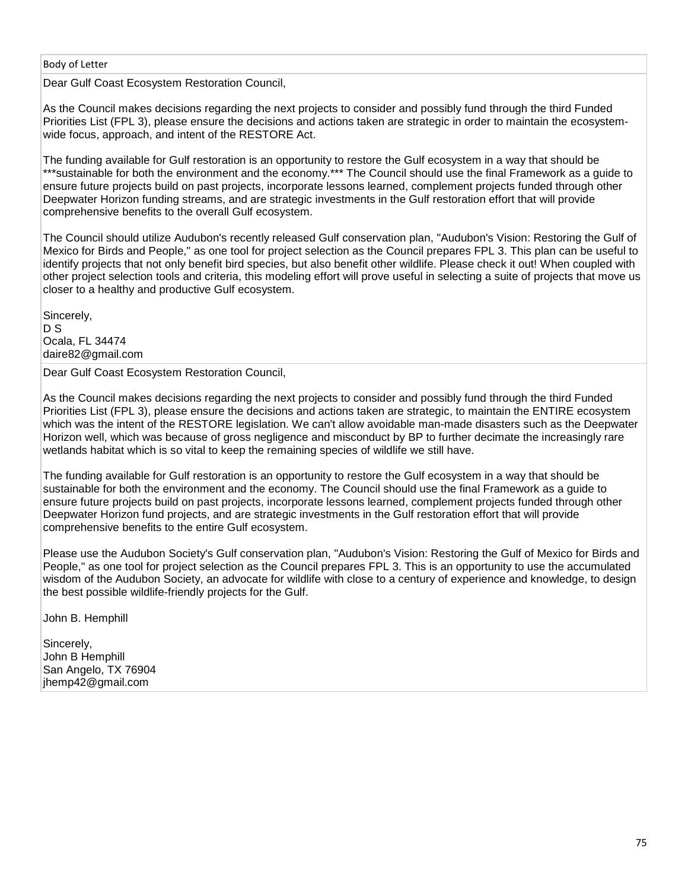| Body of Letter |
| --- |
| Dear Gulf Coast Ecosystem Restoration Council,<br><br>As the Council makes decisions regarding the next projects to consider and possibly fund through the third Funded Priorities List (FPL 3), please ensure the decisions and actions taken are strategic in order to maintain the ecosystem-wide focus, approach, and intent of the RESTORE Act.<br><br>The funding available for Gulf restoration is an opportunity to restore the Gulf ecosystem in a way that should be ***sustainable for both the environment and the economy.*** The Council should use the final Framework as a guide to ensure future projects build on past projects, incorporate lessons learned, complement projects funded through other Deepwater Horizon funding streams, and are strategic investments in the Gulf restoration effort that will provide comprehensive benefits to the overall Gulf ecosystem.<br><br>The Council should utilize Audubon's recently released Gulf conservation plan, "Audubon's Vision: Restoring the Gulf of Mexico for Birds and People," as one tool for project selection as the Council prepares FPL 3. This plan can be useful to identify projects that not only benefit bird species, but also benefit other wildlife. Please check it out! When coupled with other project selection tools and criteria, this modeling effort will prove useful in selecting a suite of projects that move us closer to a healthy and productive Gulf ecosystem.<br><br>Sincerely,<br>D S<br>Ocala, FL 34474<br>daire82@gmail.com |
| Dear Gulf Coast Ecosystem Restoration Council,<br><br>As the Council makes decisions regarding the next projects to consider and possibly fund through the third Funded Priorities List (FPL 3), please ensure the decisions and actions taken are strategic, to maintain the ENTIRE ecosystem which was the intent of the RESTORE legislation. We can't allow avoidable man-made disasters such as the Deepwater Horizon well, which was because of gross negligence and misconduct by BP to further decimate the increasingly rare wetlands habitat which is so vital to keep the remaining species of wildlife we still have.<br><br>The funding available for Gulf restoration is an opportunity to restore the Gulf ecosystem in a way that should be sustainable for both the environment and the economy. The Council should use the final Framework as a guide to ensure future projects build on past projects, incorporate lessons learned, complement projects funded through other Deepwater Horizon fund projects, and are strategic investments in the Gulf restoration effort that will provide comprehensive benefits to the entire Gulf ecosystem.<br><br>Please use the Audubon Society's Gulf conservation plan, "Audubon's Vision: Restoring the Gulf of Mexico for Birds and People," as one tool for project selection as the Council prepares FPL 3. This is an opportunity to use the accumulated wisdom of the Audubon Society, an advocate for wildlife with close to a century of experience and knowledge, to design the best possible wildlife-friendly projects for the Gulf.<br><br>John B. Hemphill<br><br>Sincerely,<br>John B Hemphill<br>San Angelo, TX 76904<br>jhemp42@gmail.com |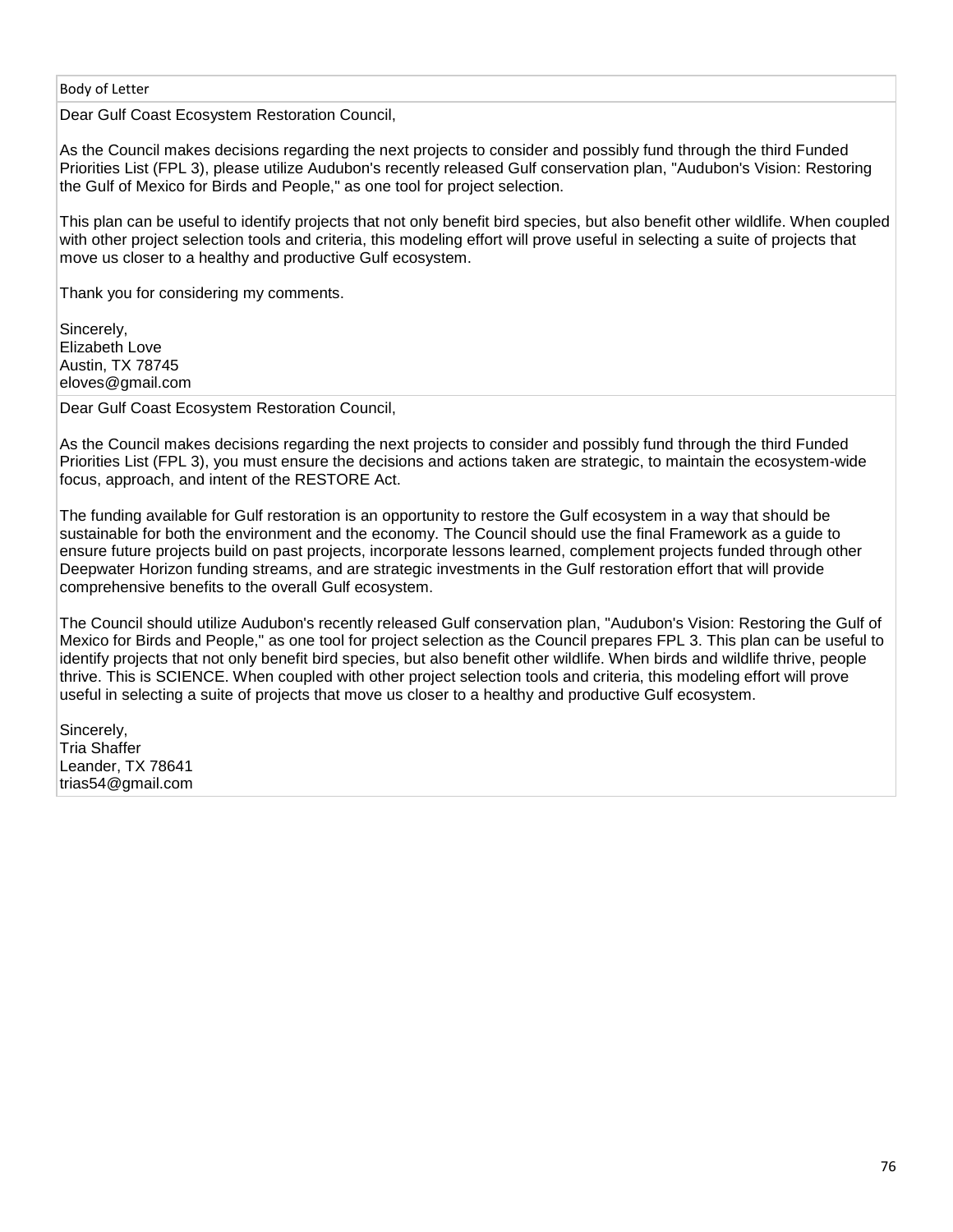| Body of Letter |
| --- |
| Dear Gulf Coast Ecosystem Restoration Council,<br><br>As the Council makes decisions regarding the next projects to consider and possibly fund through the third Funded Priorities List (FPL 3), please utilize Audubon's recently released Gulf conservation plan, "Audubon's Vision: Restoring the Gulf of Mexico for Birds and People," as one tool for project selection.<br><br>This plan can be useful to identify projects that not only benefit bird species, but also benefit other wildlife. When coupled with other project selection tools and criteria, this modeling effort will prove useful in selecting a suite of projects that move us closer to a healthy and productive Gulf ecosystem.<br><br>Thank you for considering my comments.<br><br>Sincerely,<br>Elizabeth Love<br>Austin, TX 78745<br>eloves@gmail.com |
| Dear Gulf Coast Ecosystem Restoration Council,<br><br>As the Council makes decisions regarding the next projects to consider and possibly fund through the third Funded Priorities List (FPL 3), you must ensure the decisions and actions taken are strategic, to maintain the ecosystem-wide focus, approach, and intent of the RESTORE Act.<br><br>The funding available for Gulf restoration is an opportunity to restore the Gulf ecosystem in a way that should be sustainable for both the environment and the economy. The Council should use the final Framework as a guide to ensure future projects build on past projects, incorporate lessons learned, complement projects funded through other Deepwater Horizon funding streams, and are strategic investments in the Gulf restoration effort that will provide comprehensive benefits to the overall Gulf ecosystem.<br><br>The Council should utilize Audubon's recently released Gulf conservation plan, "Audubon's Vision: Restoring the Gulf of Mexico for Birds and People," as one tool for project selection as the Council prepares FPL 3. This plan can be useful to identify projects that not only benefit bird species, but also benefit other wildlife. When birds and wildlife thrive, people thrive. This is SCIENCE. When coupled with other project selection tools and criteria, this modeling effort will prove useful in selecting a suite of projects that move us closer to a healthy and productive Gulf ecosystem.<br><br>Sincerely,<br>Tria Shaffer<br>Leander, TX 78641<br>trias54@gmail.com |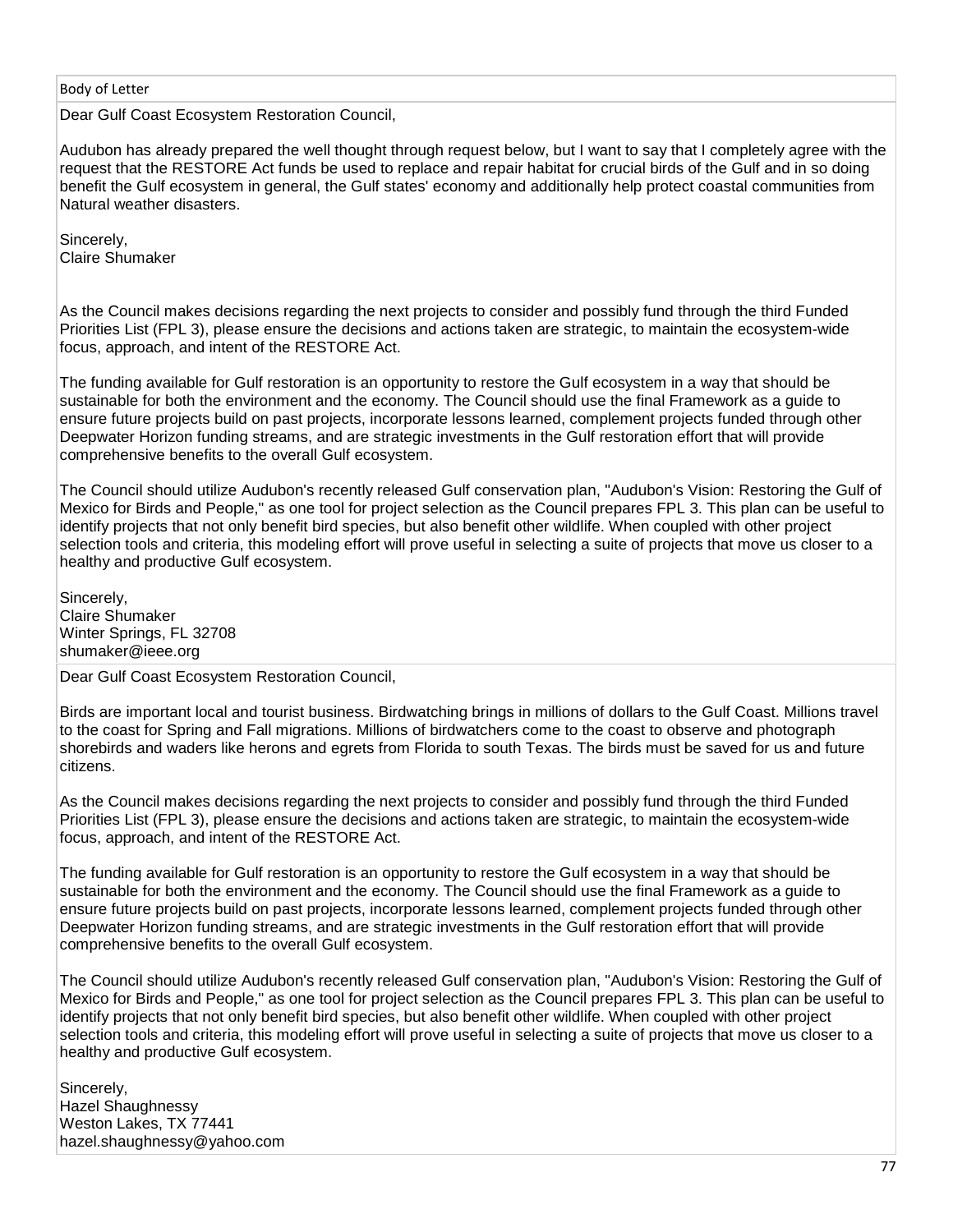Body of Letter

Dear Gulf Coast Ecosystem Restoration Council,

Audubon has already prepared the well thought through request below, but I want to say that I completely agree with the request that the RESTORE Act funds be used to replace and repair habitat for crucial birds of the Gulf and in so doing benefit the Gulf ecosystem in general, the Gulf states' economy and additionally help protect coastal communities from Natural weather disasters.

Sincerely,
Claire Shumaker

As the Council makes decisions regarding the next projects to consider and possibly fund through the third Funded Priorities List (FPL 3), please ensure the decisions and actions taken are strategic, to maintain the ecosystem-wide focus, approach, and intent of the RESTORE Act.

The funding available for Gulf restoration is an opportunity to restore the Gulf ecosystem in a way that should be sustainable for both the environment and the economy. The Council should use the final Framework as a guide to ensure future projects build on past projects, incorporate lessons learned, complement projects funded through other Deepwater Horizon funding streams, and are strategic investments in the Gulf restoration effort that will provide comprehensive benefits to the overall Gulf ecosystem.

The Council should utilize Audubon's recently released Gulf conservation plan, "Audubon's Vision: Restoring the Gulf of Mexico for Birds and People," as one tool for project selection as the Council prepares FPL 3. This plan can be useful to identify projects that not only benefit bird species, but also benefit other wildlife. When coupled with other project selection tools and criteria, this modeling effort will prove useful in selecting a suite of projects that move us closer to a healthy and productive Gulf ecosystem.

Sincerely,
Claire Shumaker
Winter Springs, FL 32708
shumaker@ieee.org

Dear Gulf Coast Ecosystem Restoration Council,

Birds are important local and tourist business. Birdwatching brings in millions of dollars to the Gulf Coast. Millions travel to the coast for Spring and Fall migrations. Millions of birdwatchers come to the coast to observe and photograph shorebirds and waders like herons and egrets from Florida to south Texas. The birds must be saved for us and future citizens.

As the Council makes decisions regarding the next projects to consider and possibly fund through the third Funded Priorities List (FPL 3), please ensure the decisions and actions taken are strategic, to maintain the ecosystem-wide focus, approach, and intent of the RESTORE Act.

The funding available for Gulf restoration is an opportunity to restore the Gulf ecosystem in a way that should be sustainable for both the environment and the economy. The Council should use the final Framework as a guide to ensure future projects build on past projects, incorporate lessons learned, complement projects funded through other Deepwater Horizon funding streams, and are strategic investments in the Gulf restoration effort that will provide comprehensive benefits to the overall Gulf ecosystem.

The Council should utilize Audubon's recently released Gulf conservation plan, "Audubon's Vision: Restoring the Gulf of Mexico for Birds and People," as one tool for project selection as the Council prepares FPL 3. This plan can be useful to identify projects that not only benefit bird species, but also benefit other wildlife. When coupled with other project selection tools and criteria, this modeling effort will prove useful in selecting a suite of projects that move us closer to a healthy and productive Gulf ecosystem.

Sincerely,
Hazel Shaughnessy
Weston Lakes, TX 77441
hazel.shaughnessy@yahoo.com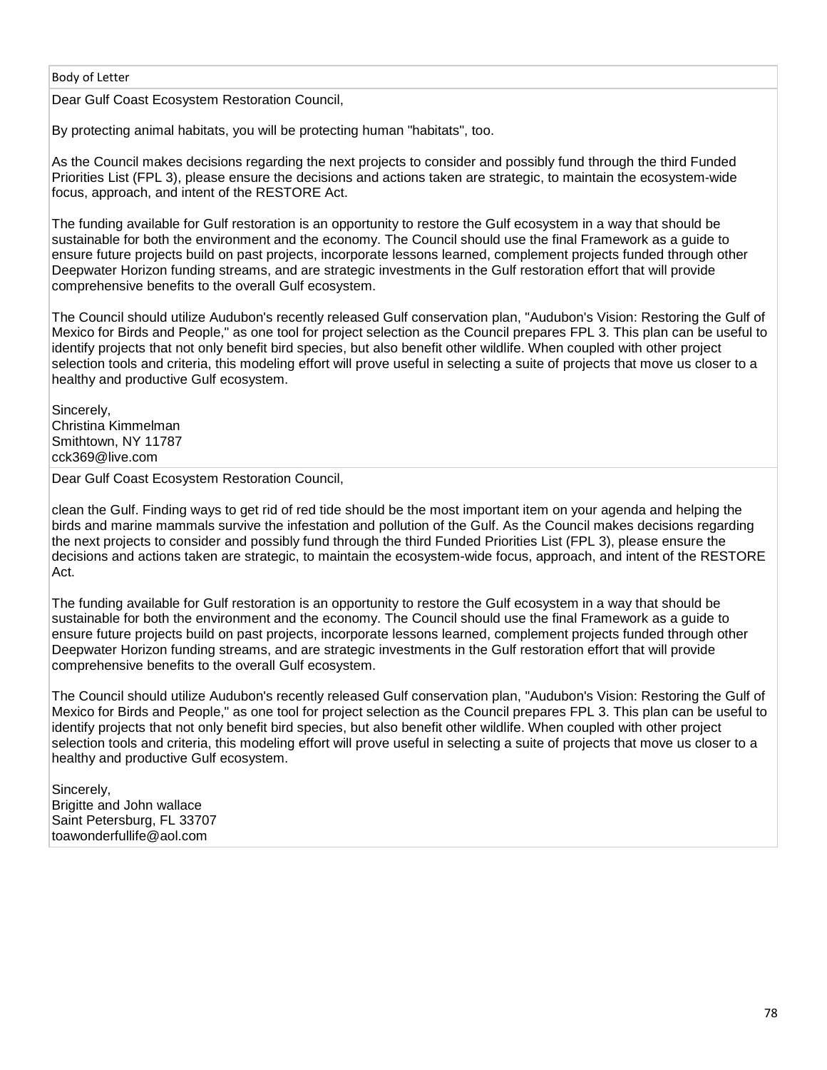| Body of Letter |
| --- |
| Dear Gulf Coast Ecosystem Restoration Council,<br><br>By protecting animal habitats, you will be protecting human "habitats", too.<br><br>As the Council makes decisions regarding the next projects to consider and possibly fund through the third Funded Priorities List (FPL 3), please ensure the decisions and actions taken are strategic, to maintain the ecosystem-wide focus, approach, and intent of the RESTORE Act.<br><br>The funding available for Gulf restoration is an opportunity to restore the Gulf ecosystem in a way that should be sustainable for both the environment and the economy. The Council should use the final Framework as a guide to ensure future projects build on past projects, incorporate lessons learned, complement projects funded through other Deepwater Horizon funding streams, and are strategic investments in the Gulf restoration effort that will provide comprehensive benefits to the overall Gulf ecosystem.<br><br>The Council should utilize Audubon's recently released Gulf conservation plan, "Audubon's Vision: Restoring the Gulf of Mexico for Birds and People," as one tool for project selection as the Council prepares FPL 3. This plan can be useful to identify projects that not only benefit bird species, but also benefit other wildlife. When coupled with other project selection tools and criteria, this modeling effort will prove useful in selecting a suite of projects that move us closer to a healthy and productive Gulf ecosystem.<br><br>Sincerely,<br>Christina Kimmelman<br>Smithtown, NY 11787<br>cck369@live.com |
| Dear Gulf Coast Ecosystem Restoration Council,<br><br>clean the Gulf. Finding ways to get rid of red tide should be the most important item on your agenda and helping the birds and marine mammals survive the infestation and pollution of the Gulf. As the Council makes decisions regarding the next projects to consider and possibly fund through the third Funded Priorities List (FPL 3), please ensure the decisions and actions taken are strategic, to maintain the ecosystem-wide focus, approach, and intent of the RESTORE Act.<br><br>The funding available for Gulf restoration is an opportunity to restore the Gulf ecosystem in a way that should be sustainable for both the environment and the economy. The Council should use the final Framework as a guide to ensure future projects build on past projects, incorporate lessons learned, complement projects funded through other Deepwater Horizon funding streams, and are strategic investments in the Gulf restoration effort that will provide comprehensive benefits to the overall Gulf ecosystem.<br><br>The Council should utilize Audubon's recently released Gulf conservation plan, "Audubon's Vision: Restoring the Gulf of Mexico for Birds and People," as one tool for project selection as the Council prepares FPL 3. This plan can be useful to identify projects that not only benefit bird species, but also benefit other wildlife. When coupled with other project selection tools and criteria, this modeling effort will prove useful in selecting a suite of projects that move us closer to a healthy and productive Gulf ecosystem.<br><br>Sincerely,<br>Brigitte and John wallace<br>Saint Petersburg, FL 33707<br>toawonderfullife@aol.com |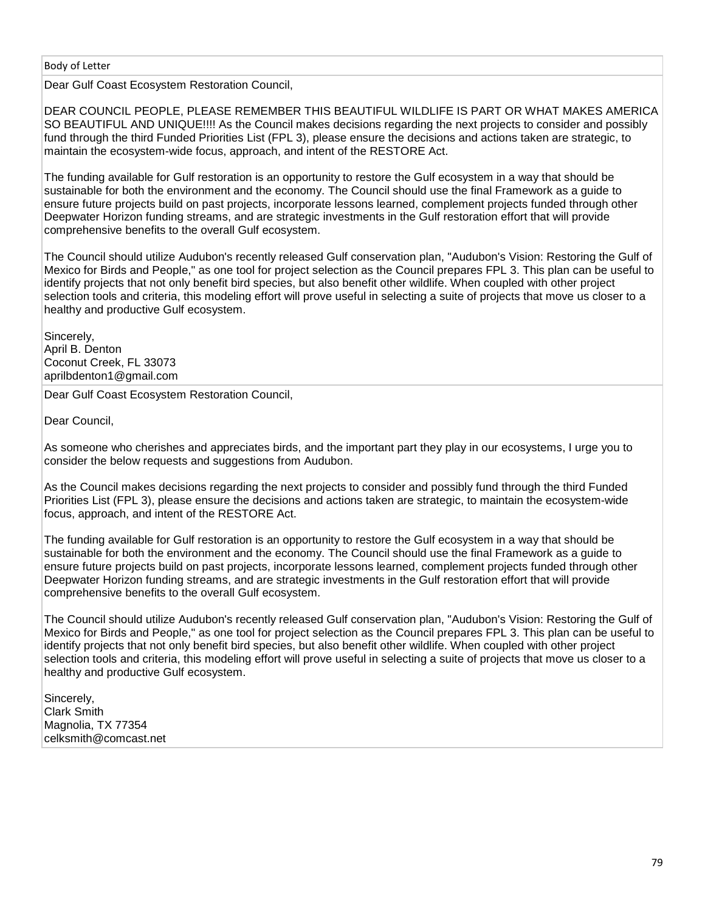| Body of Letter |
| --- |
| Dear Gulf Coast Ecosystem Restoration Council,<br><br>DEAR COUNCIL PEOPLE, PLEASE REMEMBER THIS BEAUTIFUL WILDLIFE IS PART OR WHAT MAKES AMERICA SO BEAUTIFUL AND UNIQUE!!!! As the Council makes decisions regarding the next projects to consider and possibly fund through the third Funded Priorities List (FPL 3), please ensure the decisions and actions taken are strategic, to maintain the ecosystem-wide focus, approach, and intent of the RESTORE Act.<br><br>The funding available for Gulf restoration is an opportunity to restore the Gulf ecosystem in a way that should be sustainable for both the environment and the economy. The Council should use the final Framework as a guide to ensure future projects build on past projects, incorporate lessons learned, complement projects funded through other Deepwater Horizon funding streams, and are strategic investments in the Gulf restoration effort that will provide comprehensive benefits to the overall Gulf ecosystem.<br><br>The Council should utilize Audubon's recently released Gulf conservation plan, "Audubon's Vision: Restoring the Gulf of Mexico for Birds and People," as one tool for project selection as the Council prepares FPL 3. This plan can be useful to identify projects that not only benefit bird species, but also benefit other wildlife. When coupled with other project selection tools and criteria, this modeling effort will prove useful in selecting a suite of projects that move us closer to a healthy and productive Gulf ecosystem.<br><br>Sincerely,<br>April B. Denton<br>Coconut Creek, FL 33073<br>aprilbdenton1@gmail.com |
| Dear Gulf Coast Ecosystem Restoration Council,<br><br>Dear Council,<br><br>As someone who cherishes and appreciates birds, and the important part they play in our ecosystems, I urge you to consider the below requests and suggestions from Audubon.<br><br>As the Council makes decisions regarding the next projects to consider and possibly fund through the third Funded Priorities List (FPL 3), please ensure the decisions and actions taken are strategic, to maintain the ecosystem-wide focus, approach, and intent of the RESTORE Act.<br><br>The funding available for Gulf restoration is an opportunity to restore the Gulf ecosystem in a way that should be sustainable for both the environment and the economy. The Council should use the final Framework as a guide to ensure future projects build on past projects, incorporate lessons learned, complement projects funded through other Deepwater Horizon funding streams, and are strategic investments in the Gulf restoration effort that will provide comprehensive benefits to the overall Gulf ecosystem.<br><br>The Council should utilize Audubon's recently released Gulf conservation plan, "Audubon's Vision: Restoring the Gulf of Mexico for Birds and People," as one tool for project selection as the Council prepares FPL 3. This plan can be useful to identify projects that not only benefit bird species, but also benefit other wildlife. When coupled with other project selection tools and criteria, this modeling effort will prove useful in selecting a suite of projects that move us closer to a healthy and productive Gulf ecosystem.<br><br>Sincerely,<br>Clark Smith<br>Magnolia, TX 77354<br>celksmith@comcast.net |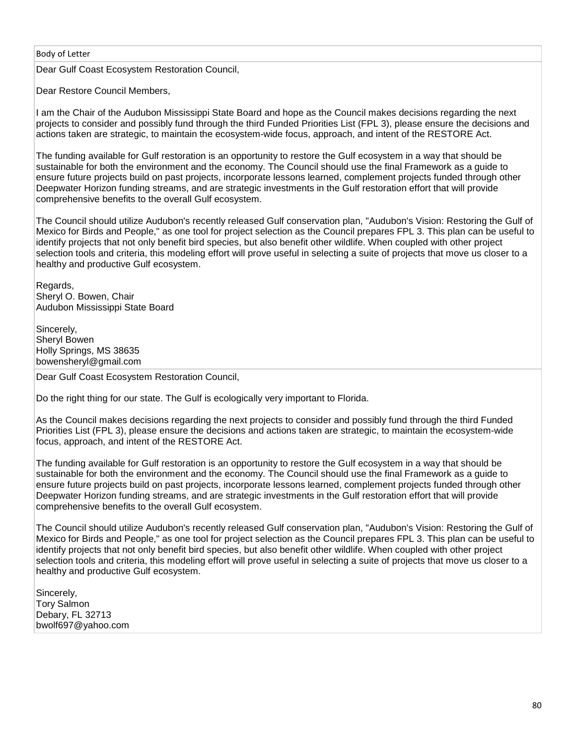| Body of Letter |
| --- |
| Dear Gulf Coast Ecosystem Restoration Council,<br><br>Dear Restore Council Members,<br><br>I am the Chair of the Audubon Mississippi State Board and hope as the Council makes decisions regarding the next projects to consider and possibly fund through the third Funded Priorities List (FPL 3), please ensure the decisions and actions taken are strategic, to maintain the ecosystem-wide focus, approach, and intent of the RESTORE Act.<br><br>The funding available for Gulf restoration is an opportunity to restore the Gulf ecosystem in a way that should be sustainable for both the environment and the economy. The Council should use the final Framework as a guide to ensure future projects build on past projects, incorporate lessons learned, complement projects funded through other Deepwater Horizon funding streams, and are strategic investments in the Gulf restoration effort that will provide comprehensive benefits to the overall Gulf ecosystem.<br><br>The Council should utilize Audubon's recently released Gulf conservation plan, "Audubon's Vision: Restoring the Gulf of Mexico for Birds and People," as one tool for project selection as the Council prepares FPL 3. This plan can be useful to identify projects that not only benefit bird species, but also benefit other wildlife. When coupled with other project selection tools and criteria, this modeling effort will prove useful in selecting a suite of projects that move us closer to a healthy and productive Gulf ecosystem.<br><br>Regards,<br>Sheryl O. Bowen, Chair<br>Audubon Mississippi State Board<br><br>Sincerely,<br>Sheryl Bowen<br>Holly Springs, MS 38635<br>bowensheryl@gmail.com |
| Dear Gulf Coast Ecosystem Restoration Council,<br><br>Do the right thing for our state. The Gulf is ecologically very important to Florida.<br><br>As the Council makes decisions regarding the next projects to consider and possibly fund through the third Funded Priorities List (FPL 3), please ensure the decisions and actions taken are strategic, to maintain the ecosystem-wide focus, approach, and intent of the RESTORE Act.<br><br>The funding available for Gulf restoration is an opportunity to restore the Gulf ecosystem in a way that should be sustainable for both the environment and the economy. The Council should use the final Framework as a guide to ensure future projects build on past projects, incorporate lessons learned, complement projects funded through other Deepwater Horizon funding streams, and are strategic investments in the Gulf restoration effort that will provide comprehensive benefits to the overall Gulf ecosystem.<br><br>The Council should utilize Audubon's recently released Gulf conservation plan, "Audubon's Vision: Restoring the Gulf of Mexico for Birds and People," as one tool for project selection as the Council prepares FPL 3. This plan can be useful to identify projects that not only benefit bird species, but also benefit other wildlife. When coupled with other project selection tools and criteria, this modeling effort will prove useful in selecting a suite of projects that move us closer to a healthy and productive Gulf ecosystem.<br><br>Sincerely,<br>Tory Salmon<br>Debary, FL 32713<br>bwolf697@yahoo.com |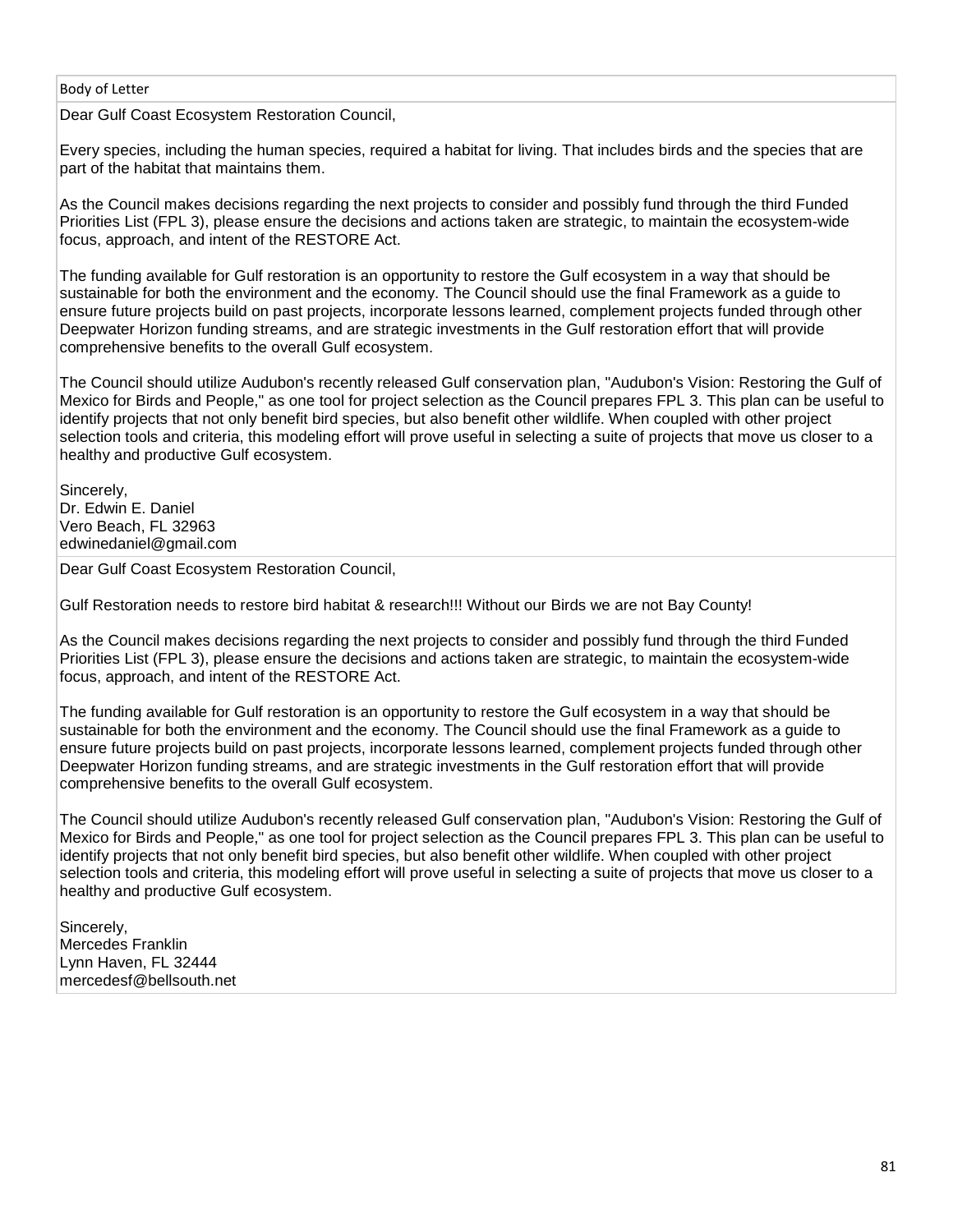| Body of Letter |
| --- |
| Dear Gulf Coast Ecosystem Restoration Council,<br><br>Every species, including the human species, required a habitat for living. That includes birds and the species that are part of the habitat that maintains them.<br><br>As the Council makes decisions regarding the next projects to consider and possibly fund through the third Funded Priorities List (FPL 3), please ensure the decisions and actions taken are strategic, to maintain the ecosystem-wide focus, approach, and intent of the RESTORE Act.<br><br>The funding available for Gulf restoration is an opportunity to restore the Gulf ecosystem in a way that should be sustainable for both the environment and the economy. The Council should use the final Framework as a guide to ensure future projects build on past projects, incorporate lessons learned, complement projects funded through other Deepwater Horizon funding streams, and are strategic investments in the Gulf restoration effort that will provide comprehensive benefits to the overall Gulf ecosystem.<br><br>The Council should utilize Audubon's recently released Gulf conservation plan, "Audubon's Vision: Restoring the Gulf of Mexico for Birds and People," as one tool for project selection as the Council prepares FPL 3. This plan can be useful to identify projects that not only benefit bird species, but also benefit other wildlife. When coupled with other project selection tools and criteria, this modeling effort will prove useful in selecting a suite of projects that move us closer to a healthy and productive Gulf ecosystem.<br><br>Sincerely,<br>Dr. Edwin E. Daniel<br>Vero Beach, FL 32963<br>edwinedaniel@gmail.com |
| Dear Gulf Coast Ecosystem Restoration Council,<br><br>Gulf Restoration needs to restore bird habitat & research!!! Without our Birds we are not Bay County!<br><br>As the Council makes decisions regarding the next projects to consider and possibly fund through the third Funded Priorities List (FPL 3), please ensure the decisions and actions taken are strategic, to maintain the ecosystem-wide focus, approach, and intent of the RESTORE Act.<br><br>The funding available for Gulf restoration is an opportunity to restore the Gulf ecosystem in a way that should be sustainable for both the environment and the economy. The Council should use the final Framework as a guide to ensure future projects build on past projects, incorporate lessons learned, complement projects funded through other Deepwater Horizon funding streams, and are strategic investments in the Gulf restoration effort that will provide comprehensive benefits to the overall Gulf ecosystem.<br><br>The Council should utilize Audubon's recently released Gulf conservation plan, "Audubon's Vision: Restoring the Gulf of Mexico for Birds and People," as one tool for project selection as the Council prepares FPL 3. This plan can be useful to identify projects that not only benefit bird species, but also benefit other wildlife. When coupled with other project selection tools and criteria, this modeling effort will prove useful in selecting a suite of projects that move us closer to a healthy and productive Gulf ecosystem.<br><br>Sincerely,<br>Mercedes Franklin<br>Lynn Haven, FL 32444<br>mercedesf@bellsouth.net |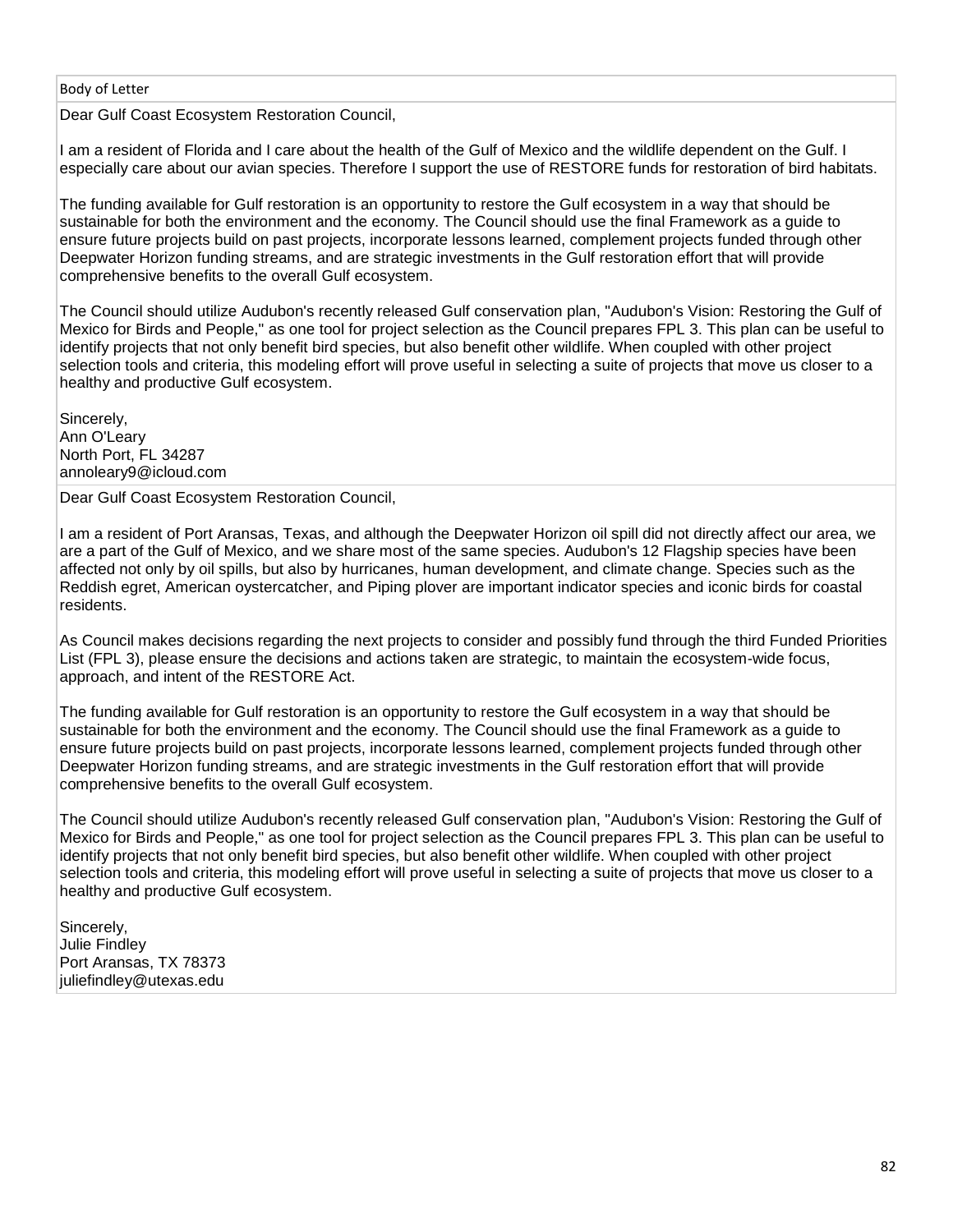| Body of Letter |
| --- |
| Dear Gulf Coast Ecosystem Restoration Council,<br><br>I am a resident of Florida and I care about the health of the Gulf of Mexico and the wildlife dependent on the Gulf. I especially care about our avian species. Therefore I support the use of RESTORE funds for restoration of bird habitats.<br><br>The funding available for Gulf restoration is an opportunity to restore the Gulf ecosystem in a way that should be sustainable for both the environment and the economy. The Council should use the final Framework as a guide to ensure future projects build on past projects, incorporate lessons learned, complement projects funded through other Deepwater Horizon funding streams, and are strategic investments in the Gulf restoration effort that will provide comprehensive benefits to the overall Gulf ecosystem.<br><br>The Council should utilize Audubon's recently released Gulf conservation plan, "Audubon's Vision: Restoring the Gulf of Mexico for Birds and People," as one tool for project selection as the Council prepares FPL 3. This plan can be useful to identify projects that not only benefit bird species, but also benefit other wildlife. When coupled with other project selection tools and criteria, this modeling effort will prove useful in selecting a suite of projects that move us closer to a healthy and productive Gulf ecosystem.<br><br>Sincerely,<br>Ann O'Leary<br>North Port, FL 34287<br>annoleary9@icloud.com |
| Dear Gulf Coast Ecosystem Restoration Council,<br><br>I am a resident of Port Aransas, Texas, and although the Deepwater Horizon oil spill did not directly affect our area, we are a part of the Gulf of Mexico, and we share most of the same species. Audubon's 12 Flagship species have been affected not only by oil spills, but also by hurricanes, human development, and climate change. Species such as the Reddish egret, American oystercatcher, and Piping plover are important indicator species and iconic birds for coastal residents.<br><br>As Council makes decisions regarding the next projects to consider and possibly fund through the third Funded Priorities List (FPL 3), please ensure the decisions and actions taken are strategic, to maintain the ecosystem-wide focus, approach, and intent of the RESTORE Act.<br><br>The funding available for Gulf restoration is an opportunity to restore the Gulf ecosystem in a way that should be sustainable for both the environment and the economy. The Council should use the final Framework as a guide to ensure future projects build on past projects, incorporate lessons learned, complement projects funded through other Deepwater Horizon funding streams, and are strategic investments in the Gulf restoration effort that will provide comprehensive benefits to the overall Gulf ecosystem.<br><br>The Council should utilize Audubon's recently released Gulf conservation plan, "Audubon's Vision: Restoring the Gulf of Mexico for Birds and People," as one tool for project selection as the Council prepares FPL 3. This plan can be useful to identify projects that not only benefit bird species, but also benefit other wildlife. When coupled with other project selection tools and criteria, this modeling effort will prove useful in selecting a suite of projects that move us closer to a healthy and productive Gulf ecosystem.<br><br>Sincerely,<br>Julie Findley<br>Port Aransas, TX 78373<br>juliefindley@utexas.edu |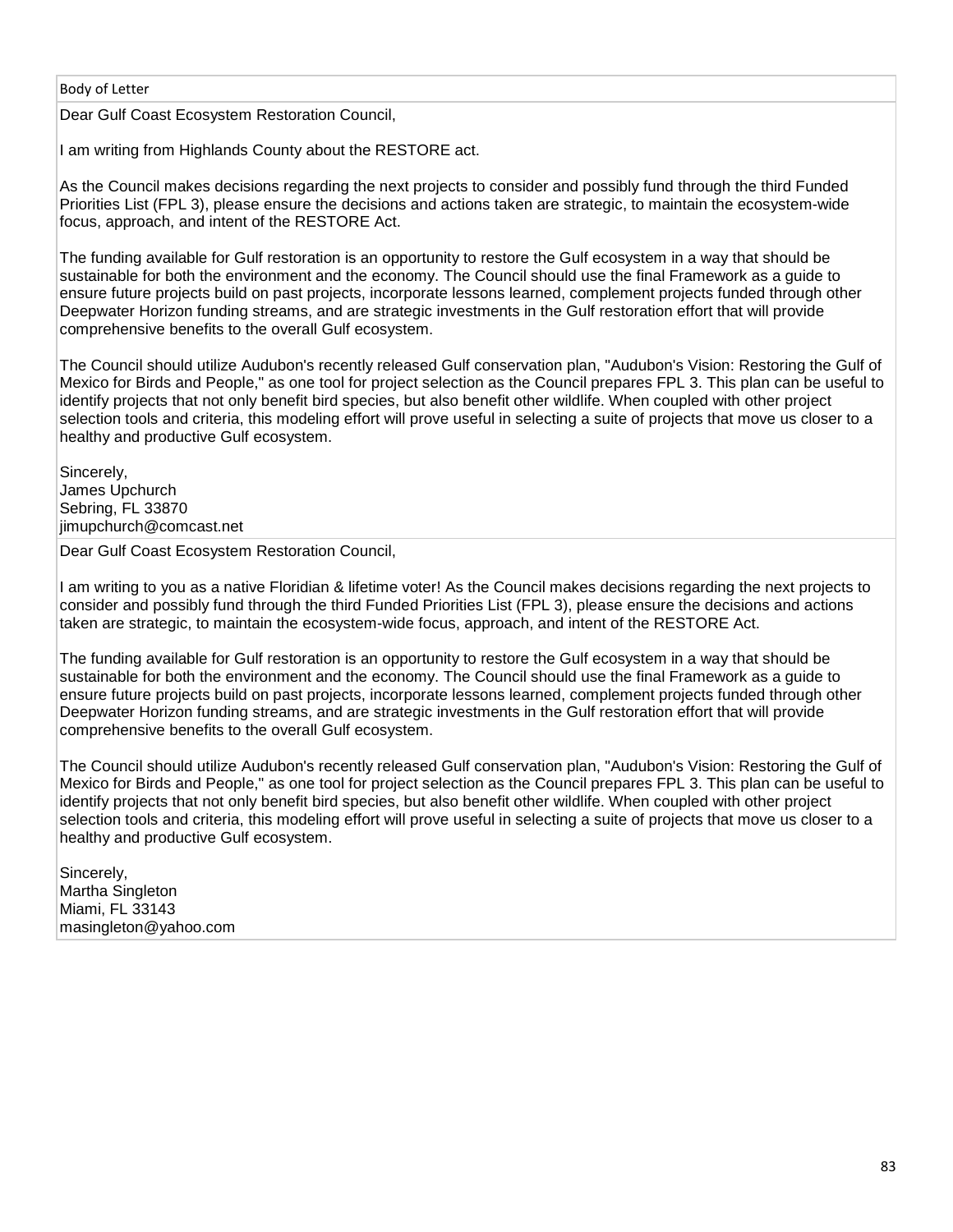| Body of Letter |
| --- |
| Dear Gulf Coast Ecosystem Restoration Council,<br><br>I am writing from Highlands County about the RESTORE act.<br><br>As the Council makes decisions regarding the next projects to consider and possibly fund through the third Funded Priorities List (FPL 3), please ensure the decisions and actions taken are strategic, to maintain the ecosystem-wide focus, approach, and intent of the RESTORE Act.<br><br>The funding available for Gulf restoration is an opportunity to restore the Gulf ecosystem in a way that should be sustainable for both the environment and the economy. The Council should use the final Framework as a guide to ensure future projects build on past projects, incorporate lessons learned, complement projects funded through other Deepwater Horizon funding streams, and are strategic investments in the Gulf restoration effort that will provide comprehensive benefits to the overall Gulf ecosystem.<br><br>The Council should utilize Audubon's recently released Gulf conservation plan, "Audubon's Vision: Restoring the Gulf of Mexico for Birds and People," as one tool for project selection as the Council prepares FPL 3. This plan can be useful to identify projects that not only benefit bird species, but also benefit other wildlife. When coupled with other project selection tools and criteria, this modeling effort will prove useful in selecting a suite of projects that move us closer to a healthy and productive Gulf ecosystem.<br><br>Sincerely,<br>James Upchurch<br>Sebring, FL 33870<br>jimupchurch@comcast.net |
| Dear Gulf Coast Ecosystem Restoration Council,<br><br>I am writing to you as a native Floridian & lifetime voter! As the Council makes decisions regarding the next projects to consider and possibly fund through the third Funded Priorities List (FPL 3), please ensure the decisions and actions taken are strategic, to maintain the ecosystem-wide focus, approach, and intent of the RESTORE Act.<br><br>The funding available for Gulf restoration is an opportunity to restore the Gulf ecosystem in a way that should be sustainable for both the environment and the economy. The Council should use the final Framework as a guide to ensure future projects build on past projects, incorporate lessons learned, complement projects funded through other Deepwater Horizon funding streams, and are strategic investments in the Gulf restoration effort that will provide comprehensive benefits to the overall Gulf ecosystem.<br><br>The Council should utilize Audubon's recently released Gulf conservation plan, "Audubon's Vision: Restoring the Gulf of Mexico for Birds and People," as one tool for project selection as the Council prepares FPL 3. This plan can be useful to identify projects that not only benefit bird species, but also benefit other wildlife. When coupled with other project selection tools and criteria, this modeling effort will prove useful in selecting a suite of projects that move us closer to a healthy and productive Gulf ecosystem.<br><br>Sincerely,<br>Martha Singleton<br>Miami, FL 33143<br>masingleton@yahoo.com |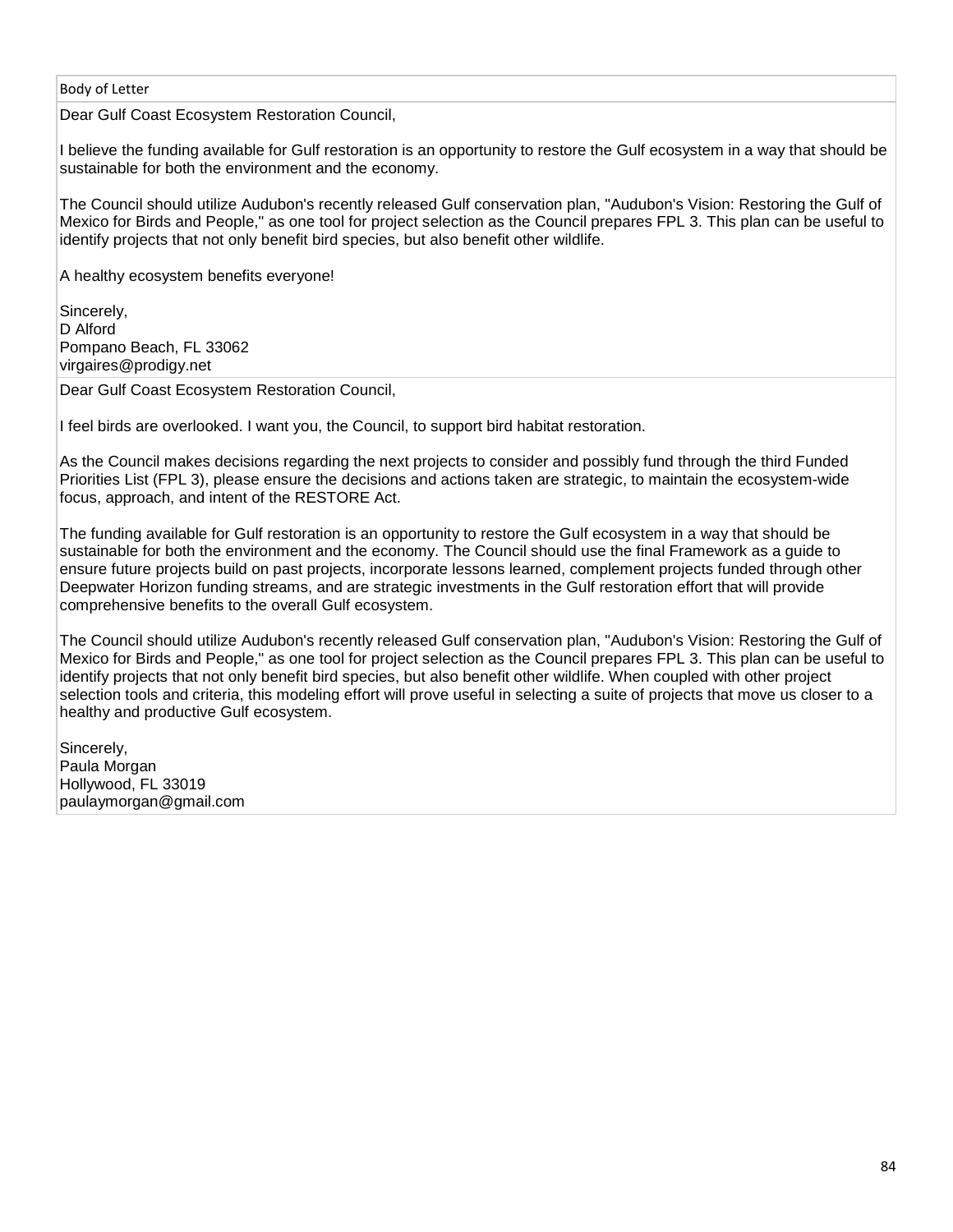| Body of Letter |
| --- |
| Dear Gulf Coast Ecosystem Restoration Council,<br><br>I believe the funding available for Gulf restoration is an opportunity to restore the Gulf ecosystem in a way that should be sustainable for both the environment and the economy.<br><br>The Council should utilize Audubon's recently released Gulf conservation plan, "Audubon's Vision: Restoring the Gulf of Mexico for Birds and People," as one tool for project selection as the Council prepares FPL 3. This plan can be useful to identify projects that not only benefit bird species, but also benefit other wildlife.<br><br>A healthy ecosystem benefits everyone!<br><br>Sincerely,<br>D Alford<br>Pompano Beach, FL 33062<br>virgaires@prodigy.net |
| Dear Gulf Coast Ecosystem Restoration Council,<br><br>I feel birds are overlooked. I want you, the Council, to support bird habitat restoration.<br><br>As the Council makes decisions regarding the next projects to consider and possibly fund through the third Funded Priorities List (FPL 3), please ensure the decisions and actions taken are strategic, to maintain the ecosystem-wide focus, approach, and intent of the RESTORE Act.<br><br>The funding available for Gulf restoration is an opportunity to restore the Gulf ecosystem in a way that should be sustainable for both the environment and the economy. The Council should use the final Framework as a guide to ensure future projects build on past projects, incorporate lessons learned, complement projects funded through other Deepwater Horizon funding streams, and are strategic investments in the Gulf restoration effort that will provide comprehensive benefits to the overall Gulf ecosystem.<br><br>The Council should utilize Audubon's recently released Gulf conservation plan, "Audubon's Vision: Restoring the Gulf of Mexico for Birds and People," as one tool for project selection as the Council prepares FPL 3. This plan can be useful to identify projects that not only benefit bird species, but also benefit other wildlife. When coupled with other project selection tools and criteria, this modeling effort will prove useful in selecting a suite of projects that move us closer to a healthy and productive Gulf ecosystem.<br><br>Sincerely,<br>Paula Morgan<br>Hollywood, FL 33019<br>paulaymorgan@gmail.com |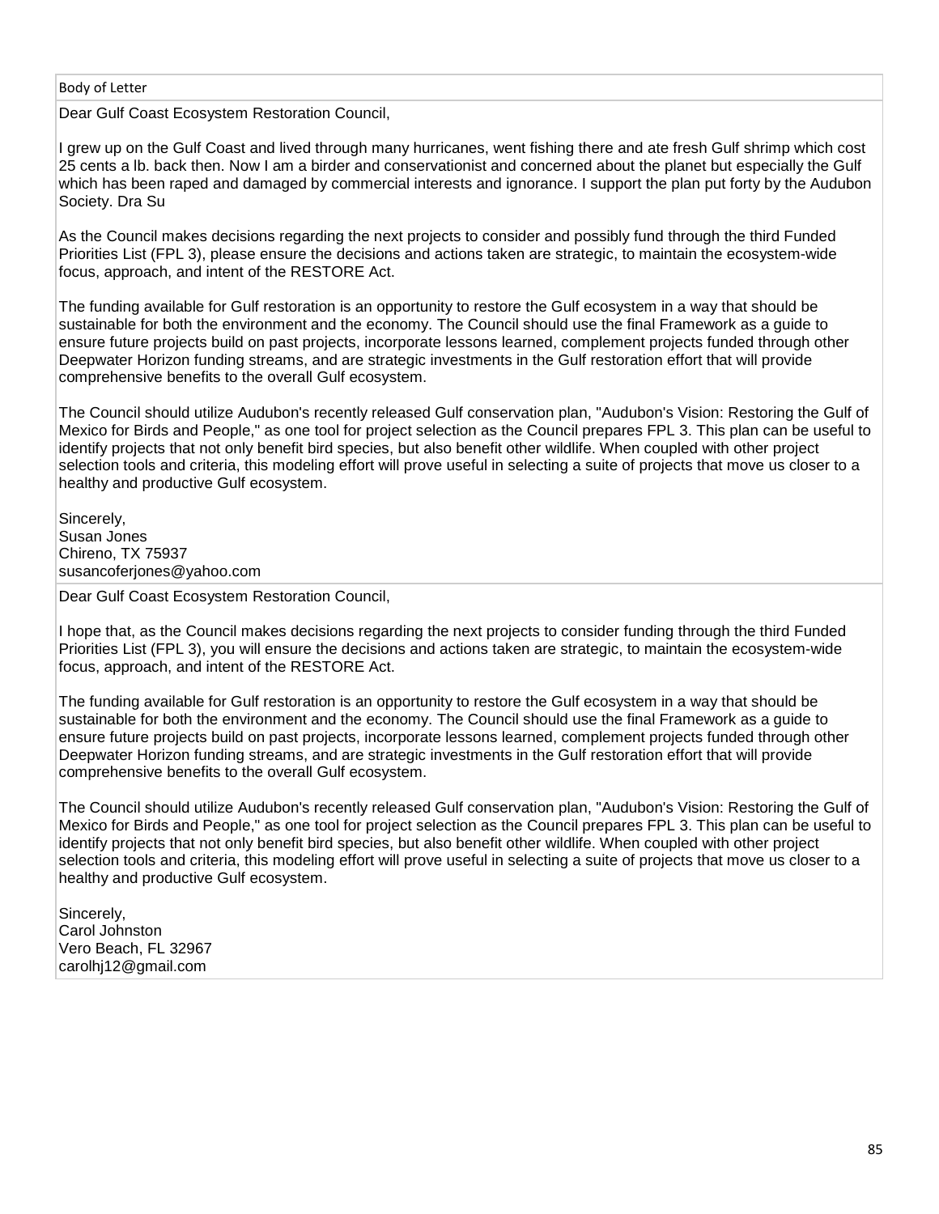| Body of Letter |
| --- |
| Dear Gulf Coast Ecosystem Restoration Council,<br><br>I grew up on the Gulf Coast and lived through many hurricanes, went fishing there and ate fresh Gulf shrimp which cost 25 cents a lb. back then. Now I am a birder and conservationist and concerned about the planet but especially the Gulf which has been raped and damaged by commercial interests and ignorance. I support the plan put forty by the Audubon Society. Dra Su<br><br>As the Council makes decisions regarding the next projects to consider and possibly fund through the third Funded Priorities List (FPL 3), please ensure the decisions and actions taken are strategic, to maintain the ecosystem-wide focus, approach, and intent of the RESTORE Act.<br><br>The funding available for Gulf restoration is an opportunity to restore the Gulf ecosystem in a way that should be sustainable for both the environment and the economy. The Council should use the final Framework as a guide to ensure future projects build on past projects, incorporate lessons learned, complement projects funded through other Deepwater Horizon funding streams, and are strategic investments in the Gulf restoration effort that will provide comprehensive benefits to the overall Gulf ecosystem.<br><br>The Council should utilize Audubon's recently released Gulf conservation plan, "Audubon's Vision: Restoring the Gulf of Mexico for Birds and People," as one tool for project selection as the Council prepares FPL 3. This plan can be useful to identify projects that not only benefit bird species, but also benefit other wildlife. When coupled with other project selection tools and criteria, this modeling effort will prove useful in selecting a suite of projects that move us closer to a healthy and productive Gulf ecosystem.<br><br>Sincerely,<br>Susan Jones<br>Chireno, TX 75937<br>susancoferjones@yahoo.com |
| Dear Gulf Coast Ecosystem Restoration Council,<br><br>I hope that, as the Council makes decisions regarding the next projects to consider funding through the third Funded Priorities List (FPL 3), you will ensure the decisions and actions taken are strategic, to maintain the ecosystem-wide focus, approach, and intent of the RESTORE Act.<br><br>The funding available for Gulf restoration is an opportunity to restore the Gulf ecosystem in a way that should be sustainable for both the environment and the economy. The Council should use the final Framework as a guide to ensure future projects build on past projects, incorporate lessons learned, complement projects funded through other Deepwater Horizon funding streams, and are strategic investments in the Gulf restoration effort that will provide comprehensive benefits to the overall Gulf ecosystem.<br><br>The Council should utilize Audubon's recently released Gulf conservation plan, "Audubon's Vision: Restoring the Gulf of Mexico for Birds and People," as one tool for project selection as the Council prepares FPL 3. This plan can be useful to identify projects that not only benefit bird species, but also benefit other wildlife. When coupled with other project selection tools and criteria, this modeling effort will prove useful in selecting a suite of projects that move us closer to a healthy and productive Gulf ecosystem.<br><br>Sincerely,<br>Carol Johnston<br>Vero Beach, FL 32967<br>carolhj12@gmail.com |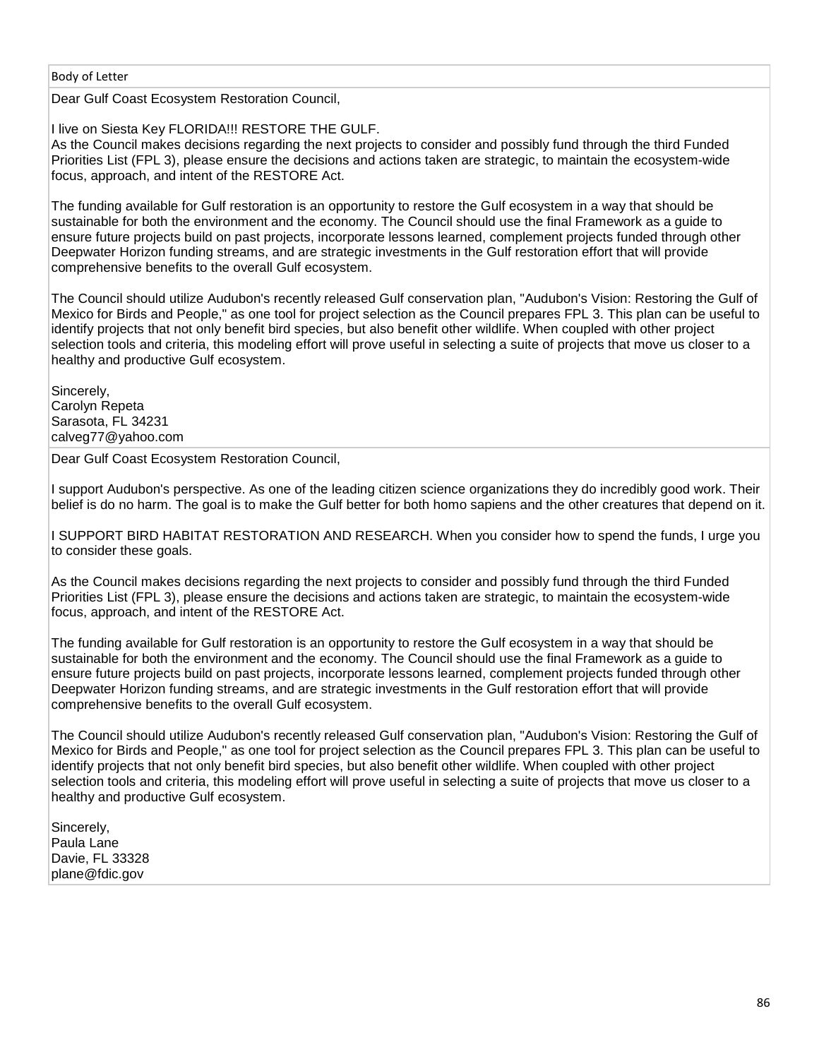| Body of Letter |
| --- |
| Dear Gulf Coast Ecosystem Restoration Council,<br><br>I live on Siesta Key FLORIDA!!! RESTORE THE GULF.<br>As the Council makes decisions regarding the next projects to consider and possibly fund through the third Funded Priorities List (FPL 3), please ensure the decisions and actions taken are strategic, to maintain the ecosystem-wide focus, approach, and intent of the RESTORE Act.<br><br>The funding available for Gulf restoration is an opportunity to restore the Gulf ecosystem in a way that should be sustainable for both the environment and the economy. The Council should use the final Framework as a guide to ensure future projects build on past projects, incorporate lessons learned, complement projects funded through other Deepwater Horizon funding streams, and are strategic investments in the Gulf restoration effort that will provide comprehensive benefits to the overall Gulf ecosystem.<br><br>The Council should utilize Audubon's recently released Gulf conservation plan, "Audubon's Vision: Restoring the Gulf of Mexico for Birds and People," as one tool for project selection as the Council prepares FPL 3. This plan can be useful to identify projects that not only benefit bird species, but also benefit other wildlife. When coupled with other project selection tools and criteria, this modeling effort will prove useful in selecting a suite of projects that move us closer to a healthy and productive Gulf ecosystem.<br><br>Sincerely,<br>Carolyn Repeta<br>Sarasota, FL 34231<br>calveg77@yahoo.com |
| Dear Gulf Coast Ecosystem Restoration Council,<br><br>I support Audubon's perspective. As one of the leading citizen science organizations they do incredibly good work. Their belief is do no harm. The goal is to make the Gulf better for both homo sapiens and the other creatures that depend on it.<br><br>I SUPPORT BIRD HABITAT RESTORATION AND RESEARCH. When you consider how to spend the funds, I urge you to consider these goals.<br><br>As the Council makes decisions regarding the next projects to consider and possibly fund through the third Funded Priorities List (FPL 3), please ensure the decisions and actions taken are strategic, to maintain the ecosystem-wide focus, approach, and intent of the RESTORE Act.<br><br>The funding available for Gulf restoration is an opportunity to restore the Gulf ecosystem in a way that should be sustainable for both the environment and the economy. The Council should use the final Framework as a guide to ensure future projects build on past projects, incorporate lessons learned, complement projects funded through other Deepwater Horizon funding streams, and are strategic investments in the Gulf restoration effort that will provide comprehensive benefits to the overall Gulf ecosystem.<br><br>The Council should utilize Audubon's recently released Gulf conservation plan, "Audubon's Vision: Restoring the Gulf of Mexico for Birds and People," as one tool for project selection as the Council prepares FPL 3. This plan can be useful to identify projects that not only benefit bird species, but also benefit other wildlife. When coupled with other project selection tools and criteria, this modeling effort will prove useful in selecting a suite of projects that move us closer to a healthy and productive Gulf ecosystem.<br><br>Sincerely,<br>Paula Lane<br>Davie, FL 33328<br>plane@fdic.gov |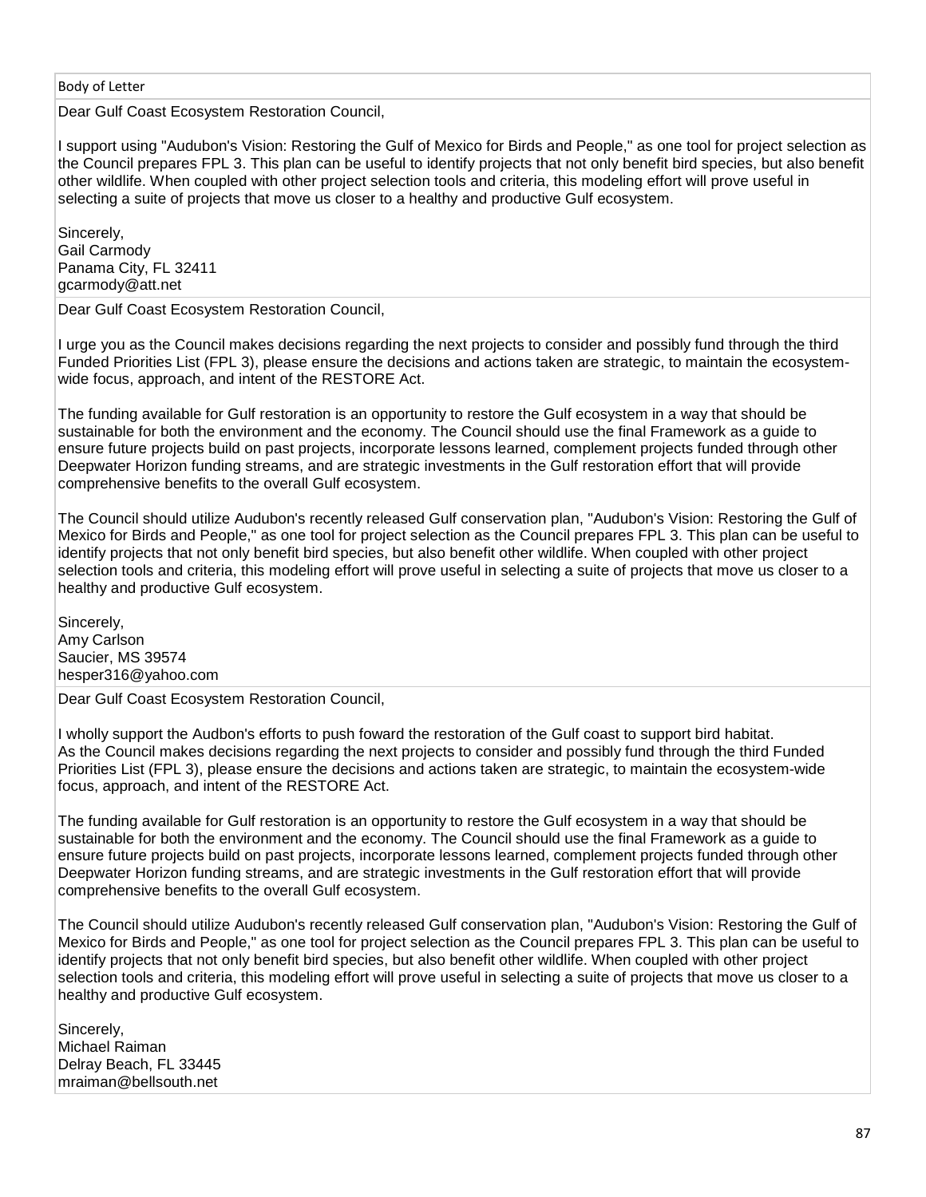| Body of Letter |
|---|
| Dear Gulf Coast Ecosystem Restoration Council,<br><br>I support using "Audubon's Vision: Restoring the Gulf of Mexico for Birds and People," as one tool for project selection as the Council prepares FPL 3. This plan can be useful to identify projects that not only benefit bird species, but also benefit other wildlife. When coupled with other project selection tools and criteria, this modeling effort will prove useful in selecting a suite of projects that move us closer to a healthy and productive Gulf ecosystem.<br><br>Sincerely,<br>Gail Carmody<br>Panama City, FL 32411<br>gcarmody@att.net |
| Dear Gulf Coast Ecosystem Restoration Council,<br><br>I urge you as the Council makes decisions regarding the next projects to consider and possibly fund through the third Funded Priorities List (FPL 3), please ensure the decisions and actions taken are strategic, to maintain the ecosystem-wide focus, approach, and intent of the RESTORE Act.<br><br>The funding available for Gulf restoration is an opportunity to restore the Gulf ecosystem in a way that should be sustainable for both the environment and the economy. The Council should use the final Framework as a guide to ensure future projects build on past projects, incorporate lessons learned, complement projects funded through other Deepwater Horizon funding streams, and are strategic investments in the Gulf restoration effort that will provide comprehensive benefits to the overall Gulf ecosystem.<br><br>The Council should utilize Audubon's recently released Gulf conservation plan, "Audubon's Vision: Restoring the Gulf of Mexico for Birds and People," as one tool for project selection as the Council prepares FPL 3. This plan can be useful to identify projects that not only benefit bird species, but also benefit other wildlife. When coupled with other project selection tools and criteria, this modeling effort will prove useful in selecting a suite of projects that move us closer to a healthy and productive Gulf ecosystem.<br><br>Sincerely,<br>Amy Carlson<br>Saucier, MS 39574<br>hesper316@yahoo.com |
| Dear Gulf Coast Ecosystem Restoration Council,<br><br>I wholly support the Audbon's efforts to push foward the restoration of the Gulf coast to support bird habitat.<br>As the Council makes decisions regarding the next projects to consider and possibly fund through the third Funded Priorities List (FPL 3), please ensure the decisions and actions taken are strategic, to maintain the ecosystem-wide focus, approach, and intent of the RESTORE Act.<br><br>The funding available for Gulf restoration is an opportunity to restore the Gulf ecosystem in a way that should be sustainable for both the environment and the economy. The Council should use the final Framework as a guide to ensure future projects build on past projects, incorporate lessons learned, complement projects funded through other Deepwater Horizon funding streams, and are strategic investments in the Gulf restoration effort that will provide comprehensive benefits to the overall Gulf ecosystem.<br><br>The Council should utilize Audubon's recently released Gulf conservation plan, "Audubon's Vision: Restoring the Gulf of Mexico for Birds and People," as one tool for project selection as the Council prepares FPL 3. This plan can be useful to identify projects that not only benefit bird species, but also benefit other wildlife. When coupled with other project selection tools and criteria, this modeling effort will prove useful in selecting a suite of projects that move us closer to a healthy and productive Gulf ecosystem.<br><br>Sincerely,<br>Michael Raiman<br>Delray Beach, FL 33445<br>mraiman@bellsouth.net |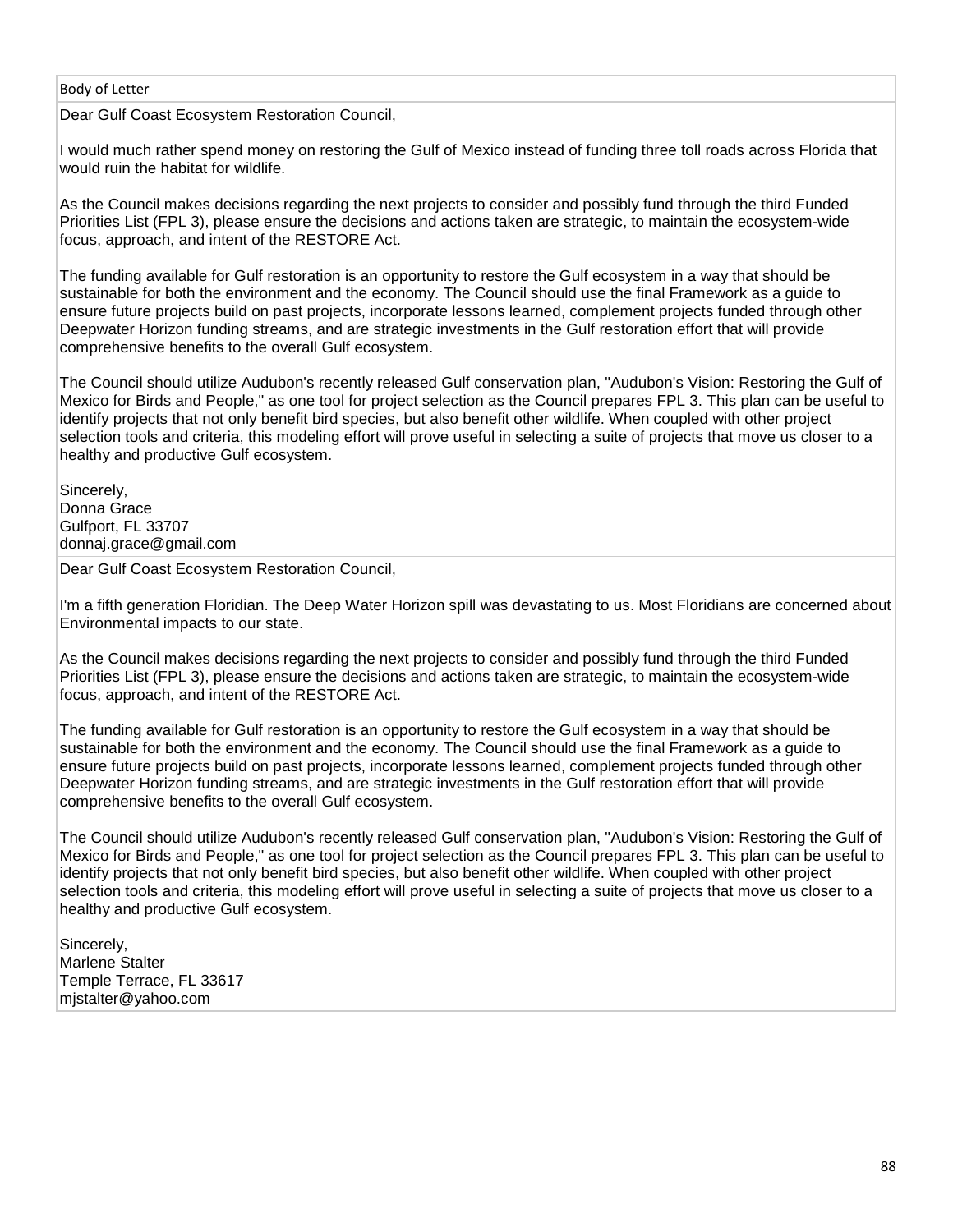| Body of Letter |
| --- |
| Dear Gulf Coast Ecosystem Restoration Council,<br><br>I would much rather spend money on restoring the Gulf of Mexico instead of funding three toll roads across Florida that would ruin the habitat for wildlife.<br><br>As the Council makes decisions regarding the next projects to consider and possibly fund through the third Funded Priorities List (FPL 3), please ensure the decisions and actions taken are strategic, to maintain the ecosystem-wide focus, approach, and intent of the RESTORE Act.<br><br>The funding available for Gulf restoration is an opportunity to restore the Gulf ecosystem in a way that should be sustainable for both the environment and the economy. The Council should use the final Framework as a guide to ensure future projects build on past projects, incorporate lessons learned, complement projects funded through other Deepwater Horizon funding streams, and are strategic investments in the Gulf restoration effort that will provide comprehensive benefits to the overall Gulf ecosystem.<br><br>The Council should utilize Audubon's recently released Gulf conservation plan, "Audubon's Vision: Restoring the Gulf of Mexico for Birds and People," as one tool for project selection as the Council prepares FPL 3. This plan can be useful to identify projects that not only benefit bird species, but also benefit other wildlife. When coupled with other project selection tools and criteria, this modeling effort will prove useful in selecting a suite of projects that move us closer to a healthy and productive Gulf ecosystem.<br><br>Sincerely,<br>Donna Grace<br>Gulfport, FL 33707<br>donnaj.grace@gmail.com |
| Dear Gulf Coast Ecosystem Restoration Council,<br><br>I'm a fifth generation Floridian. The Deep Water Horizon spill was devastating to us. Most Floridians are concerned about Environmental impacts to our state.<br><br>As the Council makes decisions regarding the next projects to consider and possibly fund through the third Funded Priorities List (FPL 3), please ensure the decisions and actions taken are strategic, to maintain the ecosystem-wide focus, approach, and intent of the RESTORE Act.<br><br>The funding available for Gulf restoration is an opportunity to restore the Gulf ecosystem in a way that should be sustainable for both the environment and the economy. The Council should use the final Framework as a guide to ensure future projects build on past projects, incorporate lessons learned, complement projects funded through other Deepwater Horizon funding streams, and are strategic investments in the Gulf restoration effort that will provide comprehensive benefits to the overall Gulf ecosystem.<br><br>The Council should utilize Audubon's recently released Gulf conservation plan, "Audubon's Vision: Restoring the Gulf of Mexico for Birds and People," as one tool for project selection as the Council prepares FPL 3. This plan can be useful to identify projects that not only benefit bird species, but also benefit other wildlife. When coupled with other project selection tools and criteria, this modeling effort will prove useful in selecting a suite of projects that move us closer to a healthy and productive Gulf ecosystem.<br><br>Sincerely,<br>Marlene Stalter<br>Temple Terrace, FL 33617<br>mjstalter@yahoo.com |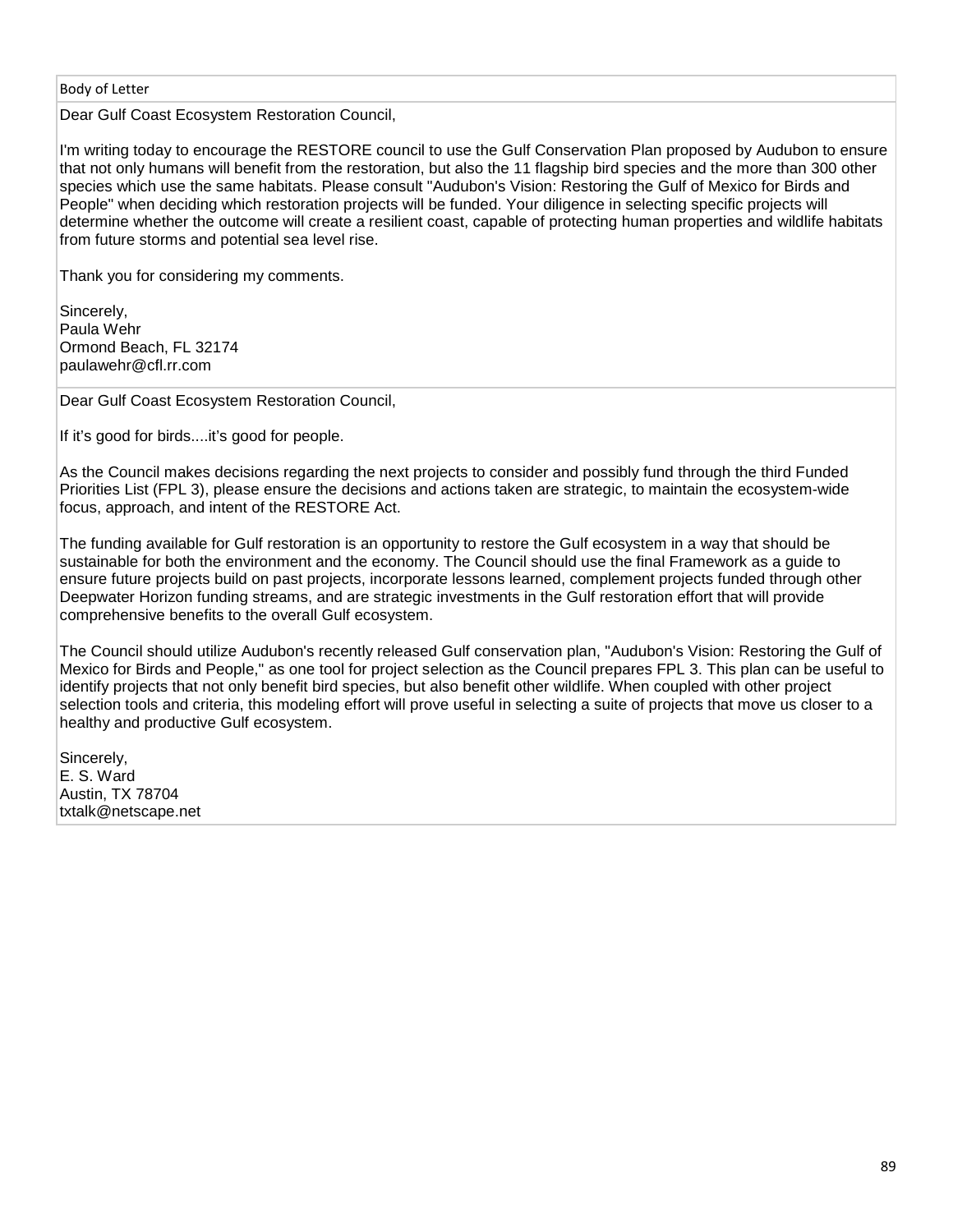| Body of Letter |
| --- |
| Dear Gulf Coast Ecosystem Restoration Council,<br><br>I'm writing today to encourage the RESTORE council to use the Gulf Conservation Plan proposed by Audubon to ensure that not only humans will benefit from the restoration, but also the 11 flagship bird species and the more than 300 other species which use the same habitats. Please consult "Audubon's Vision: Restoring the Gulf of Mexico for Birds and People" when deciding which restoration projects will be funded. Your diligence in selecting specific projects will determine whether the outcome will create a resilient coast, capable of protecting human properties and wildlife habitats from future storms and potential sea level rise.<br><br>Thank you for considering my comments.<br><br>Sincerely,<br>Paula Wehr<br>Ormond Beach, FL 32174<br>paulawehr@cfl.rr.com |
| Dear Gulf Coast Ecosystem Restoration Council,<br><br>If it's good for birds....it's good for people.<br><br>As the Council makes decisions regarding the next projects to consider and possibly fund through the third Funded Priorities List (FPL 3), please ensure the decisions and actions taken are strategic, to maintain the ecosystem-wide focus, approach, and intent of the RESTORE Act.<br><br>The funding available for Gulf restoration is an opportunity to restore the Gulf ecosystem in a way that should be sustainable for both the environment and the economy. The Council should use the final Framework as a guide to ensure future projects build on past projects, incorporate lessons learned, complement projects funded through other Deepwater Horizon funding streams, and are strategic investments in the Gulf restoration effort that will provide comprehensive benefits to the overall Gulf ecosystem.<br><br>The Council should utilize Audubon's recently released Gulf conservation plan, "Audubon's Vision: Restoring the Gulf of Mexico for Birds and People," as one tool for project selection as the Council prepares FPL 3. This plan can be useful to identify projects that not only benefit bird species, but also benefit other wildlife. When coupled with other project selection tools and criteria, this modeling effort will prove useful in selecting a suite of projects that move us closer to a healthy and productive Gulf ecosystem.<br><br>Sincerely,<br>E. S. Ward<br>Austin, TX 78704<br>txtalk@netscape.net |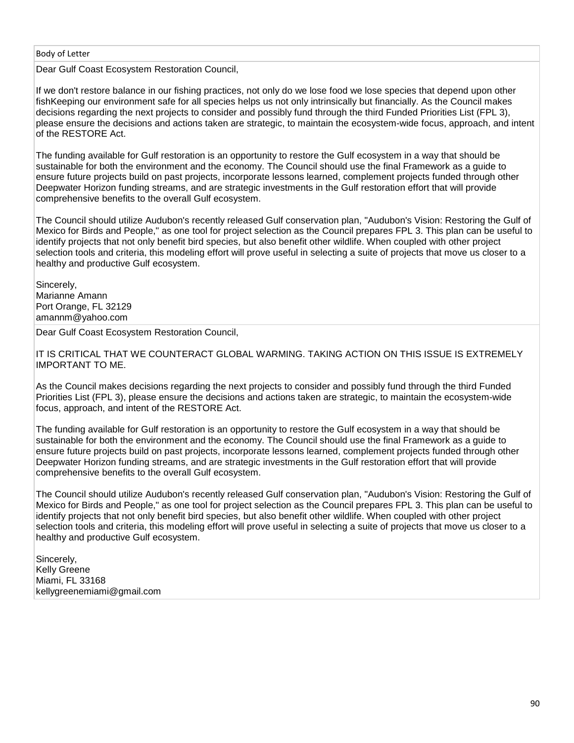| Body of Letter |
| --- |
| Dear Gulf Coast Ecosystem Restoration Council,<br><br>If we don't restore balance in our fishing practices, not only do we lose food we lose species that depend upon other fishKeeping our environment safe for all species helps us not only intrinsically but financially. As the Council makes decisions regarding the next projects to consider and possibly fund through the third Funded Priorities List (FPL 3), please ensure the decisions and actions taken are strategic, to maintain the ecosystem-wide focus, approach, and intent of the RESTORE Act.<br><br>The funding available for Gulf restoration is an opportunity to restore the Gulf ecosystem in a way that should be sustainable for both the environment and the economy. The Council should use the final Framework as a guide to ensure future projects build on past projects, incorporate lessons learned, complement projects funded through other Deepwater Horizon funding streams, and are strategic investments in the Gulf restoration effort that will provide comprehensive benefits to the overall Gulf ecosystem.<br><br>The Council should utilize Audubon's recently released Gulf conservation plan, "Audubon's Vision: Restoring the Gulf of Mexico for Birds and People," as one tool for project selection as the Council prepares FPL 3. This plan can be useful to identify projects that not only benefit bird species, but also benefit other wildlife. When coupled with other project selection tools and criteria, this modeling effort will prove useful in selecting a suite of projects that move us closer to a healthy and productive Gulf ecosystem.<br><br>Sincerely,<br>Marianne Amann<br>Port Orange, FL 32129<br>amannm@yahoo.com |
| Dear Gulf Coast Ecosystem Restoration Council,<br><br>IT IS CRITICAL THAT WE COUNTERACT GLOBAL WARMING. TAKING ACTION ON THIS ISSUE IS EXTREMELY IMPORTANT TO ME.<br><br>As the Council makes decisions regarding the next projects to consider and possibly fund through the third Funded Priorities List (FPL 3), please ensure the decisions and actions taken are strategic, to maintain the ecosystem-wide focus, approach, and intent of the RESTORE Act.<br><br>The funding available for Gulf restoration is an opportunity to restore the Gulf ecosystem in a way that should be sustainable for both the environment and the economy. The Council should use the final Framework as a guide to ensure future projects build on past projects, incorporate lessons learned, complement projects funded through other Deepwater Horizon funding streams, and are strategic investments in the Gulf restoration effort that will provide comprehensive benefits to the overall Gulf ecosystem.<br><br>The Council should utilize Audubon's recently released Gulf conservation plan, "Audubon's Vision: Restoring the Gulf of Mexico for Birds and People," as one tool for project selection as the Council prepares FPL 3. This plan can be useful to identify projects that not only benefit bird species, but also benefit other wildlife. When coupled with other project selection tools and criteria, this modeling effort will prove useful in selecting a suite of projects that move us closer to a healthy and productive Gulf ecosystem.<br><br>Sincerely,<br>Kelly Greene<br>Miami, FL 33168<br>kellygreenemiami@gmail.com |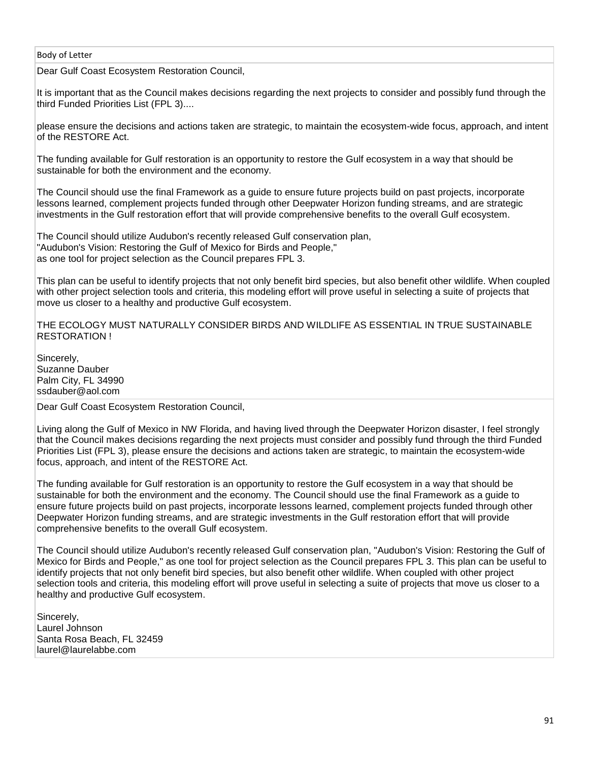| Body of Letter |
| --- |
| Dear Gulf Coast Ecosystem Restoration Council,<br><br>It is important that as the Council makes decisions regarding the next projects to consider and possibly fund through the third Funded Priorities List (FPL 3)....<br><br>please ensure the decisions and actions taken are strategic, to maintain the ecosystem-wide focus, approach, and intent of the RESTORE Act.<br><br>The funding available for Gulf restoration is an opportunity to restore the Gulf ecosystem in a way that should be sustainable for both the environment and the economy.<br><br>The Council should use the final Framework as a guide to ensure future projects build on past projects, incorporate lessons learned, complement projects funded through other Deepwater Horizon funding streams, and are strategic investments in the Gulf restoration effort that will provide comprehensive benefits to the overall Gulf ecosystem.<br><br>The Council should utilize Audubon's recently released Gulf conservation plan,<br>"Audubon's Vision: Restoring the Gulf of Mexico for Birds and People,"<br>as one tool for project selection as the Council prepares FPL 3.<br><br>This plan can be useful to identify projects that not only benefit bird species, but also benefit other wildlife. When coupled with other project selection tools and criteria, this modeling effort will prove useful in selecting a suite of projects that move us closer to a healthy and productive Gulf ecosystem.<br><br>THE ECOLOGY MUST NATURALLY CONSIDER BIRDS AND WILDLIFE AS ESSENTIAL IN TRUE SUSTAINABLE RESTORATION !<br><br>Sincerely,<br>Suzanne Dauber<br>Palm City, FL 34990<br>ssdauber@aol.com |
| Dear Gulf Coast Ecosystem Restoration Council,<br><br>Living along the Gulf of Mexico in NW Florida, and having lived through the Deepwater Horizon disaster, I feel strongly that the Council makes decisions regarding the next projects must consider and possibly fund through the third Funded Priorities List (FPL 3), please ensure the decisions and actions taken are strategic, to maintain the ecosystem-wide focus, approach, and intent of the RESTORE Act.<br><br>The funding available for Gulf restoration is an opportunity to restore the Gulf ecosystem in a way that should be sustainable for both the environment and the economy. The Council should use the final Framework as a guide to ensure future projects build on past projects, incorporate lessons learned, complement projects funded through other Deepwater Horizon funding streams, and are strategic investments in the Gulf restoration effort that will provide comprehensive benefits to the overall Gulf ecosystem.<br><br>The Council should utilize Audubon's recently released Gulf conservation plan, "Audubon's Vision: Restoring the Gulf of Mexico for Birds and People," as one tool for project selection as the Council prepares FPL 3. This plan can be useful to identify projects that not only benefit bird species, but also benefit other wildlife. When coupled with other project selection tools and criteria, this modeling effort will prove useful in selecting a suite of projects that move us closer to a healthy and productive Gulf ecosystem.<br><br>Sincerely,<br>Laurel Johnson<br>Santa Rosa Beach, FL 32459<br>laurel@laurelabbe.com |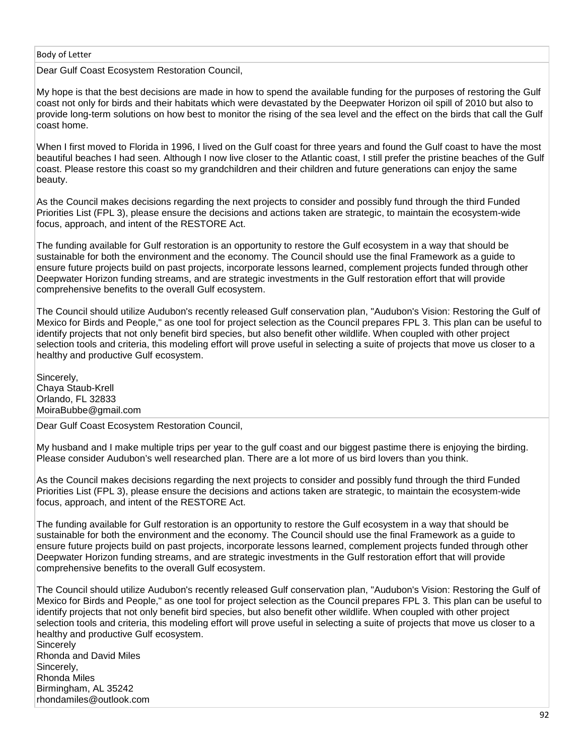Body of Letter

Dear Gulf Coast Ecosystem Restoration Council,

My hope is that the best decisions are made in how to spend the available funding for the purposes of restoring the Gulf coast not only for birds and their habitats which were devastated by the Deepwater Horizon oil spill of 2010 but also to provide long-term solutions on how best to monitor the rising of the sea level and the effect on the birds that call the Gulf coast home.

When I first moved to Florida in 1996, I lived on the Gulf coast for three years and found the Gulf coast to have the most beautiful beaches I had seen. Although I now live closer to the Atlantic coast, I still prefer the pristine beaches of the Gulf coast. Please restore this coast so my grandchildren and their children and future generations can enjoy the same beauty.

As the Council makes decisions regarding the next projects to consider and possibly fund through the third Funded Priorities List (FPL 3), please ensure the decisions and actions taken are strategic, to maintain the ecosystem-wide focus, approach, and intent of the RESTORE Act.

The funding available for Gulf restoration is an opportunity to restore the Gulf ecosystem in a way that should be sustainable for both the environment and the economy. The Council should use the final Framework as a guide to ensure future projects build on past projects, incorporate lessons learned, complement projects funded through other Deepwater Horizon funding streams, and are strategic investments in the Gulf restoration effort that will provide comprehensive benefits to the overall Gulf ecosystem.

The Council should utilize Audubon's recently released Gulf conservation plan, "Audubon's Vision: Restoring the Gulf of Mexico for Birds and People," as one tool for project selection as the Council prepares FPL 3. This plan can be useful to identify projects that not only benefit bird species, but also benefit other wildlife. When coupled with other project selection tools and criteria, this modeling effort will prove useful in selecting a suite of projects that move us closer to a healthy and productive Gulf ecosystem.

Sincerely,
Chaya Staub-Krell
Orlando, FL 32833
MoiraBubbe@gmail.com

---

Dear Gulf Coast Ecosystem Restoration Council,

My husband and I make multiple trips per year to the gulf coast and our biggest pastime there is enjoying the birding. Please consider Audubon's well researched plan. There are a lot more of us bird lovers than you think.

As the Council makes decisions regarding the next projects to consider and possibly fund through the third Funded Priorities List (FPL 3), please ensure the decisions and actions taken are strategic, to maintain the ecosystem-wide focus, approach, and intent of the RESTORE Act.

The funding available for Gulf restoration is an opportunity to restore the Gulf ecosystem in a way that should be sustainable for both the environment and the economy. The Council should use the final Framework as a guide to ensure future projects build on past projects, incorporate lessons learned, complement projects funded through other Deepwater Horizon funding streams, and are strategic investments in the Gulf restoration effort that will provide comprehensive benefits to the overall Gulf ecosystem.

The Council should utilize Audubon's recently released Gulf conservation plan, "Audubon's Vision: Restoring the Gulf of Mexico for Birds and People," as one tool for project selection as the Council prepares FPL 3. This plan can be useful to identify projects that not only benefit bird species, but also benefit other wildlife. When coupled with other project selection tools and criteria, this modeling effort will prove useful in selecting a suite of projects that move us closer to a healthy and productive Gulf ecosystem.
Sincerely
Rhonda and David Miles
Sincerely,
Rhonda Miles
Birmingham, AL 35242
rhondamiles@outlook.com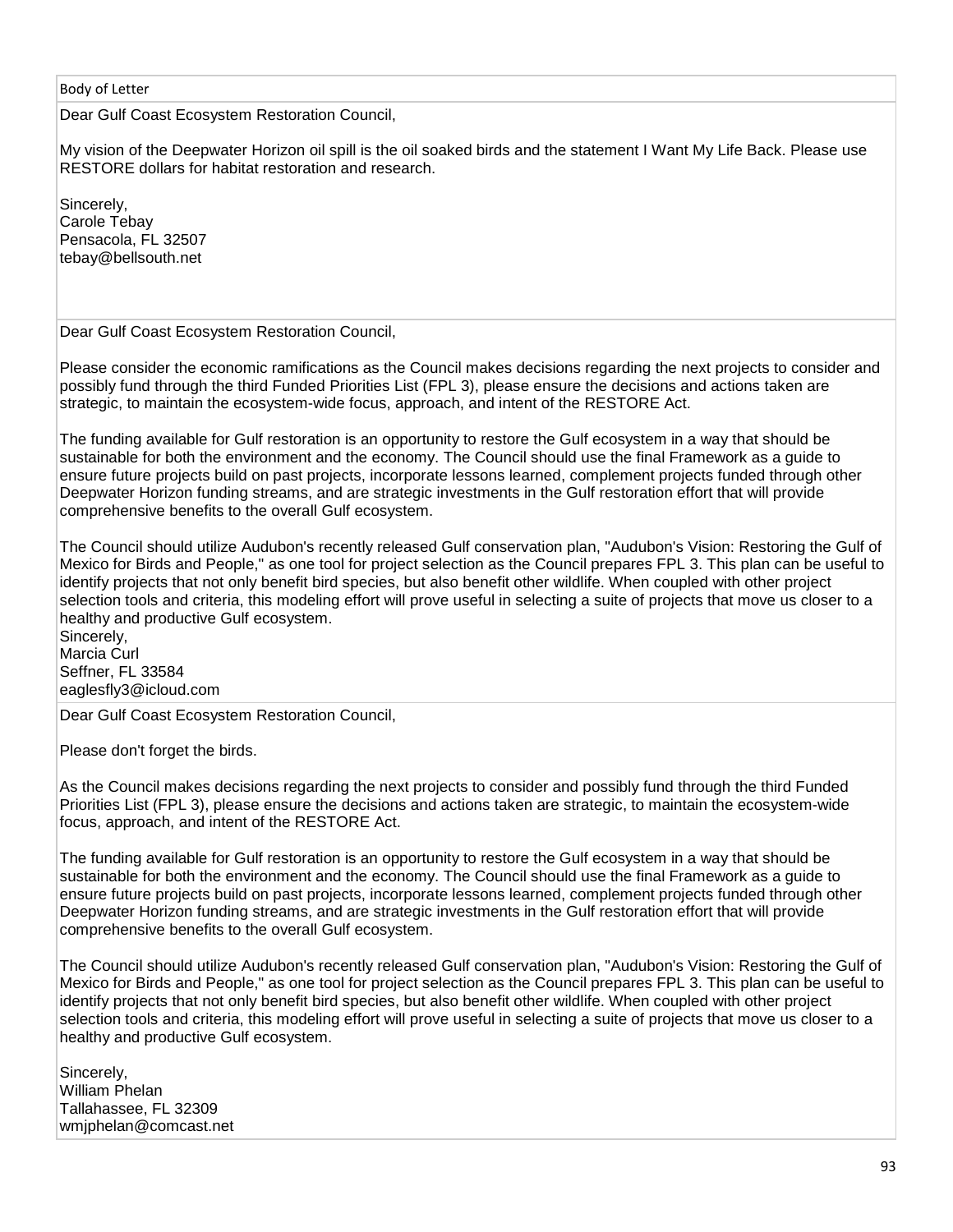| Body of Letter |
| --- |
| Dear Gulf Coast Ecosystem Restoration Council,<br><br>My vision of the Deepwater Horizon oil spill is the oil soaked birds and the statement I Want My Life Back. Please use RESTORE dollars for habitat restoration and research.<br><br>Sincerely,<br>Carole Tebay<br>Pensacola, FL 32507<br>tebay@bellsouth.net |
| Dear Gulf Coast Ecosystem Restoration Council,<br><br>Please consider the economic ramifications as the Council makes decisions regarding the next projects to consider and possibly fund through the third Funded Priorities List (FPL 3), please ensure the decisions and actions taken are strategic, to maintain the ecosystem-wide focus, approach, and intent of the RESTORE Act.<br><br>The funding available for Gulf restoration is an opportunity to restore the Gulf ecosystem in a way that should be sustainable for both the environment and the economy. The Council should use the final Framework as a guide to ensure future projects build on past projects, incorporate lessons learned, complement projects funded through other Deepwater Horizon funding streams, and are strategic investments in the Gulf restoration effort that will provide comprehensive benefits to the overall Gulf ecosystem.<br><br>The Council should utilize Audubon's recently released Gulf conservation plan, "Audubon's Vision: Restoring the Gulf of Mexico for Birds and People," as one tool for project selection as the Council prepares FPL 3. This plan can be useful to identify projects that not only benefit bird species, but also benefit other wildlife. When coupled with other project selection tools and criteria, this modeling effort will prove useful in selecting a suite of projects that move us closer to a healthy and productive Gulf ecosystem.<br>Sincerely,<br>Marcia Curl<br>Seffner, FL 33584<br>eaglesfly3@icloud.com |
| Dear Gulf Coast Ecosystem Restoration Council,<br><br>Please don't forget the birds.<br><br>As the Council makes decisions regarding the next projects to consider and possibly fund through the third Funded Priorities List (FPL 3), please ensure the decisions and actions taken are strategic, to maintain the ecosystem-wide focus, approach, and intent of the RESTORE Act.<br><br>The funding available for Gulf restoration is an opportunity to restore the Gulf ecosystem in a way that should be sustainable for both the environment and the economy. The Council should use the final Framework as a guide to ensure future projects build on past projects, incorporate lessons learned, complement projects funded through other Deepwater Horizon funding streams, and are strategic investments in the Gulf restoration effort that will provide comprehensive benefits to the overall Gulf ecosystem.<br><br>The Council should utilize Audubon's recently released Gulf conservation plan, "Audubon's Vision: Restoring the Gulf of Mexico for Birds and People," as one tool for project selection as the Council prepares FPL 3. This plan can be useful to identify projects that not only benefit bird species, but also benefit other wildlife. When coupled with other project selection tools and criteria, this modeling effort will prove useful in selecting a suite of projects that move us closer to a healthy and productive Gulf ecosystem.<br><br>Sincerely,<br>William Phelan<br>Tallahassee, FL 32309<br>wmjphelan@comcast.net |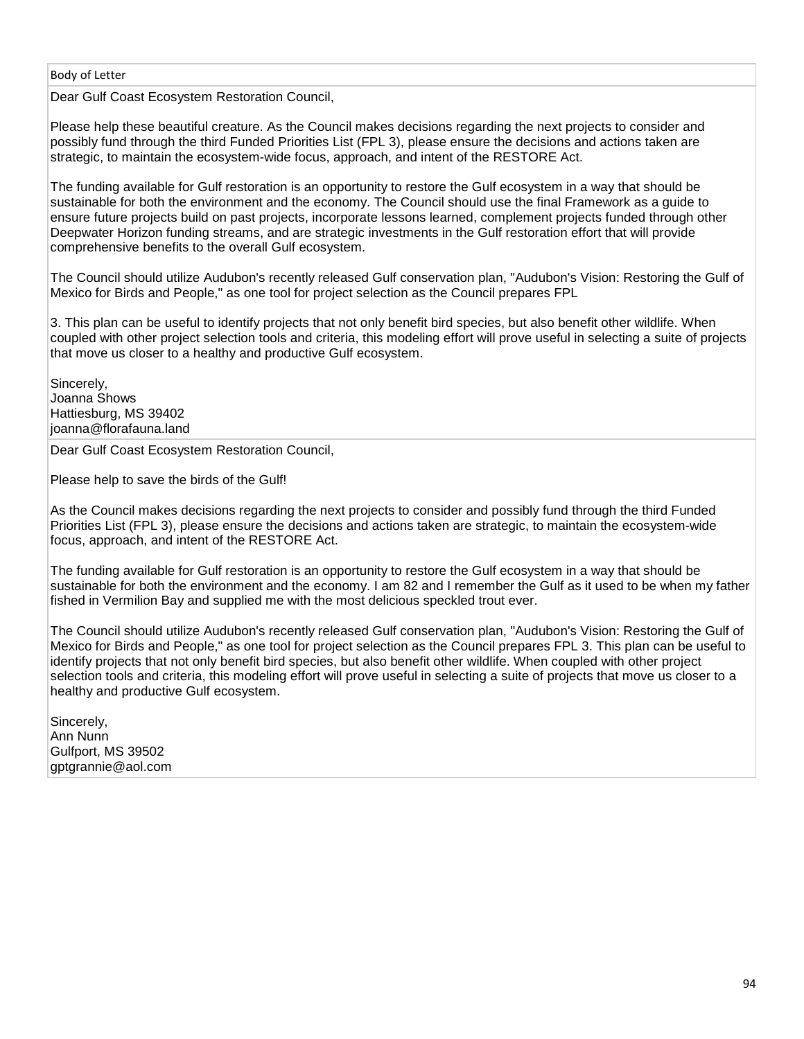| Body of Letter |
| --- |
| Dear Gulf Coast Ecosystem Restoration Council,<br><br>Please help these beautiful creature. As the Council makes decisions regarding the next projects to consider and possibly fund through the third Funded Priorities List (FPL 3), please ensure the decisions and actions taken are strategic, to maintain the ecosystem-wide focus, approach, and intent of the RESTORE Act.<br><br>The funding available for Gulf restoration is an opportunity to restore the Gulf ecosystem in a way that should be sustainable for both the environment and the economy. The Council should use the final Framework as a guide to ensure future projects build on past projects, incorporate lessons learned, complement projects funded through other Deepwater Horizon funding streams, and are strategic investments in the Gulf restoration effort that will provide comprehensive benefits to the overall Gulf ecosystem.<br><br>The Council should utilize Audubon's recently released Gulf conservation plan, "Audubon's Vision: Restoring the Gulf of Mexico for Birds and People," as one tool for project selection as the Council prepares FPL<br><br>3. This plan can be useful to identify projects that not only benefit bird species, but also benefit other wildlife. When coupled with other project selection tools and criteria, this modeling effort will prove useful in selecting a suite of projects that move us closer to a healthy and productive Gulf ecosystem.<br><br>Sincerely,<br>Joanna Shows<br>Hattiesburg, MS 39402<br>joanna@florafauna.land |
| Dear Gulf Coast Ecosystem Restoration Council,<br><br>Please help to save the birds of the Gulf!<br><br>As the Council makes decisions regarding the next projects to consider and possibly fund through the third Funded Priorities List (FPL 3), please ensure the decisions and actions taken are strategic, to maintain the ecosystem-wide focus, approach, and intent of the RESTORE Act.<br><br>The funding available for Gulf restoration is an opportunity to restore the Gulf ecosystem in a way that should be sustainable for both the environment and the economy. I am 82 and I remember the Gulf as it used to be when my father fished in Vermilion Bay and supplied me with the most delicious speckled trout ever.<br><br>The Council should utilize Audubon's recently released Gulf conservation plan, "Audubon's Vision: Restoring the Gulf of Mexico for Birds and People," as one tool for project selection as the Council prepares FPL 3. This plan can be useful to identify projects that not only benefit bird species, but also benefit other wildlife. When coupled with other project selection tools and criteria, this modeling effort will prove useful in selecting a suite of projects that move us closer to a healthy and productive Gulf ecosystem.<br><br>Sincerely,<br>Ann Nunn<br>Gulfport, MS 39502<br>gptgrannie@aol.com |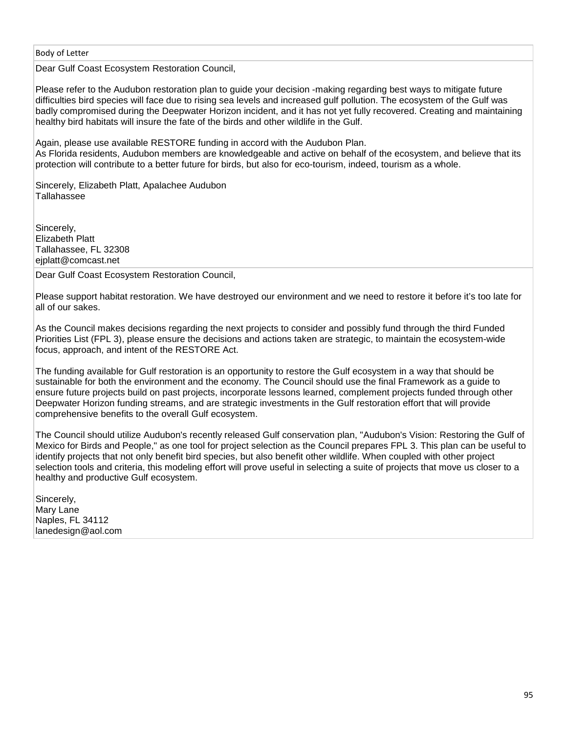| Body of Letter |
| --- |
| Dear Gulf Coast Ecosystem Restoration Council,<br><br>Please refer to the Audubon restoration plan to guide your decision -making regarding best ways to mitigate future difficulties bird species will face due to rising sea levels and increased gulf pollution. The ecosystem of the Gulf was badly compromised during the Deepwater Horizon incident, and it has not yet fully recovered. Creating and maintaining healthy bird habitats will insure the fate of the birds and other wildlife in the Gulf.<br><br>Again, please use available RESTORE funding in accord with the Audubon Plan.<br>As Florida residents, Audubon members are knowledgeable and active on behalf of the ecosystem, and believe that its protection will contribute to a better future for birds, but also for eco-tourism, indeed, tourism as a whole.<br><br>Sincerely, Elizabeth Platt, Apalachee Audubon<br>Tallahassee<br><br><br>Sincerely,<br>Elizabeth Platt<br>Tallahassee, FL 32308<br>ejplatt@comcast.net |
| Dear Gulf Coast Ecosystem Restoration Council,<br><br>Please support habitat restoration. We have destroyed our environment and we need to restore it before it's too late for all of our sakes.<br><br>As the Council makes decisions regarding the next projects to consider and possibly fund through the third Funded Priorities List (FPL 3), please ensure the decisions and actions taken are strategic, to maintain the ecosystem-wide focus, approach, and intent of the RESTORE Act.<br><br>The funding available for Gulf restoration is an opportunity to restore the Gulf ecosystem in a way that should be sustainable for both the environment and the economy. The Council should use the final Framework as a guide to ensure future projects build on past projects, incorporate lessons learned, complement projects funded through other Deepwater Horizon funding streams, and are strategic investments in the Gulf restoration effort that will provide comprehensive benefits to the overall Gulf ecosystem.<br><br>The Council should utilize Audubon's recently released Gulf conservation plan, "Audubon's Vision: Restoring the Gulf of Mexico for Birds and People," as one tool for project selection as the Council prepares FPL 3. This plan can be useful to identify projects that not only benefit bird species, but also benefit other wildlife. When coupled with other project selection tools and criteria, this modeling effort will prove useful in selecting a suite of projects that move us closer to a healthy and productive Gulf ecosystem.<br><br>Sincerely,<br>Mary Lane<br>Naples, FL 34112<br>lanedesign@aol.com |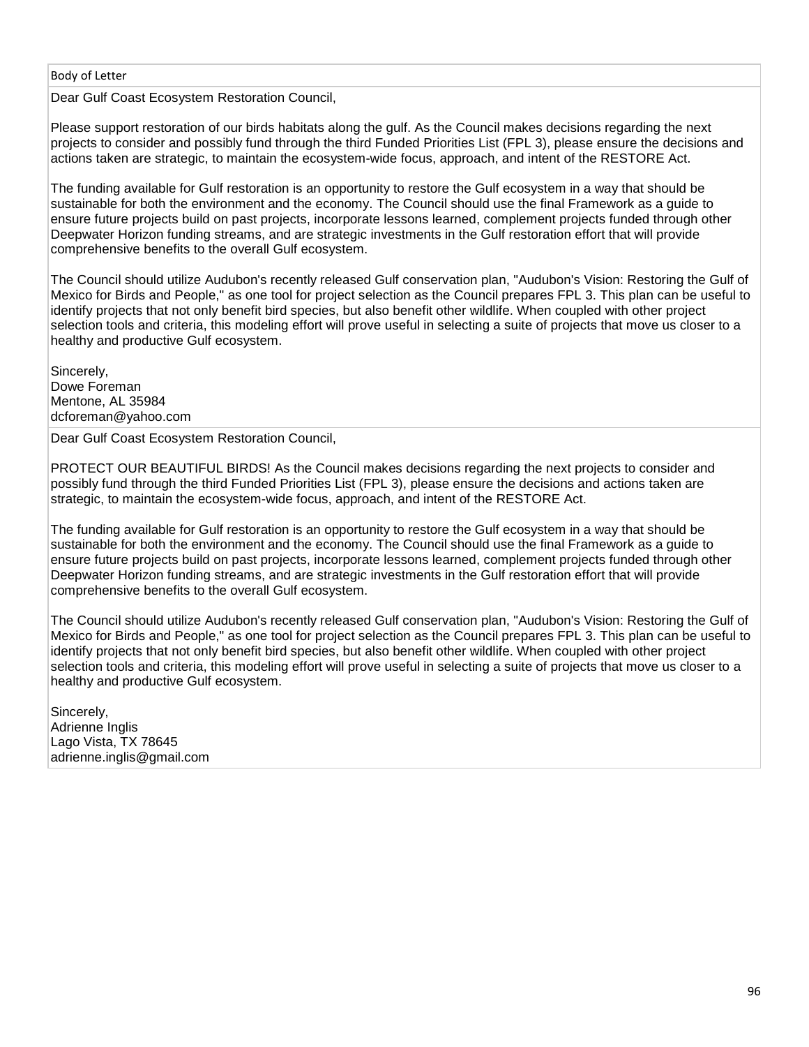| Body of Letter |
|---|
| Dear Gulf Coast Ecosystem Restoration Council,<br><br>Please support restoration of our birds habitats along the gulf. As the Council makes decisions regarding the next projects to consider and possibly fund through the third Funded Priorities List (FPL 3), please ensure the decisions and actions taken are strategic, to maintain the ecosystem-wide focus, approach, and intent of the RESTORE Act.<br><br>The funding available for Gulf restoration is an opportunity to restore the Gulf ecosystem in a way that should be sustainable for both the environment and the economy. The Council should use the final Framework as a guide to ensure future projects build on past projects, incorporate lessons learned, complement projects funded through other Deepwater Horizon funding streams, and are strategic investments in the Gulf restoration effort that will provide comprehensive benefits to the overall Gulf ecosystem.<br><br>The Council should utilize Audubon's recently released Gulf conservation plan, "Audubon's Vision: Restoring the Gulf of Mexico for Birds and People," as one tool for project selection as the Council prepares FPL 3. This plan can be useful to identify projects that not only benefit bird species, but also benefit other wildlife. When coupled with other project selection tools and criteria, this modeling effort will prove useful in selecting a suite of projects that move us closer to a healthy and productive Gulf ecosystem.<br><br>Sincerely,<br>Dowe Foreman<br>Mentone, AL 35984<br>dcforeman@yahoo.com |
| Dear Gulf Coast Ecosystem Restoration Council,<br><br>PROTECT OUR BEAUTIFUL BIRDS! As the Council makes decisions regarding the next projects to consider and possibly fund through the third Funded Priorities List (FPL 3), please ensure the decisions and actions taken are strategic, to maintain the ecosystem-wide focus, approach, and intent of the RESTORE Act.<br><br>The funding available for Gulf restoration is an opportunity to restore the Gulf ecosystem in a way that should be sustainable for both the environment and the economy. The Council should use the final Framework as a guide to ensure future projects build on past projects, incorporate lessons learned, complement projects funded through other Deepwater Horizon funding streams, and are strategic investments in the Gulf restoration effort that will provide comprehensive benefits to the overall Gulf ecosystem.<br><br>The Council should utilize Audubon's recently released Gulf conservation plan, "Audubon's Vision: Restoring the Gulf of Mexico for Birds and People," as one tool for project selection as the Council prepares FPL 3. This plan can be useful to identify projects that not only benefit bird species, but also benefit other wildlife. When coupled with other project selection tools and criteria, this modeling effort will prove useful in selecting a suite of projects that move us closer to a healthy and productive Gulf ecosystem.<br><br>Sincerely,<br>Adrienne Inglis<br>Lago Vista, TX 78645<br>adrienne.inglis@gmail.com |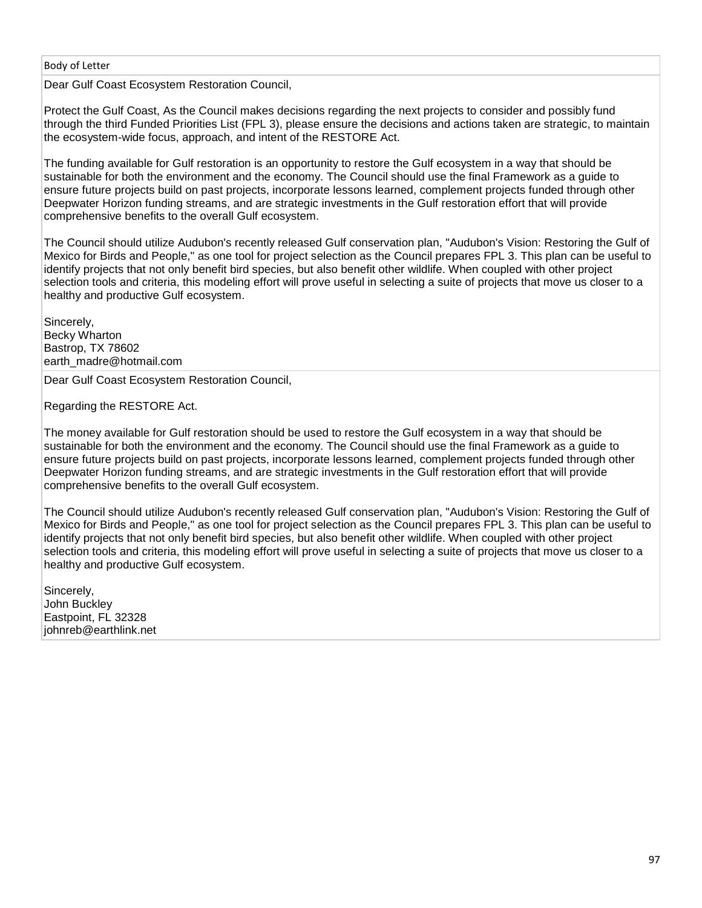| Body of Letter |
|---|
| Dear Gulf Coast Ecosystem Restoration Council,<br><br>Protect the Gulf Coast, As the Council makes decisions regarding the next projects to consider and possibly fund through the third Funded Priorities List (FPL 3), please ensure the decisions and actions taken are strategic, to maintain the ecosystem-wide focus, approach, and intent of the RESTORE Act.<br><br>The funding available for Gulf restoration is an opportunity to restore the Gulf ecosystem in a way that should be sustainable for both the environment and the economy. The Council should use the final Framework as a guide to ensure future projects build on past projects, incorporate lessons learned, complement projects funded through other Deepwater Horizon funding streams, and are strategic investments in the Gulf restoration effort that will provide comprehensive benefits to the overall Gulf ecosystem.<br><br>The Council should utilize Audubon's recently released Gulf conservation plan, "Audubon's Vision: Restoring the Gulf of Mexico for Birds and People," as one tool for project selection as the Council prepares FPL 3. This plan can be useful to identify projects that not only benefit bird species, but also benefit other wildlife. When coupled with other project selection tools and criteria, this modeling effort will prove useful in selecting a suite of projects that move us closer to a healthy and productive Gulf ecosystem.<br><br>Sincerely,<br>Becky Wharton<br>Bastrop, TX 78602<br>earth_madre@hotmail.com |
| Dear Gulf Coast Ecosystem Restoration Council,<br><br>Regarding the RESTORE Act.<br><br>The money available for Gulf restoration should be used to restore the Gulf ecosystem in a way that should be sustainable for both the environment and the economy. The Council should use the final Framework as a guide to ensure future projects build on past projects, incorporate lessons learned, complement projects funded through other Deepwater Horizon funding streams, and are strategic investments in the Gulf restoration effort that will provide comprehensive benefits to the overall Gulf ecosystem.<br><br>The Council should utilize Audubon's recently released Gulf conservation plan, "Audubon's Vision: Restoring the Gulf of Mexico for Birds and People," as one tool for project selection as the Council prepares FPL 3. This plan can be useful to identify projects that not only benefit bird species, but also benefit other wildlife. When coupled with other project selection tools and criteria, this modeling effort will prove useful in selecting a suite of projects that move us closer to a healthy and productive Gulf ecosystem.<br><br>Sincerely,<br>John Buckley<br>Eastpoint, FL 32328<br>johnreb@earthlink.net |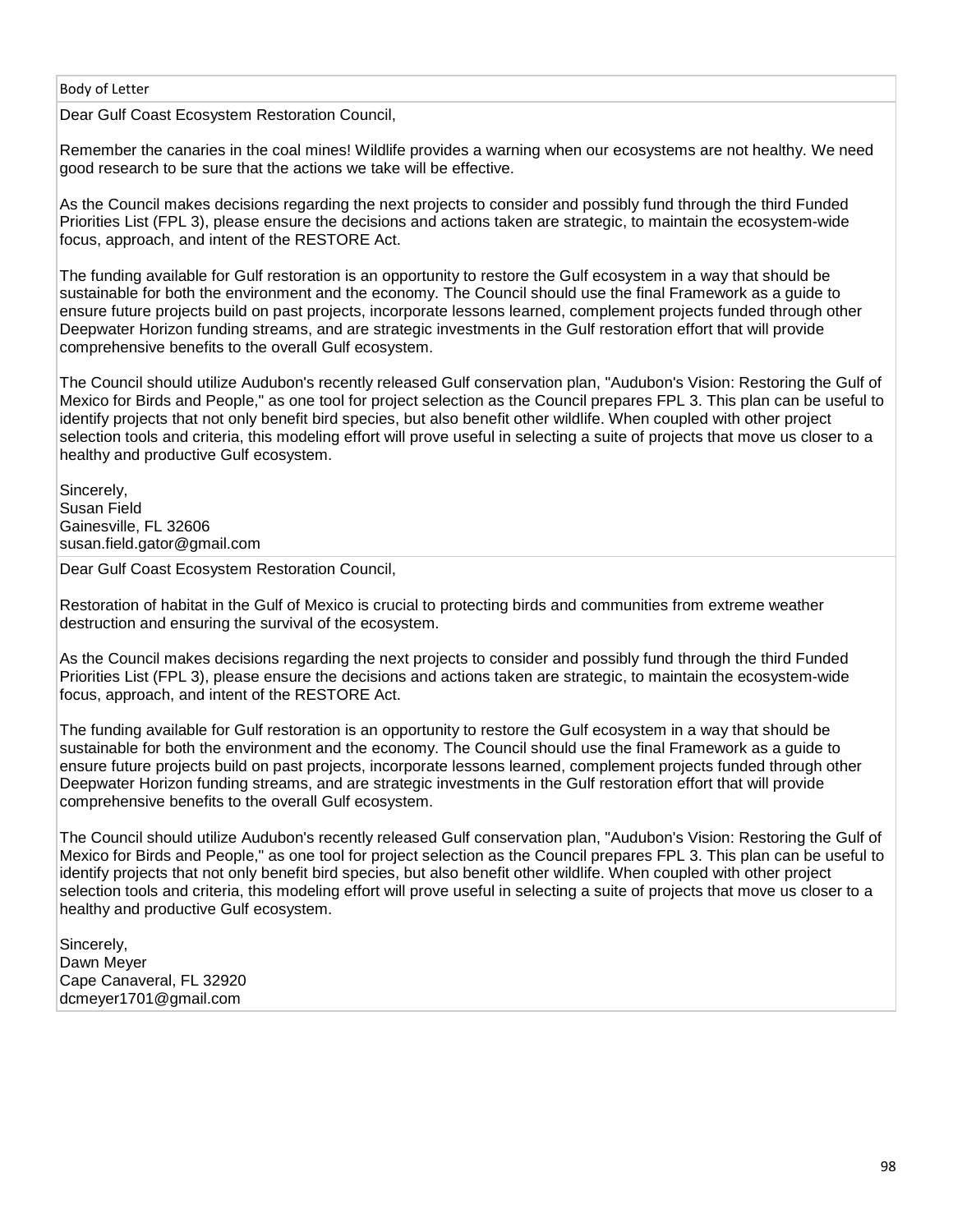| Body of Letter |
| --- |
| Dear Gulf Coast Ecosystem Restoration Council,<br><br>Remember the canaries in the coal mines! Wildlife provides a warning when our ecosystems are not healthy. We need good research to be sure that the actions we take will be effective.<br><br>As the Council makes decisions regarding the next projects to consider and possibly fund through the third Funded Priorities List (FPL 3), please ensure the decisions and actions taken are strategic, to maintain the ecosystem-wide focus, approach, and intent of the RESTORE Act.<br><br>The funding available for Gulf restoration is an opportunity to restore the Gulf ecosystem in a way that should be sustainable for both the environment and the economy. The Council should use the final Framework as a guide to ensure future projects build on past projects, incorporate lessons learned, complement projects funded through other Deepwater Horizon funding streams, and are strategic investments in the Gulf restoration effort that will provide comprehensive benefits to the overall Gulf ecosystem.<br><br>The Council should utilize Audubon's recently released Gulf conservation plan, "Audubon's Vision: Restoring the Gulf of Mexico for Birds and People," as one tool for project selection as the Council prepares FPL 3. This plan can be useful to identify projects that not only benefit bird species, but also benefit other wildlife. When coupled with other project selection tools and criteria, this modeling effort will prove useful in selecting a suite of projects that move us closer to a healthy and productive Gulf ecosystem.<br><br>Sincerely,<br>Susan Field<br>Gainesville, FL 32606<br>susan.field.gator@gmail.com |
| Dear Gulf Coast Ecosystem Restoration Council,<br><br>Restoration of habitat in the Gulf of Mexico is crucial to protecting birds and communities from extreme weather destruction and ensuring the survival of the ecosystem.<br><br>As the Council makes decisions regarding the next projects to consider and possibly fund through the third Funded Priorities List (FPL 3), please ensure the decisions and actions taken are strategic, to maintain the ecosystem-wide focus, approach, and intent of the RESTORE Act.<br><br>The funding available for Gulf restoration is an opportunity to restore the Gulf ecosystem in a way that should be sustainable for both the environment and the economy. The Council should use the final Framework as a guide to ensure future projects build on past projects, incorporate lessons learned, complement projects funded through other Deepwater Horizon funding streams, and are strategic investments in the Gulf restoration effort that will provide comprehensive benefits to the overall Gulf ecosystem.<br><br>The Council should utilize Audubon's recently released Gulf conservation plan, "Audubon's Vision: Restoring the Gulf of Mexico for Birds and People," as one tool for project selection as the Council prepares FPL 3. This plan can be useful to identify projects that not only benefit bird species, but also benefit other wildlife. When coupled with other project selection tools and criteria, this modeling effort will prove useful in selecting a suite of projects that move us closer to a healthy and productive Gulf ecosystem.<br><br>Sincerely,<br>Dawn Meyer<br>Cape Canaveral, FL 32920<br>dcmeyer1701@gmail.com |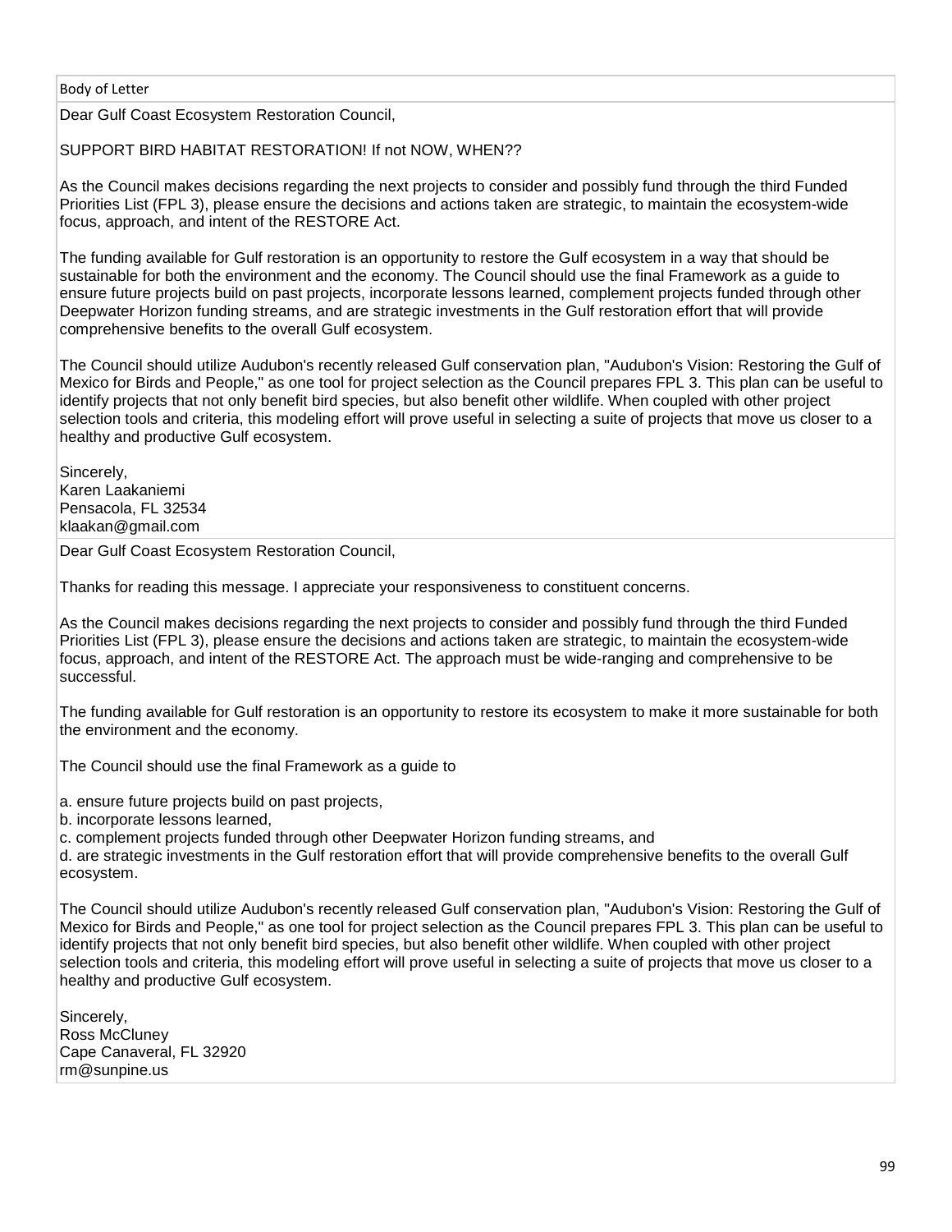| Body of Letter |
| --- |
| Dear Gulf Coast Ecosystem Restoration Council,<br><br>SUPPORT BIRD HABITAT RESTORATION! If not NOW, WHEN??<br><br>As the Council makes decisions regarding the next projects to consider and possibly fund through the third Funded Priorities List (FPL 3), please ensure the decisions and actions taken are strategic, to maintain the ecosystem-wide focus, approach, and intent of the RESTORE Act.<br><br>The funding available for Gulf restoration is an opportunity to restore the Gulf ecosystem in a way that should be sustainable for both the environment and the economy. The Council should use the final Framework as a guide to ensure future projects build on past projects, incorporate lessons learned, complement projects funded through other Deepwater Horizon funding streams, and are strategic investments in the Gulf restoration effort that will provide comprehensive benefits to the overall Gulf ecosystem.<br><br>The Council should utilize Audubon's recently released Gulf conservation plan, "Audubon's Vision: Restoring the Gulf of Mexico for Birds and People," as one tool for project selection as the Council prepares FPL 3. This plan can be useful to identify projects that not only benefit bird species, but also benefit other wildlife. When coupled with other project selection tools and criteria, this modeling effort will prove useful in selecting a suite of projects that move us closer to a healthy and productive Gulf ecosystem.<br><br>Sincerely,<br>Karen Laakaniemi<br>Pensacola, FL 32534<br>klaakan@gmail.com |
| Dear Gulf Coast Ecosystem Restoration Council,<br><br>Thanks for reading this message. I appreciate your responsiveness to constituent concerns.<br><br>As the Council makes decisions regarding the next projects to consider and possibly fund through the third Funded Priorities List (FPL 3), please ensure the decisions and actions taken are strategic, to maintain the ecosystem-wide focus, approach, and intent of the RESTORE Act. The approach must be wide-ranging and comprehensive to be successful.<br><br>The funding available for Gulf restoration is an opportunity to restore its ecosystem to make it more sustainable for both the environment and the economy.<br><br>The Council should use the final Framework as a guide to<br><br>a. ensure future projects build on past projects,<br>b. incorporate lessons learned,<br>c. complement projects funded through other Deepwater Horizon funding streams, and<br>d. are strategic investments in the Gulf restoration effort that will provide comprehensive benefits to the overall Gulf ecosystem.<br><br>The Council should utilize Audubon's recently released Gulf conservation plan, "Audubon's Vision: Restoring the Gulf of Mexico for Birds and People," as one tool for project selection as the Council prepares FPL 3. This plan can be useful to identify projects that not only benefit bird species, but also benefit other wildlife. When coupled with other project selection tools and criteria, this modeling effort will prove useful in selecting a suite of projects that move us closer to a healthy and productive Gulf ecosystem.<br><br>Sincerely,<br>Ross McCluney<br>Cape Canaveral, FL 32920<br>rm@sunpine.us |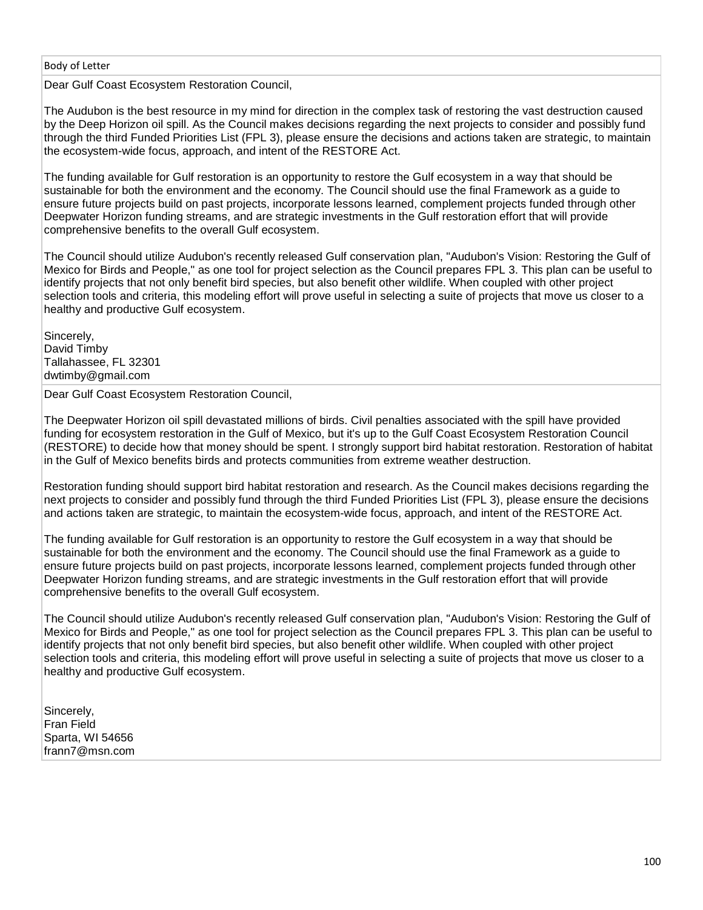| Body of Letter |
| --- |
| Dear Gulf Coast Ecosystem Restoration Council,<br><br>The Audubon is the best resource in my mind for direction in the complex task of restoring the vast destruction caused by the Deep Horizon oil spill. As the Council makes decisions regarding the next projects to consider and possibly fund through the third Funded Priorities List (FPL 3), please ensure the decisions and actions taken are strategic, to maintain the ecosystem-wide focus, approach, and intent of the RESTORE Act.<br><br>The funding available for Gulf restoration is an opportunity to restore the Gulf ecosystem in a way that should be sustainable for both the environment and the economy. The Council should use the final Framework as a guide to ensure future projects build on past projects, incorporate lessons learned, complement projects funded through other Deepwater Horizon funding streams, and are strategic investments in the Gulf restoration effort that will provide comprehensive benefits to the overall Gulf ecosystem.<br><br>The Council should utilize Audubon's recently released Gulf conservation plan, "Audubon's Vision: Restoring the Gulf of Mexico for Birds and People," as one tool for project selection as the Council prepares FPL 3. This plan can be useful to identify projects that not only benefit bird species, but also benefit other wildlife. When coupled with other project selection tools and criteria, this modeling effort will prove useful in selecting a suite of projects that move us closer to a healthy and productive Gulf ecosystem.<br><br>Sincerely,<br>David Timby<br>Tallahassee, FL 32301<br>dwtimby@gmail.com |
| Dear Gulf Coast Ecosystem Restoration Council,<br><br>The Deepwater Horizon oil spill devastated millions of birds. Civil penalties associated with the spill have provided funding for ecosystem restoration in the Gulf of Mexico, but it's up to the Gulf Coast Ecosystem Restoration Council (RESTORE) to decide how that money should be spent. I strongly support bird habitat restoration. Restoration of habitat in the Gulf of Mexico benefits birds and protects communities from extreme weather destruction.<br><br>Restoration funding should support bird habitat restoration and research. As the Council makes decisions regarding the next projects to consider and possibly fund through the third Funded Priorities List (FPL 3), please ensure the decisions and actions taken are strategic, to maintain the ecosystem-wide focus, approach, and intent of the RESTORE Act.<br><br>The funding available for Gulf restoration is an opportunity to restore the Gulf ecosystem in a way that should be sustainable for both the environment and the economy. The Council should use the final Framework as a guide to ensure future projects build on past projects, incorporate lessons learned, complement projects funded through other Deepwater Horizon funding streams, and are strategic investments in the Gulf restoration effort that will provide comprehensive benefits to the overall Gulf ecosystem.<br><br>The Council should utilize Audubon's recently released Gulf conservation plan, "Audubon's Vision: Restoring the Gulf of Mexico for Birds and People," as one tool for project selection as the Council prepares FPL 3. This plan can be useful to identify projects that not only benefit bird species, but also benefit other wildlife. When coupled with other project selection tools and criteria, this modeling effort will prove useful in selecting a suite of projects that move us closer to a healthy and productive Gulf ecosystem.<br><br>Sincerely,<br>Fran Field<br>Sparta, WI 54656<br>frann7@msn.com |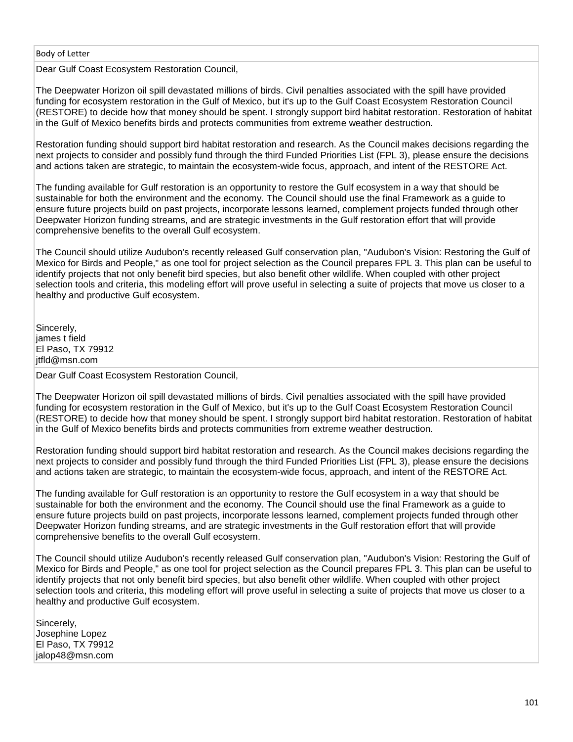| Body of Letter |
| --- |
| Dear Gulf Coast Ecosystem Restoration Council,<br><br>The Deepwater Horizon oil spill devastated millions of birds. Civil penalties associated with the spill have provided funding for ecosystem restoration in the Gulf of Mexico, but it's up to the Gulf Coast Ecosystem Restoration Council (RESTORE) to decide how that money should be spent. I strongly support bird habitat restoration. Restoration of habitat in the Gulf of Mexico benefits birds and protects communities from extreme weather destruction.<br><br>Restoration funding should support bird habitat restoration and research. As the Council makes decisions regarding the next projects to consider and possibly fund through the third Funded Priorities List (FPL 3), please ensure the decisions and actions taken are strategic, to maintain the ecosystem-wide focus, approach, and intent of the RESTORE Act.<br><br>The funding available for Gulf restoration is an opportunity to restore the Gulf ecosystem in a way that should be sustainable for both the environment and the economy. The Council should use the final Framework as a guide to ensure future projects build on past projects, incorporate lessons learned, complement projects funded through other Deepwater Horizon funding streams, and are strategic investments in the Gulf restoration effort that will provide comprehensive benefits to the overall Gulf ecosystem.<br><br>The Council should utilize Audubon's recently released Gulf conservation plan, "Audubon's Vision: Restoring the Gulf of Mexico for Birds and People," as one tool for project selection as the Council prepares FPL 3. This plan can be useful to identify projects that not only benefit bird species, but also benefit other wildlife. When coupled with other project selection tools and criteria, this modeling effort will prove useful in selecting a suite of projects that move us closer to a healthy and productive Gulf ecosystem.<br><br><br>Sincerely,<br>james t field<br>El Paso, TX 79912<br>jtfld@msn.com |
| Dear Gulf Coast Ecosystem Restoration Council,<br><br>The Deepwater Horizon oil spill devastated millions of birds. Civil penalties associated with the spill have provided funding for ecosystem restoration in the Gulf of Mexico, but it's up to the Gulf Coast Ecosystem Restoration Council (RESTORE) to decide how that money should be spent. I strongly support bird habitat restoration. Restoration of habitat in the Gulf of Mexico benefits birds and protects communities from extreme weather destruction.<br><br>Restoration funding should support bird habitat restoration and research. As the Council makes decisions regarding the next projects to consider and possibly fund through the third Funded Priorities List (FPL 3), please ensure the decisions and actions taken are strategic, to maintain the ecosystem-wide focus, approach, and intent of the RESTORE Act.<br><br>The funding available for Gulf restoration is an opportunity to restore the Gulf ecosystem in a way that should be sustainable for both the environment and the economy. The Council should use the final Framework as a guide to ensure future projects build on past projects, incorporate lessons learned, complement projects funded through other Deepwater Horizon funding streams, and are strategic investments in the Gulf restoration effort that will provide comprehensive benefits to the overall Gulf ecosystem.<br><br>The Council should utilize Audubon's recently released Gulf conservation plan, "Audubon's Vision: Restoring the Gulf of Mexico for Birds and People," as one tool for project selection as the Council prepares FPL 3. This plan can be useful to identify projects that not only benefit bird species, but also benefit other wildlife. When coupled with other project selection tools and criteria, this modeling effort will prove useful in selecting a suite of projects that move us closer to a healthy and productive Gulf ecosystem.<br><br>Sincerely,<br>Josephine Lopez<br>El Paso, TX 79912<br>jalop48@msn.com |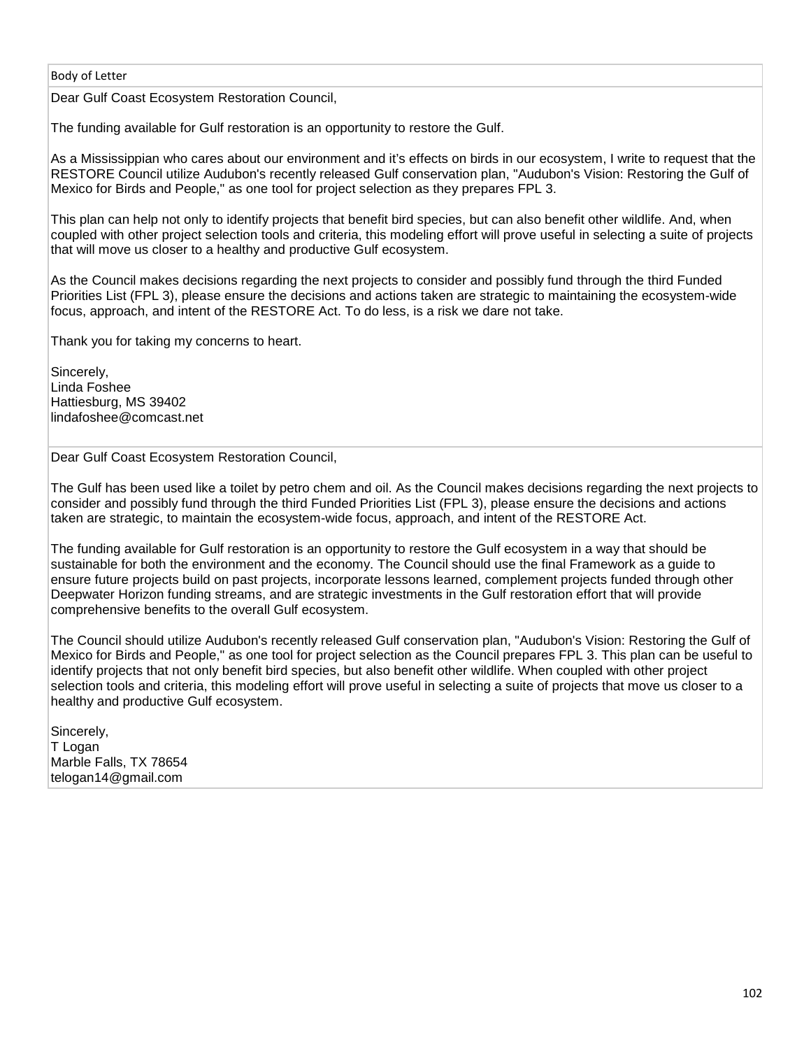| Body of Letter |
|---|
| Dear Gulf Coast Ecosystem Restoration Council,<br><br>The funding available for Gulf restoration is an opportunity to restore the Gulf.<br><br>As a Mississippian who cares about our environment and it's effects on birds in our ecosystem, I write to request that the RESTORE Council utilize Audubon's recently released Gulf conservation plan, "Audubon's Vision: Restoring the Gulf of Mexico for Birds and People," as one tool for project selection as they prepares FPL 3.<br><br>This plan can help not only to identify projects that benefit bird species, but can also benefit other wildlife. And, when coupled with other project selection tools and criteria, this modeling effort will prove useful in selecting a suite of projects that will move us closer to a healthy and productive Gulf ecosystem.<br><br>As the Council makes decisions regarding the next projects to consider and possibly fund through the third Funded Priorities List (FPL 3), please ensure the decisions and actions taken are strategic to maintaining the ecosystem-wide focus, approach, and intent of the RESTORE Act. To do less, is a risk we dare not take.<br><br>Thank you for taking my concerns to heart.<br><br>Sincerely,<br>Linda Foshee<br>Hattiesburg, MS 39402<br>lindafoshee@comcast.net |
| Dear Gulf Coast Ecosystem Restoration Council,<br><br>The Gulf has been used like a toilet by petro chem and oil. As the Council makes decisions regarding the next projects to consider and possibly fund through the third Funded Priorities List (FPL 3), please ensure the decisions and actions taken are strategic, to maintain the ecosystem-wide focus, approach, and intent of the RESTORE Act.<br><br>The funding available for Gulf restoration is an opportunity to restore the Gulf ecosystem in a way that should be sustainable for both the environment and the economy. The Council should use the final Framework as a guide to ensure future projects build on past projects, incorporate lessons learned, complement projects funded through other Deepwater Horizon funding streams, and are strategic investments in the Gulf restoration effort that will provide comprehensive benefits to the overall Gulf ecosystem.<br><br>The Council should utilize Audubon's recently released Gulf conservation plan, "Audubon's Vision: Restoring the Gulf of Mexico for Birds and People," as one tool for project selection as the Council prepares FPL 3. This plan can be useful to identify projects that not only benefit bird species, but also benefit other wildlife. When coupled with other project selection tools and criteria, this modeling effort will prove useful in selecting a suite of projects that move us closer to a healthy and productive Gulf ecosystem.<br><br>Sincerely,<br>T Logan<br>Marble Falls, TX 78654<br>telogan14@gmail.com |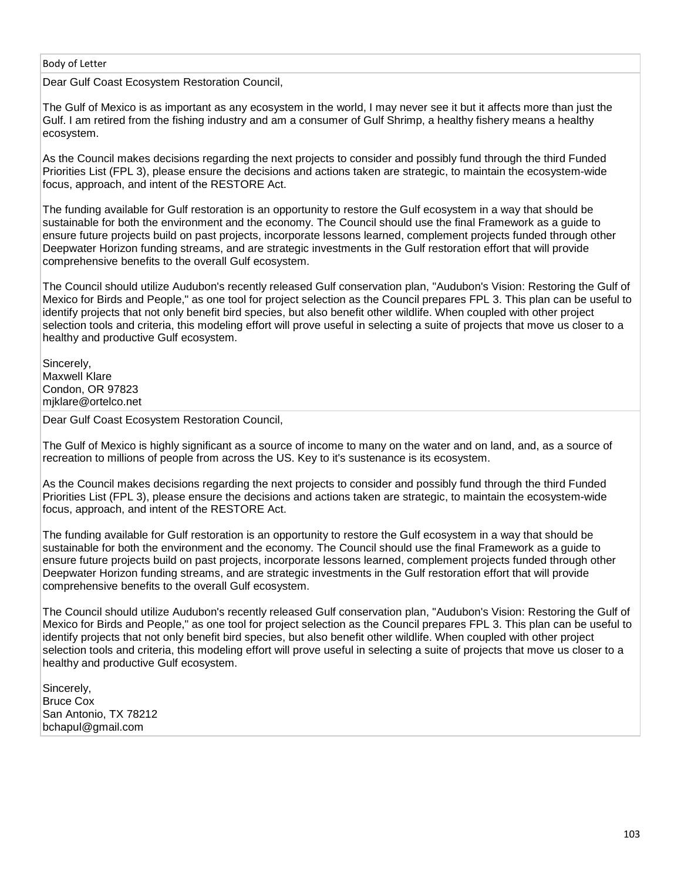| Body of Letter |
| --- |
| Dear Gulf Coast Ecosystem Restoration Council,<br><br>The Gulf of Mexico is as important as any ecosystem in the world, I may never see it but it affects more than just the Gulf. I am retired from the fishing industry and am a consumer of Gulf Shrimp, a healthy fishery means a healthy ecosystem.<br><br>As the Council makes decisions regarding the next projects to consider and possibly fund through the third Funded Priorities List (FPL 3), please ensure the decisions and actions taken are strategic, to maintain the ecosystem-wide focus, approach, and intent of the RESTORE Act.<br><br>The funding available for Gulf restoration is an opportunity to restore the Gulf ecosystem in a way that should be sustainable for both the environment and the economy. The Council should use the final Framework as a guide to ensure future projects build on past projects, incorporate lessons learned, complement projects funded through other Deepwater Horizon funding streams, and are strategic investments in the Gulf restoration effort that will provide comprehensive benefits to the overall Gulf ecosystem.<br><br>The Council should utilize Audubon's recently released Gulf conservation plan, "Audubon's Vision: Restoring the Gulf of Mexico for Birds and People," as one tool for project selection as the Council prepares FPL 3. This plan can be useful to identify projects that not only benefit bird species, but also benefit other wildlife. When coupled with other project selection tools and criteria, this modeling effort will prove useful in selecting a suite of projects that move us closer to a healthy and productive Gulf ecosystem.<br><br>Sincerely,<br>Maxwell Klare<br>Condon, OR 97823<br>mjklare@ortelco.net |
| Dear Gulf Coast Ecosystem Restoration Council,<br><br>The Gulf of Mexico is highly significant as a source of income to many on the water and on land, and, as a source of recreation to millions of people from across the US. Key to it's sustenance is its ecosystem.<br><br>As the Council makes decisions regarding the next projects to consider and possibly fund through the third Funded Priorities List (FPL 3), please ensure the decisions and actions taken are strategic, to maintain the ecosystem-wide focus, approach, and intent of the RESTORE Act.<br><br>The funding available for Gulf restoration is an opportunity to restore the Gulf ecosystem in a way that should be sustainable for both the environment and the economy. The Council should use the final Framework as a guide to ensure future projects build on past projects, incorporate lessons learned, complement projects funded through other Deepwater Horizon funding streams, and are strategic investments in the Gulf restoration effort that will provide comprehensive benefits to the overall Gulf ecosystem.<br><br>The Council should utilize Audubon's recently released Gulf conservation plan, "Audubon's Vision: Restoring the Gulf of Mexico for Birds and People," as one tool for project selection as the Council prepares FPL 3. This plan can be useful to identify projects that not only benefit bird species, but also benefit other wildlife. When coupled with other project selection tools and criteria, this modeling effort will prove useful in selecting a suite of projects that move us closer to a healthy and productive Gulf ecosystem.<br><br>Sincerely,<br>Bruce Cox<br>San Antonio, TX 78212<br>bchapul@gmail.com |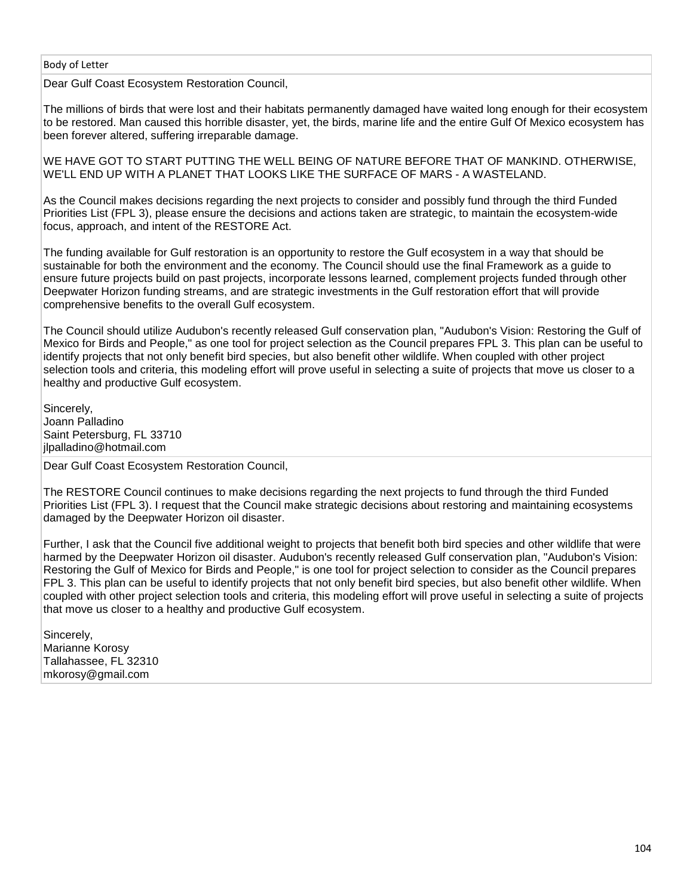| Body of Letter |
| --- |
| Dear Gulf Coast Ecosystem Restoration Council,<br><br>The millions of birds that were lost and their habitats permanently damaged have waited long enough for their ecosystem to be restored. Man caused this horrible disaster, yet, the birds, marine life and the entire Gulf Of Mexico ecosystem has been forever altered, suffering irreparable damage.<br><br>WE HAVE GOT TO START PUTTING THE WELL BEING OF NATURE BEFORE THAT OF MANKIND. OTHERWISE, WE'LL END UP WITH A PLANET THAT LOOKS LIKE THE SURFACE OF MARS - A WASTELAND.<br><br>As the Council makes decisions regarding the next projects to consider and possibly fund through the third Funded Priorities List (FPL 3), please ensure the decisions and actions taken are strategic, to maintain the ecosystem-wide focus, approach, and intent of the RESTORE Act.<br><br>The funding available for Gulf restoration is an opportunity to restore the Gulf ecosystem in a way that should be sustainable for both the environment and the economy. The Council should use the final Framework as a guide to ensure future projects build on past projects, incorporate lessons learned, complement projects funded through other Deepwater Horizon funding streams, and are strategic investments in the Gulf restoration effort that will provide comprehensive benefits to the overall Gulf ecosystem.<br><br>The Council should utilize Audubon's recently released Gulf conservation plan, "Audubon's Vision: Restoring the Gulf of Mexico for Birds and People," as one tool for project selection as the Council prepares FPL 3. This plan can be useful to identify projects that not only benefit bird species, but also benefit other wildlife. When coupled with other project selection tools and criteria, this modeling effort will prove useful in selecting a suite of projects that move us closer to a healthy and productive Gulf ecosystem.<br><br>Sincerely,<br>Joann Palladino<br>Saint Petersburg, FL 33710<br>jlpalladino@hotmail.com |
| Dear Gulf Coast Ecosystem Restoration Council,<br><br>The RESTORE Council continues to make decisions regarding the next projects to fund through the third Funded Priorities List (FPL 3). I request that the Council make strategic decisions about restoring and maintaining ecosystems damaged by the Deepwater Horizon oil disaster.<br><br>Further, I ask that the Council five additional weight to projects that benefit both bird species and other wildlife that were harmed by the Deepwater Horizon oil disaster. Audubon's recently released Gulf conservation plan, "Audubon's Vision: Restoring the Gulf of Mexico for Birds and People," is one tool for project selection to consider as the Council prepares FPL 3. This plan can be useful to identify projects that not only benefit bird species, but also benefit other wildlife. When coupled with other project selection tools and criteria, this modeling effort will prove useful in selecting a suite of projects that move us closer to a healthy and productive Gulf ecosystem.<br><br>Sincerely,<br>Marianne Korosy<br>Tallahassee, FL 32310<br>mkorosy@gmail.com |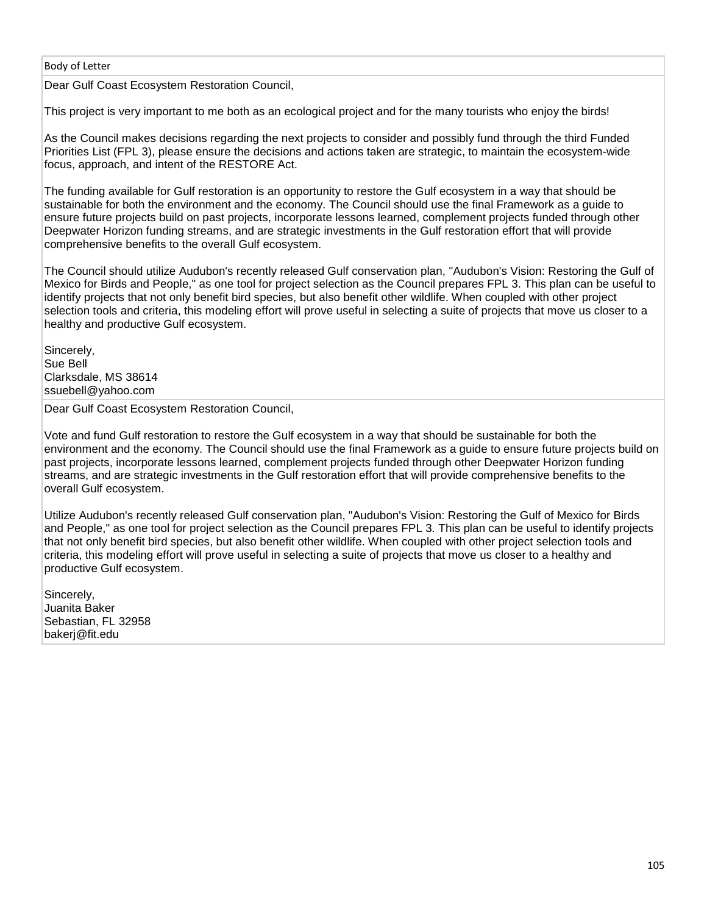| Body of Letter |
| --- |
| Dear Gulf Coast Ecosystem Restoration Council,<br><br>This project is very important to me both as an ecological project and for the many tourists who enjoy the birds!<br><br>As the Council makes decisions regarding the next projects to consider and possibly fund through the third Funded Priorities List (FPL 3), please ensure the decisions and actions taken are strategic, to maintain the ecosystem-wide focus, approach, and intent of the RESTORE Act.<br><br>The funding available for Gulf restoration is an opportunity to restore the Gulf ecosystem in a way that should be sustainable for both the environment and the economy. The Council should use the final Framework as a guide to ensure future projects build on past projects, incorporate lessons learned, complement projects funded through other Deepwater Horizon funding streams, and are strategic investments in the Gulf restoration effort that will provide comprehensive benefits to the overall Gulf ecosystem.<br><br>The Council should utilize Audubon's recently released Gulf conservation plan, "Audubon's Vision: Restoring the Gulf of Mexico for Birds and People," as one tool for project selection as the Council prepares FPL 3. This plan can be useful to identify projects that not only benefit bird species, but also benefit other wildlife. When coupled with other project selection tools and criteria, this modeling effort will prove useful in selecting a suite of projects that move us closer to a healthy and productive Gulf ecosystem.<br><br>Sincerely,<br>Sue Bell<br>Clarksdale, MS 38614<br>ssuebell@yahoo.com |
| Dear Gulf Coast Ecosystem Restoration Council,<br><br>Vote and fund Gulf restoration to restore the Gulf ecosystem in a way that should be sustainable for both the environment and the economy. The Council should use the final Framework as a guide to ensure future projects build on past projects, incorporate lessons learned, complement projects funded through other Deepwater Horizon funding streams, and are strategic investments in the Gulf restoration effort that will provide comprehensive benefits to the overall Gulf ecosystem.<br><br>Utilize Audubon's recently released Gulf conservation plan, "Audubon's Vision: Restoring the Gulf of Mexico for Birds and People," as one tool for project selection as the Council prepares FPL 3. This plan can be useful to identify projects that not only benefit bird species, but also benefit other wildlife. When coupled with other project selection tools and criteria, this modeling effort will prove useful in selecting a suite of projects that move us closer to a healthy and productive Gulf ecosystem.<br><br>Sincerely,<br>Juanita Baker<br>Sebastian, FL 32958<br>bakerj@fit.edu |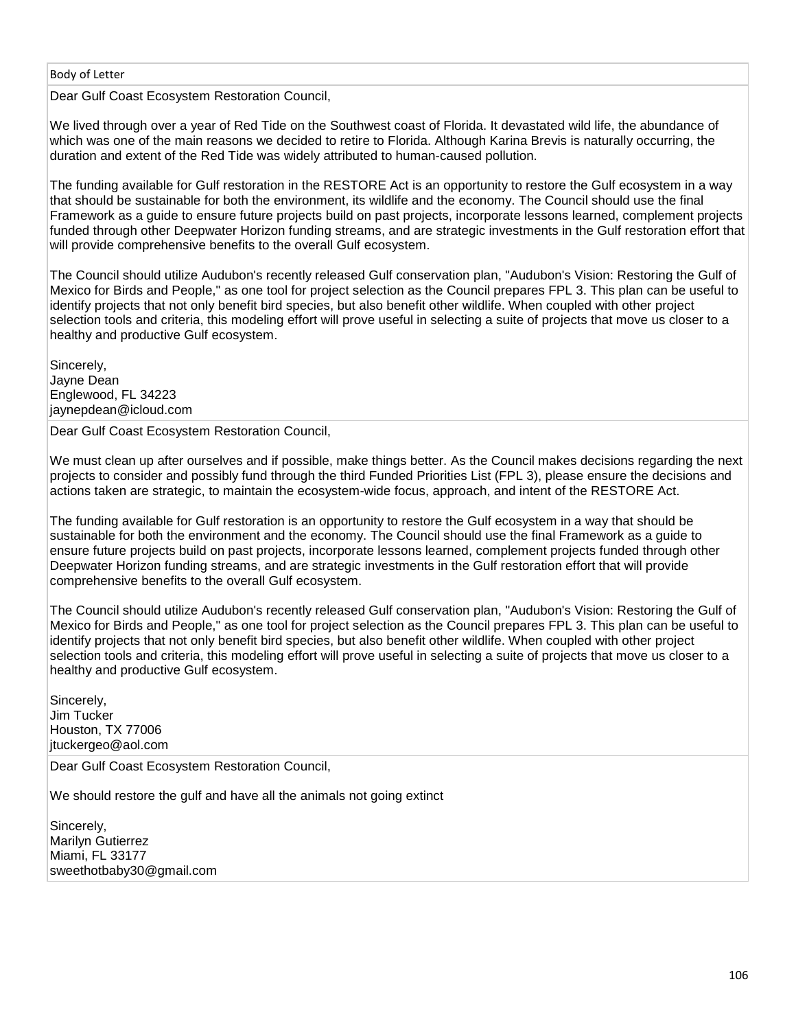| Body of Letter |
| --- |
| Dear Gulf Coast Ecosystem Restoration Council,<br><br>We lived through over a year of Red Tide on the Southwest coast of Florida. It devastated wild life, the abundance of which was one of the main reasons we decided to retire to Florida. Although Karina Brevis is naturally occurring, the duration and extent of the Red Tide was widely attributed to human-caused pollution.<br><br>The funding available for Gulf restoration in the RESTORE Act is an opportunity to restore the Gulf ecosystem in a way that should be sustainable for both the environment, its wildlife and the economy. The Council should use the final Framework as a guide to ensure future projects build on past projects, incorporate lessons learned, complement projects funded through other Deepwater Horizon funding streams, and are strategic investments in the Gulf restoration effort that will provide comprehensive benefits to the overall Gulf ecosystem.<br><br>The Council should utilize Audubon's recently released Gulf conservation plan, "Audubon's Vision: Restoring the Gulf of Mexico for Birds and People," as one tool for project selection as the Council prepares FPL 3. This plan can be useful to identify projects that not only benefit bird species, but also benefit other wildlife. When coupled with other project selection tools and criteria, this modeling effort will prove useful in selecting a suite of projects that move us closer to a healthy and productive Gulf ecosystem.<br><br>Sincerely,<br>Jayne Dean<br>Englewood, FL 34223<br>jaynepdean@icloud.com |
| Dear Gulf Coast Ecosystem Restoration Council,<br><br>We must clean up after ourselves and if possible, make things better. As the Council makes decisions regarding the next projects to consider and possibly fund through the third Funded Priorities List (FPL 3), please ensure the decisions and actions taken are strategic, to maintain the ecosystem-wide focus, approach, and intent of the RESTORE Act.<br><br>The funding available for Gulf restoration is an opportunity to restore the Gulf ecosystem in a way that should be sustainable for both the environment and the economy. The Council should use the final Framework as a guide to ensure future projects build on past projects, incorporate lessons learned, complement projects funded through other Deepwater Horizon funding streams, and are strategic investments in the Gulf restoration effort that will provide comprehensive benefits to the overall Gulf ecosystem.<br><br>The Council should utilize Audubon's recently released Gulf conservation plan, "Audubon's Vision: Restoring the Gulf of Mexico for Birds and People," as one tool for project selection as the Council prepares FPL 3. This plan can be useful to identify projects that not only benefit bird species, but also benefit other wildlife. When coupled with other project selection tools and criteria, this modeling effort will prove useful in selecting a suite of projects that move us closer to a healthy and productive Gulf ecosystem.<br><br>Sincerely,<br>Jim Tucker<br>Houston, TX 77006<br>jtuckergeo@aol.com |
| Dear Gulf Coast Ecosystem Restoration Council,<br><br>We should restore the gulf and have all the animals not going extinct<br><br>Sincerely,<br>Marilyn Gutierrez<br>Miami, FL 33177<br>sweethotbaby30@gmail.com |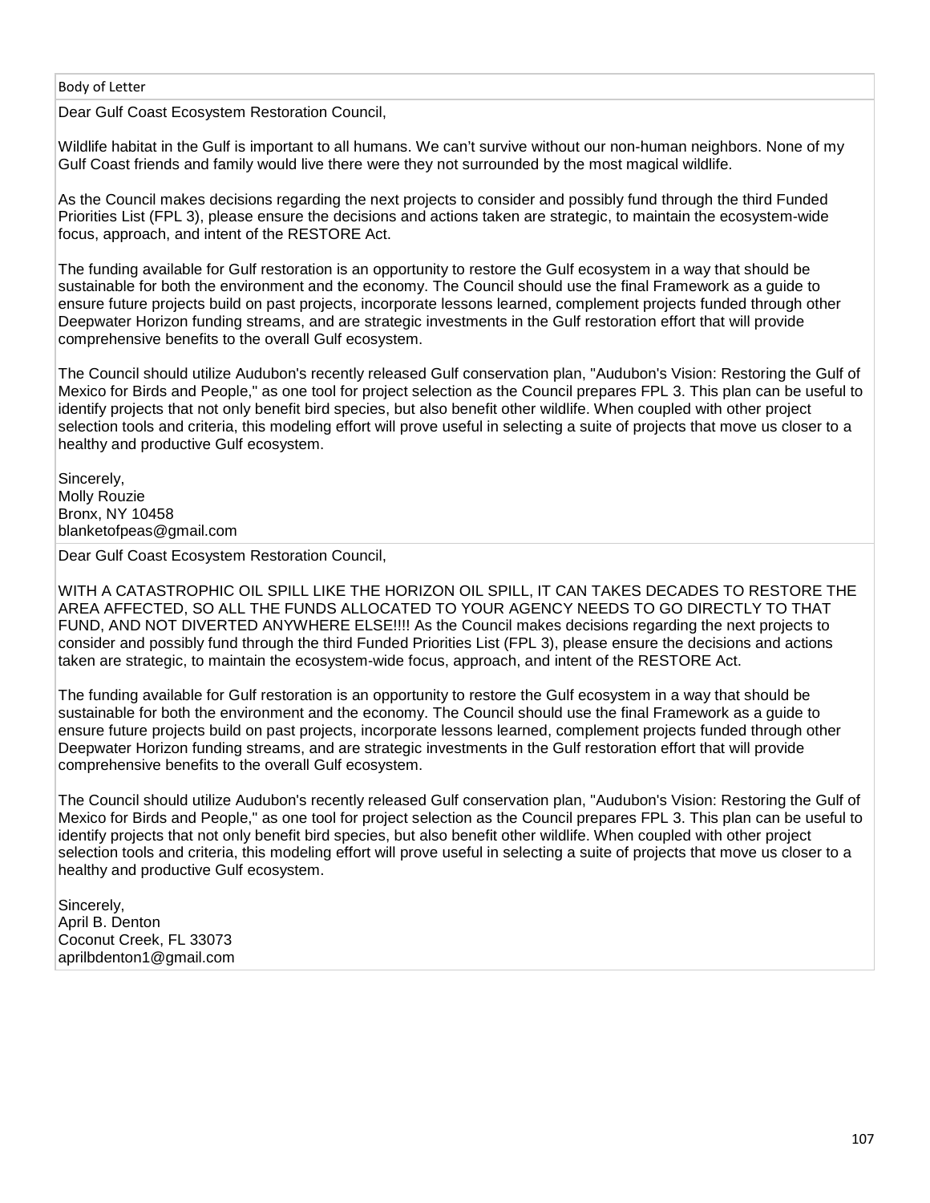| Body of Letter |
| --- |
| Dear Gulf Coast Ecosystem Restoration Council,<br><br>Wildlife habitat in the Gulf is important to all humans. We can't survive without our non-human neighbors. None of my Gulf Coast friends and family would live there were they not surrounded by the most magical wildlife.<br><br>As the Council makes decisions regarding the next projects to consider and possibly fund through the third Funded Priorities List (FPL 3), please ensure the decisions and actions taken are strategic, to maintain the ecosystem-wide focus, approach, and intent of the RESTORE Act.<br><br>The funding available for Gulf restoration is an opportunity to restore the Gulf ecosystem in a way that should be sustainable for both the environment and the economy. The Council should use the final Framework as a guide to ensure future projects build on past projects, incorporate lessons learned, complement projects funded through other Deepwater Horizon funding streams, and are strategic investments in the Gulf restoration effort that will provide comprehensive benefits to the overall Gulf ecosystem.<br><br>The Council should utilize Audubon's recently released Gulf conservation plan, "Audubon's Vision: Restoring the Gulf of Mexico for Birds and People," as one tool for project selection as the Council prepares FPL 3. This plan can be useful to identify projects that not only benefit bird species, but also benefit other wildlife. When coupled with other project selection tools and criteria, this modeling effort will prove useful in selecting a suite of projects that move us closer to a healthy and productive Gulf ecosystem.<br><br>Sincerely,<br>Molly Rouzie<br>Bronx, NY 10458<br>blanketofpeas@gmail.com |
| Dear Gulf Coast Ecosystem Restoration Council,<br><br>WITH A CATASTROPHIC OIL SPILL LIKE THE HORIZON OIL SPILL, IT CAN TAKES DECADES TO RESTORE THE AREA AFFECTED, SO ALL THE FUNDS ALLOCATED TO YOUR AGENCY NEEDS TO GO DIRECTLY TO THAT FUND, AND NOT DIVERTED ANYWHERE ELSE!!!! As the Council makes decisions regarding the next projects to consider and possibly fund through the third Funded Priorities List (FPL 3), please ensure the decisions and actions taken are strategic, to maintain the ecosystem-wide focus, approach, and intent of the RESTORE Act.<br><br>The funding available for Gulf restoration is an opportunity to restore the Gulf ecosystem in a way that should be sustainable for both the environment and the economy. The Council should use the final Framework as a guide to ensure future projects build on past projects, incorporate lessons learned, complement projects funded through other Deepwater Horizon funding streams, and are strategic investments in the Gulf restoration effort that will provide comprehensive benefits to the overall Gulf ecosystem.<br><br>The Council should utilize Audubon's recently released Gulf conservation plan, "Audubon's Vision: Restoring the Gulf of Mexico for Birds and People," as one tool for project selection as the Council prepares FPL 3. This plan can be useful to identify projects that not only benefit bird species, but also benefit other wildlife. When coupled with other project selection tools and criteria, this modeling effort will prove useful in selecting a suite of projects that move us closer to a healthy and productive Gulf ecosystem.<br><br>Sincerely,<br>April B. Denton<br>Coconut Creek, FL 33073<br>aprilbdenton1@gmail.com |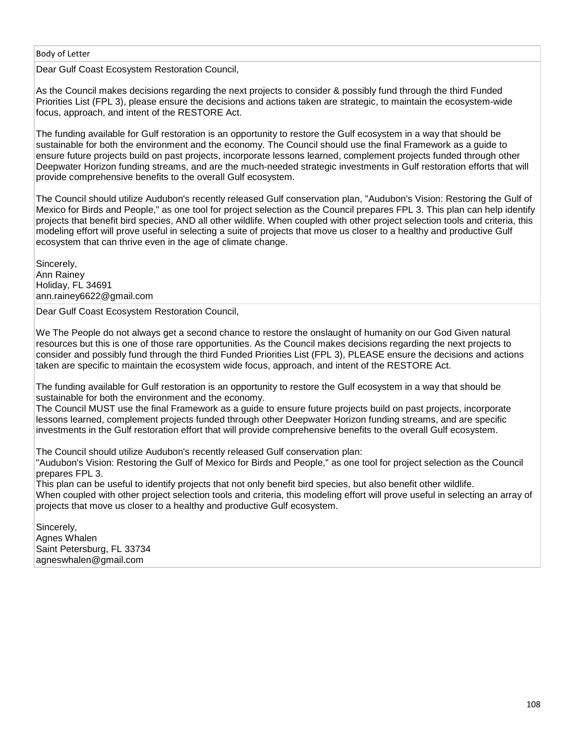| Body of Letter |
| --- |
| Dear Gulf Coast Ecosystem Restoration Council,<br><br>As the Council makes decisions regarding the next projects to consider & possibly fund through the third Funded Priorities List (FPL 3), please ensure the decisions and actions taken are strategic, to maintain the ecosystem-wide focus, approach, and intent of the RESTORE Act.<br><br>The funding available for Gulf restoration is an opportunity to restore the Gulf ecosystem in a way that should be sustainable for both the environment and the economy. The Council should use the final Framework as a guide to ensure future projects build on past projects, incorporate lessons learned, complement projects funded through other Deepwater Horizon funding streams, and are the much-needed strategic investments in Gulf restoration efforts that will provide comprehensive benefits to the overall Gulf ecosystem.<br><br>The Council should utilize Audubon's recently released Gulf conservation plan, "Audubon's Vision: Restoring the Gulf of Mexico for Birds and People," as one tool for project selection as the Council prepares FPL 3. This plan can help identify projects that benefit bird species, AND all other wildlife. When coupled with other project selection tools and criteria, this modeling effort will prove useful in selecting a suite of projects that move us closer to a healthy and productive Gulf ecosystem that can thrive even in the age of climate change.<br><br>Sincerely,<br>Ann Rainey<br>Holiday, FL 34691<br>ann.rainey6622@gmail.com |
| Dear Gulf Coast Ecosystem Restoration Council,<br><br>We The People do not always get a second chance to restore the onslaught of humanity on our God Given natural resources but this is one of those rare opportunities. As the Council makes decisions regarding the next projects to consider and possibly fund through the third Funded Priorities List (FPL 3), PLEASE ensure the decisions and actions taken are specific to maintain the ecosystem wide focus, approach, and intent of the RESTORE Act.<br><br>The funding available for Gulf restoration is an opportunity to restore the Gulf ecosystem in a way that should be sustainable for both the environment and the economy.<br>The Council MUST use the final Framework as a guide to ensure future projects build on past projects, incorporate lessons learned, complement projects funded through other Deepwater Horizon funding streams, and are specific investments in the Gulf restoration effort that will provide comprehensive benefits to the overall Gulf ecosystem.<br><br>The Council should utilize Audubon's recently released Gulf conservation plan:<br>"Audubon's Vision: Restoring the Gulf of Mexico for Birds and People," as one tool for project selection as the Council prepares FPL 3.<br>This plan can be useful to identify projects that not only benefit bird species, but also benefit other wildlife.<br>When coupled with other project selection tools and criteria, this modeling effort will prove useful in selecting an array of projects that move us closer to a healthy and productive Gulf ecosystem.<br><br>Sincerely,<br>Agnes Whalen<br>Saint Petersburg, FL 33734<br>agneswhalen@gmail.com |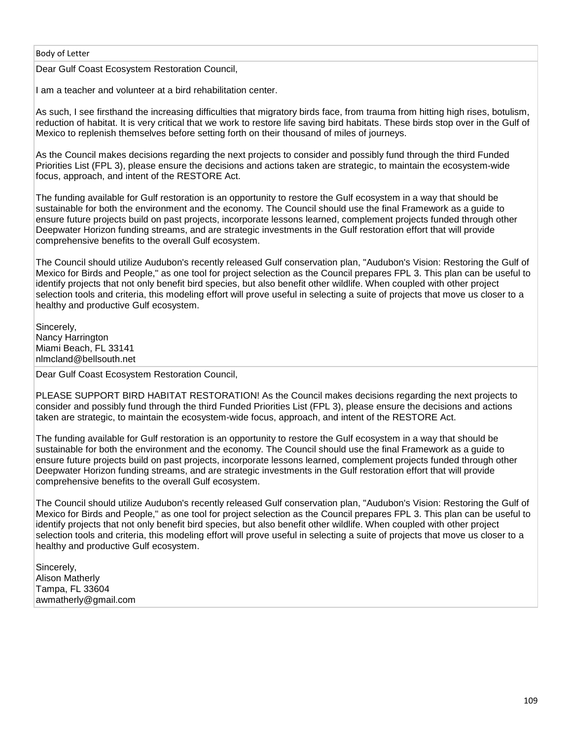Body of Letter

Dear Gulf Coast Ecosystem Restoration Council,

I am a teacher and volunteer at a bird rehabilitation center.

As such, I see firsthand the increasing difficulties that migratory birds face, from trauma from hitting high rises, botulism, reduction of habitat. It is very critical that we work to restore life saving bird habitats. These birds stop over in the Gulf of Mexico to replenish themselves before setting forth on their thousand of miles of journeys.

As the Council makes decisions regarding the next projects to consider and possibly fund through the third Funded Priorities List (FPL 3), please ensure the decisions and actions taken are strategic, to maintain the ecosystem-wide focus, approach, and intent of the RESTORE Act.

The funding available for Gulf restoration is an opportunity to restore the Gulf ecosystem in a way that should be sustainable for both the environment and the economy. The Council should use the final Framework as a guide to ensure future projects build on past projects, incorporate lessons learned, complement projects funded through other Deepwater Horizon funding streams, and are strategic investments in the Gulf restoration effort that will provide comprehensive benefits to the overall Gulf ecosystem.

The Council should utilize Audubon's recently released Gulf conservation plan, "Audubon's Vision: Restoring the Gulf of Mexico for Birds and People," as one tool for project selection as the Council prepares FPL 3. This plan can be useful to identify projects that not only benefit bird species, but also benefit other wildlife. When coupled with other project selection tools and criteria, this modeling effort will prove useful in selecting a suite of projects that move us closer to a healthy and productive Gulf ecosystem.

Sincerely,
Nancy Harrington
Miami Beach, FL 33141
nlmcland@bellsouth.net

---

Dear Gulf Coast Ecosystem Restoration Council,

PLEASE SUPPORT BIRD HABITAT RESTORATION! As the Council makes decisions regarding the next projects to consider and possibly fund through the third Funded Priorities List (FPL 3), please ensure the decisions and actions taken are strategic, to maintain the ecosystem-wide focus, approach, and intent of the RESTORE Act.

The funding available for Gulf restoration is an opportunity to restore the Gulf ecosystem in a way that should be sustainable for both the environment and the economy. The Council should use the final Framework as a guide to ensure future projects build on past projects, incorporate lessons learned, complement projects funded through other Deepwater Horizon funding streams, and are strategic investments in the Gulf restoration effort that will provide comprehensive benefits to the overall Gulf ecosystem.

The Council should utilize Audubon's recently released Gulf conservation plan, "Audubon's Vision: Restoring the Gulf of Mexico for Birds and People," as one tool for project selection as the Council prepares FPL 3. This plan can be useful to identify projects that not only benefit bird species, but also benefit other wildlife. When coupled with other project selection tools and criteria, this modeling effort will prove useful in selecting a suite of projects that move us closer to a healthy and productive Gulf ecosystem.

Sincerely,
Alison Matherly
Tampa, FL 33604
awmatherly@gmail.com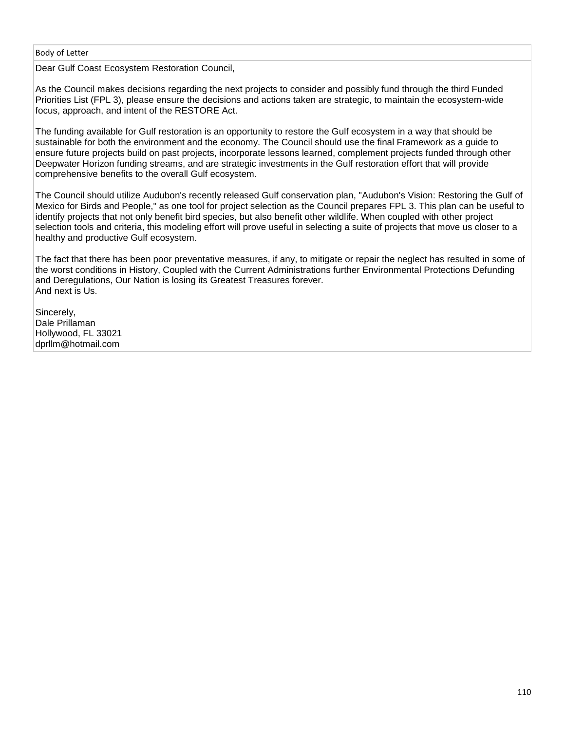Body of Letter

Dear Gulf Coast Ecosystem Restoration Council,

As the Council makes decisions regarding the next projects to consider and possibly fund through the third Funded Priorities List (FPL 3), please ensure the decisions and actions taken are strategic, to maintain the ecosystem-wide focus, approach, and intent of the RESTORE Act.

The funding available for Gulf restoration is an opportunity to restore the Gulf ecosystem in a way that should be sustainable for both the environment and the economy. The Council should use the final Framework as a guide to ensure future projects build on past projects, incorporate lessons learned, complement projects funded through other Deepwater Horizon funding streams, and are strategic investments in the Gulf restoration effort that will provide comprehensive benefits to the overall Gulf ecosystem.

The Council should utilize Audubon's recently released Gulf conservation plan, "Audubon's Vision: Restoring the Gulf of Mexico for Birds and People," as one tool for project selection as the Council prepares FPL 3. This plan can be useful to identify projects that not only benefit bird species, but also benefit other wildlife. When coupled with other project selection tools and criteria, this modeling effort will prove useful in selecting a suite of projects that move us closer to a healthy and productive Gulf ecosystem.

The fact that there has been poor preventative measures, if any, to mitigate or repair the neglect has resulted in some of the worst conditions in History, Coupled with the Current Administrations further Environmental Protections Defunding and Deregulations, Our Nation is losing its Greatest Treasures forever.
And next is Us.

Sincerely,
Dale Prillaman
Hollywood, FL 33021
dprllm@hotmail.com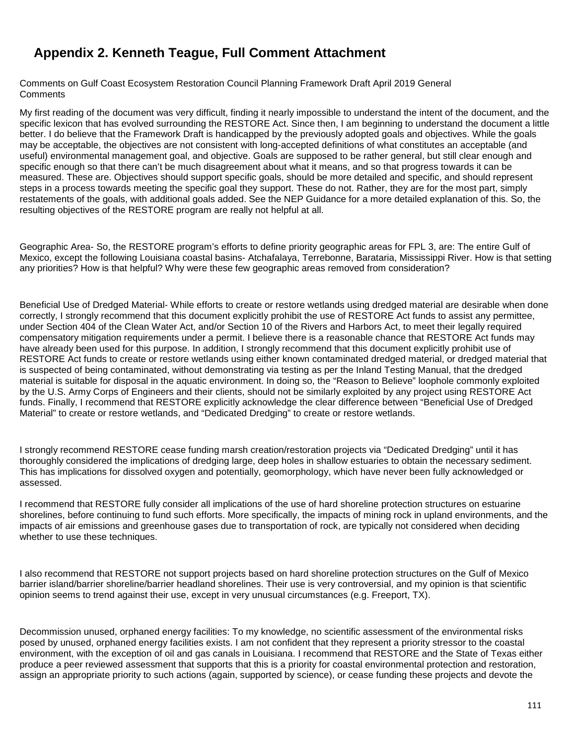# Appendix 2. Kenneth Teague, Full Comment Attachment

Comments on Gulf Coast Ecosystem Restoration Council Planning Framework Draft April 2019 General Comments

My first reading of the document was very difficult, finding it nearly impossible to understand the intent of the document, and the specific lexicon that has evolved surrounding the RESTORE Act. Since then, I am beginning to understand the document a little better. I do believe that the Framework Draft is handicapped by the previously adopted goals and objectives. While the goals may be acceptable, the objectives are not consistent with long-accepted definitions of what constitutes an acceptable (and useful) environmental management goal, and objective. Goals are supposed to be rather general, but still clear enough and specific enough so that there can't be much disagreement about what it means, and so that progress towards it can be measured. These are. Objectives should support specific goals, should be more detailed and specific, and should represent steps in a process towards meeting the specific goal they support. These do not. Rather, they are for the most part, simply restatements of the goals, with additional goals added. See the NEP Guidance for a more detailed explanation of this. So, the resulting objectives of the RESTORE program are really not helpful at all.

Geographic Area- So, the RESTORE program's efforts to define priority geographic areas for FPL 3, are: The entire Gulf of Mexico, except the following Louisiana coastal basins- Atchafalaya, Terrebonne, Barataria, Mississippi River. How is that setting any priorities? How is that helpful? Why were these few geographic areas removed from consideration?

Beneficial Use of Dredged Material- While efforts to create or restore wetlands using dredged material are desirable when done correctly, I strongly recommend that this document explicitly prohibit the use of RESTORE Act funds to assist any permittee, under Section 404 of the Clean Water Act, and/or Section 10 of the Rivers and Harbors Act, to meet their legally required compensatory mitigation requirements under a permit. I believe there is a reasonable chance that RESTORE Act funds may have already been used for this purpose. In addition, I strongly recommend that this document explicitly prohibit use of RESTORE Act funds to create or restore wetlands using either known contaminated dredged material, or dredged material that is suspected of being contaminated, without demonstrating via testing as per the Inland Testing Manual, that the dredged material is suitable for disposal in the aquatic environment. In doing so, the "Reason to Believe" loophole commonly exploited by the U.S. Army Corps of Engineers and their clients, should not be similarly exploited by any project using RESTORE Act funds. Finally, I recommend that RESTORE explicitly acknowledge the clear difference between "Beneficial Use of Dredged Material" to create or restore wetlands, and "Dedicated Dredging" to create or restore wetlands.

I strongly recommend RESTORE cease funding marsh creation/restoration projects via "Dedicated Dredging" until it has thoroughly considered the implications of dredging large, deep holes in shallow estuaries to obtain the necessary sediment. This has implications for dissolved oxygen and potentially, geomorphology, which have never been fully acknowledged or assessed.

I recommend that RESTORE fully consider all implications of the use of hard shoreline protection structures on estuarine shorelines, before continuing to fund such efforts. More specifically, the impacts of mining rock in upland environments, and the impacts of air emissions and greenhouse gases due to transportation of rock, are typically not considered when deciding whether to use these techniques.

I also recommend that RESTORE not support projects based on hard shoreline protection structures on the Gulf of Mexico barrier island/barrier shoreline/barrier headland shorelines. Their use is very controversial, and my opinion is that scientific opinion seems to trend against their use, except in very unusual circumstances (e.g. Freeport, TX).

Decommission unused, orphaned energy facilities: To my knowledge, no scientific assessment of the environmental risks posed by unused, orphaned energy facilities exists. I am not confident that they represent a priority stressor to the coastal environment, with the exception of oil and gas canals in Louisiana. I recommend that RESTORE and the State of Texas either produce a peer reviewed assessment that supports that this is a priority for coastal environmental protection and restoration, assign an appropriate priority to such actions (again, supported by science), or cease funding these projects and devote the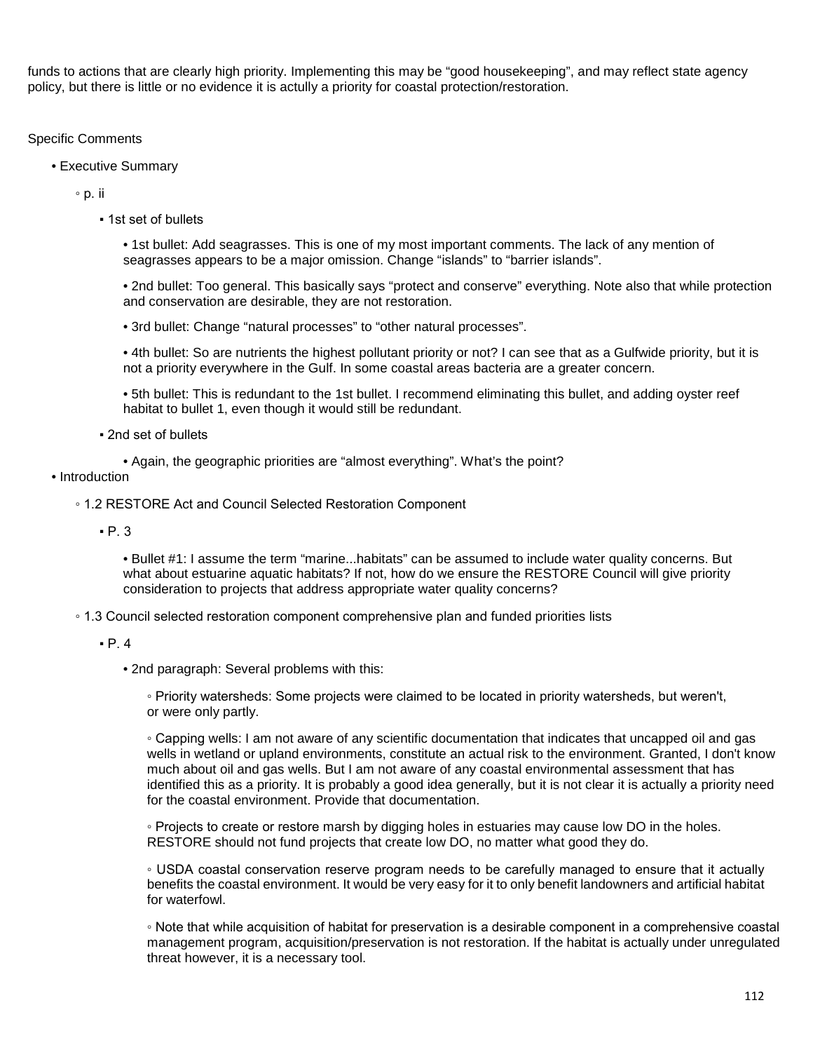funds to actions that are clearly high priority. Implementing this may be “good housekeeping”, and may reflect state agency policy, but there is little or no evidence it is actully a priority for coastal protection/restoration.

Specific Comments

- Executive Summary
  - p. ii
    - 1st set of bullets
      - 1st bullet: Add seagrasses. This is one of my most important comments. The lack of any mention of seagrasses appears to be a major omission. Change “islands” to “barrier islands”.
      - 2nd bullet: Too general. This basically says “protect and conserve” everything. Note also that while protection and conservation are desirable, they are not restoration.
      - 3rd bullet: Change “natural processes” to “other natural processes”.
      - 4th bullet: So are nutrients the highest pollutant priority or not? I can see that as a Gulfwide priority, but it is not a priority everywhere in the Gulf. In some coastal areas bacteria are a greater concern.
      - 5th bullet: This is redundant to the 1st bullet. I recommend eliminating this bullet, and adding oyster reef habitat to bullet 1, even though it would still be redundant.
    - 2nd set of bullets
      - Again, the geographic priorities are “almost everything”. What’s the point?
- Introduction
  - 1.2 RESTORE Act and Council Selected Restoration Component
    - P. 3
      - Bullet #1: I assume the term “marine...habitats” can be assumed to include water quality concerns. But what about estuarine aquatic habitats? If not, how do we ensure the RESTORE Council will give priority consideration to projects that address appropriate water quality concerns?
  - 1.3 Council selected restoration component comprehensive plan and funded priorities lists
    - P. 4
      - 2nd paragraph: Several problems with this:
        - Priority watersheds: Some projects were claimed to be located in priority watersheds, but weren't, or were only partly.
        - Capping wells: I am not aware of any scientific documentation that indicates that uncapped oil and gas wells in wetland or upland environments, constitute an actual risk to the environment. Granted, I don't know much about oil and gas wells. But I am not aware of any coastal environmental assessment that has identified this as a priority. It is probably a good idea generally, but it is not clear it is actually a priority need for the coastal environment. Provide that documentation.
        - Projects to create or restore marsh by digging holes in estuaries may cause low DO in the holes. RESTORE should not fund projects that create low DO, no matter what good they do.
        - USDA coastal conservation reserve program needs to be carefully managed to ensure that it actually benefits the coastal environment. It would be very easy for it to only benefit landowners and artificial habitat for waterfowl.
        - Note that while acquisition of habitat for preservation is a desirable component in a comprehensive coastal management program, acquisition/preservation is not restoration. If the habitat is actually under unregulated threat however, it is a necessary tool.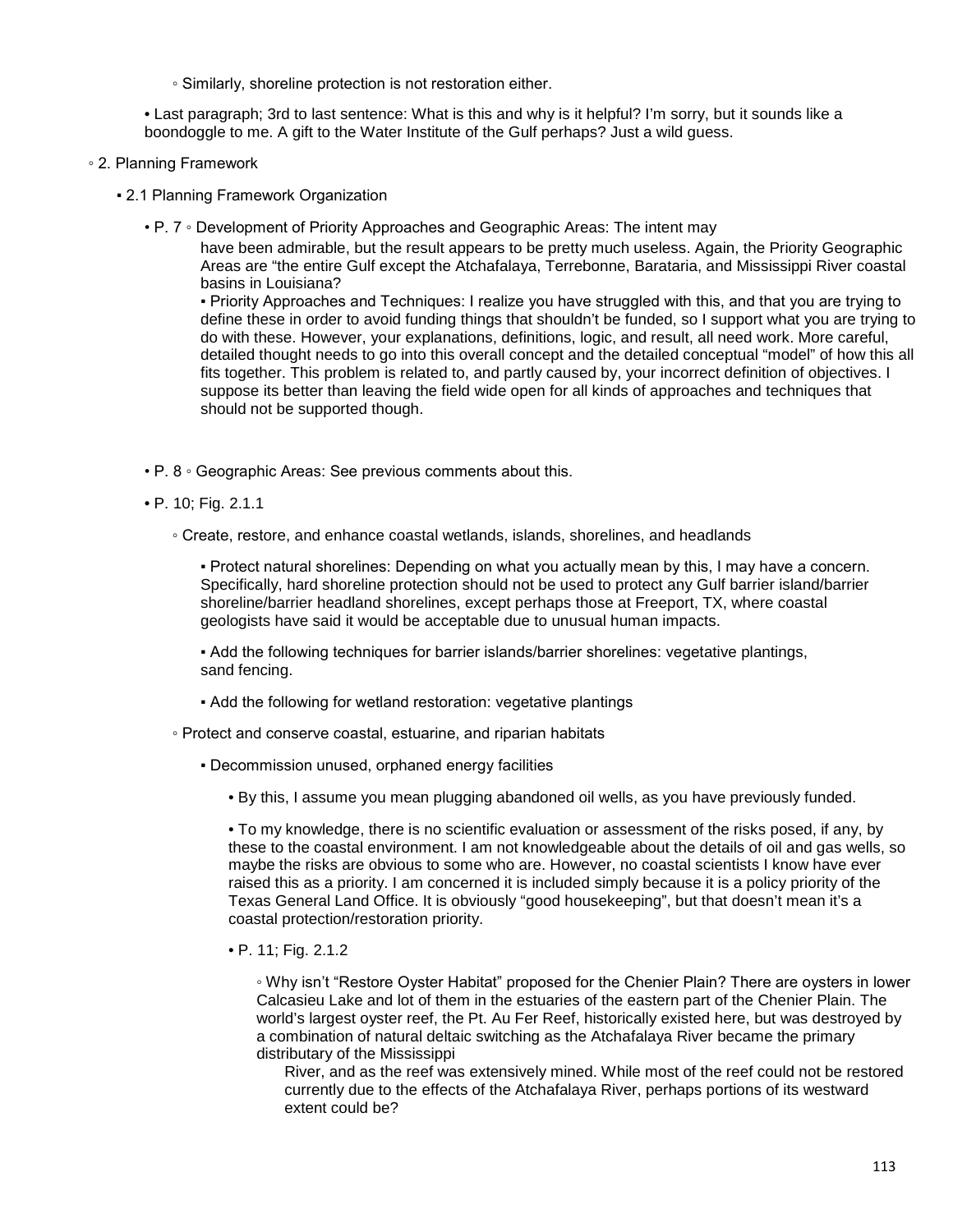◦ Similarly, shoreline protection is not restoration either.

• Last paragraph; 3rd to last sentence: What is this and why is it helpful? I'm sorry, but it sounds like a boondoggle to me. A gift to the Water Institute of the Gulf perhaps? Just a wild guess.

◦ 2. Planning Framework

▪ 2.1 Planning Framework Organization

• P. 7 ◦ Development of Priority Approaches and Geographic Areas: The intent may have been admirable, but the result appears to be pretty much useless. Again, the Priority Geographic Areas are "the entire Gulf except the Atchafalaya, Terrebonne, Barataria, and Mississippi River coastal basins in Louisiana?

▪ Priority Approaches and Techniques: I realize you have struggled with this, and that you are trying to define these in order to avoid funding things that shouldn't be funded, so I support what you are trying to do with these. However, your explanations, definitions, logic, and result, all need work. More careful, detailed thought needs to go into this overall concept and the detailed conceptual "model" of how this all fits together. This problem is related to, and partly caused by, your incorrect definition of objectives. I suppose its better than leaving the field wide open for all kinds of approaches and techniques that should not be supported though.

• P. 8 ◦ Geographic Areas: See previous comments about this.

• P. 10; Fig. 2.1.1

◦ Create, restore, and enhance coastal wetlands, islands, shorelines, and headlands

▪ Protect natural shorelines: Depending on what you actually mean by this, I may have a concern. Specifically, hard shoreline protection should not be used to protect any Gulf barrier island/barrier shoreline/barrier headland shorelines, except perhaps those at Freeport, TX, where coastal geologists have said it would be acceptable due to unusual human impacts.

▪ Add the following techniques for barrier islands/barrier shorelines: vegetative plantings, sand fencing.

▪ Add the following for wetland restoration: vegetative plantings

◦ Protect and conserve coastal, estuarine, and riparian habitats

▪ Decommission unused, orphaned energy facilities

• By this, I assume you mean plugging abandoned oil wells, as you have previously funded.

• To my knowledge, there is no scientific evaluation or assessment of the risks posed, if any, by these to the coastal environment. I am not knowledgeable about the details of oil and gas wells, so maybe the risks are obvious to some who are. However, no coastal scientists I know have ever raised this as a priority. I am concerned it is included simply because it is a policy priority of the Texas General Land Office. It is obviously "good housekeeping", but that doesn't mean it's a coastal protection/restoration priority.

• P. 11; Fig. 2.1.2

◦ Why isn't "Restore Oyster Habitat" proposed for the Chenier Plain? There are oysters in lower Calcasieu Lake and lot of them in the estuaries of the eastern part of the Chenier Plain. The world's largest oyster reef, the Pt. Au Fer Reef, historically existed here, but was destroyed by a combination of natural deltaic switching as the Atchafalaya River became the primary distributary of the Mississippi River, and as the reef was extensively mined. While most of the reef could not be restored currently due to the effects of the Atchafalaya River, perhaps portions of its westward extent could be?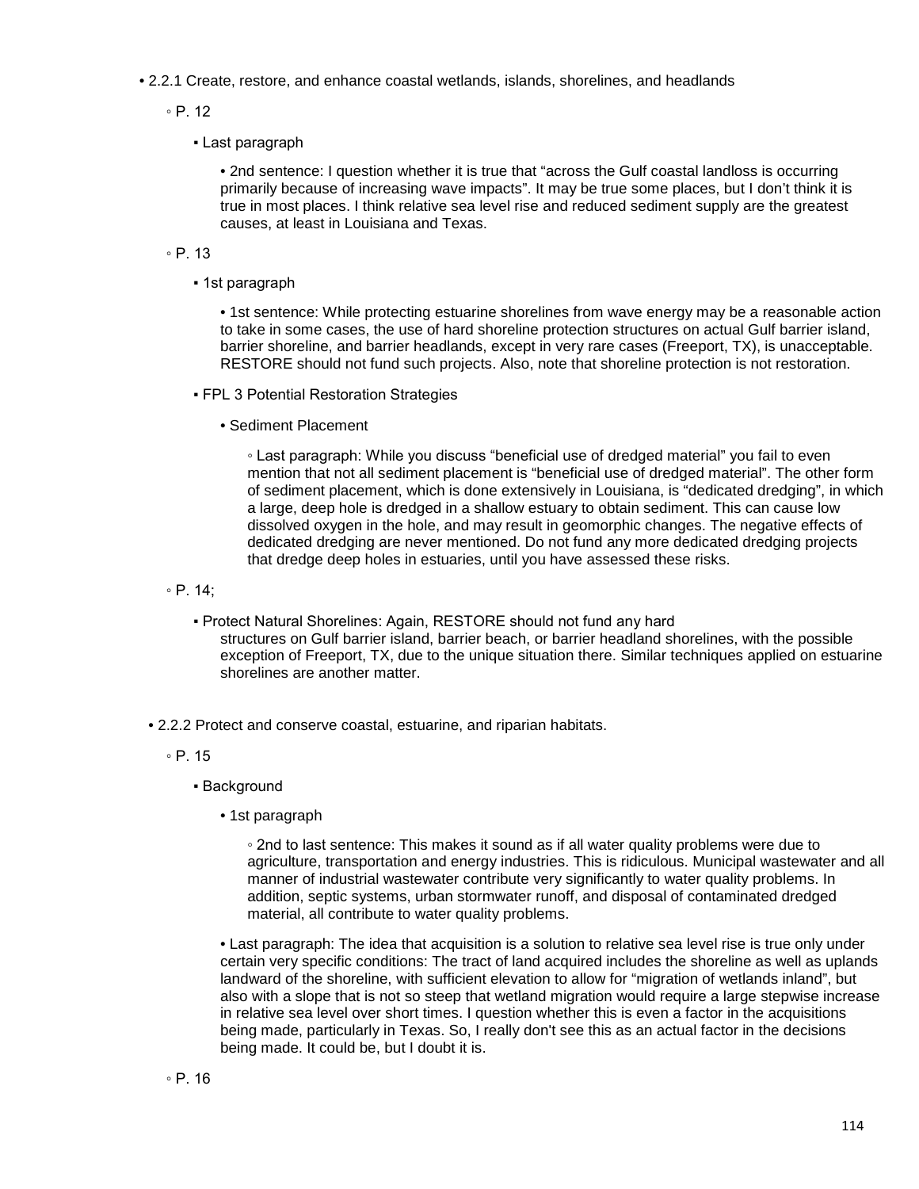- 2.2.1 Create, restore, and enhance coastal wetlands, islands, shorelines, and headlands
  - P. 12
    - Last paragraph
      - 2nd sentence: I question whether it is true that "across the Gulf coastal landloss is occurring primarily because of increasing wave impacts". It may be true some places, but I don't think it is true in most places. I think relative sea level rise and reduced sediment supply are the greatest causes, at least in Louisiana and Texas.
  - P. 13
    - 1st paragraph
      - 1st sentence: While protecting estuarine shorelines from wave energy may be a reasonable action to take in some cases, the use of hard shoreline protection structures on actual Gulf barrier island, barrier shoreline, and barrier headlands, except in very rare cases (Freeport, TX), is unacceptable. RESTORE should not fund such projects. Also, note that shoreline protection is not restoration.
    - FPL 3 Potential Restoration Strategies
      - Sediment Placement
        - Last paragraph: While you discuss "beneficial use of dredged material" you fail to even mention that not all sediment placement is "beneficial use of dredged material". The other form of sediment placement, which is done extensively in Louisiana, is "dedicated dredging", in which a large, deep hole is dredged in a shallow estuary to obtain sediment. This can cause low dissolved oxygen in the hole, and may result in geomorphic changes. The negative effects of dedicated dredging are never mentioned. Do not fund any more dedicated dredging projects that dredge deep holes in estuaries, until you have assessed these risks.
  - P. 14;
    - Protect Natural Shorelines: Again, RESTORE should not fund any hard structures on Gulf barrier island, barrier beach, or barrier headland shorelines, with the possible exception of Freeport, TX, due to the unique situation there. Similar techniques applied on estuarine shorelines are another matter.

- 2.2.2 Protect and conserve coastal, estuarine, and riparian habitats.
  - P. 15
    - Background
      - 1st paragraph
        - 2nd to last sentence: This makes it sound as if all water quality problems were due to agriculture, transportation and energy industries. This is ridiculous. Municipal wastewater and all manner of industrial wastewater contribute very significantly to water quality problems. In addition, septic systems, urban stormwater runoff, and disposal of contaminated dredged material, all contribute to water quality problems.
      - Last paragraph: The idea that acquisition is a solution to relative sea level rise is true only under certain very specific conditions: The tract of land acquired includes the shoreline as well as uplands landward of the shoreline, with sufficient elevation to allow for "migration of wetlands inland", but also with a slope that is not so steep that wetland migration would require a large stepwise increase in relative sea level over short times. I question whether this is even a factor in the acquisitions being made, particularly in Texas. So, I really don't see this as an actual factor in the decisions being made. It could be, but I doubt it is.
  - P. 16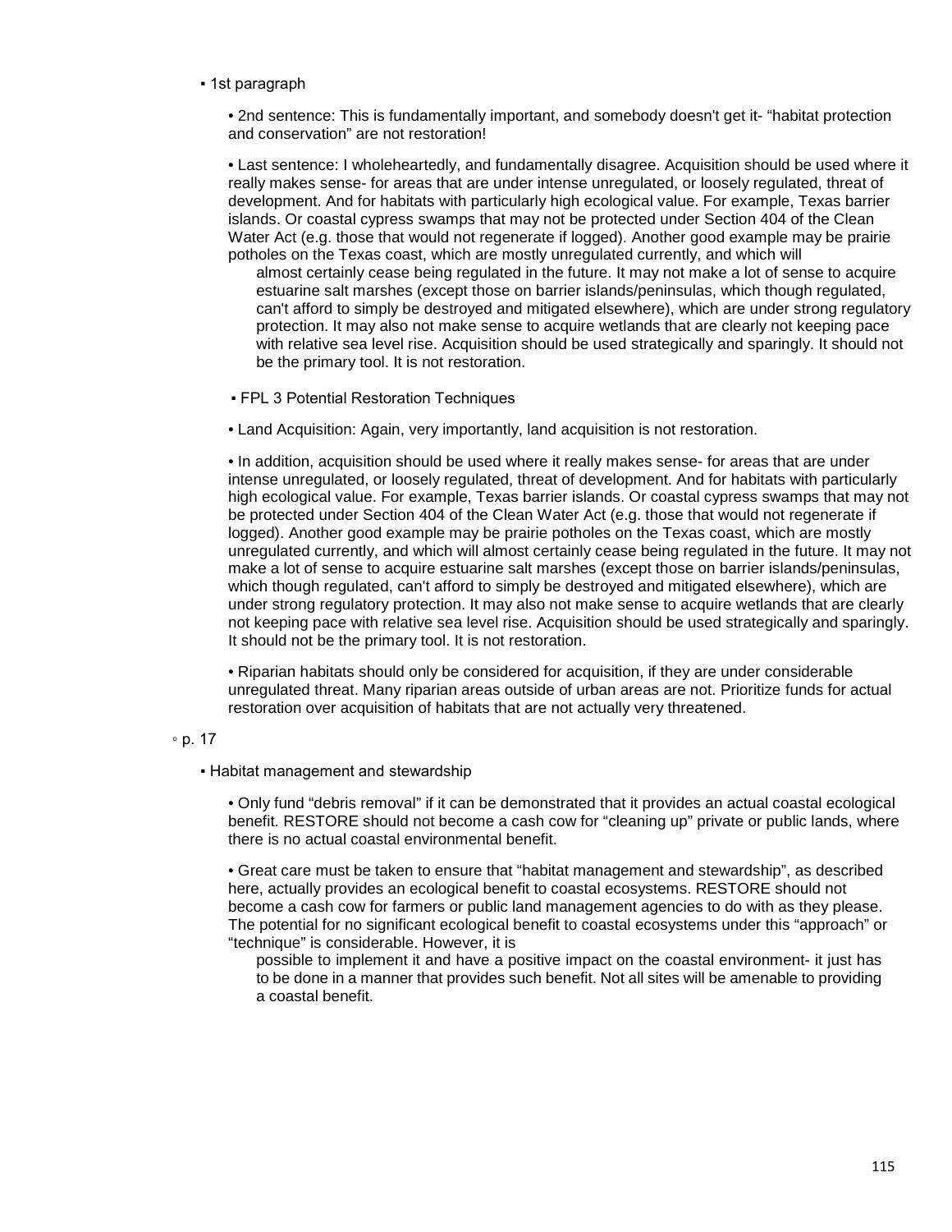- 1st paragraph

  - 2nd sentence: This is fundamentally important, and somebody doesn't get it- "habitat protection and conservation" are not restoration!

  - Last sentence: I wholeheartedly, and fundamentally disagree. Acquisition should be used where it really makes sense- for areas that are under intense unregulated, or loosely regulated, threat of development. And for habitats with particularly high ecological value. For example, Texas barrier islands. Or coastal cypress swamps that may not be protected under Section 404 of the Clean Water Act (e.g. those that would not regenerate if logged). Another good example may be prairie potholes on the Texas coast, which are mostly unregulated currently, and which will almost certainly cease being regulated in the future. It may not make a lot of sense to acquire estuarine salt marshes (except those on barrier islands/peninsulas, which though regulated, can't afford to simply be destroyed and mitigated elsewhere), which are under strong regulatory protection. It may also not make sense to acquire wetlands that are clearly not keeping pace with relative sea level rise. Acquisition should be used strategically and sparingly. It should not be the primary tool. It is not restoration.

- FPL 3 Potential Restoration Techniques

  - Land Acquisition: Again, very importantly, land acquisition is not restoration.

  - In addition, acquisition should be used where it really makes sense- for areas that are under intense unregulated, or loosely regulated, threat of development. And for habitats with particularly high ecological value. For example, Texas barrier islands. Or coastal cypress swamps that may not be protected under Section 404 of the Clean Water Act (e.g. those that would not regenerate if logged). Another good example may be prairie potholes on the Texas coast, which are mostly unregulated currently, and which will almost certainly cease being regulated in the future. It may not make a lot of sense to acquire estuarine salt marshes (except those on barrier islands/peninsulas, which though regulated, can't afford to simply be destroyed and mitigated elsewhere), which are under strong regulatory protection. It may also not make sense to acquire wetlands that are clearly not keeping pace with relative sea level rise. Acquisition should be used strategically and sparingly. It should not be the primary tool. It is not restoration.

  - Riparian habitats should only be considered for acquisition, if they are under considerable unregulated threat. Many riparian areas outside of urban areas are not. Prioritize funds for actual restoration over acquisition of habitats that are not actually very threatened.

◦ p. 17

- Habitat management and stewardship

  - Only fund "debris removal" if it can be demonstrated that it provides an actual coastal ecological benefit. RESTORE should not become a cash cow for "cleaning up" private or public lands, where there is no actual coastal environmental benefit.

  - Great care must be taken to ensure that "habitat management and stewardship", as described here, actually provides an ecological benefit to coastal ecosystems. RESTORE should not become a cash cow for farmers or public land management agencies to do with as they please. The potential for no significant ecological benefit to coastal ecosystems under this "approach" or "technique" is considerable. However, it is possible to implement it and have a positive impact on the coastal environment- it just has to be done in a manner that provides such benefit. Not all sites will be amenable to providing a coastal benefit.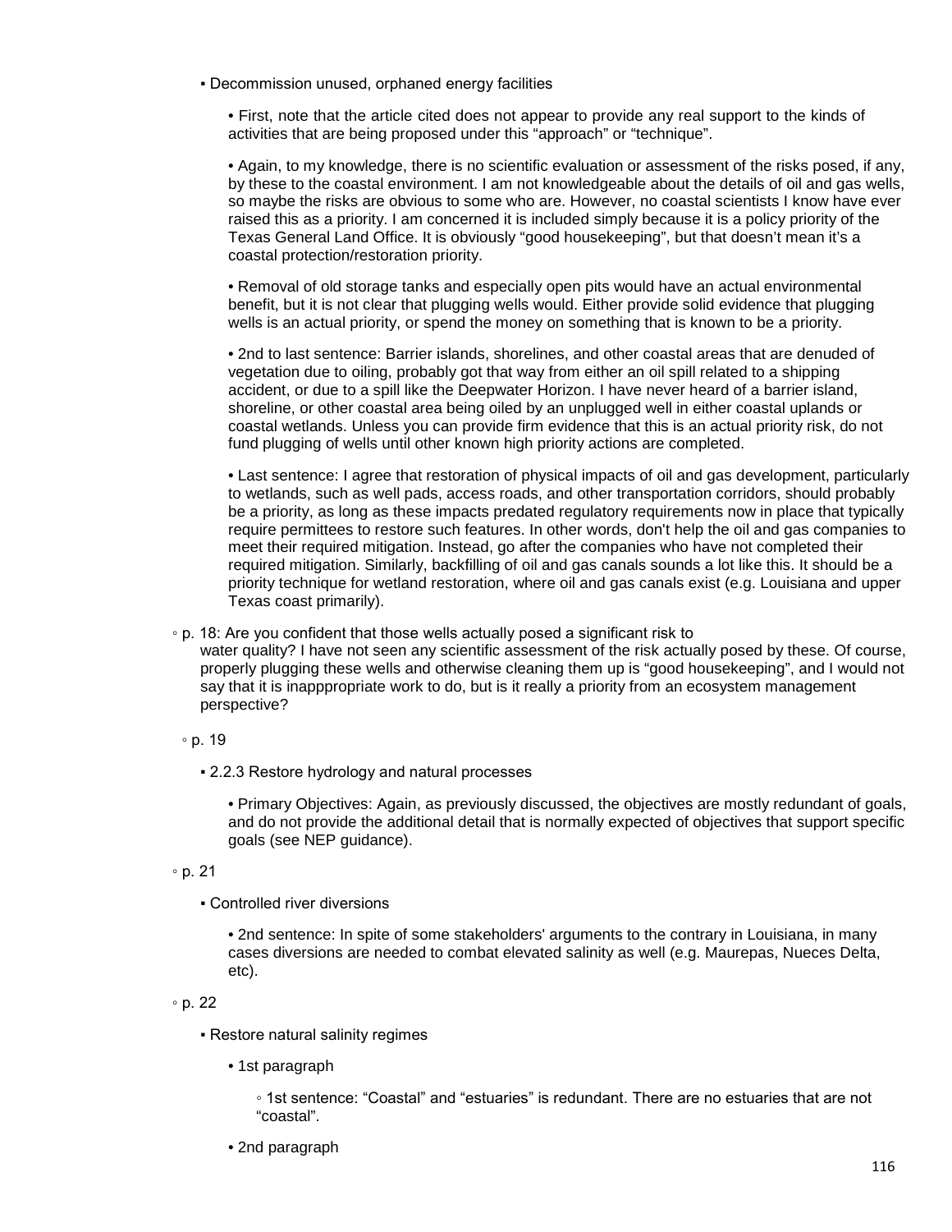- ▪ Decommission unused, orphaned energy facilities

    - • First, note that the article cited does not appear to provide any real support to the kinds of activities that are being proposed under this "approach" or "technique".

    - • Again, to my knowledge, there is no scientific evaluation or assessment of the risks posed, if any, by these to the coastal environment. I am not knowledgeable about the details of oil and gas wells, so maybe the risks are obvious to some who are. However, no coastal scientists I know have ever raised this as a priority. I am concerned it is included simply because it is a policy priority of the Texas General Land Office. It is obviously "good housekeeping", but that doesn't mean it's a coastal protection/restoration priority.

    - • Removal of old storage tanks and especially open pits would have an actual environmental benefit, but it is not clear that plugging wells would. Either provide solid evidence that plugging wells is an actual priority, or spend the money on something that is known to be a priority.

    - • 2nd to last sentence: Barrier islands, shorelines, and other coastal areas that are denuded of vegetation due to oiling, probably got that way from either an oil spill related to a shipping accident, or due to a spill like the Deepwater Horizon. I have never heard of a barrier island, shoreline, or other coastal area being oiled by an unplugged well in either coastal uplands or coastal wetlands. Unless you can provide firm evidence that this is an actual priority risk, do not fund plugging of wells until other known high priority actions are completed.

    - • Last sentence: I agree that restoration of physical impacts of oil and gas development, particularly to wetlands, such as well pads, access roads, and other transportation corridors, should probably be a priority, as long as these impacts predated regulatory requirements now in place that typically require permittees to restore such features. In other words, don't help the oil and gas companies to meet their required mitigation. Instead, go after the companies who have not completed their required mitigation. Similarly, backfilling of oil and gas canals sounds a lot like this. It should be a priority technique for wetland restoration, where oil and gas canals exist (e.g. Louisiana and upper Texas coast primarily).

- ◦ p. 18: Are you confident that those wells actually posed a significant risk to water quality? I have not seen any scientific assessment of the risk actually posed by these. Of course, properly plugging these wells and otherwise cleaning them up is "good housekeeping", and I would not say that it is inapppropriate work to do, but is it really a priority from an ecosystem management perspective?

- ◦ p. 19

    - ▪ 2.2.3 Restore hydrology and natural processes

        - • Primary Objectives: Again, as previously discussed, the objectives are mostly redundant of goals, and do not provide the additional detail that is normally expected of objectives that support specific goals (see NEP guidance).

- ◦ p. 21

    - ▪ Controlled river diversions

        - • 2nd sentence: In spite of some stakeholders' arguments to the contrary in Louisiana, in many cases diversions are needed to combat elevated salinity as well (e.g. Maurepas, Nueces Delta, etc).

- ◦ p. 22

    - ▪ Restore natural salinity regimes

        - • 1st paragraph

            - ◦ 1st sentence: "Coastal" and "estuaries" is redundant. There are no estuaries that are not "coastal".

        - • 2nd paragraph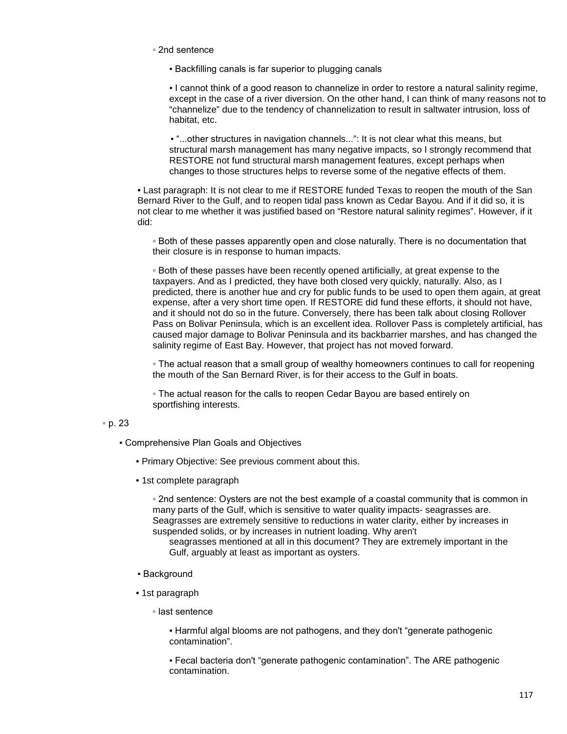- 2nd sentence
  - Backfilling canals is far superior to plugging canals
  - I cannot think of a good reason to channelize in order to restore a natural salinity regime, except in the case of a river diversion. On the other hand, I can think of many reasons not to "channelize" due to the tendency of channelization to result in saltwater intrusion, loss of habitat, etc.
  - "...other structures in navigation channels...": It is not clear what this means, but structural marsh management has many negative impacts, so I strongly recommend that RESTORE not fund structural marsh management features, except perhaps when changes to those structures helps to reverse some of the negative effects of them.

- Last paragraph: It is not clear to me if RESTORE funded Texas to reopen the mouth of the San Bernard River to the Gulf, and to reopen tidal pass known as Cedar Bayou. And if it did so, it is not clear to me whether it was justified based on "Restore natural salinity regimes". However, if it did:
  - Both of these passes apparently open and close naturally. There is no documentation that their closure is in response to human impacts.
  - Both of these passes have been recently opened artificially, at great expense to the taxpayers. And as I predicted, they have both closed very quickly, naturally. Also, as I predicted, there is another hue and cry for public funds to be used to open them again, at great expense, after a very short time open. If RESTORE did fund these efforts, it should not have, and it should not do so in the future. Conversely, there has been talk about closing Rollover Pass on Bolivar Peninsula, which is an excellent idea. Rollover Pass is completely artificial, has caused major damage to Bolivar Peninsula and its backbarrier marshes, and has changed the salinity regime of East Bay. However, that project has not moved forward.
  - The actual reason that a small group of wealthy homeowners continues to call for reopening the mouth of the San Bernard River, is for their access to the Gulf in boats.
  - The actual reason for the calls to reopen Cedar Bayou are based entirely on sportfishing interests.

- p. 23
  - Comprehensive Plan Goals and Objectives
    - Primary Objective: See previous comment about this.
    - 1st complete paragraph
      - 2nd sentence: Oysters are not the best example of a coastal community that is common in many parts of the Gulf, which is sensitive to water quality impacts- seagrasses are. Seagrasses are extremely sensitive to reductions in water clarity, either by increases in suspended solids, or by increases in nutrient loading. Why aren't seagrasses mentioned at all in this document? They are extremely important in the Gulf, arguably at least as important as oysters.
  - Background
    - 1st paragraph
      - last sentence
        - Harmful algal blooms are not pathogens, and they don't "generate pathogenic contamination".
        - Fecal bacteria don't "generate pathogenic contamination". The ARE pathogenic contamination.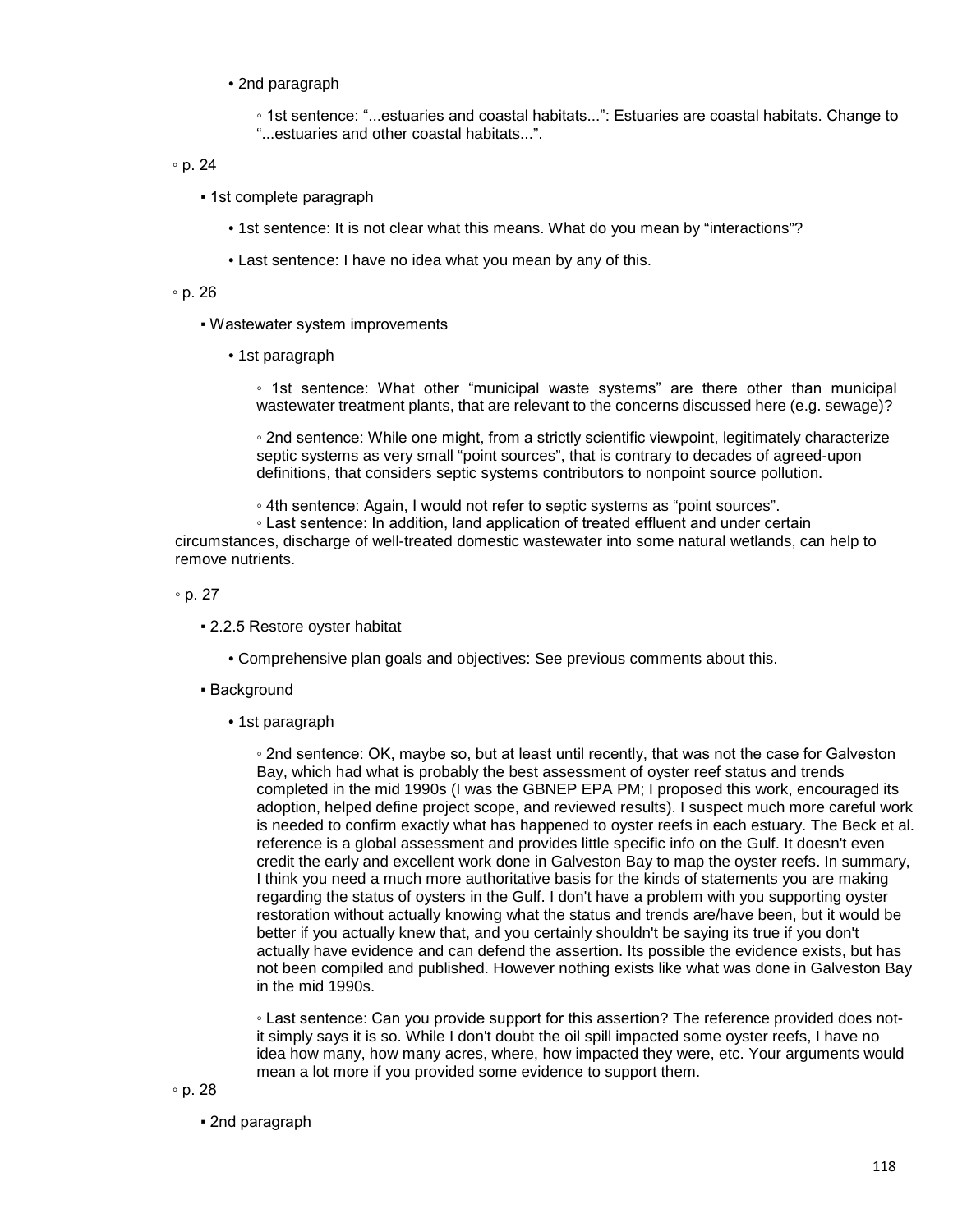- 2nd paragraph
    - 1st sentence: "...estuaries and coastal habitats...": Estuaries are coastal habitats. Change to "...estuaries and other coastal habitats...".

◦ p. 24

- 1st complete paragraph
    - 1st sentence: It is not clear what this means. What do you mean by "interactions"?
    - Last sentence: I have no idea what you mean by any of this.

◦ p. 26

- Wastewater system improvements
    - 1st paragraph
        - 1st sentence: What other "municipal waste systems" are there other than municipal wastewater treatment plants, that are relevant to the concerns discussed here (e.g. sewage)?
        - 2nd sentence: While one might, from a strictly scientific viewpoint, legitimately characterize septic systems as very small "point sources", that is contrary to decades of agreed-upon definitions, that considers septic systems contributors to nonpoint source pollution.
        - 4th sentence: Again, I would not refer to septic systems as "point sources".
        - Last sentence: In addition, land application of treated effluent and under certain circumstances, discharge of well-treated domestic wastewater into some natural wetlands, can help to remove nutrients.

◦ p. 27

- 2.2.5 Restore oyster habitat
    - Comprehensive plan goals and objectives: See previous comments about this.
- Background
    - 1st paragraph
        - 2nd sentence: OK, maybe so, but at least until recently, that was not the case for Galveston Bay, which had what is probably the best assessment of oyster reef status and trends completed in the mid 1990s (I was the GBNEP EPA PM; I proposed this work, encouraged its adoption, helped define project scope, and reviewed results). I suspect much more careful work is needed to confirm exactly what has happened to oyster reefs in each estuary. The Beck et al. reference is a global assessment and provides little specific info on the Gulf. It doesn't even credit the early and excellent work done in Galveston Bay to map the oyster reefs. In summary, I think you need a much more authoritative basis for the kinds of statements you are making regarding the status of oysters in the Gulf. I don't have a problem with you supporting oyster restoration without actually knowing what the status and trends are/have been, but it would be better if you actually knew that, and you certainly shouldn't be saying its true if you don't actually have evidence and can defend the assertion. Its possible the evidence exists, but has not been compiled and published. However nothing exists like what was done in Galveston Bay in the mid 1990s.
        - Last sentence: Can you provide support for this assertion? The reference provided does not- it simply says it is so. While I don't doubt the oil spill impacted some oyster reefs, I have no idea how many, how many acres, where, how impacted they were, etc. Your arguments would mean a lot more if you provided some evidence to support them.

◦ p. 28

- 2nd paragraph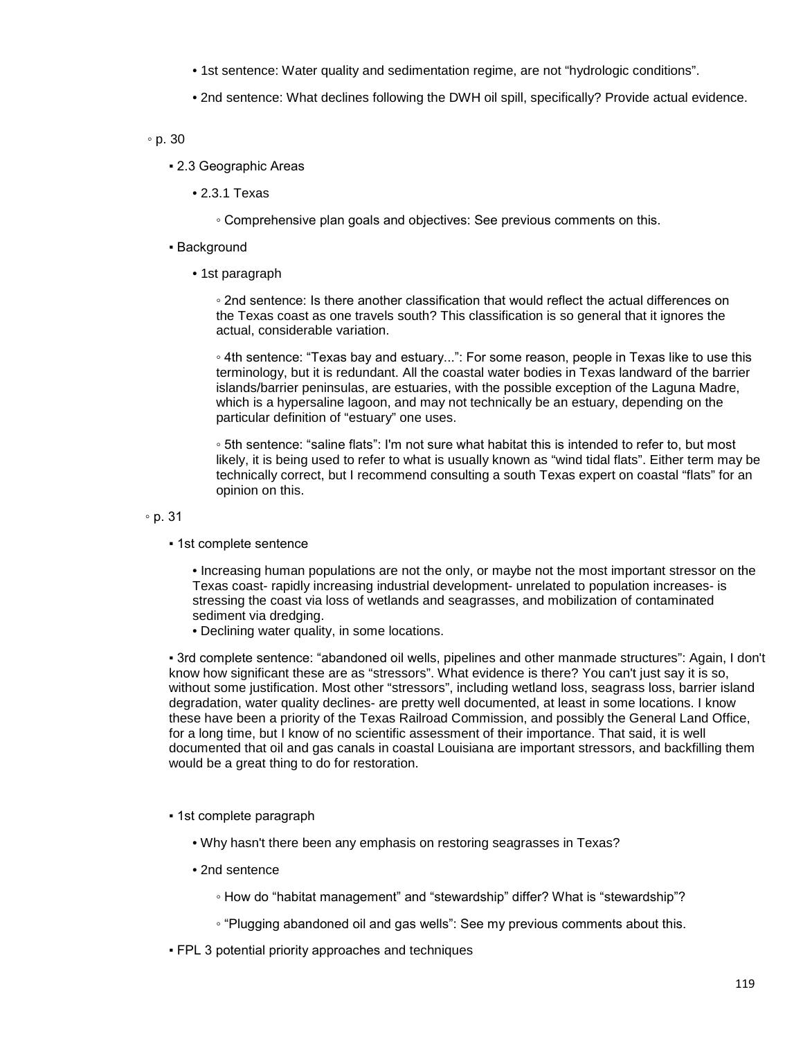- • 1st sentence: Water quality and sedimentation regime, are not "hydrologic conditions".
- • 2nd sentence: What declines following the DWH oil spill, specifically? Provide actual evidence.

◦ p. 30

- ▪ 2.3 Geographic Areas
  - • 2.3.1 Texas
    - ◦ Comprehensive plan goals and objectives: See previous comments on this.
- ▪ Background
  - • 1st paragraph
    - ◦ 2nd sentence: Is there another classification that would reflect the actual differences on the Texas coast as one travels south? This classification is so general that it ignores the actual, considerable variation.
    - ◦ 4th sentence: "Texas bay and estuary...": For some reason, people in Texas like to use this terminology, but it is redundant. All the coastal water bodies in Texas landward of the barrier islands/barrier peninsulas, are estuaries, with the possible exception of the Laguna Madre, which is a hypersaline lagoon, and may not technically be an estuary, depending on the particular definition of "estuary" one uses.
    - ◦ 5th sentence: "saline flats": I'm not sure what habitat this is intended to refer to, but most likely, it is being used to refer to what is usually known as "wind tidal flats". Either term may be technically correct, but I recommend consulting a south Texas expert on coastal "flats" for an opinion on this.

◦ p. 31

- ▪ 1st complete sentence
  - • Increasing human populations are not the only, or maybe not the most important stressor on the Texas coast- rapidly increasing industrial development- unrelated to population increases- is stressing the coast via loss of wetlands and seagrasses, and mobilization of contaminated sediment via dredging.
  - • Declining water quality, in some locations.
- ▪ 3rd complete sentence: "abandoned oil wells, pipelines and other manmade structures": Again, I don't know how significant these are as "stressors". What evidence is there? You can't just say it is so, without some justification. Most other "stressors", including wetland loss, seagrass loss, barrier island degradation, water quality declines- are pretty well documented, at least in some locations. I know these have been a priority of the Texas Railroad Commission, and possibly the General Land Office, for a long time, but I know of no scientific assessment of their importance. That said, it is well documented that oil and gas canals in coastal Louisiana are important stressors, and backfilling them would be a great thing to do for restoration.
- ▪ 1st complete paragraph
  - • Why hasn't there been any emphasis on restoring seagrasses in Texas?
  - • 2nd sentence
    - ◦ How do "habitat management" and "stewardship" differ? What is "stewardship"?
    - ◦ "Plugging abandoned oil and gas wells": See my previous comments about this.
- ▪ FPL 3 potential priority approaches and techniques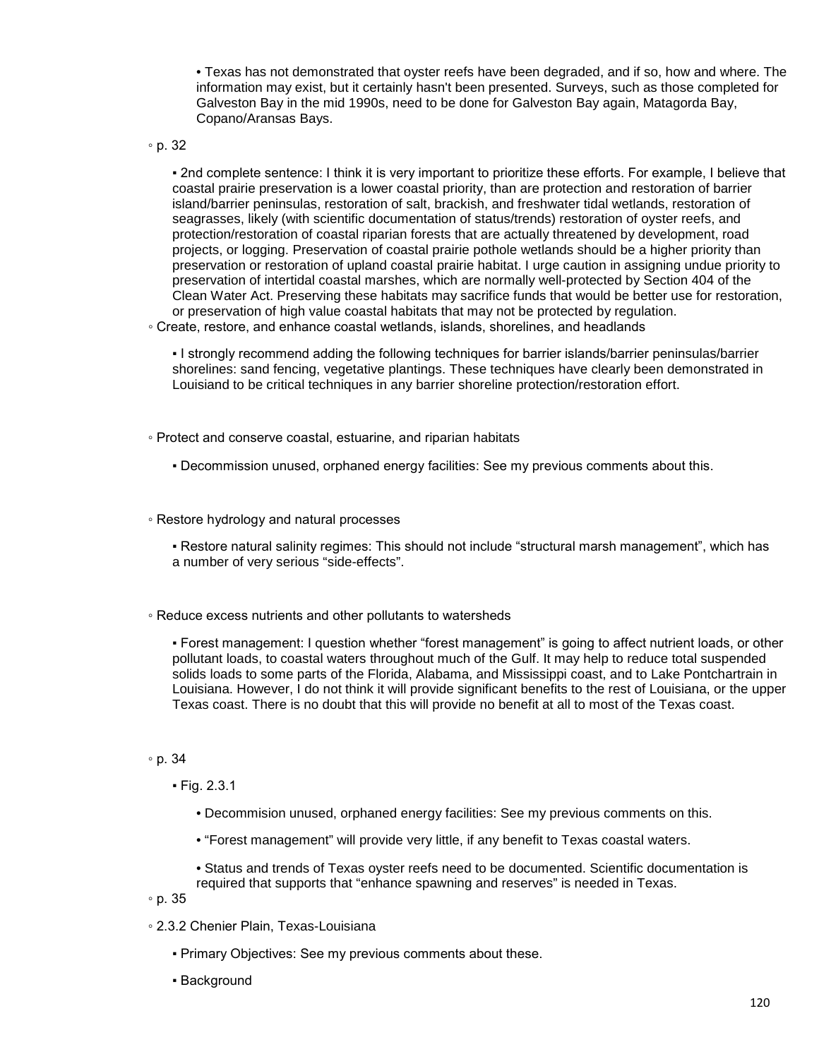- Texas has not demonstrated that oyster reefs have been degraded, and if so, how and where. The information may exist, but it certainly hasn't been presented. Surveys, such as those completed for Galveston Bay in the mid 1990s, need to be done for Galveston Bay again, Matagorda Bay, Copano/Aransas Bays.

◦ p. 32

- 2nd complete sentence: I think it is very important to prioritize these efforts. For example, I believe that coastal prairie preservation is a lower coastal priority, than are protection and restoration of barrier island/barrier peninsulas, restoration of salt, brackish, and freshwater tidal wetlands, restoration of seagrasses, likely (with scientific documentation of status/trends) restoration of oyster reefs, and protection/restoration of coastal riparian forests that are actually threatened by development, road projects, or logging. Preservation of coastal prairie pothole wetlands should be a higher priority than preservation or restoration of upland coastal prairie habitat. I urge caution in assigning undue priority to preservation of intertidal coastal marshes, which are normally well-protected by Section 404 of the Clean Water Act. Preserving these habitats may sacrifice funds that would be better use for restoration, or preservation of high value coastal habitats that may not be protected by regulation.

◦ Create, restore, and enhance coastal wetlands, islands, shorelines, and headlands

- I strongly recommend adding the following techniques for barrier islands/barrier peninsulas/barrier shorelines: sand fencing, vegetative plantings. These techniques have clearly been demonstrated in Louisiand to be critical techniques in any barrier shoreline protection/restoration effort.

◦ Protect and conserve coastal, estuarine, and riparian habitats

- Decommission unused, orphaned energy facilities: See my previous comments about this.

◦ Restore hydrology and natural processes

- Restore natural salinity regimes: This should not include "structural marsh management", which has a number of very serious "side-effects".

◦ Reduce excess nutrients and other pollutants to watersheds

- Forest management: I question whether "forest management" is going to affect nutrient loads, or other pollutant loads, to coastal waters throughout much of the Gulf. It may help to reduce total suspended solids loads to some parts of the Florida, Alabama, and Mississippi coast, and to Lake Pontchartrain in Louisiana. However, I do not think it will provide significant benefits to the rest of Louisiana, or the upper Texas coast. There is no doubt that this will provide no benefit at all to most of the Texas coast.

◦ p. 34

- Fig. 2.3.1
    - Decommision unused, orphaned energy facilities: See my previous comments on this.
    - "Forest management" will provide very little, if any benefit to Texas coastal waters.
    - Status and trends of Texas oyster reefs need to be documented. Scientific documentation is required that supports that "enhance spawning and reserves" is needed in Texas.

◦ p. 35

◦ 2.3.2 Chenier Plain, Texas-Louisiana

- Primary Objectives: See my previous comments about these.
- Background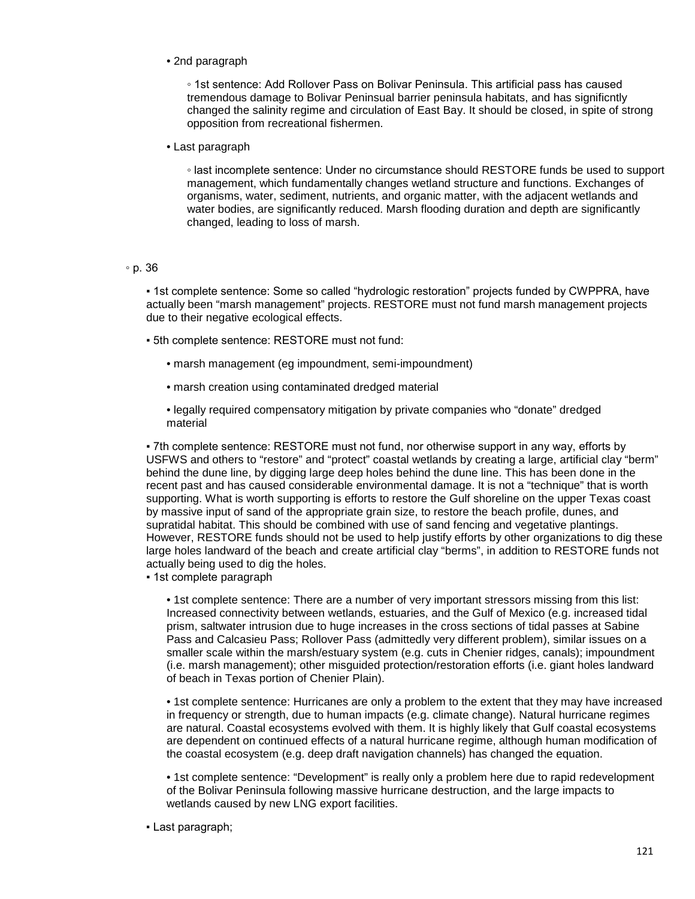- 2nd paragraph

    - 1st sentence: Add Rollover Pass on Bolivar Peninsula. This artificial pass has caused tremendous damage to Bolivar Peninsual barrier peninsula habitats, and has significntly changed the salinity regime and circulation of East Bay. It should be closed, in spite of strong opposition from recreational fishermen.

- Last paragraph

    - last incomplete sentence: Under no circumstance should RESTORE funds be used to support management, which fundamentally changes wetland structure and functions. Exchanges of organisms, water, sediment, nutrients, and organic matter, with the adjacent wetlands and water bodies, are significantly reduced. Marsh flooding duration and depth are significantly changed, leading to loss of marsh.

◦ p. 36

- 1st complete sentence: Some so called "hydrologic restoration" projects funded by CWPPRA, have actually been "marsh management" projects. RESTORE must not fund marsh management projects due to their negative ecological effects.

- 5th complete sentence: RESTORE must not fund:

    - marsh management (eg impoundment, semi-impoundment)

    - marsh creation using contaminated dredged material

    - legally required compensatory mitigation by private companies who "donate" dredged material

- 7th complete sentence: RESTORE must not fund, nor otherwise support in any way, efforts by USFWS and others to "restore" and "protect" coastal wetlands by creating a large, artificial clay "berm" behind the dune line, by digging large deep holes behind the dune line. This has been done in the recent past and has caused considerable environmental damage. It is not a "technique" that is worth supporting. What is worth supporting is efforts to restore the Gulf shoreline on the upper Texas coast by massive input of sand of the appropriate grain size, to restore the beach profile, dunes, and supratidal habitat. This should be combined with use of sand fencing and vegetative plantings. However, RESTORE funds should not be used to help justify efforts by other organizations to dig these large holes landward of the beach and create artificial clay "berms", in addition to RESTORE funds not actually being used to dig the holes.

- 1st complete paragraph

    - 1st complete sentence: There are a number of very important stressors missing from this list: Increased connectivity between wetlands, estuaries, and the Gulf of Mexico (e.g. increased tidal prism, saltwater intrusion due to huge increases in the cross sections of tidal passes at Sabine Pass and Calcasieu Pass; Rollover Pass (admittedly very different problem), similar issues on a smaller scale within the marsh/estuary system (e.g. cuts in Chenier ridges, canals); impoundment (i.e. marsh management); other misguided protection/restoration efforts (i.e. giant holes landward of beach in Texas portion of Chenier Plain).

    - 1st complete sentence: Hurricanes are only a problem to the extent that they may have increased in frequency or strength, due to human impacts (e.g. climate change). Natural hurricane regimes are natural. Coastal ecosystems evolved with them. It is highly likely that Gulf coastal ecosystems are dependent on continued effects of a natural hurricane regime, although human modification of the coastal ecosystem (e.g. deep draft navigation channels) has changed the equation.

    - 1st complete sentence: "Development" is really only a problem here due to rapid redevelopment of the Bolivar Peninsula following massive hurricane destruction, and the large impacts to wetlands caused by new LNG export facilities.

- Last paragraph;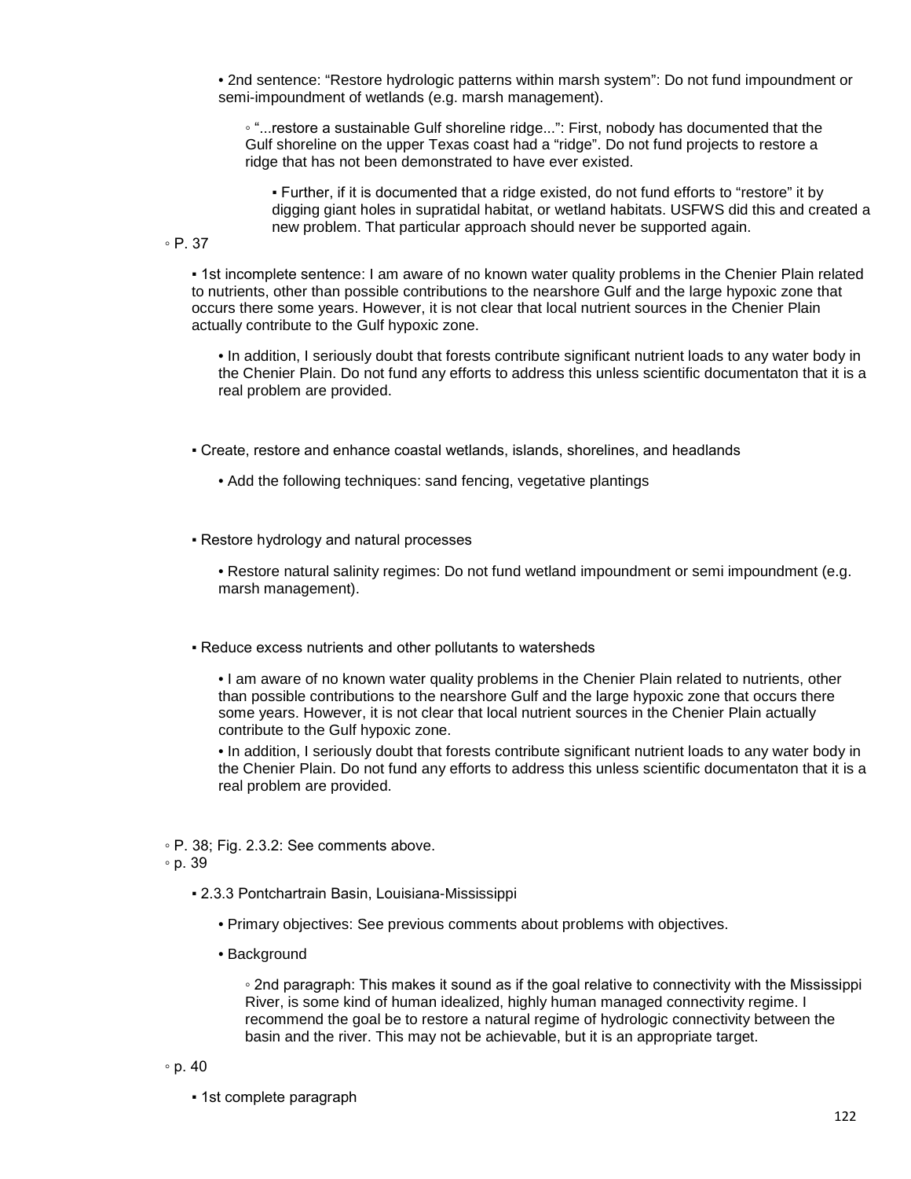- 2nd sentence: “Restore hydrologic patterns within marsh system”: Do not fund impoundment or semi-impoundment of wetlands (e.g. marsh management).
    - “...restore a sustainable Gulf shoreline ridge...”: First, nobody has documented that the Gulf shoreline on the upper Texas coast had a “ridge”. Do not fund projects to restore a ridge that has not been demonstrated to have ever existed.
        - Further, if it is documented that a ridge existed, do not fund efforts to “restore” it by digging giant holes in supratidal habitat, or wetland habitats. USFWS did this and created a new problem. That particular approach should never be supported again.

◦ P. 37

- 1st incomplete sentence: I am aware of no known water quality problems in the Chenier Plain related to nutrients, other than possible contributions to the nearshore Gulf and the large hypoxic zone that occurs there some years. However, it is not clear that local nutrient sources in the Chenier Plain actually contribute to the Gulf hypoxic zone.
    - In addition, I seriously doubt that forests contribute significant nutrient loads to any water body in the Chenier Plain. Do not fund any efforts to address this unless scientific documentaton that it is a real problem are provided.
- Create, restore and enhance coastal wetlands, islands, shorelines, and headlands
    - Add the following techniques: sand fencing, vegetative plantings
- Restore hydrology and natural processes
    - Restore natural salinity regimes: Do not fund wetland impoundment or semi impoundment (e.g. marsh management).
- Reduce excess nutrients and other pollutants to watersheds
    - I am aware of no known water quality problems in the Chenier Plain related to nutrients, other than possible contributions to the nearshore Gulf and the large hypoxic zone that occurs there some years. However, it is not clear that local nutrient sources in the Chenier Plain actually contribute to the Gulf hypoxic zone.
    - In addition, I seriously doubt that forests contribute significant nutrient loads to any water body in the Chenier Plain. Do not fund any efforts to address this unless scientific documentaton that it is a real problem are provided.

◦ P. 38; Fig. 2.3.2: See comments above.

◦ p. 39

- 2.3.3 Pontchartrain Basin, Louisiana-Mississippi
    - Primary objectives: See previous comments about problems with objectives.
    - Background
        - 2nd paragraph: This makes it sound as if the goal relative to connectivity with the Mississippi River, is some kind of human idealized, highly human managed connectivity regime. I recommend the goal be to restore a natural regime of hydrologic connectivity between the basin and the river. This may not be achievable, but it is an appropriate target.

◦ p. 40

- 1st complete paragraph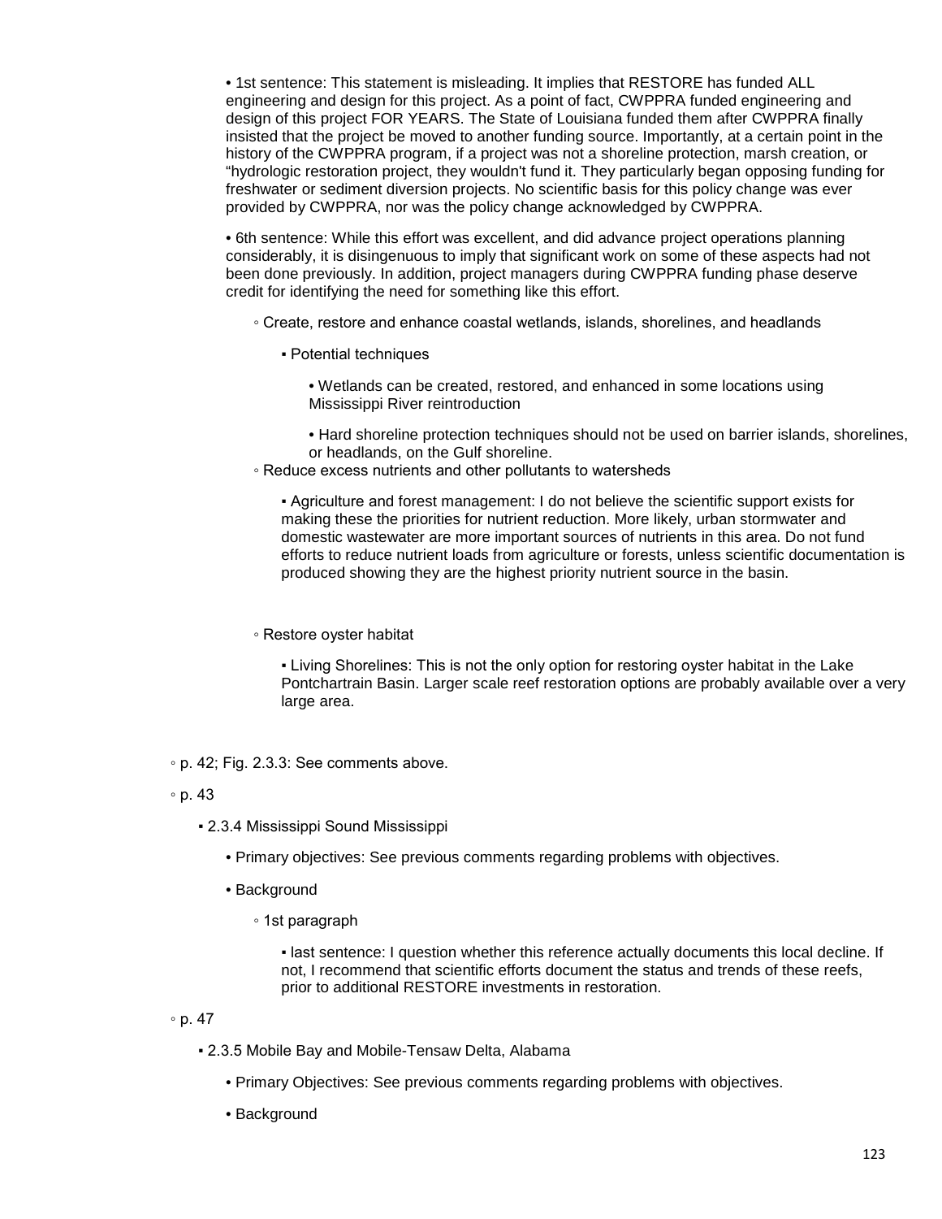- 1st sentence: This statement is misleading. It implies that RESTORE has funded ALL engineering and design for this project. As a point of fact, CWPPRA funded engineering and design of this project FOR YEARS. The State of Louisiana funded them after CWPPRA finally insisted that the project be moved to another funding source. Importantly, at a certain point in the history of the CWPPRA program, if a project was not a shoreline protection, marsh creation, or "hydrologic restoration project, they wouldn't fund it. They particularly began opposing funding for freshwater or sediment diversion projects. No scientific basis for this policy change was ever provided by CWPPRA, nor was the policy change acknowledged by CWPPRA.

- 6th sentence: While this effort was excellent, and did advance project operations planning considerably, it is disingenuous to imply that significant work on some of these aspects had not been done previously. In addition, project managers during CWPPRA funding phase deserve credit for identifying the need for something like this effort.

  - Create, restore and enhance coastal wetlands, islands, shorelines, and headlands
    - Potential techniques
      - Wetlands can be created, restored, and enhanced in some locations using Mississippi River reintroduction
      - Hard shoreline protection techniques should not be used on barrier islands, shorelines, or headlands, on the Gulf shoreline.
  - Reduce excess nutrients and other pollutants to watersheds
    - Agriculture and forest management: I do not believe the scientific support exists for making these the priorities for nutrient reduction. More likely, urban stormwater and domestic wastewater are more important sources of nutrients in this area. Do not fund efforts to reduce nutrient loads from agriculture or forests, unless scientific documentation is produced showing they are the highest priority nutrient source in the basin.
  - Restore oyster habitat
    - Living Shorelines: This is not the only option for restoring oyster habitat in the Lake Pontchartrain Basin. Larger scale reef restoration options are probably available over a very large area.

- p. 42; Fig. 2.3.3: See comments above.
- p. 43
  - 2.3.4 Mississippi Sound Mississippi
    - Primary objectives: See previous comments regarding problems with objectives.
    - Background
      - 1st paragraph
        - last sentence: I question whether this reference actually documents this local decline. If not, I recommend that scientific efforts document the status and trends of these reefs, prior to additional RESTORE investments in restoration.
- p. 47
  - 2.3.5 Mobile Bay and Mobile-Tensaw Delta, Alabama
    - Primary Objectives: See previous comments regarding problems with objectives.
    - Background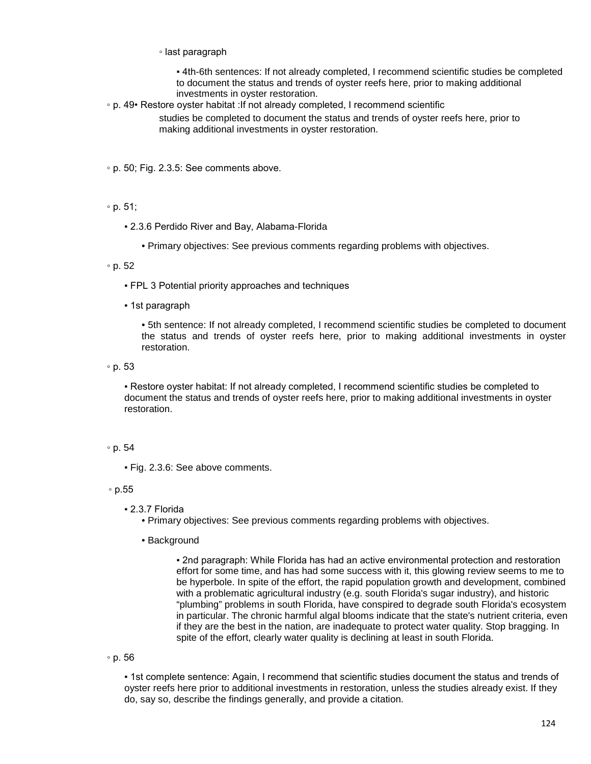- last paragraph
  - 4th-6th sentences: If not already completed, I recommend scientific studies be completed to document the status and trends of oyster reefs here, prior to making additional investments in oyster restoration.
- p. 49• Restore oyster habitat :If not already completed, I recommend scientific studies be completed to document the status and trends of oyster reefs here, prior to making additional investments in oyster restoration.

- p. 50; Fig. 2.3.5: See comments above.

- p. 51;
  - 2.3.6 Perdido River and Bay, Alabama-Florida
    - Primary objectives: See previous comments regarding problems with objectives.
- p. 52
  - FPL 3 Potential priority approaches and techniques
  - 1st paragraph
    - 5th sentence: If not already completed, I recommend scientific studies be completed to document the status and trends of oyster reefs here, prior to making additional investments in oyster restoration.
- p. 53
  - Restore oyster habitat: If not already completed, I recommend scientific studies be completed to document the status and trends of oyster reefs here, prior to making additional investments in oyster restoration.

- p. 54
  - Fig. 2.3.6: See above comments.
- p.55
  - 2.3.7 Florida
    - Primary objectives: See previous comments regarding problems with objectives.
    - Background
      - 2nd paragraph: While Florida has had an active environmental protection and restoration effort for some time, and has had some success with it, this glowing review seems to me to be hyperbole. In spite of the effort, the rapid population growth and development, combined with a problematic agricultural industry (e.g. south Florida's sugar industry), and historic "plumbing" problems in south Florida, have conspired to degrade south Florida's ecosystem in particular. The chronic harmful algal blooms indicate that the state's nutrient criteria, even if they are the best in the nation, are inadequate to protect water quality. Stop bragging. In spite of the effort, clearly water quality is declining at least in south Florida.
- p. 56
  - 1st complete sentence: Again, I recommend that scientific studies document the status and trends of oyster reefs here prior to additional investments in restoration, unless the studies already exist. If they do, say so, describe the findings generally, and provide a citation.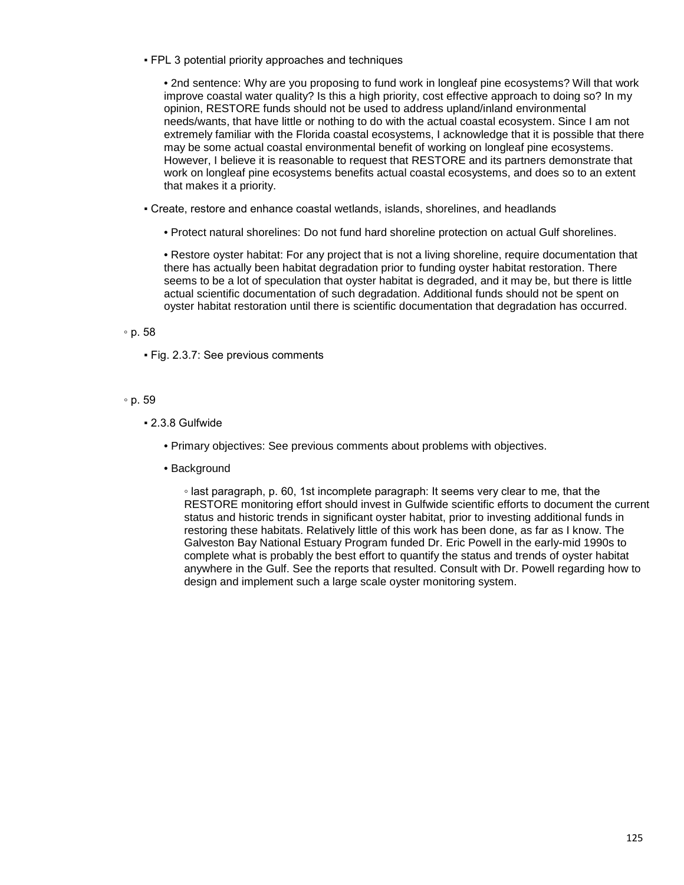- FPL 3 potential priority approaches and techniques

    - 2nd sentence: Why are you proposing to fund work in longleaf pine ecosystems? Will that work improve coastal water quality? Is this a high priority, cost effective approach to doing so? In my opinion, RESTORE funds should not be used to address upland/inland environmental needs/wants, that have little or nothing to do with the actual coastal ecosystem. Since I am not extremely familiar with the Florida coastal ecosystems, I acknowledge that it is possible that there may be some actual coastal environmental benefit of working on longleaf pine ecosystems. However, I believe it is reasonable to request that RESTORE and its partners demonstrate that work on longleaf pine ecosystems benefits actual coastal ecosystems, and does so to an extent that makes it a priority.

- Create, restore and enhance coastal wetlands, islands, shorelines, and headlands

    - Protect natural shorelines: Do not fund hard shoreline protection on actual Gulf shorelines.

    - Restore oyster habitat: For any project that is not a living shoreline, require documentation that there has actually been habitat degradation prior to funding oyster habitat restoration. There seems to be a lot of speculation that oyster habitat is degraded, and it may be, but there is little actual scientific documentation of such degradation. Additional funds should not be spent on oyster habitat restoration until there is scientific documentation that degradation has occurred.

◦ p. 58

- Fig. 2.3.7: See previous comments

◦ p. 59

- 2.3.8 Gulfwide

    - Primary objectives: See previous comments about problems with objectives.

    - Background

        ◦ last paragraph, p. 60, 1st incomplete paragraph: It seems very clear to me, that the RESTORE monitoring effort should invest in Gulfwide scientific efforts to document the current status and historic trends in significant oyster habitat, prior to investing additional funds in restoring these habitats. Relatively little of this work has been done, as far as I know. The Galveston Bay National Estuary Program funded Dr. Eric Powell in the early-mid 1990s to complete what is probably the best effort to quantify the status and trends of oyster habitat anywhere in the Gulf. See the reports that resulted. Consult with Dr. Powell regarding how to design and implement such a large scale oyster monitoring system.